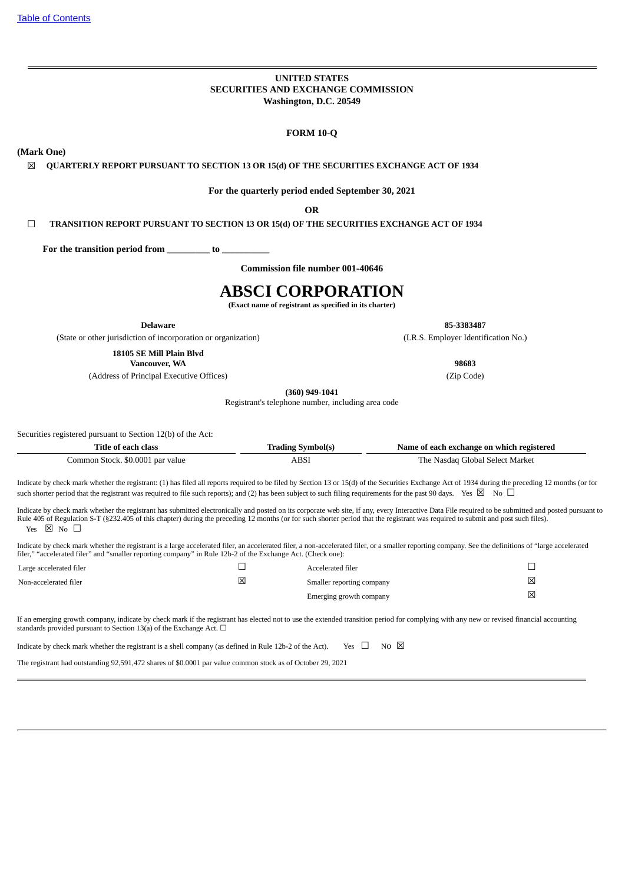Table of Contents

**UNITED STATES**
**SECURITIES AND EXCHANGE COMMISSION**
**Washington, D.C. 20549**

**FORM 10-Q**

**(Mark One)**

☒ **QUARTERLY REPORT PURSUANT TO SECTION 13 OR 15(d) OF THE SECURITIES EXCHANGE ACT OF 1934**

**For the quarterly period ended September 30, 2021**

**OR**

☐ **TRANSITION REPORT PURSUANT TO SECTION 13 OR 15(d) OF THE SECURITIES EXCHANGE ACT OF 1934**

**For the transition period from _________ to __________**

**Commission file number 001-40646**

# ABSCI CORPORATION

**(Exact name of registrant as specified in its charter)**

| **Delaware** | **85-3383487** |
|---|---|
| (State or other jurisdiction of incorporation or organization) | (I.R.S. Employer Identification No.) |
| **18105 SE Mill Plain Blvd Vancouver, WA** | **98683** |
| (Address of Principal Executive Offices) | (Zip Code) |

**(360) 949-1041**
Registrant's telephone number, including area code

Securities registered pursuant to Section 12(b) of the Act:

| Title of each class | Trading Symbol(s) | Name of each exchange on which registered |
|---|---|---|
| Common Stock. $0.0001 par value | ABSI | The Nasdaq Global Select Market |

Indicate by check mark whether the registrant: (1) has filed all reports required to be filed by Section 13 or 15(d) of the Securities Exchange Act of 1934 during the preceding 12 months (or for such shorter period that the registrant was required to file such reports); and (2) has been subject to such filing requirements for the past 90 days. Yes ☒ No ☐

Indicate by check mark whether the registrant has submitted electronically and posted on its corporate web site, if any, every Interactive Data File required to be submitted and posted pursuant to Rule 405 of Regulation S-T (§232.405 of this chapter) during the preceding 12 months (or for such shorter period that the registrant was required to submit and post such files). Yes ☒ No ☐

Indicate by check mark whether the registrant is a large accelerated filer, an accelerated filer, a non-accelerated filer, or a smaller reporting company. See the definitions of "large accelerated filer," "accelerated filer" and "smaller reporting company" in Rule 12b-2 of the Exchange Act. (Check one):

| | | | |
|---|---|---|---|
| Large accelerated filer | ☐ | Accelerated filer | ☐ |
| Non-accelerated filer | ☒ | Smaller reporting company | ☒ |
| | | Emerging growth company | ☒ |

If an emerging growth company, indicate by check mark if the registrant has elected not to use the extended transition period for complying with any new or revised financial accounting standards provided pursuant to Section 13(a) of the Exchange Act. ☐

Indicate by check mark whether the registrant is a shell company (as defined in Rule 12b-2 of the Act). Yes ☐ No ☒

The registrant had outstanding 92,591,472 shares of $0.0001 par value common stock as of October 29, 2021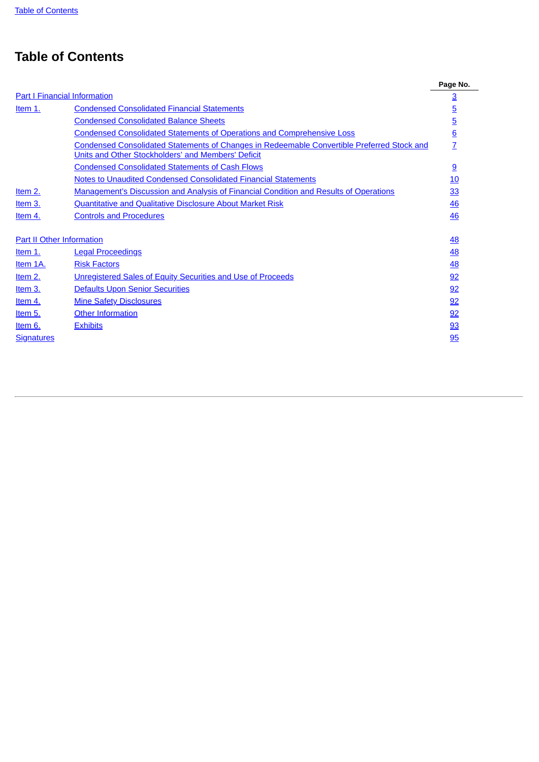# Table of Contents

| | | Page No. |
|---|---|---|
| Part I Financial Information | | 3 |
| Item 1. | Condensed Consolidated Financial Statements | 5 |
| | Condensed Consolidated Balance Sheets | 5 |
| | Condensed Consolidated Statements of Operations and Comprehensive Loss | 6 |
| | Condensed Consolidated Statements of Changes in Redeemable Convertible Preferred Stock and Units and Other Stockholders' and Members' Deficit | 7 |
| | Condensed Consolidated Statements of Cash Flows | 9 |
| | Notes to Unaudited Condensed Consolidated Financial Statements | 10 |
| Item 2. | Management's Discussion and Analysis of Financial Condition and Results of Operations | 33 |
| Item 3. | Quantitative and Qualitative Disclosure About Market Risk | 46 |
| Item 4. | Controls and Procedures | 46 |
| Part II Other Information | | 48 |
| Item 1. | Legal Proceedings | 48 |
| Item 1A. | Risk Factors | 48 |
| Item 2. | Unregistered Sales of Equity Securities and Use of Proceeds | 92 |
| Item 3. | Defaults Upon Senior Securities | 92 |
| Item 4. | Mine Safety Disclosures | 92 |
| Item 5. | Other Information | 92 |
| Item 6. | Exhibits | 93 |
| Signatures | | 95 |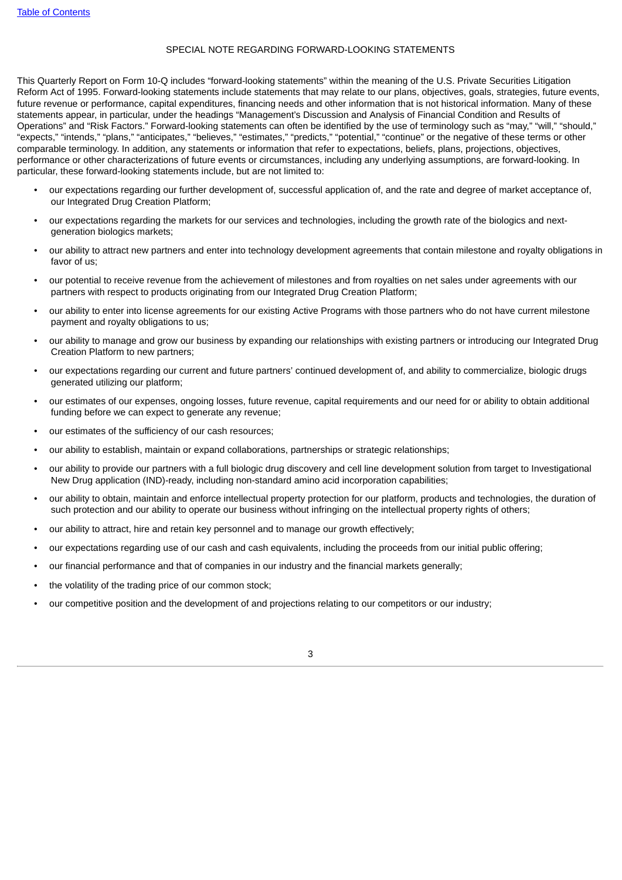## SPECIAL NOTE REGARDING FORWARD-LOOKING STATEMENTS

This Quarterly Report on Form 10-Q includes "forward-looking statements" within the meaning of the U.S. Private Securities Litigation Reform Act of 1995. Forward-looking statements include statements that may relate to our plans, objectives, goals, strategies, future events, future revenue or performance, capital expenditures, financing needs and other information that is not historical information. Many of these statements appear, in particular, under the headings "Management's Discussion and Analysis of Financial Condition and Results of Operations" and "Risk Factors." Forward-looking statements can often be identified by the use of terminology such as "may," "will," "should," "expects," "intends," "plans," "anticipates," "believes," "estimates," "predicts," "potential," "continue" or the negative of these terms or other comparable terminology. In addition, any statements or information that refer to expectations, beliefs, plans, projections, objectives, performance or other characterizations of future events or circumstances, including any underlying assumptions, are forward-looking. In particular, these forward-looking statements include, but are not limited to:

- our expectations regarding our further development of, successful application of, and the rate and degree of market acceptance of, our Integrated Drug Creation Platform;
- our expectations regarding the markets for our services and technologies, including the growth rate of the biologics and next-generation biologics markets;
- our ability to attract new partners and enter into technology development agreements that contain milestone and royalty obligations in favor of us;
- our potential to receive revenue from the achievement of milestones and from royalties on net sales under agreements with our partners with respect to products originating from our Integrated Drug Creation Platform;
- our ability to enter into license agreements for our existing Active Programs with those partners who do not have current milestone payment and royalty obligations to us;
- our ability to manage and grow our business by expanding our relationships with existing partners or introducing our Integrated Drug Creation Platform to new partners;
- our expectations regarding our current and future partners' continued development of, and ability to commercialize, biologic drugs generated utilizing our platform;
- our estimates of our expenses, ongoing losses, future revenue, capital requirements and our need for or ability to obtain additional funding before we can expect to generate any revenue;
- our estimates of the sufficiency of our cash resources;
- our ability to establish, maintain or expand collaborations, partnerships or strategic relationships;
- our ability to provide our partners with a full biologic drug discovery and cell line development solution from target to Investigational New Drug application (IND)-ready, including non-standard amino acid incorporation capabilities;
- our ability to obtain, maintain and enforce intellectual property protection for our platform, products and technologies, the duration of such protection and our ability to operate our business without infringing on the intellectual property rights of others;
- our ability to attract, hire and retain key personnel and to manage our growth effectively;
- our expectations regarding use of our cash and cash equivalents, including the proceeds from our initial public offering;
- our financial performance and that of companies in our industry and the financial markets generally;
- the volatility of the trading price of our common stock;
- our competitive position and the development of and projections relating to our competitors or our industry;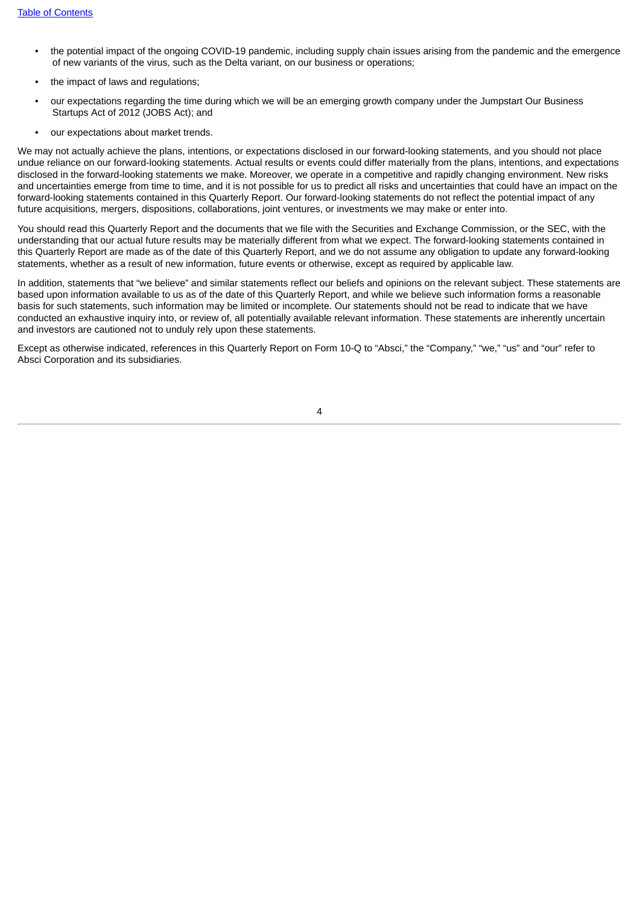- the potential impact of the ongoing COVID-19 pandemic, including supply chain issues arising from the pandemic and the emergence of new variants of the virus, such as the Delta variant, on our business or operations;
- the impact of laws and regulations;
- our expectations regarding the time during which we will be an emerging growth company under the Jumpstart Our Business Startups Act of 2012 (JOBS Act); and
- our expectations about market trends.

We may not actually achieve the plans, intentions, or expectations disclosed in our forward-looking statements, and you should not place undue reliance on our forward-looking statements. Actual results or events could differ materially from the plans, intentions, and expectations disclosed in the forward-looking statements we make. Moreover, we operate in a competitive and rapidly changing environment. New risks and uncertainties emerge from time to time, and it is not possible for us to predict all risks and uncertainties that could have an impact on the forward-looking statements contained in this Quarterly Report. Our forward-looking statements do not reflect the potential impact of any future acquisitions, mergers, dispositions, collaborations, joint ventures, or investments we may make or enter into.

You should read this Quarterly Report and the documents that we file with the Securities and Exchange Commission, or the SEC, with the understanding that our actual future results may be materially different from what we expect. The forward-looking statements contained in this Quarterly Report are made as of the date of this Quarterly Report, and we do not assume any obligation to update any forward-looking statements, whether as a result of new information, future events or otherwise, except as required by applicable law.

In addition, statements that "we believe" and similar statements reflect our beliefs and opinions on the relevant subject. These statements are based upon information available to us as of the date of this Quarterly Report, and while we believe such information forms a reasonable basis for such statements, such information may be limited or incomplete. Our statements should not be read to indicate that we have conducted an exhaustive inquiry into, or review of, all potentially available relevant information. These statements are inherently uncertain and investors are cautioned not to unduly rely upon these statements.

Except as otherwise indicated, references in this Quarterly Report on Form 10-Q to "Absci," the "Company," "we," "us" and "our" refer to Absci Corporation and its subsidiaries.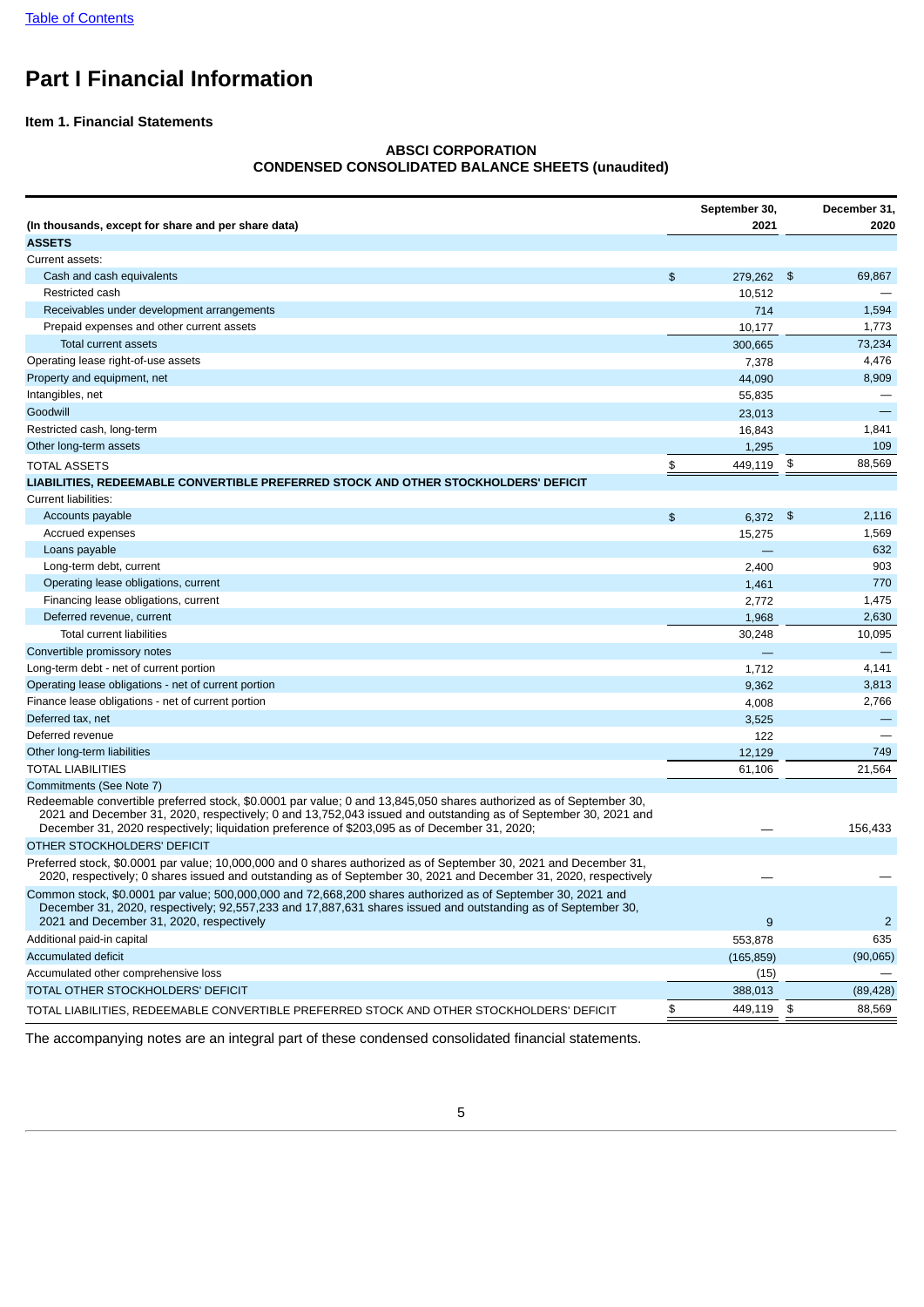# Part I Financial Information

### Item 1. Financial Statements

**ABSCI CORPORATION**
**CONDENSED CONSOLIDATED BALANCE SHEETS (unaudited)**

| (In thousands, except for share and per share data) | September 30, 2021 | December 31, 2020 |
|---|---|---|
| **ASSETS** | | |
| Current assets: | | |
| Cash and cash equivalents | $ 279,262 | $ 69,867 |
| Restricted cash | 10,512 | — |
| Receivables under development arrangements | 714 | 1,594 |
| Prepaid expenses and other current assets | 10,177 | 1,773 |
| Total current assets | 300,665 | 73,234 |
| Operating lease right-of-use assets | 7,378 | 4,476 |
| Property and equipment, net | 44,090 | 8,909 |
| Intangibles, net | 55,835 | — |
| Goodwill | 23,013 | — |
| Restricted cash, long-term | 16,843 | 1,841 |
| Other long-term assets | 1,295 | 109 |
| TOTAL ASSETS | $ 449,119 | $ 88,569 |
| **LIABILITIES, REDEEMABLE CONVERTIBLE PREFERRED STOCK AND OTHER STOCKHOLDERS' DEFICIT** | | |
| Current liabilities: | | |
| Accounts payable | $ 6,372 | $ 2,116 |
| Accrued expenses | 15,275 | 1,569 |
| Loans payable | — | 632 |
| Long-term debt, current | 2,400 | 903 |
| Operating lease obligations, current | 1,461 | 770 |
| Financing lease obligations, current | 2,772 | 1,475 |
| Deferred revenue, current | 1,968 | 2,630 |
| Total current liabilities | 30,248 | 10,095 |
| Convertible promissory notes | — | — |
| Long-term debt - net of current portion | 1,712 | 4,141 |
| Operating lease obligations - net of current portion | 9,362 | 3,813 |
| Finance lease obligations - net of current portion | 4,008 | 2,766 |
| Deferred tax, net | 3,525 | — |
| Deferred revenue | 122 | — |
| Other long-term liabilities | 12,129 | 749 |
| TOTAL LIABILITIES | 61,106 | 21,564 |
| Commitments (See Note 7) | | |
| Redeemable convertible preferred stock, $0.0001 par value; 0 and 13,845,050 shares authorized as of September 30, 2021 and December 31, 2020, respectively; 0 and 13,752,043 issued and outstanding as of September 30, 2021 and December 31, 2020 respectively; liquidation preference of $203,095 as of December 31, 2020; | — | 156,433 |
| OTHER STOCKHOLDERS' DEFICIT | | |
| Preferred stock, $0.0001 par value; 10,000,000 and 0 shares authorized as of September 30, 2021 and December 31, 2020, respectively; 0 shares issued and outstanding as of September 30, 2021 and December 31, 2020, respectively | — | — |
| Common stock, $0.0001 par value; 500,000,000 and 72,668,200 shares authorized as of September 30, 2021 and December 31, 2020, respectively; 92,557,233 and 17,887,631 shares issued and outstanding as of September 30, 2021 and December 31, 2020, respectively | 9 | 2 |
| Additional paid-in capital | 553,878 | 635 |
| Accumulated deficit | (165,859) | (90,065) |
| Accumulated other comprehensive loss | (15) | — |
| TOTAL OTHER STOCKHOLDERS' DEFICIT | 388,013 | (89,428) |
| TOTAL LIABILITIES, REDEEMABLE CONVERTIBLE PREFERRED STOCK AND OTHER STOCKHOLDERS' DEFICIT | $ 449,119 | $ 88,569 |

The accompanying notes are an integral part of these condensed consolidated financial statements.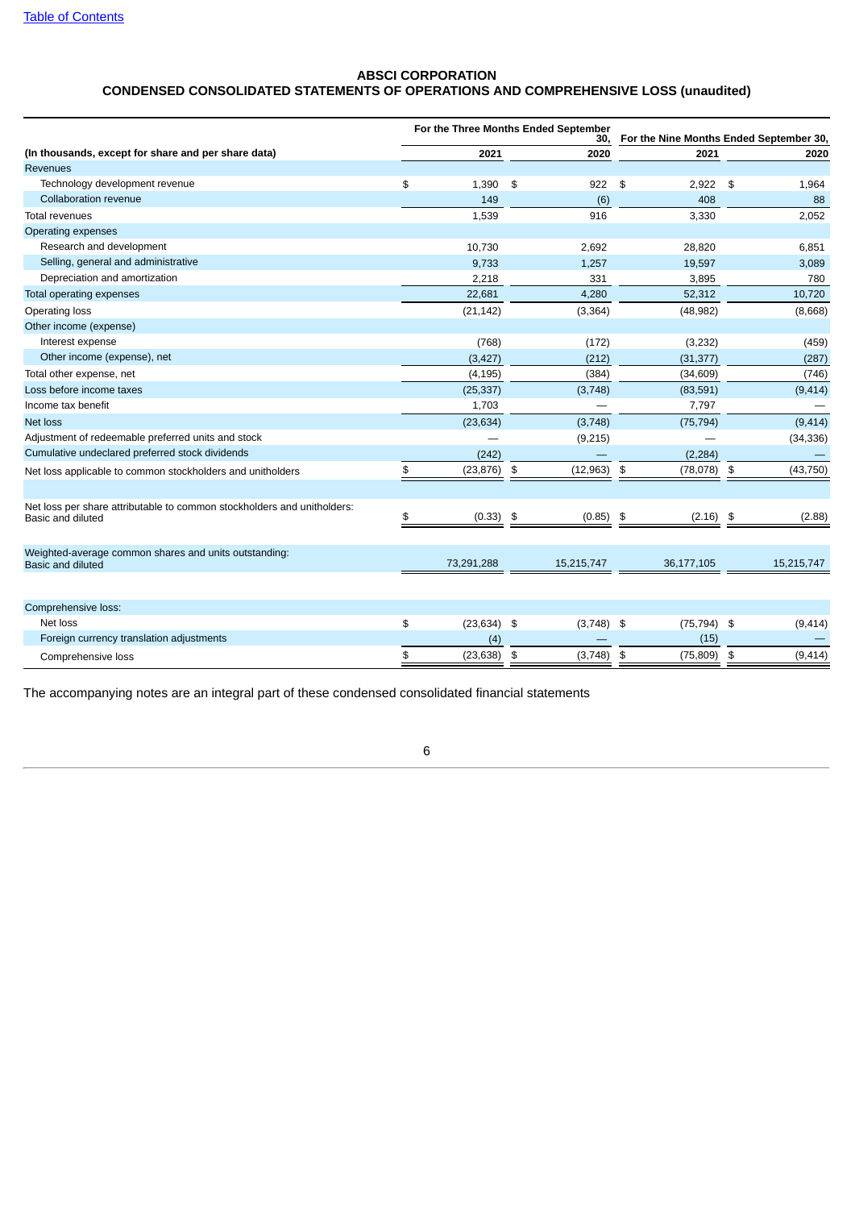[Table of Contents](#)

# ABSCI CORPORATION

## CONDENSED CONSOLIDATED STATEMENTS OF OPERATIONS AND COMPREHENSIVE LOSS (unaudited)

| (In thousands, except for share and per share data) | For the Three Months Ended September 30, | | For the Nine Months Ended September 30, | |
|---|---|---|---|---|
| | 2021 | 2020 | 2021 | 2020 |
| Revenues | | | | |
| Technology development revenue | $ 1,390 | $ 922 | $ 2,922 | $ 1,964 |
| Collaboration revenue | 149 | (6) | 408 | 88 |
| Total revenues | 1,539 | 916 | 3,330 | 2,052 |
| Operating expenses | | | | |
| Research and development | 10,730 | 2,692 | 28,820 | 6,851 |
| Selling, general and administrative | 9,733 | 1,257 | 19,597 | 3,089 |
| Depreciation and amortization | 2,218 | 331 | 3,895 | 780 |
| Total operating expenses | 22,681 | 4,280 | 52,312 | 10,720 |
| Operating loss | (21,142) | (3,364) | (48,982) | (8,668) |
| Other income (expense) | | | | |
| Interest expense | (768) | (172) | (3,232) | (459) |
| Other income (expense), net | (3,427) | (212) | (31,377) | (287) |
| Total other expense, net | (4,195) | (384) | (34,609) | (746) |
| Loss before income taxes | (25,337) | (3,748) | (83,591) | (9,414) |
| Income tax benefit | 1,703 | — | 7,797 | — |
| Net loss | (23,634) | (3,748) | (75,794) | (9,414) |
| Adjustment of redeemable preferred units and stock | — | (9,215) | — | (34,336) |
| Cumulative undeclared preferred stock dividends | (242) | — | (2,284) | — |
| Net loss applicable to common stockholders and unitholders | $ (23,876) | $ (12,963) | $ (78,078) | $ (43,750) |
| | | | | |
| Net loss per share attributable to common stockholders and unitholders: Basic and diluted | $ (0.33) | $ (0.85) | $ (2.16) | $ (2.88) |
| | | | | |
| Weighted-average common shares and units outstanding: Basic and diluted | 73,291,288 | 15,215,747 | 36,177,105 | 15,215,747 |
| | | | | |
| Comprehensive loss: | | | | |
| Net loss | $ (23,634) | $ (3,748) | $ (75,794) | $ (9,414) |
| Foreign currency translation adjustments | (4) | — | (15) | — |
| Comprehensive loss | $ (23,638) | $ (3,748) | $ (75,809) | $ (9,414) |

The accompanying notes are an integral part of these condensed consolidated financial statements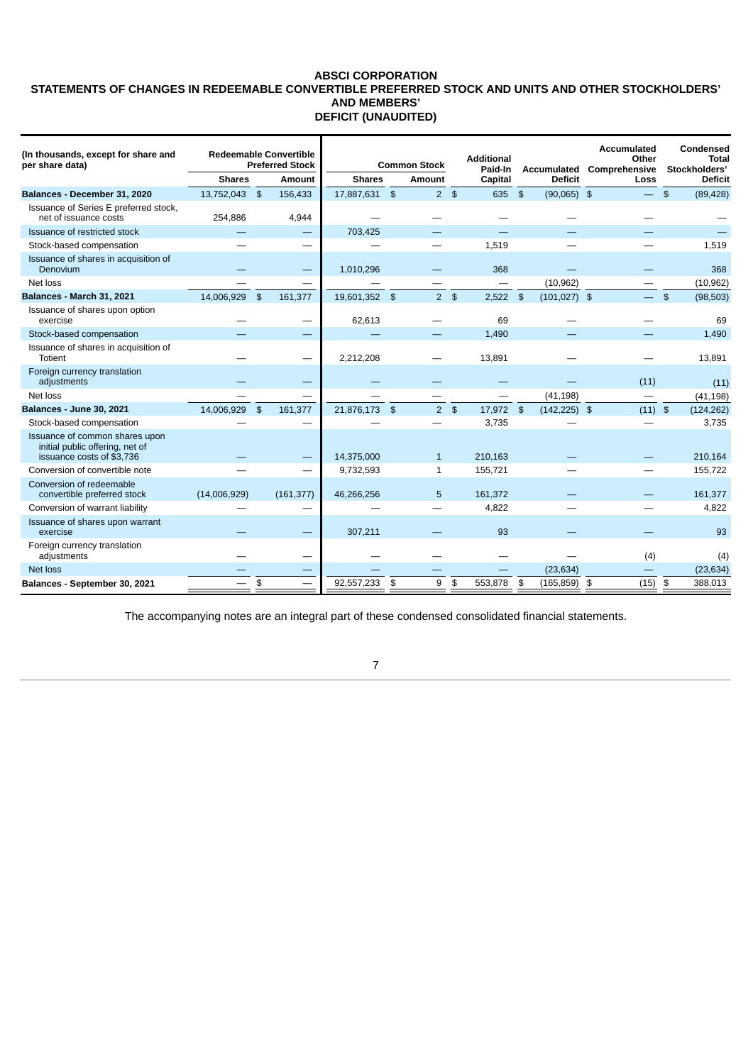**ABSCI CORPORATION**
**STATEMENTS OF CHANGES IN REDEEMABLE CONVERTIBLE PREFERRED STOCK AND UNITS AND OTHER STOCKHOLDERS' AND MEMBERS' DEFICIT (UNAUDITED)**

| (In thousands, except for share and per share data) | Redeemable Convertible Preferred Stock | | Common Stock | | Additional Paid-In Capital | Accumulated Deficit | Accumulated Other Comprehensive Loss | Condensed Total Stockholders' Deficit |
|---|---|---|---|---|---|---|---|---|
| | Shares | Amount | Shares | Amount | | | | |
| **Balances - December 31, 2020** | 13,752,043 | $ 156,433 | 17,887,631 | $ 2 | $ 635 | $ (90,065) | $ — | $ (89,428) |
| Issuance of Series E preferred stock, net of issuance costs | 254,886 | 4,944 | — | — | — | — | — | — |
| Issuance of restricted stock | — | — | 703,425 | — | — | — | — | — |
| Stock-based compensation | — | — | — | — | 1,519 | — | — | 1,519 |
| Issuance of shares in acquisition of Denovium | — | — | 1,010,296 | — | 368 | — | — | 368 |
| Net loss | — | — | — | — | — | (10,962) | — | (10,962) |
| **Balances - March 31, 2021** | 14,006,929 | $ 161,377 | 19,601,352 | $ 2 | $ 2,522 | $ (101,027) | $ — | $ (98,503) |
| Issuance of shares upon option exercise | — | — | 62,613 | — | 69 | — | — | 69 |
| Stock-based compensation | — | — | — | — | 1,490 | — | — | 1,490 |
| Issuance of shares in acquisition of Totient | — | — | 2,212,208 | — | 13,891 | — | — | 13,891 |
| Foreign currency translation adjustments | — | — | — | — | — | — | (11) | (11) |
| Net loss | — | — | — | — | — | (41,198) | — | (41,198) |
| **Balances - June 30, 2021** | 14,006,929 | $ 161,377 | 21,876,173 | $ 2 | $ 17,972 | $ (142,225) | $ (11) | $ (124,262) |
| Stock-based compensation | — | — | — | — | 3,735 | — | — | 3,735 |
| Issuance of common shares upon initial public offering, net of issuance costs of $3,736 | — | — | 14,375,000 | 1 | 210,163 | — | — | 210,164 |
| Conversion of convertible note | — | — | 9,732,593 | 1 | 155,721 | — | — | 155,722 |
| Conversion of redeemable convertible preferred stock | (14,006,929) | (161,377) | 46,266,256 | 5 | 161,372 | — | — | 161,377 |
| Conversion of warrant liability | — | — | — | — | 4,822 | — | — | 4,822 |
| Issuance of shares upon warrant exercise | — | — | 307,211 | — | 93 | — | — | 93 |
| Foreign currency translation adjustments | — | — | — | — | — | — | (4) | (4) |
| Net loss | — | — | — | — | — | (23,634) | — | (23,634) |
| **Balances - September 30, 2021** | — | $ — | 92,557,233 | $ 9 | $ 553,878 | $ (165,859) | $ (15) | $ 388,013 |

The accompanying notes are an integral part of these condensed consolidated financial statements.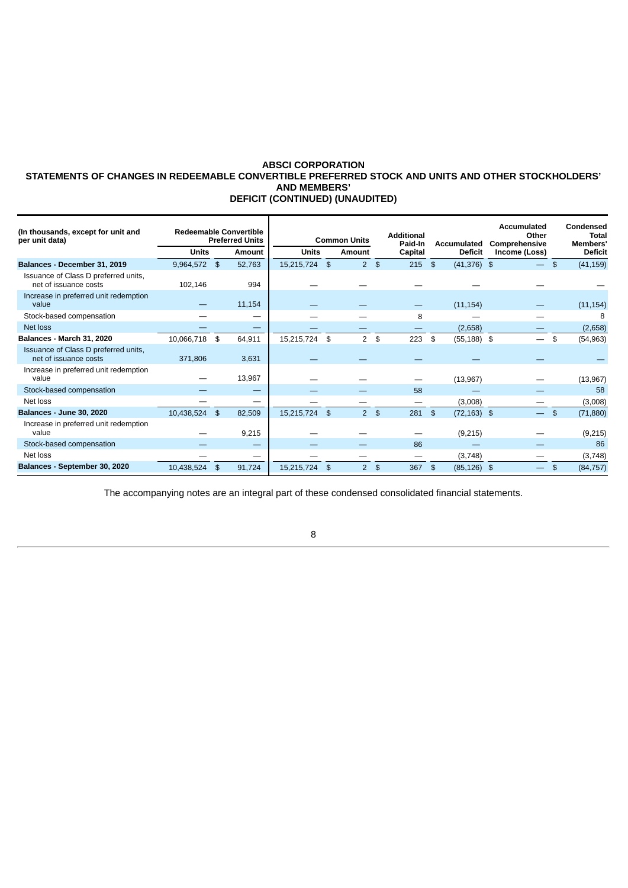**ABSCI CORPORATION**
**STATEMENTS OF CHANGES IN REDEEMABLE CONVERTIBLE PREFERRED STOCK AND UNITS AND OTHER STOCKHOLDERS' AND MEMBERS' DEFICIT (CONTINUED) (UNAUDITED)**

| (In thousands, except for unit and per unit data) | Redeemable Convertible Preferred Units | | Common Units | | Additional Paid-In Capital | Accumulated Deficit | Accumulated Other Comprehensive Income (Loss) | Condensed Total Members' Deficit |
|---|---|---|---|---|---|---|---|---|
| | Units | Amount | Units | Amount | | | | |
| **Balances - December 31, 2019** | 9,964,572 | $ 52,763 | 15,215,724 | $ 2 | $ 215 | $ (41,376) | $ — | $ (41,159) |
| Issuance of Class D preferred units, net of issuance costs | 102,146 | 994 | — | — | — | — | — | — |
| Increase in preferred unit redemption value | — | 11,154 | — | — | — | (11,154) | — | (11,154) |
| Stock-based compensation | — | — | — | — | 8 | — | — | 8 |
| Net loss | — | — | — | — | — | (2,658) | — | (2,658) |
| **Balances - March 31, 2020** | 10,066,718 | $ 64,911 | 15,215,724 | $ 2 | $ 223 | $ (55,188) | $ — | $ (54,963) |
| Issuance of Class D preferred units, net of issuance costs | 371,806 | 3,631 | — | — | — | — | — | — |
| Increase in preferred unit redemption value | — | 13,967 | — | — | — | (13,967) | — | (13,967) |
| Stock-based compensation | — | — | — | — | 58 | — | — | 58 |
| Net loss | — | — | — | — | — | (3,008) | — | (3,008) |
| **Balances - June 30, 2020** | 10,438,524 | $ 82,509 | 15,215,724 | $ 2 | $ 281 | $ (72,163) | $ — | $ (71,880) |
| Increase in preferred unit redemption value | — | 9,215 | — | — | — | (9,215) | — | (9,215) |
| Stock-based compensation | — | — | — | — | 86 | — | — | 86 |
| Net loss | — | — | — | — | — | (3,748) | — | (3,748) |
| **Balances - September 30, 2020** | 10,438,524 | $ 91,724 | 15,215,724 | $ 2 | $ 367 | $ (85,126) | $ — | $ (84,757) |

The accompanying notes are an integral part of these condensed consolidated financial statements.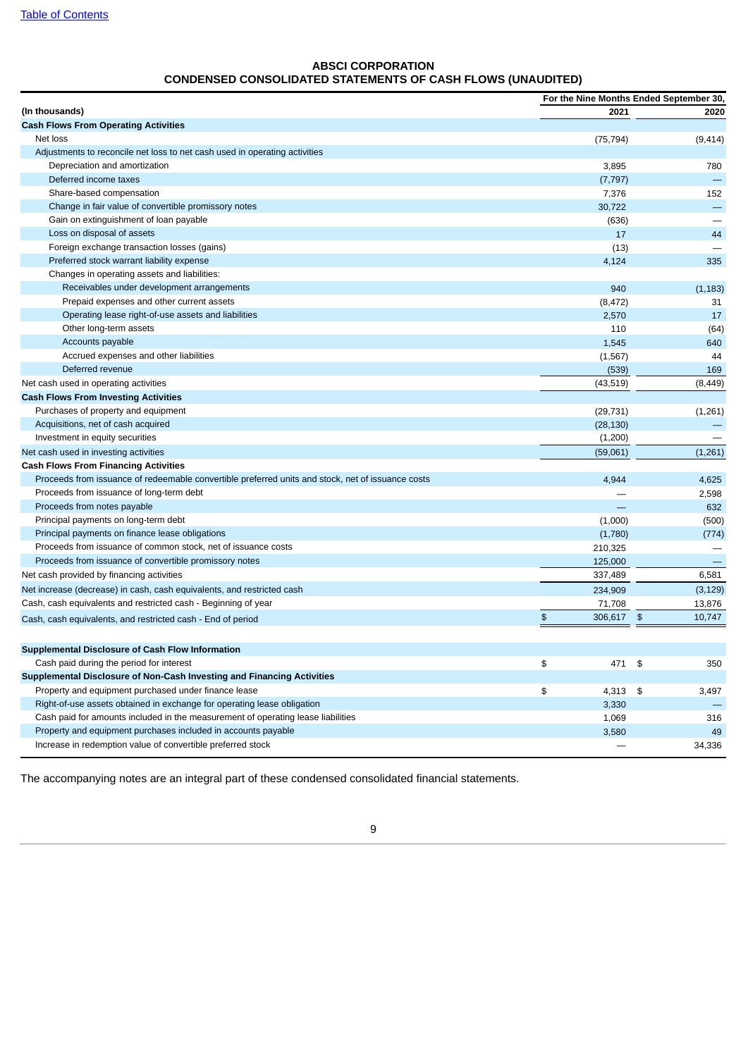# ABSCI CORPORATION
## CONDENSED CONSOLIDATED STATEMENTS OF CASH FLOWS (UNAUDITED)

| (In thousands) | For the Nine Months Ended September 30, 2021 | 2020 |
|---|---|---|
| **Cash Flows From Operating Activities** | | |
| Net loss | (75,794) | (9,414) |
| Adjustments to reconcile net loss to net cash used in operating activities | | |
| Depreciation and amortization | 3,895 | 780 |
| Deferred income taxes | (7,797) | — |
| Share-based compensation | 7,376 | 152 |
| Change in fair value of convertible promissory notes | 30,722 | — |
| Gain on extinguishment of loan payable | (636) | — |
| Loss on disposal of assets | 17 | 44 |
| Foreign exchange transaction losses (gains) | (13) | — |
| Preferred stock warrant liability expense | 4,124 | 335 |
| Changes in operating assets and liabilities: | | |
| Receivables under development arrangements | 940 | (1,183) |
| Prepaid expenses and other current assets | (8,472) | 31 |
| Operating lease right-of-use assets and liabilities | 2,570 | 17 |
| Other long-term assets | 110 | (64) |
| Accounts payable | 1,545 | 640 |
| Accrued expenses and other liabilities | (1,567) | 44 |
| Deferred revenue | (539) | 169 |
| Net cash used in operating activities | (43,519) | (8,449) |
| **Cash Flows From Investing Activities** | | |
| Purchases of property and equipment | (29,731) | (1,261) |
| Acquisitions, net of cash acquired | (28,130) | — |
| Investment in equity securities | (1,200) | — |
| Net cash used in investing activities | (59,061) | (1,261) |
| **Cash Flows From Financing Activities** | | |
| Proceeds from issuance of redeemable convertible preferred units and stock, net of issuance costs | 4,944 | 4,625 |
| Proceeds from issuance of long-term debt | — | 2,598 |
| Proceeds from notes payable | — | 632 |
| Principal payments on long-term debt | (1,000) | (500) |
| Principal payments on finance lease obligations | (1,780) | (774) |
| Proceeds from issuance of common stock, net of issuance costs | 210,325 | — |
| Proceeds from issuance of convertible promissory notes | 125,000 | — |
| Net cash provided by financing activities | 337,489 | 6,581 |
| Net increase (decrease) in cash, cash equivalents, and restricted cash | 234,909 | (3,129) |
| Cash, cash equivalents and restricted cash - Beginning of year | 71,708 | 13,876 |
| Cash, cash equivalents, and restricted cash - End of period | $ 306,617 | $ 10,747 |
| | | |
| **Supplemental Disclosure of Cash Flow Information** | | |
| Cash paid during the period for interest | $ 471 | $ 350 |
| **Supplemental Disclosure of Non-Cash Investing and Financing Activities** | | |
| Property and equipment purchased under finance lease | $ 4,313 | $ 3,497 |
| Right-of-use assets obtained in exchange for operating lease obligation | 3,330 | — |
| Cash paid for amounts included in the measurement of operating lease liabilities | 1,069 | 316 |
| Property and equipment purchases included in accounts payable | 3,580 | 49 |
| Increase in redemption value of convertible preferred stock | — | 34,336 |

The accompanying notes are an integral part of these condensed consolidated financial statements.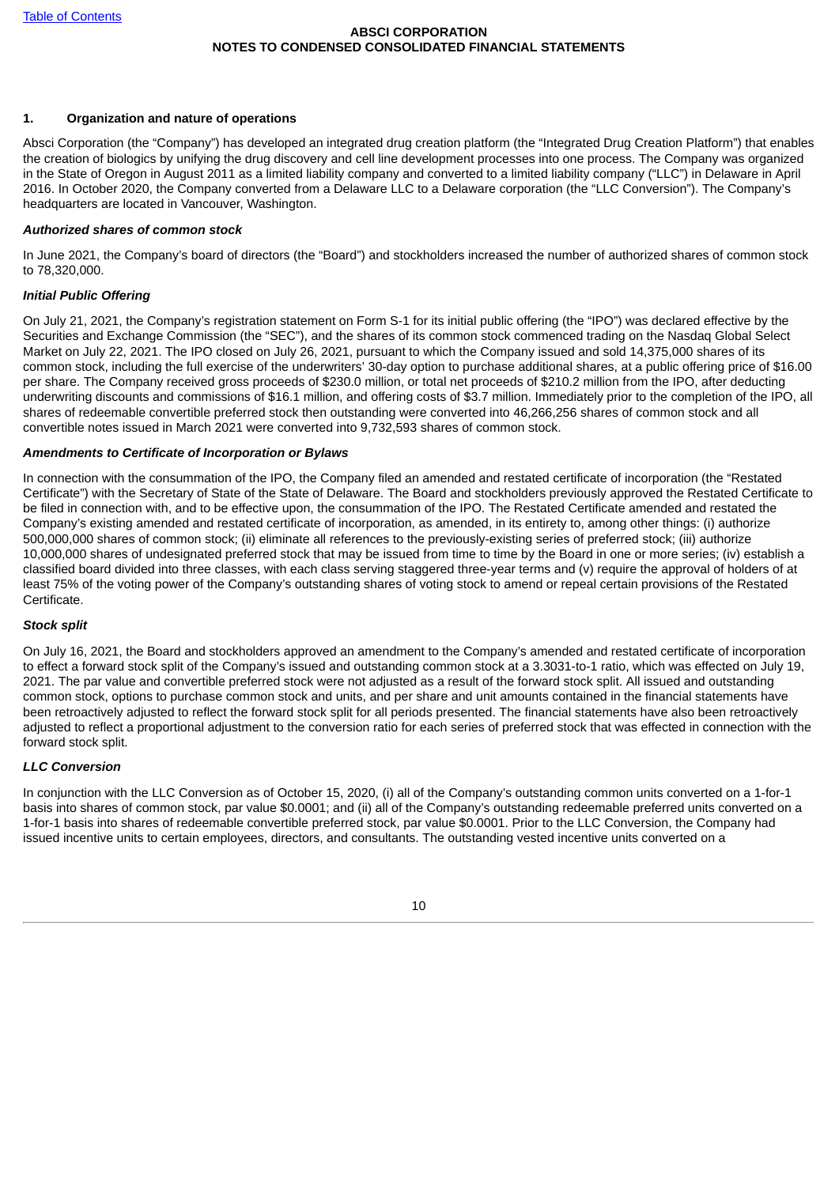**ABSCI CORPORATION**
**NOTES TO CONDENSED CONSOLIDATED FINANCIAL STATEMENTS**

### 1. Organization and nature of operations

Absci Corporation (the "Company") has developed an integrated drug creation platform (the "Integrated Drug Creation Platform") that enables the creation of biologics by unifying the drug discovery and cell line development processes into one process. The Company was organized in the State of Oregon in August 2011 as a limited liability company and converted to a limited liability company ("LLC") in Delaware in April 2016. In October 2020, the Company converted from a Delaware LLC to a Delaware corporation (the "LLC Conversion"). The Company's headquarters are located in Vancouver, Washington.

***Authorized shares of common stock***

In June 2021, the Company's board of directors (the "Board") and stockholders increased the number of authorized shares of common stock to 78,320,000.

***Initial Public Offering***

On July 21, 2021, the Company's registration statement on Form S-1 for its initial public offering (the "IPO") was declared effective by the Securities and Exchange Commission (the "SEC"), and the shares of its common stock commenced trading on the Nasdaq Global Select Market on July 22, 2021. The IPO closed on July 26, 2021, pursuant to which the Company issued and sold 14,375,000 shares of its common stock, including the full exercise of the underwriters' 30-day option to purchase additional shares, at a public offering price of $16.00 per share. The Company received gross proceeds of $230.0 million, or total net proceeds of $210.2 million from the IPO, after deducting underwriting discounts and commissions of $16.1 million, and offering costs of $3.7 million. Immediately prior to the completion of the IPO, all shares of redeemable convertible preferred stock then outstanding were converted into 46,266,256 shares of common stock and all convertible notes issued in March 2021 were converted into 9,732,593 shares of common stock.

***Amendments to Certificate of Incorporation or Bylaws***

In connection with the consummation of the IPO, the Company filed an amended and restated certificate of incorporation (the "Restated Certificate") with the Secretary of State of the State of Delaware. The Board and stockholders previously approved the Restated Certificate to be filed in connection with, and to be effective upon, the consummation of the IPO. The Restated Certificate amended and restated the Company's existing amended and restated certificate of incorporation, as amended, in its entirety to, among other things: (i) authorize 500,000,000 shares of common stock; (ii) eliminate all references to the previously-existing series of preferred stock; (iii) authorize 10,000,000 shares of undesignated preferred stock that may be issued from time to time by the Board in one or more series; (iv) establish a classified board divided into three classes, with each class serving staggered three-year terms and (v) require the approval of holders of at least 75% of the voting power of the Company's outstanding shares of voting stock to amend or repeal certain provisions of the Restated Certificate.

***Stock split***

On July 16, 2021, the Board and stockholders approved an amendment to the Company's amended and restated certificate of incorporation to effect a forward stock split of the Company's issued and outstanding common stock at a 3.3031-to-1 ratio, which was effected on July 19, 2021. The par value and convertible preferred stock were not adjusted as a result of the forward stock split. All issued and outstanding common stock, options to purchase common stock and units, and per share and unit amounts contained in the financial statements have been retroactively adjusted to reflect the forward stock split for all periods presented. The financial statements have also been retroactively adjusted to reflect a proportional adjustment to the conversion ratio for each series of preferred stock that was effected in connection with the forward stock split.

***LLC Conversion***

In conjunction with the LLC Conversion as of October 15, 2020, (i) all of the Company's outstanding common units converted on a 1-for-1 basis into shares of common stock, par value $0.0001; and (ii) all of the Company's outstanding redeemable preferred units converted on a 1-for-1 basis into shares of redeemable convertible preferred stock, par value $0.0001. Prior to the LLC Conversion, the Company had issued incentive units to certain employees, directors, and consultants. The outstanding vested incentive units converted on a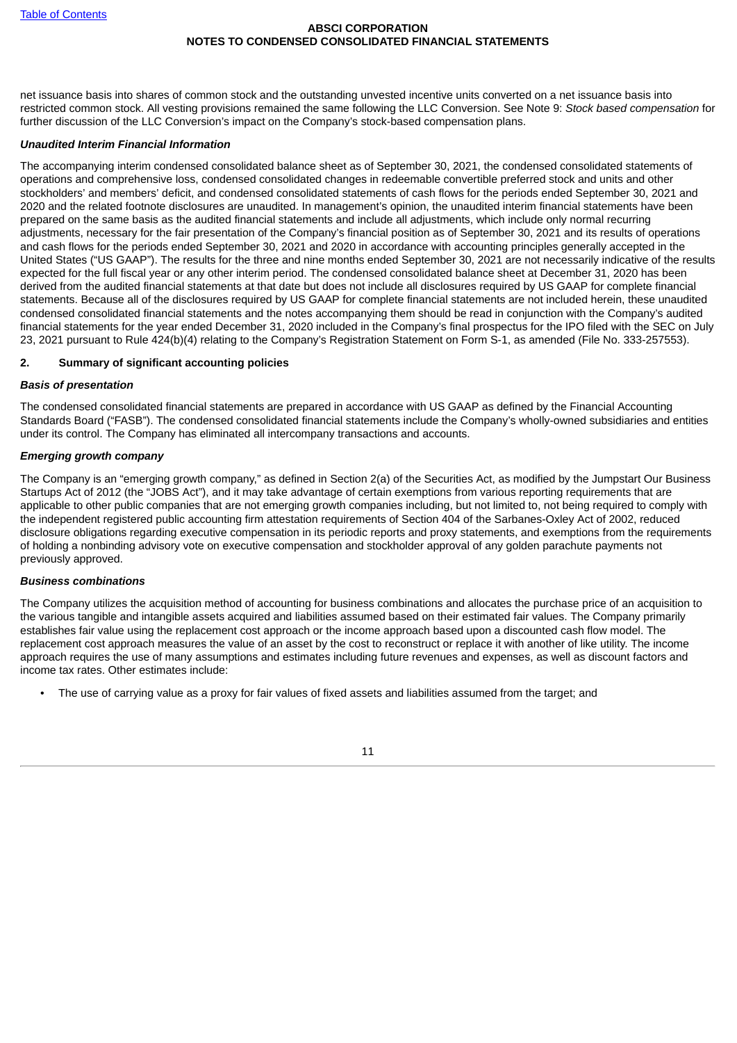net issuance basis into shares of common stock and the outstanding unvested incentive units converted on a net issuance basis into restricted common stock. All vesting provisions remained the same following the LLC Conversion. See Note 9: *Stock based compensation* for further discussion of the LLC Conversion's impact on the Company's stock-based compensation plans.

***Unaudited Interim Financial Information***

The accompanying interim condensed consolidated balance sheet as of September 30, 2021, the condensed consolidated statements of operations and comprehensive loss, condensed consolidated changes in redeemable convertible preferred stock and units and other stockholders' and members' deficit, and condensed consolidated statements of cash flows for the periods ended September 30, 2021 and 2020 and the related footnote disclosures are unaudited. In management's opinion, the unaudited interim financial statements have been prepared on the same basis as the audited financial statements and include all adjustments, which include only normal recurring adjustments, necessary for the fair presentation of the Company's financial position as of September 30, 2021 and its results of operations and cash flows for the periods ended September 30, 2021 and 2020 in accordance with accounting principles generally accepted in the United States ("US GAAP"). The results for the three and nine months ended September 30, 2021 are not necessarily indicative of the results expected for the full fiscal year or any other interim period. The condensed consolidated balance sheet at December 31, 2020 has been derived from the audited financial statements at that date but does not include all disclosures required by US GAAP for complete financial statements. Because all of the disclosures required by US GAAP for complete financial statements are not included herein, these unaudited condensed consolidated financial statements and the notes accompanying them should be read in conjunction with the Company's audited financial statements for the year ended December 31, 2020 included in the Company's final prospectus for the IPO filed with the SEC on July 23, 2021 pursuant to Rule 424(b)(4) relating to the Company's Registration Statement on Form S-1, as amended (File No. 333-257553).

## 2. Summary of significant accounting policies

***Basis of presentation***

The condensed consolidated financial statements are prepared in accordance with US GAAP as defined by the Financial Accounting Standards Board ("FASB"). The condensed consolidated financial statements include the Company's wholly-owned subsidiaries and entities under its control. The Company has eliminated all intercompany transactions and accounts.

***Emerging growth company***

The Company is an "emerging growth company," as defined in Section 2(a) of the Securities Act, as modified by the Jumpstart Our Business Startups Act of 2012 (the "JOBS Act"), and it may take advantage of certain exemptions from various reporting requirements that are applicable to other public companies that are not emerging growth companies including, but not limited to, not being required to comply with the independent registered public accounting firm attestation requirements of Section 404 of the Sarbanes-Oxley Act of 2002, reduced disclosure obligations regarding executive compensation in its periodic reports and proxy statements, and exemptions from the requirements of holding a nonbinding advisory vote on executive compensation and stockholder approval of any golden parachute payments not previously approved.

***Business combinations***

The Company utilizes the acquisition method of accounting for business combinations and allocates the purchase price of an acquisition to the various tangible and intangible assets acquired and liabilities assumed based on their estimated fair values. The Company primarily establishes fair value using the replacement cost approach or the income approach based upon a discounted cash flow model. The replacement cost approach measures the value of an asset by the cost to reconstruct or replace it with another of like utility. The income approach requires the use of many assumptions and estimates including future revenues and expenses, as well as discount factors and income tax rates. Other estimates include:

- The use of carrying value as a proxy for fair values of fixed assets and liabilities assumed from the target; and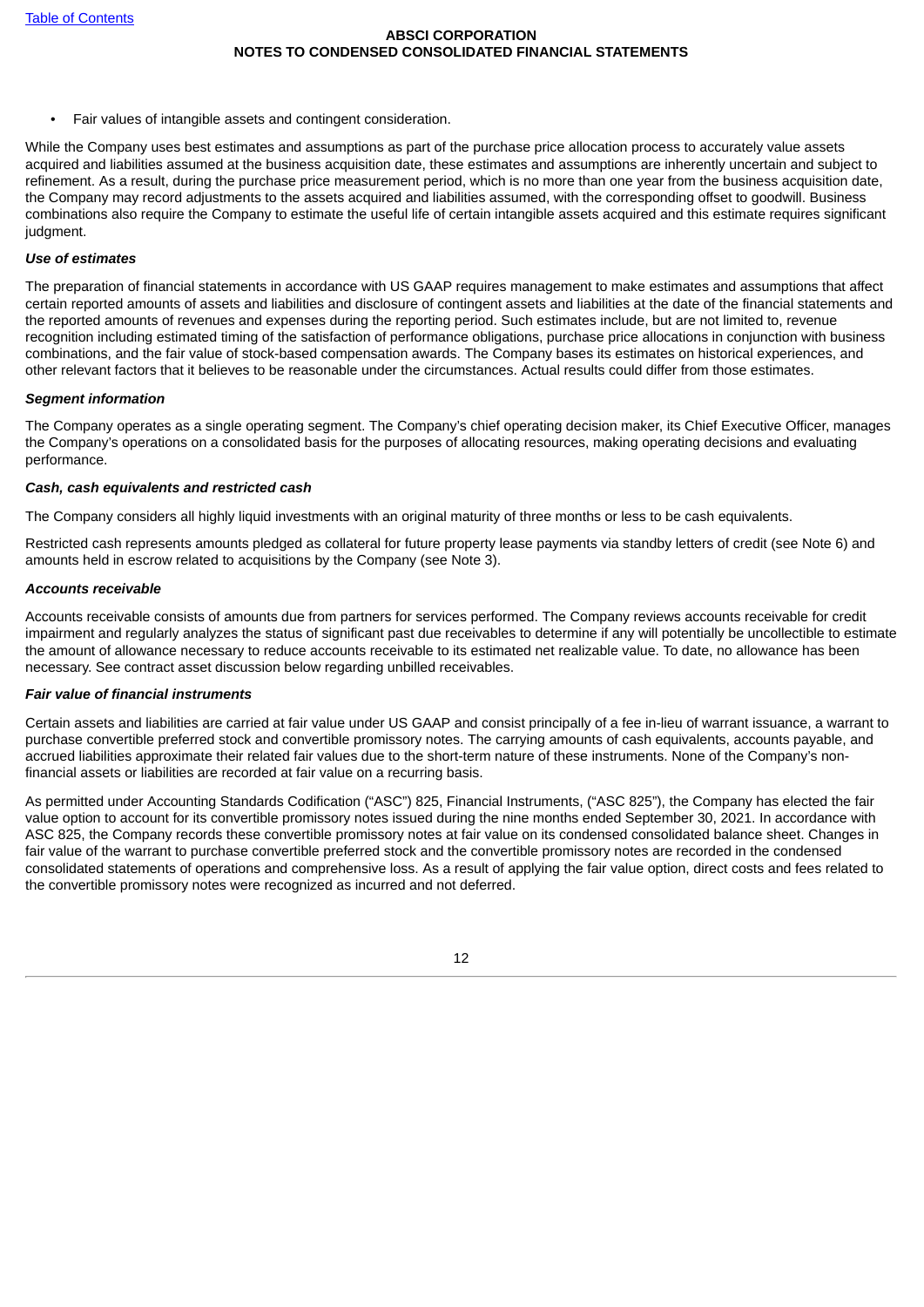- Fair values of intangible assets and contingent consideration.

While the Company uses best estimates and assumptions as part of the purchase price allocation process to accurately value assets acquired and liabilities assumed at the business acquisition date, these estimates and assumptions are inherently uncertain and subject to refinement. As a result, during the purchase price measurement period, which is no more than one year from the business acquisition date, the Company may record adjustments to the assets acquired and liabilities assumed, with the corresponding offset to goodwill. Business combinations also require the Company to estimate the useful life of certain intangible assets acquired and this estimate requires significant judgment.

***Use of estimates***

The preparation of financial statements in accordance with US GAAP requires management to make estimates and assumptions that affect certain reported amounts of assets and liabilities and disclosure of contingent assets and liabilities at the date of the financial statements and the reported amounts of revenues and expenses during the reporting period. Such estimates include, but are not limited to, revenue recognition including estimated timing of the satisfaction of performance obligations, purchase price allocations in conjunction with business combinations, and the fair value of stock-based compensation awards. The Company bases its estimates on historical experiences, and other relevant factors that it believes to be reasonable under the circumstances. Actual results could differ from those estimates.

***Segment information***

The Company operates as a single operating segment. The Company's chief operating decision maker, its Chief Executive Officer, manages the Company's operations on a consolidated basis for the purposes of allocating resources, making operating decisions and evaluating performance.

***Cash, cash equivalents and restricted cash***

The Company considers all highly liquid investments with an original maturity of three months or less to be cash equivalents.

Restricted cash represents amounts pledged as collateral for future property lease payments via standby letters of credit (see Note 6) and amounts held in escrow related to acquisitions by the Company (see Note 3).

***Accounts receivable***

Accounts receivable consists of amounts due from partners for services performed. The Company reviews accounts receivable for credit impairment and regularly analyzes the status of significant past due receivables to determine if any will potentially be uncollectible to estimate the amount of allowance necessary to reduce accounts receivable to its estimated net realizable value. To date, no allowance has been necessary. See contract asset discussion below regarding unbilled receivables.

***Fair value of financial instruments***

Certain assets and liabilities are carried at fair value under US GAAP and consist principally of a fee in-lieu of warrant issuance, a warrant to purchase convertible preferred stock and convertible promissory notes. The carrying amounts of cash equivalents, accounts payable, and accrued liabilities approximate their related fair values due to the short-term nature of these instruments. None of the Company's non-financial assets or liabilities are recorded at fair value on a recurring basis.

As permitted under Accounting Standards Codification ("ASC") 825, Financial Instruments, ("ASC 825"), the Company has elected the fair value option to account for its convertible promissory notes issued during the nine months ended September 30, 2021. In accordance with ASC 825, the Company records these convertible promissory notes at fair value on its condensed consolidated balance sheet. Changes in fair value of the warrant to purchase convertible preferred stock and the convertible promissory notes are recorded in the condensed consolidated statements of operations and comprehensive loss. As a result of applying the fair value option, direct costs and fees related to the convertible promissory notes were recognized as incurred and not deferred.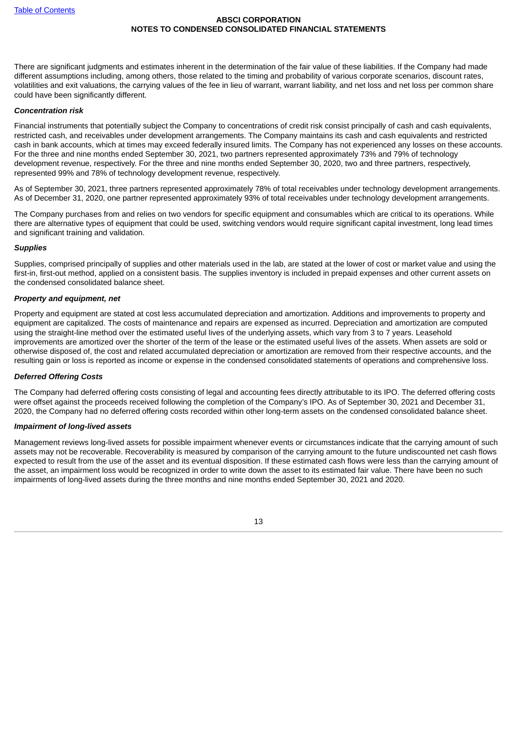There are significant judgments and estimates inherent in the determination of the fair value of these liabilities. If the Company had made different assumptions including, among others, those related to the timing and probability of various corporate scenarios, discount rates, volatilities and exit valuations, the carrying values of the fee in lieu of warrant, warrant liability, and net loss and net loss per common share could have been significantly different.

***Concentration risk***

Financial instruments that potentially subject the Company to concentrations of credit risk consist principally of cash and cash equivalents, restricted cash, and receivables under development arrangements. The Company maintains its cash and cash equivalents and restricted cash in bank accounts, which at times may exceed federally insured limits. The Company has not experienced any losses on these accounts. For the three and nine months ended September 30, 2021, two partners represented approximately 73% and 79% of technology development revenue, respectively. For the three and nine months ended September 30, 2020, two and three partners, respectively, represented 99% and 78% of technology development revenue, respectively.

As of September 30, 2021, three partners represented approximately 78% of total receivables under technology development arrangements. As of December 31, 2020, one partner represented approximately 93% of total receivables under technology development arrangements.

The Company purchases from and relies on two vendors for specific equipment and consumables which are critical to its operations. While there are alternative types of equipment that could be used, switching vendors would require significant capital investment, long lead times and significant training and validation.

***Supplies***

Supplies, comprised principally of supplies and other materials used in the lab, are stated at the lower of cost or market value and using the first-in, first-out method, applied on a consistent basis. The supplies inventory is included in prepaid expenses and other current assets on the condensed consolidated balance sheet.

***Property and equipment, net***

Property and equipment are stated at cost less accumulated depreciation and amortization. Additions and improvements to property and equipment are capitalized. The costs of maintenance and repairs are expensed as incurred. Depreciation and amortization are computed using the straight-line method over the estimated useful lives of the underlying assets, which vary from 3 to 7 years. Leasehold improvements are amortized over the shorter of the term of the lease or the estimated useful lives of the assets. When assets are sold or otherwise disposed of, the cost and related accumulated depreciation or amortization are removed from their respective accounts, and the resulting gain or loss is reported as income or expense in the condensed consolidated statements of operations and comprehensive loss.

***Deferred Offering Costs***

The Company had deferred offering costs consisting of legal and accounting fees directly attributable to its IPO. The deferred offering costs were offset against the proceeds received following the completion of the Company's IPO. As of September 30, 2021 and December 31, 2020, the Company had no deferred offering costs recorded within other long-term assets on the condensed consolidated balance sheet.

***Impairment of long-lived assets***

Management reviews long-lived assets for possible impairment whenever events or circumstances indicate that the carrying amount of such assets may not be recoverable. Recoverability is measured by comparison of the carrying amount to the future undiscounted net cash flows expected to result from the use of the asset and its eventual disposition. If these estimated cash flows were less than the carrying amount of the asset, an impairment loss would be recognized in order to write down the asset to its estimated fair value. There have been no such impairments of long-lived assets during the three months and nine months ended September 30, 2021 and 2020.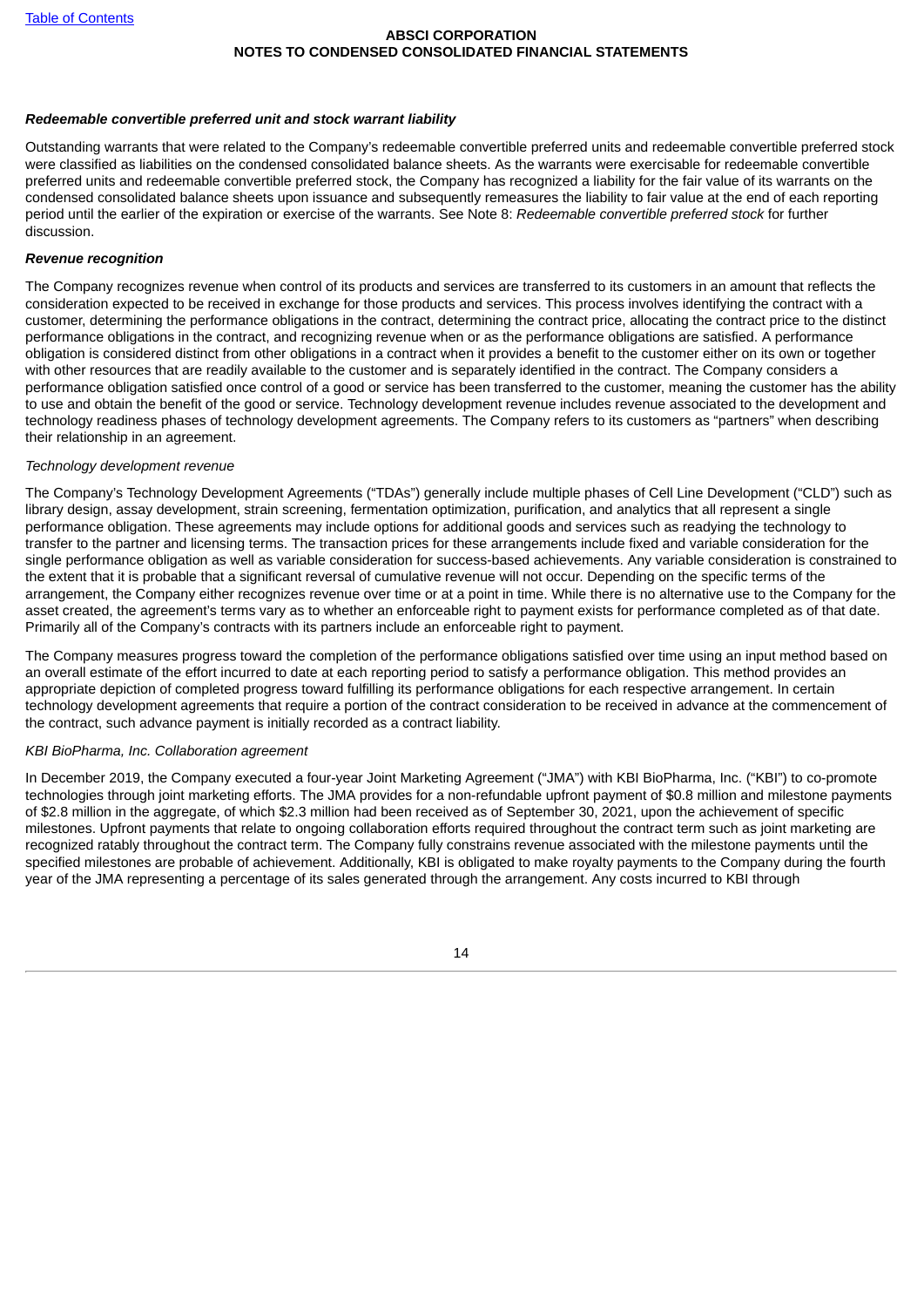***Redeemable convertible preferred unit and stock warrant liability***

Outstanding warrants that were related to the Company's redeemable convertible preferred units and redeemable convertible preferred stock were classified as liabilities on the condensed consolidated balance sheets. As the warrants were exercisable for redeemable convertible preferred units and redeemable convertible preferred stock, the Company has recognized a liability for the fair value of its warrants on the condensed consolidated balance sheets upon issuance and subsequently remeasures the liability to fair value at the end of each reporting period until the earlier of the expiration or exercise of the warrants. See Note 8: *Redeemable convertible preferred stock* for further discussion.

***Revenue recognition***

The Company recognizes revenue when control of its products and services are transferred to its customers in an amount that reflects the consideration expected to be received in exchange for those products and services. This process involves identifying the contract with a customer, determining the performance obligations in the contract, determining the contract price, allocating the contract price to the distinct performance obligations in the contract, and recognizing revenue when or as the performance obligations are satisfied. A performance obligation is considered distinct from other obligations in a contract when it provides a benefit to the customer either on its own or together with other resources that are readily available to the customer and is separately identified in the contract. The Company considers a performance obligation satisfied once control of a good or service has been transferred to the customer, meaning the customer has the ability to use and obtain the benefit of the good or service. Technology development revenue includes revenue associated to the development and technology readiness phases of technology development agreements. The Company refers to its customers as "partners" when describing their relationship in an agreement.

*Technology development revenue*

The Company's Technology Development Agreements ("TDAs") generally include multiple phases of Cell Line Development ("CLD") such as library design, assay development, strain screening, fermentation optimization, purification, and analytics that all represent a single performance obligation. These agreements may include options for additional goods and services such as readying the technology to transfer to the partner and licensing terms. The transaction prices for these arrangements include fixed and variable consideration for the single performance obligation as well as variable consideration for success-based achievements. Any variable consideration is constrained to the extent that it is probable that a significant reversal of cumulative revenue will not occur. Depending on the specific terms of the arrangement, the Company either recognizes revenue over time or at a point in time. While there is no alternative use to the Company for the asset created, the agreement's terms vary as to whether an enforceable right to payment exists for performance completed as of that date. Primarily all of the Company's contracts with its partners include an enforceable right to payment.

The Company measures progress toward the completion of the performance obligations satisfied over time using an input method based on an overall estimate of the effort incurred to date at each reporting period to satisfy a performance obligation. This method provides an appropriate depiction of completed progress toward fulfilling its performance obligations for each respective arrangement. In certain technology development agreements that require a portion of the contract consideration to be received in advance at the commencement of the contract, such advance payment is initially recorded as a contract liability.

*KBI BioPharma, Inc. Collaboration agreement*

In December 2019, the Company executed a four-year Joint Marketing Agreement ("JMA") with KBI BioPharma, Inc. ("KBI") to co-promote technologies through joint marketing efforts. The JMA provides for a non-refundable upfront payment of $0.8 million and milestone payments of $2.8 million in the aggregate, of which $2.3 million had been received as of September 30, 2021, upon the achievement of specific milestones. Upfront payments that relate to ongoing collaboration efforts required throughout the contract term such as joint marketing are recognized ratably throughout the contract term. The Company fully constrains revenue associated with the milestone payments until the specified milestones are probable of achievement. Additionally, KBI is obligated to make royalty payments to the Company during the fourth year of the JMA representing a percentage of its sales generated through the arrangement. Any costs incurred to KBI through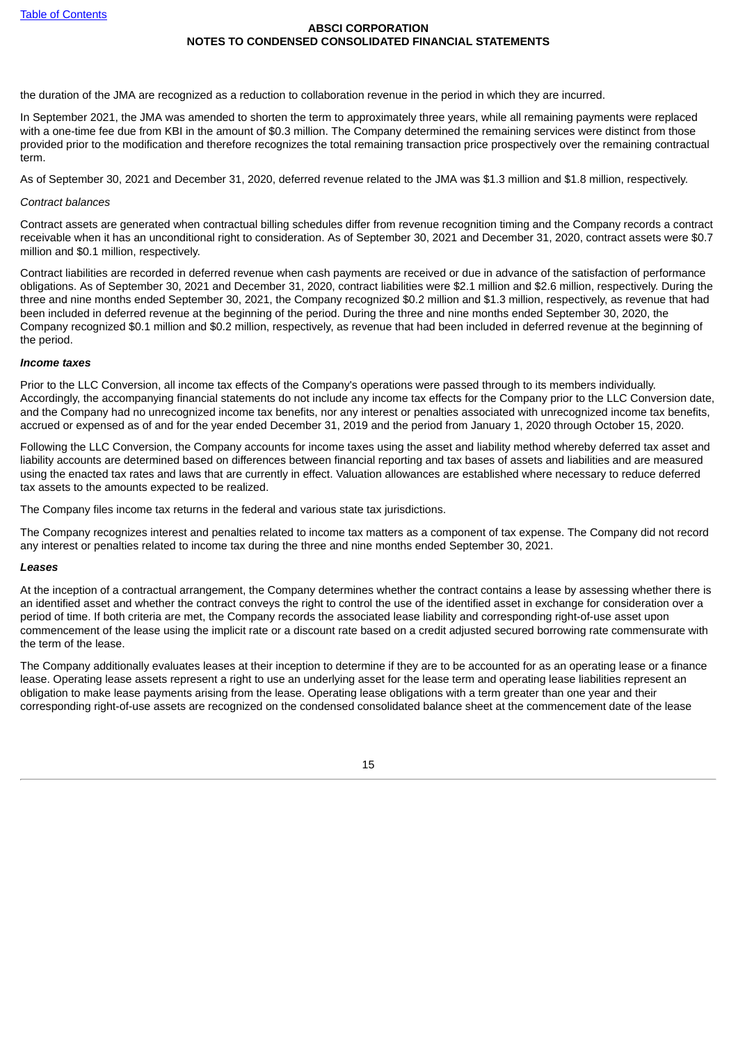the duration of the JMA are recognized as a reduction to collaboration revenue in the period in which they are incurred.

In September 2021, the JMA was amended to shorten the term to approximately three years, while all remaining payments were replaced with a one-time fee due from KBI in the amount of $0.3 million. The Company determined the remaining services were distinct from those provided prior to the modification and therefore recognizes the total remaining transaction price prospectively over the remaining contractual term.

As of September 30, 2021 and December 31, 2020, deferred revenue related to the JMA was $1.3 million and $1.8 million, respectively.

*Contract balances*

Contract assets are generated when contractual billing schedules differ from revenue recognition timing and the Company records a contract receivable when it has an unconditional right to consideration. As of September 30, 2021 and December 31, 2020, contract assets were $0.7 million and $0.1 million, respectively.

Contract liabilities are recorded in deferred revenue when cash payments are received or due in advance of the satisfaction of performance obligations. As of September 30, 2021 and December 31, 2020, contract liabilities were $2.1 million and $2.6 million, respectively. During the three and nine months ended September 30, 2021, the Company recognized $0.2 million and $1.3 million, respectively, as revenue that had been included in deferred revenue at the beginning of the period. During the three and nine months ended September 30, 2020, the Company recognized $0.1 million and $0.2 million, respectively, as revenue that had been included in deferred revenue at the beginning of the period.

***Income taxes***

Prior to the LLC Conversion, all income tax effects of the Company's operations were passed through to its members individually. Accordingly, the accompanying financial statements do not include any income tax effects for the Company prior to the LLC Conversion date, and the Company had no unrecognized income tax benefits, nor any interest or penalties associated with unrecognized income tax benefits, accrued or expensed as of and for the year ended December 31, 2019 and the period from January 1, 2020 through October 15, 2020.

Following the LLC Conversion, the Company accounts for income taxes using the asset and liability method whereby deferred tax asset and liability accounts are determined based on differences between financial reporting and tax bases of assets and liabilities and are measured using the enacted tax rates and laws that are currently in effect. Valuation allowances are established where necessary to reduce deferred tax assets to the amounts expected to be realized.

The Company files income tax returns in the federal and various state tax jurisdictions.

The Company recognizes interest and penalties related to income tax matters as a component of tax expense. The Company did not record any interest or penalties related to income tax during the three and nine months ended September 30, 2021.

***Leases***

At the inception of a contractual arrangement, the Company determines whether the contract contains a lease by assessing whether there is an identified asset and whether the contract conveys the right to control the use of the identified asset in exchange for consideration over a period of time. If both criteria are met, the Company records the associated lease liability and corresponding right-of-use asset upon commencement of the lease using the implicit rate or a discount rate based on a credit adjusted secured borrowing rate commensurate with the term of the lease.

The Company additionally evaluates leases at their inception to determine if they are to be accounted for as an operating lease or a finance lease. Operating lease assets represent a right to use an underlying asset for the lease term and operating lease liabilities represent an obligation to make lease payments arising from the lease. Operating lease obligations with a term greater than one year and their corresponding right-of-use assets are recognized on the condensed consolidated balance sheet at the commencement date of the lease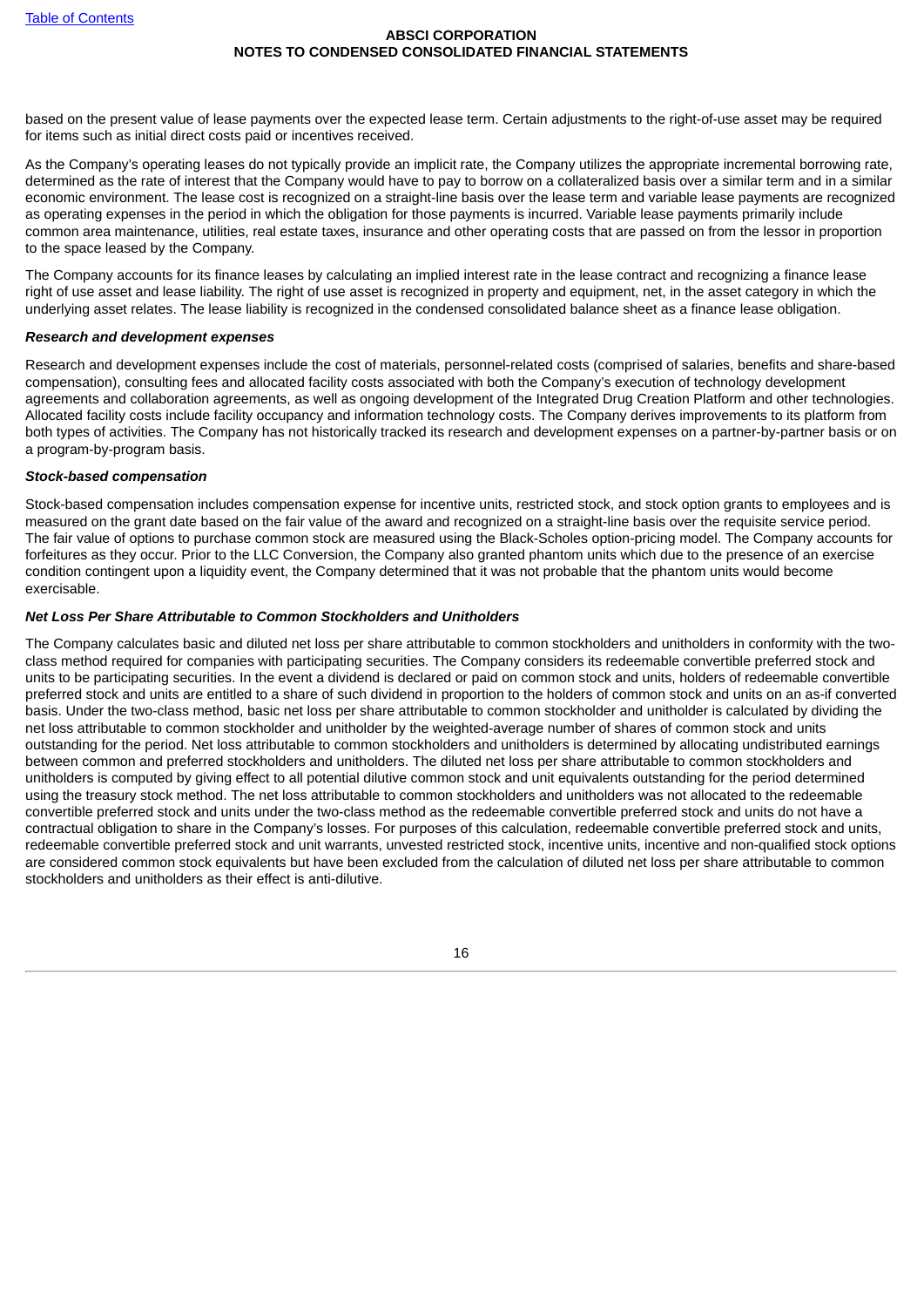based on the present value of lease payments over the expected lease term. Certain adjustments to the right-of-use asset may be required for items such as initial direct costs paid or incentives received.

As the Company's operating leases do not typically provide an implicit rate, the Company utilizes the appropriate incremental borrowing rate, determined as the rate of interest that the Company would have to pay to borrow on a collateralized basis over a similar term and in a similar economic environment. The lease cost is recognized on a straight-line basis over the lease term and variable lease payments are recognized as operating expenses in the period in which the obligation for those payments is incurred. Variable lease payments primarily include common area maintenance, utilities, real estate taxes, insurance and other operating costs that are passed on from the lessor in proportion to the space leased by the Company.

The Company accounts for its finance leases by calculating an implied interest rate in the lease contract and recognizing a finance lease right of use asset and lease liability. The right of use asset is recognized in property and equipment, net, in the asset category in which the underlying asset relates. The lease liability is recognized in the condensed consolidated balance sheet as a finance lease obligation.

***Research and development expenses***

Research and development expenses include the cost of materials, personnel-related costs (comprised of salaries, benefits and share-based compensation), consulting fees and allocated facility costs associated with both the Company's execution of technology development agreements and collaboration agreements, as well as ongoing development of the Integrated Drug Creation Platform and other technologies. Allocated facility costs include facility occupancy and information technology costs. The Company derives improvements to its platform from both types of activities. The Company has not historically tracked its research and development expenses on a partner-by-partner basis or on a program-by-program basis.

***Stock-based compensation***

Stock-based compensation includes compensation expense for incentive units, restricted stock, and stock option grants to employees and is measured on the grant date based on the fair value of the award and recognized on a straight-line basis over the requisite service period. The fair value of options to purchase common stock are measured using the Black-Scholes option-pricing model. The Company accounts for forfeitures as they occur. Prior to the LLC Conversion, the Company also granted phantom units which due to the presence of an exercise condition contingent upon a liquidity event, the Company determined that it was not probable that the phantom units would become exercisable.

***Net Loss Per Share Attributable to Common Stockholders and Unitholders***

The Company calculates basic and diluted net loss per share attributable to common stockholders and unitholders in conformity with the two-class method required for companies with participating securities. The Company considers its redeemable convertible preferred stock and units to be participating securities. In the event a dividend is declared or paid on common stock and units, holders of redeemable convertible preferred stock and units are entitled to a share of such dividend in proportion to the holders of common stock and units on an as-if converted basis. Under the two-class method, basic net loss per share attributable to common stockholder and unitholder is calculated by dividing the net loss attributable to common stockholder and unitholder by the weighted-average number of shares of common stock and units outstanding for the period. Net loss attributable to common stockholders and unitholders is determined by allocating undistributed earnings between common and preferred stockholders and unitholders. The diluted net loss per share attributable to common stockholders and unitholders is computed by giving effect to all potential dilutive common stock and unit equivalents outstanding for the period determined using the treasury stock method. The net loss attributable to common stockholders and unitholders was not allocated to the redeemable convertible preferred stock and units under the two-class method as the redeemable convertible preferred stock and units do not have a contractual obligation to share in the Company's losses. For purposes of this calculation, redeemable convertible preferred stock and units, redeemable convertible preferred stock and unit warrants, unvested restricted stock, incentive units, incentive and non-qualified stock options are considered common stock equivalents but have been excluded from the calculation of diluted net loss per share attributable to common stockholders and unitholders as their effect is anti-dilutive.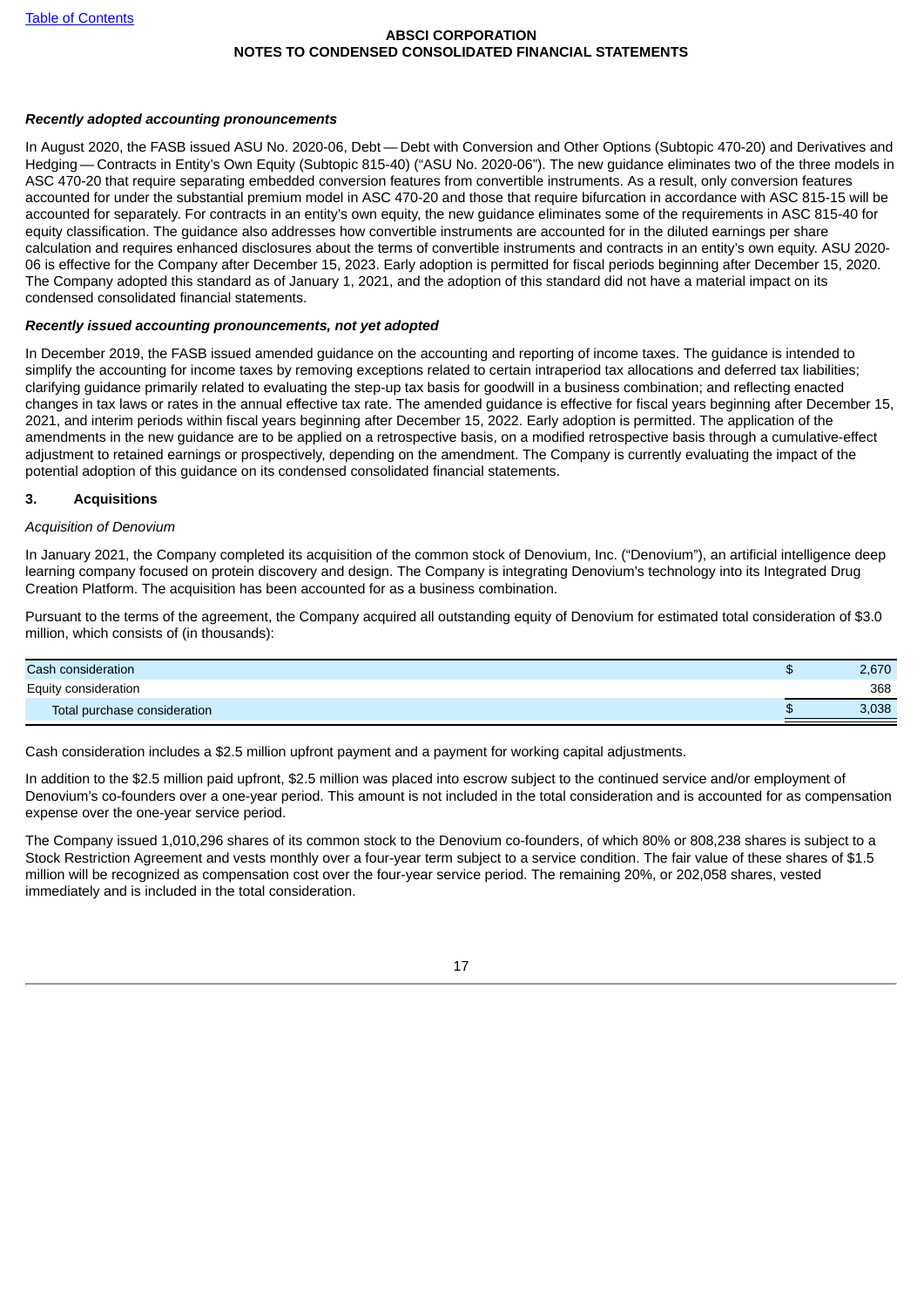### *Recently adopted accounting pronouncements*

In August 2020, the FASB issued ASU No. 2020-06, Debt — Debt with Conversion and Other Options (Subtopic 470-20) and Derivatives and Hedging — Contracts in Entity's Own Equity (Subtopic 815-40) ("ASU No. 2020-06"). The new guidance eliminates two of the three models in ASC 470-20 that require separating embedded conversion features from convertible instruments. As a result, only conversion features accounted for under the substantial premium model in ASC 470-20 and those that require bifurcation in accordance with ASC 815-15 will be accounted for separately. For contracts in an entity's own equity, the new guidance eliminates some of the requirements in ASC 815-40 for equity classification. The guidance also addresses how convertible instruments are accounted for in the diluted earnings per share calculation and requires enhanced disclosures about the terms of convertible instruments and contracts in an entity's own equity. ASU 2020-06 is effective for the Company after December 15, 2023. Early adoption is permitted for fiscal periods beginning after December 15, 2020. The Company adopted this standard as of January 1, 2021, and the adoption of this standard did not have a material impact on its condensed consolidated financial statements.

### *Recently issued accounting pronouncements, not yet adopted*

In December 2019, the FASB issued amended guidance on the accounting and reporting of income taxes. The guidance is intended to simplify the accounting for income taxes by removing exceptions related to certain intraperiod tax allocations and deferred tax liabilities; clarifying guidance primarily related to evaluating the step-up tax basis for goodwill in a business combination; and reflecting enacted changes in tax laws or rates in the annual effective tax rate. The amended guidance is effective for fiscal years beginning after December 15, 2021, and interim periods within fiscal years beginning after December 15, 2022. Early adoption is permitted. The application of the amendments in the new guidance are to be applied on a retrospective basis, on a modified retrospective basis through a cumulative-effect adjustment to retained earnings or prospectively, depending on the amendment. The Company is currently evaluating the impact of the potential adoption of this guidance on its condensed consolidated financial statements.

## 3. Acquisitions

*Acquisition of Denovium*

In January 2021, the Company completed its acquisition of the common stock of Denovium, Inc. ("Denovium"), an artificial intelligence deep learning company focused on protein discovery and design. The Company is integrating Denovium's technology into its Integrated Drug Creation Platform. The acquisition has been accounted for as a business combination.

Pursuant to the terms of the agreement, the Company acquired all outstanding equity of Denovium for estimated total consideration of $3.0 million, which consists of (in thousands):

| | | |
|---|---|---|
| Cash consideration | $ | 2,670 |
| Equity consideration | | 368 |
| Total purchase consideration | $ | 3,038 |

Cash consideration includes a $2.5 million upfront payment and a payment for working capital adjustments.

In addition to the $2.5 million paid upfront, $2.5 million was placed into escrow subject to the continued service and/or employment of Denovium's co-founders over a one-year period. This amount is not included in the total consideration and is accounted for as compensation expense over the one-year service period.

The Company issued 1,010,296 shares of its common stock to the Denovium co-founders, of which 80% or 808,238 shares is subject to a Stock Restriction Agreement and vests monthly over a four-year term subject to a service condition. The fair value of these shares of $1.5 million will be recognized as compensation cost over the four-year service period. The remaining 20%, or 202,058 shares, vested immediately and is included in the total consideration.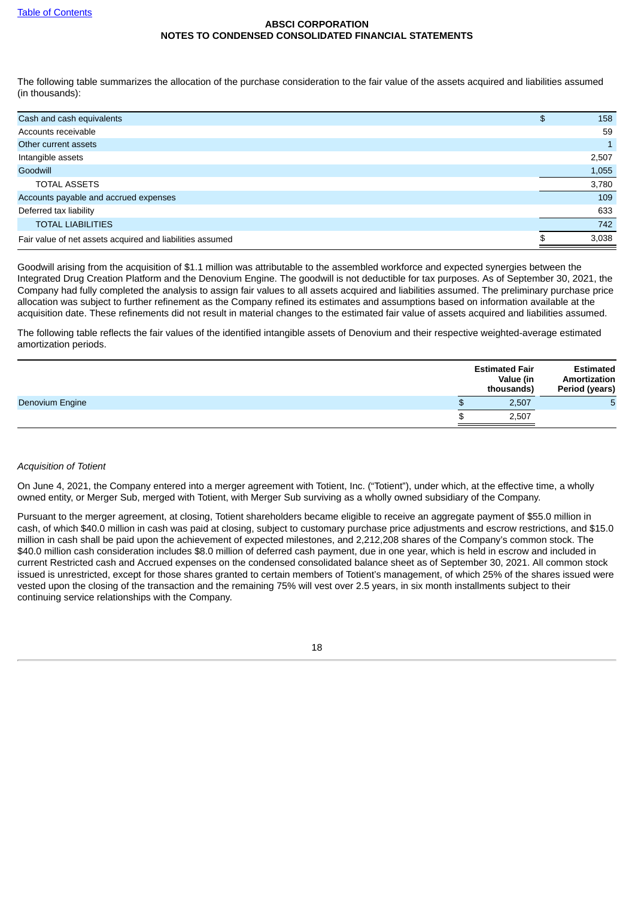The following table summarizes the allocation of the purchase consideration to the fair value of the assets acquired and liabilities assumed (in thousands):

| | |
|---|---|
| Cash and cash equivalents | $ 158 |
| Accounts receivable | 59 |
| Other current assets | 1 |
| Intangible assets | 2,507 |
| Goodwill | 1,055 |
| TOTAL ASSETS | 3,780 |
| Accounts payable and accrued expenses | 109 |
| Deferred tax liability | 633 |
| TOTAL LIABILITIES | 742 |
| Fair value of net assets acquired and liabilities assumed | $ 3,038 |

Goodwill arising from the acquisition of $1.1 million was attributable to the assembled workforce and expected synergies between the Integrated Drug Creation Platform and the Denovium Engine. The goodwill is not deductible for tax purposes. As of September 30, 2021, the Company had fully completed the analysis to assign fair values to all assets acquired and liabilities assumed. The preliminary purchase price allocation was subject to further refinement as the Company refined its estimates and assumptions based on information available at the acquisition date. These refinements did not result in material changes to the estimated fair value of assets acquired and liabilities assumed.

The following table reflects the fair values of the identified intangible assets of Denovium and their respective weighted-average estimated amortization periods.

| | Estimated Fair Value (in thousands) | Estimated Amortization Period (years) |
|---|---|---|
| Denovium Engine | $ 2,507 | 5 |
| | $ 2,507 | |

*Acquisition of Totient*

On June 4, 2021, the Company entered into a merger agreement with Totient, Inc. ("Totient"), under which, at the effective time, a wholly owned entity, or Merger Sub, merged with Totient, with Merger Sub surviving as a wholly owned subsidiary of the Company.

Pursuant to the merger agreement, at closing, Totient shareholders became eligible to receive an aggregate payment of $55.0 million in cash, of which $40.0 million in cash was paid at closing, subject to customary purchase price adjustments and escrow restrictions, and $15.0 million in cash shall be paid upon the achievement of expected milestones, and 2,212,208 shares of the Company's common stock. The $40.0 million cash consideration includes $8.0 million of deferred cash payment, due in one year, which is held in escrow and included in current Restricted cash and Accrued expenses on the condensed consolidated balance sheet as of September 30, 2021. All common stock issued is unrestricted, except for those shares granted to certain members of Totient's management, of which 25% of the shares issued were vested upon the closing of the transaction and the remaining 75% will vest over 2.5 years, in six month installments subject to their continuing service relationships with the Company.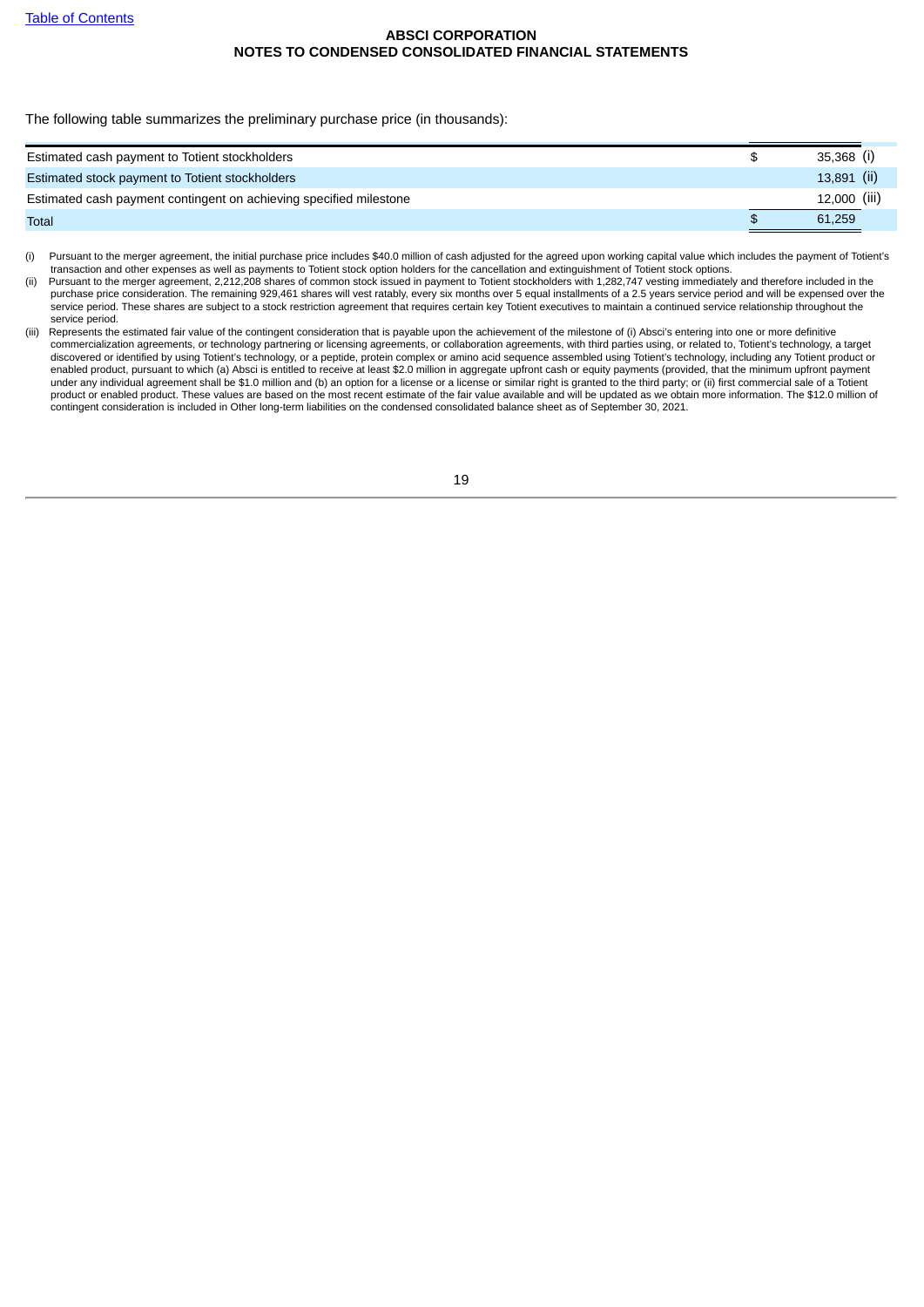The following table summarizes the preliminary purchase price (in thousands):

| | | |
|---|---|---|
| Estimated cash payment to Totient stockholders | $ | 35,368 (i) |
| Estimated stock payment to Totient stockholders | | 13,891 (ii) |
| Estimated cash payment contingent on achieving specified milestone | | 12,000 (iii) |
| Total | $ | 61,259 |

(i) Pursuant to the merger agreement, the initial purchase price includes $40.0 million of cash adjusted for the agreed upon working capital value which includes the payment of Totient's transaction and other expenses as well as payments to Totient stock option holders for the cancellation and extinguishment of Totient stock options.

(ii) Pursuant to the merger agreement, 2,212,208 shares of common stock issued in payment to Totient stockholders with 1,282,747 vesting immediately and therefore included in the purchase price consideration. The remaining 929,461 shares will vest ratably, every six months over 5 equal installments of a 2.5 years service period and will be expensed over the service period. These shares are subject to a stock restriction agreement that requires certain key Totient executives to maintain a continued service relationship throughout the service period.

(iii) Represents the estimated fair value of the contingent consideration that is payable upon the achievement of the milestone of (i) Absci's entering into one or more definitive commercialization agreements, or technology partnering or licensing agreements, or collaboration agreements, with third parties using, or related to, Totient's technology, a target discovered or identified by using Totient's technology, or a peptide, protein complex or amino acid sequence assembled using Totient's technology, including any Totient product or enabled product, pursuant to which (a) Absci is entitled to receive at least $2.0 million in aggregate upfront cash or equity payments (provided, that the minimum upfront payment under any individual agreement shall be $1.0 million and (b) an option for a license or a license or similar right is granted to the third party; or (ii) first commercial sale of a Totient product or enabled product. These values are based on the most recent estimate of the fair value available and will be updated as we obtain more information. The $12.0 million of contingent consideration is included in Other long-term liabilities on the condensed consolidated balance sheet as of September 30, 2021.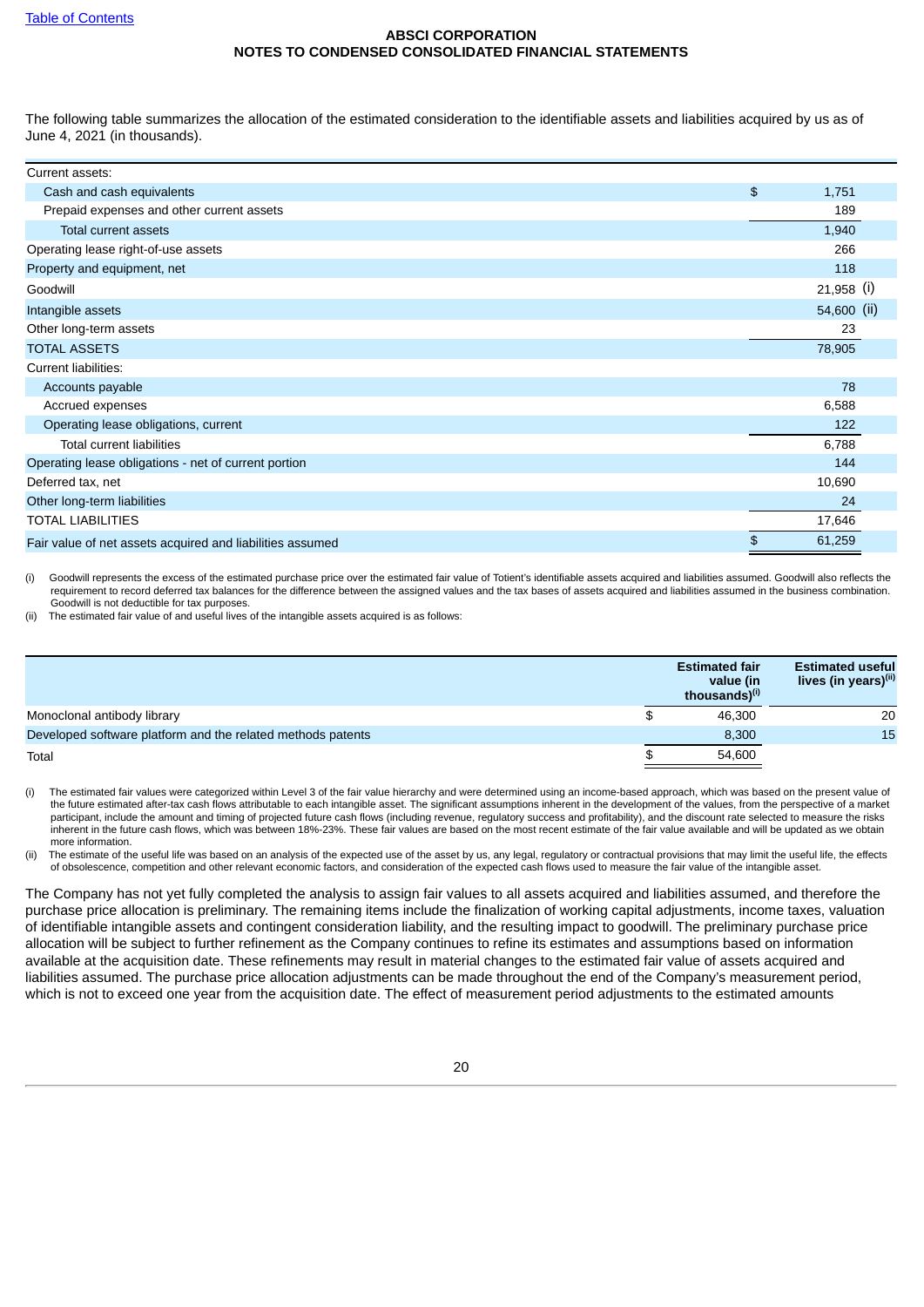**ABSCI CORPORATION**
**NOTES TO CONDENSED CONSOLIDATED FINANCIAL STATEMENTS**

The following table summarizes the allocation of the estimated consideration to the identifiable assets and liabilities acquired by us as of June 4, 2021 (in thousands).

| | | |
|---|---|---|
| Current assets: | | |
| Cash and cash equivalents | $ | 1,751 |
| Prepaid expenses and other current assets | | 189 |
| Total current assets | | 1,940 |
| Operating lease right-of-use assets | | 266 |
| Property and equipment, net | | 118 |
| Goodwill | | 21,958 (i) |
| Intangible assets | | 54,600 (ii) |
| Other long-term assets | | 23 |
| TOTAL ASSETS | | 78,905 |
| Current liabilities: | | |
| Accounts payable | | 78 |
| Accrued expenses | | 6,588 |
| Operating lease obligations, current | | 122 |
| Total current liabilities | | 6,788 |
| Operating lease obligations - net of current portion | | 144 |
| Deferred tax, net | | 10,690 |
| Other long-term liabilities | | 24 |
| TOTAL LIABILITIES | | 17,646 |
| Fair value of net assets acquired and liabilities assumed | $ | 61,259 |

(i) Goodwill represents the excess of the estimated purchase price over the estimated fair value of Totient's identifiable assets acquired and liabilities assumed. Goodwill also reflects the requirement to record deferred tax balances for the difference between the assigned values and the tax bases of assets acquired and liabilities assumed in the business combination. Goodwill is not deductible for tax purposes.

(ii) The estimated fair value of and useful lives of the intangible assets acquired is as follows:

| | Estimated fair value (in thousands)(i) | | Estimated useful lives (in years)(ii) |
|---|---|---|---|
| Monoclonal antibody library | $ | 46,300 | 20 |
| Developed software platform and the related methods patents | | 8,300 | 15 |
| Total | $ | 54,600 | |

(i) The estimated fair values were categorized within Level 3 of the fair value hierarchy and were determined using an income-based approach, which was based on the present value of the future estimated after-tax cash flows attributable to each intangible asset. The significant assumptions inherent in the development of the values, from the perspective of a market participant, include the amount and timing of projected future cash flows (including revenue, regulatory success and profitability), and the discount rate selected to measure the risks inherent in the future cash flows, which was between 18%-23%. These fair values are based on the most recent estimate of the fair value available and will be updated as we obtain more information.

(ii) The estimate of the useful life was based on an analysis of the expected use of the asset by us, any legal, regulatory or contractual provisions that may limit the useful life, the effects of obsolescence, competition and other relevant economic factors, and consideration of the expected cash flows used to measure the fair value of the intangible asset.

The Company has not yet fully completed the analysis to assign fair values to all assets acquired and liabilities assumed, and therefore the purchase price allocation is preliminary. The remaining items include the finalization of working capital adjustments, income taxes, valuation of identifiable intangible assets and contingent consideration liability, and the resulting impact to goodwill. The preliminary purchase price allocation will be subject to further refinement as the Company continues to refine its estimates and assumptions based on information available at the acquisition date. These refinements may result in material changes to the estimated fair value of assets acquired and liabilities assumed. The purchase price allocation adjustments can be made throughout the end of the Company's measurement period, which is not to exceed one year from the acquisition date. The effect of measurement period adjustments to the estimated amounts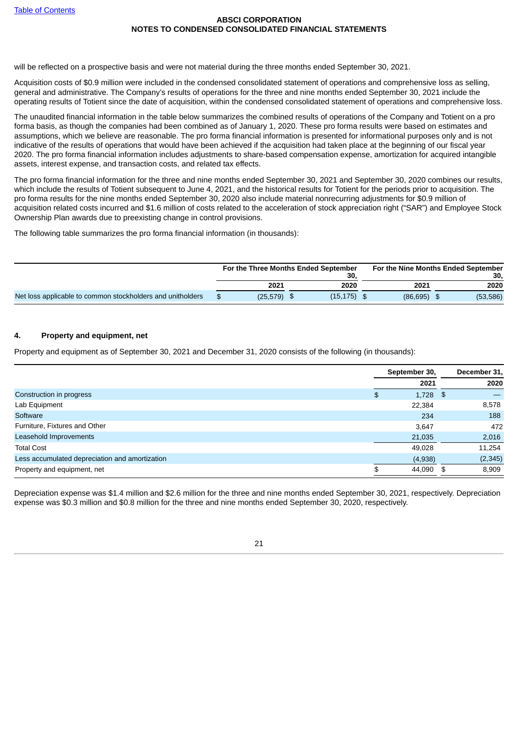will be reflected on a prospective basis and were not material during the three months ended September 30, 2021.

Acquisition costs of $0.9 million were included in the condensed consolidated statement of operations and comprehensive loss as selling, general and administrative. The Company's results of operations for the three and nine months ended September 30, 2021 include the operating results of Totient since the date of acquisition, within the condensed consolidated statement of operations and comprehensive loss.

The unaudited financial information in the table below summarizes the combined results of operations of the Company and Totient on a pro forma basis, as though the companies had been combined as of January 1, 2020. These pro forma results were based on estimates and assumptions, which we believe are reasonable. The pro forma financial information is presented for informational purposes only and is not indicative of the results of operations that would have been achieved if the acquisition had taken place at the beginning of our fiscal year 2020. The pro forma financial information includes adjustments to share-based compensation expense, amortization for acquired intangible assets, interest expense, and transaction costs, and related tax effects.

The pro forma financial information for the three and nine months ended September 30, 2021 and September 30, 2020 combines our results, which include the results of Totient subsequent to June 4, 2021, and the historical results for Totient for the periods prior to acquisition. The pro forma results for the nine months ended September 30, 2020 also include material nonrecurring adjustments for $0.9 million of acquisition related costs incurred and $1.6 million of costs related to the acceleration of stock appreciation right ("SAR") and Employee Stock Ownership Plan awards due to preexisting change in control provisions.

The following table summarizes the pro forma financial information (in thousands):

| | For the Three Months Ended September 30, | | For the Nine Months Ended September 30, | |
|---|---|---|---|---|
| | 2021 | 2020 | 2021 | 2020 |
| Net loss applicable to common stockholders and unitholders | $ (25,579) | $ (15,175) | $ (86,695) | $ (53,586) |

## 4. Property and equipment, net

Property and equipment as of September 30, 2021 and December 31, 2020 consists of the following (in thousands):

| | September 30, 2021 | December 31, 2020 |
|---|---|---|
| Construction in progress | $ 1,728 | $ — |
| Lab Equipment | 22,384 | 8,578 |
| Software | 234 | 188 |
| Furniture, Fixtures and Other | 3,647 | 472 |
| Leasehold Improvements | 21,035 | 2,016 |
| Total Cost | 49,028 | 11,254 |
| Less accumulated depreciation and amortization | (4,938) | (2,345) |
| Property and equipment, net | $ 44,090 | $ 8,909 |

Depreciation expense was $1.4 million and $2.6 million for the three and nine months ended September 30, 2021, respectively. Depreciation expense was $0.3 million and $0.8 million for the three and nine months ended September 30, 2020, respectively.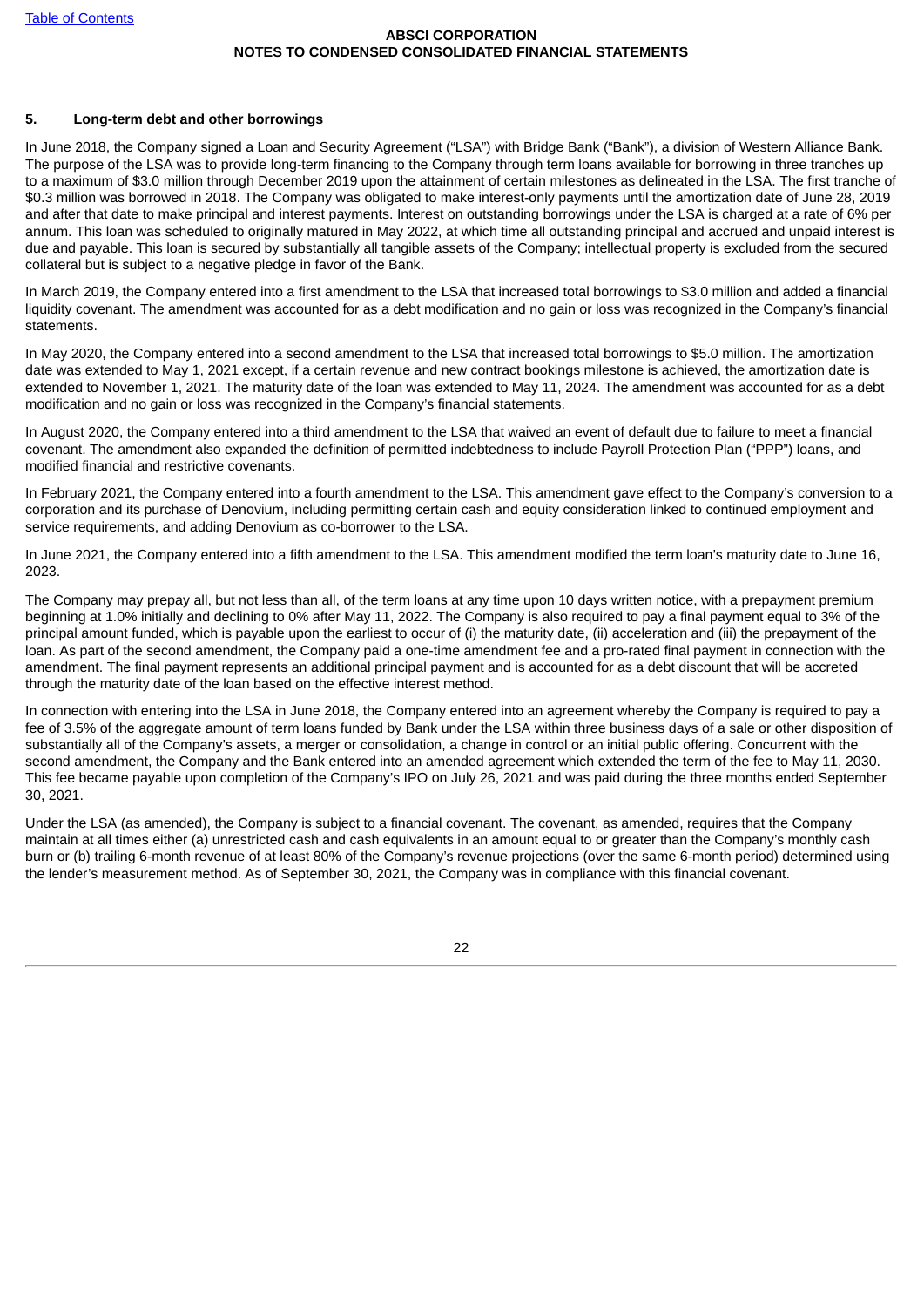**ABSCI CORPORATION**
**NOTES TO CONDENSED CONSOLIDATED FINANCIAL STATEMENTS**

## 5. Long-term debt and other borrowings

In June 2018, the Company signed a Loan and Security Agreement ("LSA") with Bridge Bank ("Bank"), a division of Western Alliance Bank. The purpose of the LSA was to provide long-term financing to the Company through term loans available for borrowing in three tranches up to a maximum of $3.0 million through December 2019 upon the attainment of certain milestones as delineated in the LSA. The first tranche of $0.3 million was borrowed in 2018. The Company was obligated to make interest-only payments until the amortization date of June 28, 2019 and after that date to make principal and interest payments. Interest on outstanding borrowings under the LSA is charged at a rate of 6% per annum. This loan was scheduled to originally matured in May 2022, at which time all outstanding principal and accrued and unpaid interest is due and payable. This loan is secured by substantially all tangible assets of the Company; intellectual property is excluded from the secured collateral but is subject to a negative pledge in favor of the Bank.

In March 2019, the Company entered into a first amendment to the LSA that increased total borrowings to $3.0 million and added a financial liquidity covenant. The amendment was accounted for as a debt modification and no gain or loss was recognized in the Company's financial statements.

In May 2020, the Company entered into a second amendment to the LSA that increased total borrowings to $5.0 million. The amortization date was extended to May 1, 2021 except, if a certain revenue and new contract bookings milestone is achieved, the amortization date is extended to November 1, 2021. The maturity date of the loan was extended to May 11, 2024. The amendment was accounted for as a debt modification and no gain or loss was recognized in the Company's financial statements.

In August 2020, the Company entered into a third amendment to the LSA that waived an event of default due to failure to meet a financial covenant. The amendment also expanded the definition of permitted indebtedness to include Payroll Protection Plan ("PPP") loans, and modified financial and restrictive covenants.

In February 2021, the Company entered into a fourth amendment to the LSA. This amendment gave effect to the Company's conversion to a corporation and its purchase of Denovium, including permitting certain cash and equity consideration linked to continued employment and service requirements, and adding Denovium as co-borrower to the LSA.

In June 2021, the Company entered into a fifth amendment to the LSA. This amendment modified the term loan's maturity date to June 16, 2023.

The Company may prepay all, but not less than all, of the term loans at any time upon 10 days written notice, with a prepayment premium beginning at 1.0% initially and declining to 0% after May 11, 2022. The Company is also required to pay a final payment equal to 3% of the principal amount funded, which is payable upon the earliest to occur of (i) the maturity date, (ii) acceleration and (iii) the prepayment of the loan. As part of the second amendment, the Company paid a one-time amendment fee and a pro-rated final payment in connection with the amendment. The final payment represents an additional principal payment and is accounted for as a debt discount that will be accreted through the maturity date of the loan based on the effective interest method.

In connection with entering into the LSA in June 2018, the Company entered into an agreement whereby the Company is required to pay a fee of 3.5% of the aggregate amount of term loans funded by Bank under the LSA within three business days of a sale or other disposition of substantially all of the Company's assets, a merger or consolidation, a change in control or an initial public offering. Concurrent with the second amendment, the Company and the Bank entered into an amended agreement which extended the term of the fee to May 11, 2030. This fee became payable upon completion of the Company's IPO on July 26, 2021 and was paid during the three months ended September 30, 2021.

Under the LSA (as amended), the Company is subject to a financial covenant. The covenant, as amended, requires that the Company maintain at all times either (a) unrestricted cash and cash equivalents in an amount equal to or greater than the Company's monthly cash burn or (b) trailing 6-month revenue of at least 80% of the Company's revenue projections (over the same 6-month period) determined using the lender's measurement method. As of September 30, 2021, the Company was in compliance with this financial covenant.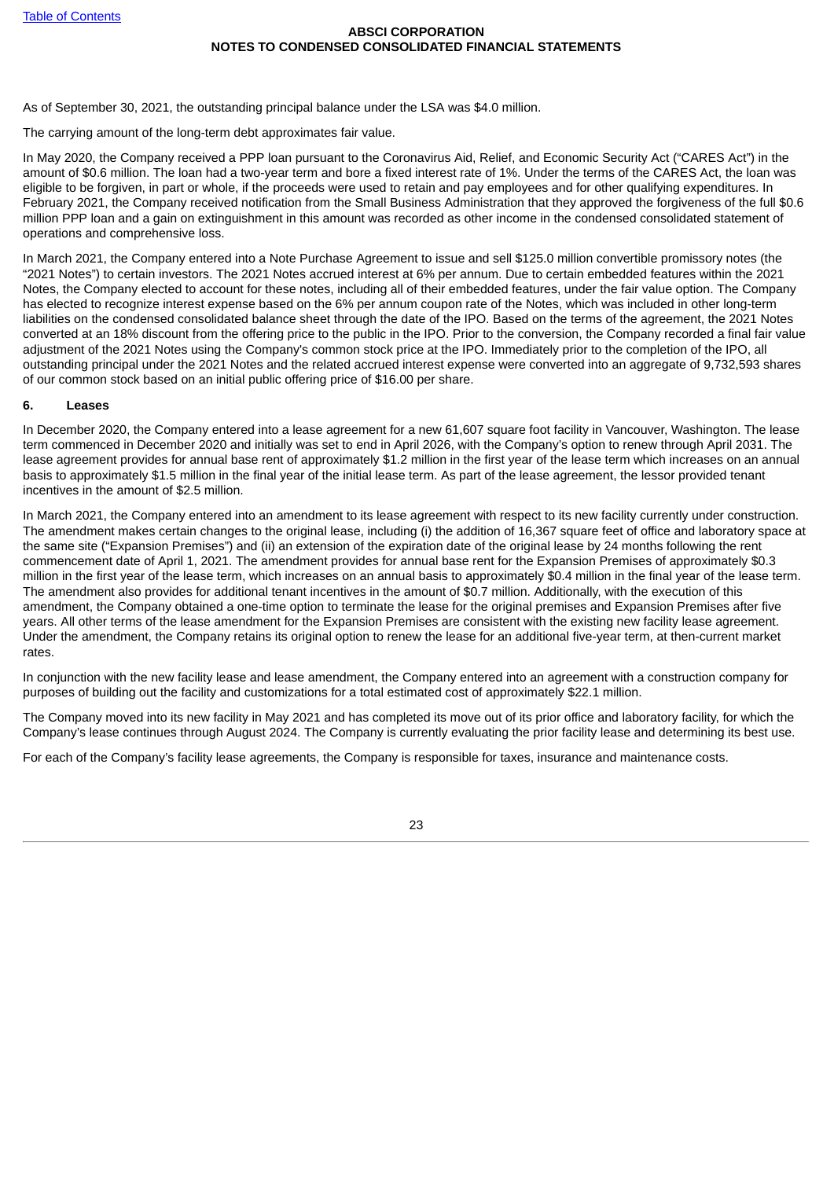As of September 30, 2021, the outstanding principal balance under the LSA was $4.0 million.

The carrying amount of the long-term debt approximates fair value.

In May 2020, the Company received a PPP loan pursuant to the Coronavirus Aid, Relief, and Economic Security Act ("CARES Act") in the amount of $0.6 million. The loan had a two-year term and bore a fixed interest rate of 1%. Under the terms of the CARES Act, the loan was eligible to be forgiven, in part or whole, if the proceeds were used to retain and pay employees and for other qualifying expenditures. In February 2021, the Company received notification from the Small Business Administration that they approved the forgiveness of the full $0.6 million PPP loan and a gain on extinguishment in this amount was recorded as other income in the condensed consolidated statement of operations and comprehensive loss.

In March 2021, the Company entered into a Note Purchase Agreement to issue and sell $125.0 million convertible promissory notes (the "2021 Notes") to certain investors. The 2021 Notes accrued interest at 6% per annum. Due to certain embedded features within the 2021 Notes, the Company elected to account for these notes, including all of their embedded features, under the fair value option. The Company has elected to recognize interest expense based on the 6% per annum coupon rate of the Notes, which was included in other long-term liabilities on the condensed consolidated balance sheet through the date of the IPO. Based on the terms of the agreement, the 2021 Notes converted at an 18% discount from the offering price to the public in the IPO. Prior to the conversion, the Company recorded a final fair value adjustment of the 2021 Notes using the Company's common stock price at the IPO. Immediately prior to the completion of the IPO, all outstanding principal under the 2021 Notes and the related accrued interest expense were converted into an aggregate of 9,732,593 shares of our common stock based on an initial public offering price of $16.00 per share.

## 6. Leases

In December 2020, the Company entered into a lease agreement for a new 61,607 square foot facility in Vancouver, Washington. The lease term commenced in December 2020 and initially was set to end in April 2026, with the Company's option to renew through April 2031. The lease agreement provides for annual base rent of approximately $1.2 million in the first year of the lease term which increases on an annual basis to approximately $1.5 million in the final year of the initial lease term. As part of the lease agreement, the lessor provided tenant incentives in the amount of $2.5 million.

In March 2021, the Company entered into an amendment to its lease agreement with respect to its new facility currently under construction. The amendment makes certain changes to the original lease, including (i) the addition of 16,367 square feet of office and laboratory space at the same site ("Expansion Premises") and (ii) an extension of the expiration date of the original lease by 24 months following the rent commencement date of April 1, 2021. The amendment provides for annual base rent for the Expansion Premises of approximately $0.3 million in the first year of the lease term, which increases on an annual basis to approximately $0.4 million in the final year of the lease term. The amendment also provides for additional tenant incentives in the amount of $0.7 million. Additionally, with the execution of this amendment, the Company obtained a one-time option to terminate the lease for the original premises and Expansion Premises after five years. All other terms of the lease amendment for the Expansion Premises are consistent with the existing new facility lease agreement. Under the amendment, the Company retains its original option to renew the lease for an additional five-year term, at then-current market rates.

In conjunction with the new facility lease and lease amendment, the Company entered into an agreement with a construction company for purposes of building out the facility and customizations for a total estimated cost of approximately $22.1 million.

The Company moved into its new facility in May 2021 and has completed its move out of its prior office and laboratory facility, for which the Company's lease continues through August 2024. The Company is currently evaluating the prior facility lease and determining its best use.

For each of the Company's facility lease agreements, the Company is responsible for taxes, insurance and maintenance costs.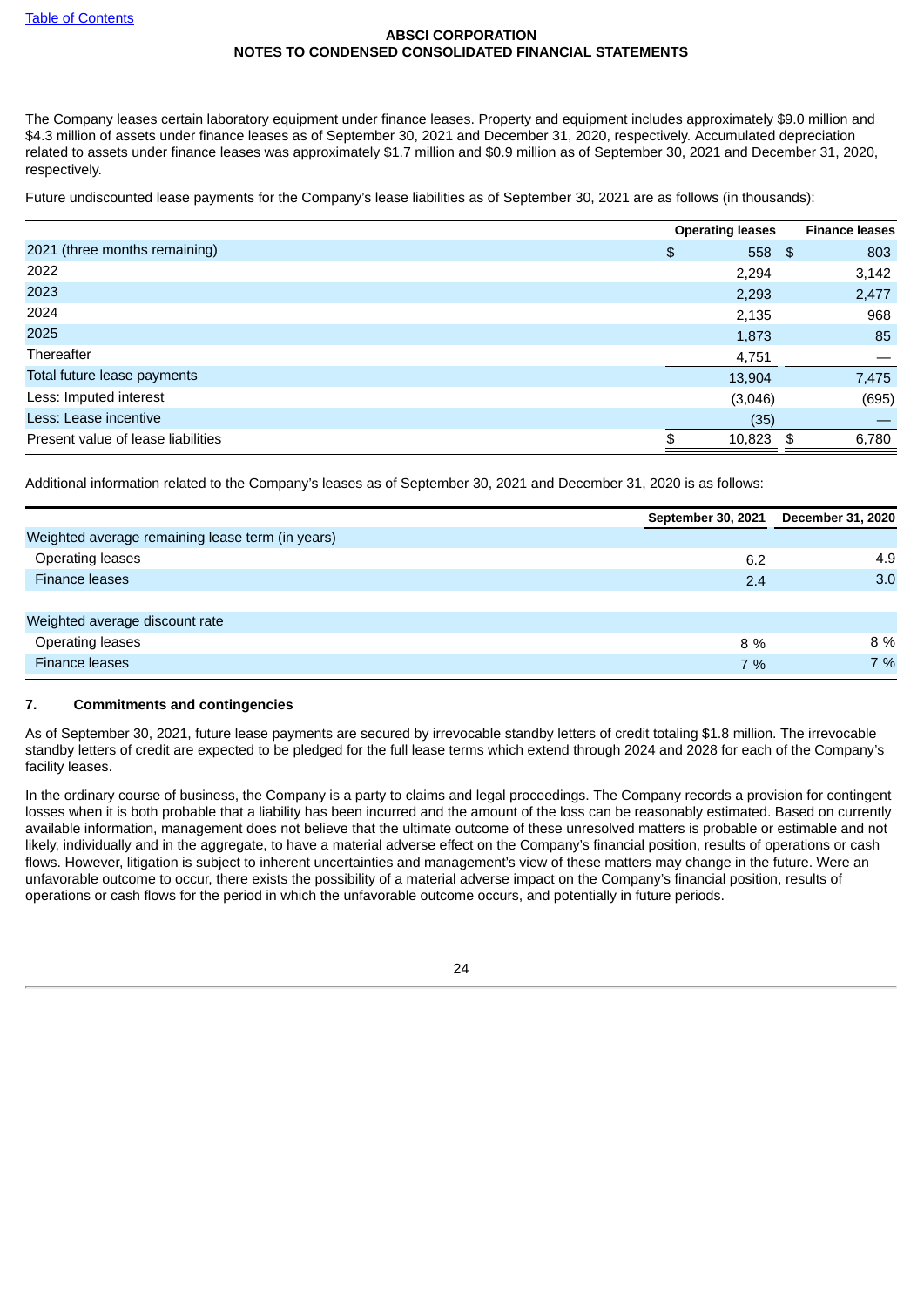The Company leases certain laboratory equipment under finance leases. Property and equipment includes approximately $9.0 million and $4.3 million of assets under finance leases as of September 30, 2021 and December 31, 2020, respectively. Accumulated depreciation related to assets under finance leases was approximately $1.7 million and $0.9 million as of September 30, 2021 and December 31, 2020, respectively.

Future undiscounted lease payments for the Company's lease liabilities as of September 30, 2021 are as follows (in thousands):

| | Operating leases | Finance leases |
|---|---|---|
| 2021 (three months remaining) | $ 558 | $ 803 |
| 2022 | 2,294 | 3,142 |
| 2023 | 2,293 | 2,477 |
| 2024 | 2,135 | 968 |
| 2025 | 1,873 | 85 |
| Thereafter | 4,751 | — |
| Total future lease payments | 13,904 | 7,475 |
| Less: Imputed interest | (3,046) | (695) |
| Less: Lease incentive | (35) | — |
| Present value of lease liabilities | $ 10,823 | $ 6,780 |

Additional information related to the Company's leases as of September 30, 2021 and December 31, 2020 is as follows:

| | September 30, 2021 | December 31, 2020 |
|---|---|---|
| Weighted average remaining lease term (in years) | | |
| Operating leases | 6.2 | 4.9 |
| Finance leases | 2.4 | 3.0 |
| | | |
| Weighted average discount rate | | |
| Operating leases | 8 % | 8 % |
| Finance leases | 7 % | 7 % |

## 7. Commitments and contingencies

As of September 30, 2021, future lease payments are secured by irrevocable standby letters of credit totaling $1.8 million. The irrevocable standby letters of credit are expected to be pledged for the full lease terms which extend through 2024 and 2028 for each of the Company's facility leases.

In the ordinary course of business, the Company is a party to claims and legal proceedings. The Company records a provision for contingent losses when it is both probable that a liability has been incurred and the amount of the loss can be reasonably estimated. Based on currently available information, management does not believe that the ultimate outcome of these unresolved matters is probable or estimable and not likely, individually and in the aggregate, to have a material adverse effect on the Company's financial position, results of operations or cash flows. However, litigation is subject to inherent uncertainties and management's view of these matters may change in the future. Were an unfavorable outcome to occur, there exists the possibility of a material adverse impact on the Company's financial position, results of operations or cash flows for the period in which the unfavorable outcome occurs, and potentially in future periods.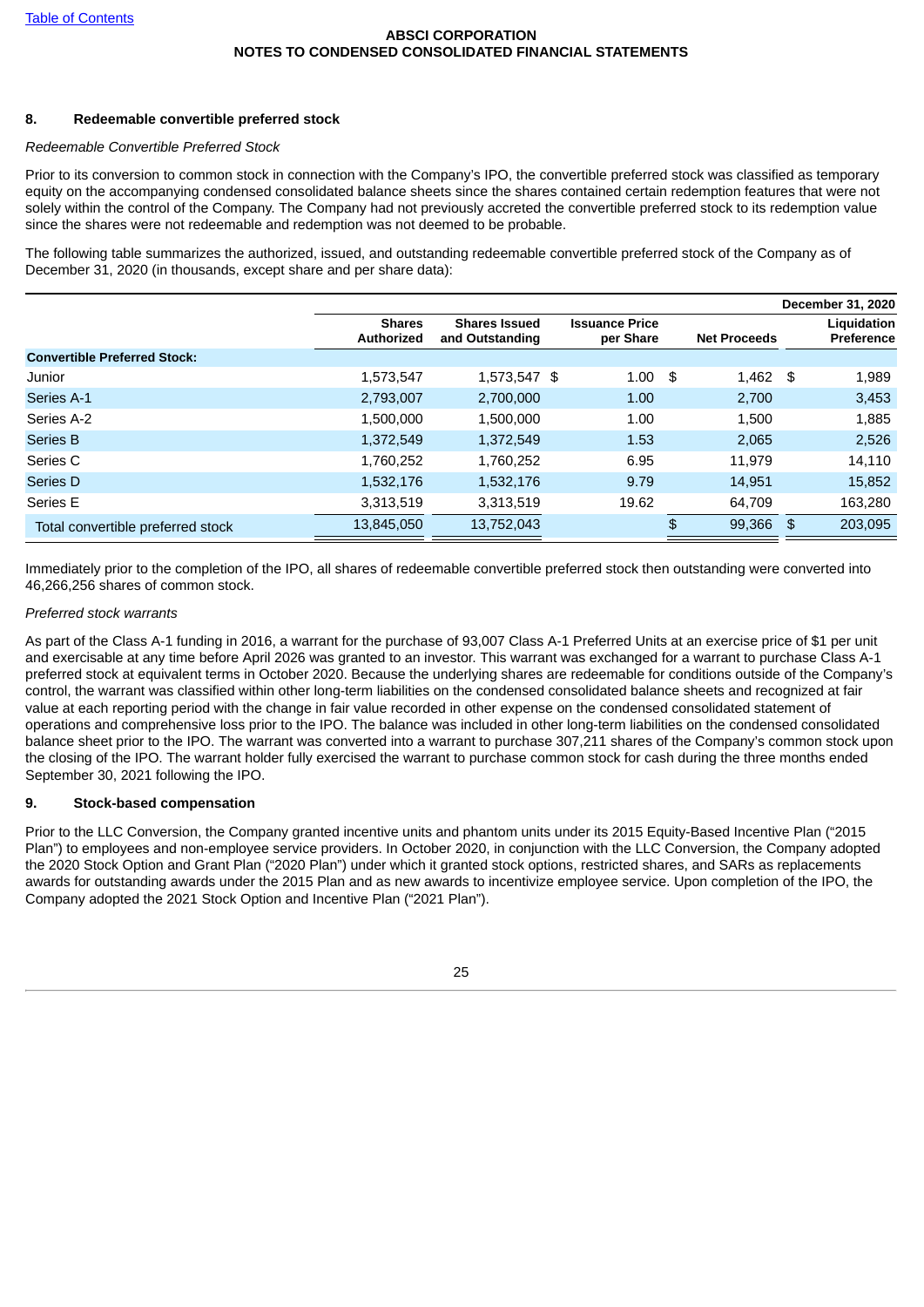ABSCI CORPORATION
NOTES TO CONDENSED CONSOLIDATED FINANCIAL STATEMENTS

## 8. Redeemable convertible preferred stock

*Redeemable Convertible Preferred Stock*

Prior to its conversion to common stock in connection with the Company's IPO, the convertible preferred stock was classified as temporary equity on the accompanying condensed consolidated balance sheets since the shares contained certain redemption features that were not solely within the control of the Company. The Company had not previously accreted the convertible preferred stock to its redemption value since the shares were not redeemable and redemption was not deemed to be probable.

The following table summarizes the authorized, issued, and outstanding redeemable convertible preferred stock of the Company as of December 31, 2020 (in thousands, except share and per share data):

| | | | | | December 31, 2020 |
|---|---|---|---|---|---|
| | Shares Authorized | Shares Issued and Outstanding | Issuance Price per Share | Net Proceeds | Liquidation Preference |
| **Convertible Preferred Stock:** | | | | | |
| Junior | 1,573,547 | 1,573,547 | $ 1.00 | $ 1,462 | $ 1,989 |
| Series A-1 | 2,793,007 | 2,700,000 | 1.00 | 2,700 | 3,453 |
| Series A-2 | 1,500,000 | 1,500,000 | 1.00 | 1,500 | 1,885 |
| Series B | 1,372,549 | 1,372,549 | 1.53 | 2,065 | 2,526 |
| Series C | 1,760,252 | 1,760,252 | 6.95 | 11,979 | 14,110 |
| Series D | 1,532,176 | 1,532,176 | 9.79 | 14,951 | 15,852 |
| Series E | 3,313,519 | 3,313,519 | 19.62 | 64,709 | 163,280 |
| Total convertible preferred stock | 13,845,050 | 13,752,043 | | $ 99,366 | $ 203,095 |

Immediately prior to the completion of the IPO, all shares of redeemable convertible preferred stock then outstanding were converted into 46,266,256 shares of common stock.

*Preferred stock warrants*

As part of the Class A-1 funding in 2016, a warrant for the purchase of 93,007 Class A-1 Preferred Units at an exercise price of $1 per unit and exercisable at any time before April 2026 was granted to an investor. This warrant was exchanged for a warrant to purchase Class A-1 preferred stock at equivalent terms in October 2020. Because the underlying shares are redeemable for conditions outside of the Company's control, the warrant was classified within other long-term liabilities on the condensed consolidated balance sheets and recognized at fair value at each reporting period with the change in fair value recorded in other expense on the condensed consolidated statement of operations and comprehensive loss prior to the IPO. The balance was included in other long-term liabilities on the condensed consolidated balance sheet prior to the IPO. The warrant was converted into a warrant to purchase 307,211 shares of the Company's common stock upon the closing of the IPO. The warrant holder fully exercised the warrant to purchase common stock for cash during the three months ended September 30, 2021 following the IPO.

## 9. Stock-based compensation

Prior to the LLC Conversion, the Company granted incentive units and phantom units under its 2015 Equity-Based Incentive Plan ("2015 Plan") to employees and non-employee service providers. In October 2020, in conjunction with the LLC Conversion, the Company adopted the 2020 Stock Option and Grant Plan ("2020 Plan") under which it granted stock options, restricted shares, and SARs as replacements awards for outstanding awards under the 2015 Plan and as new awards to incentivize employee service. Upon completion of the IPO, the Company adopted the 2021 Stock Option and Incentive Plan ("2021 Plan").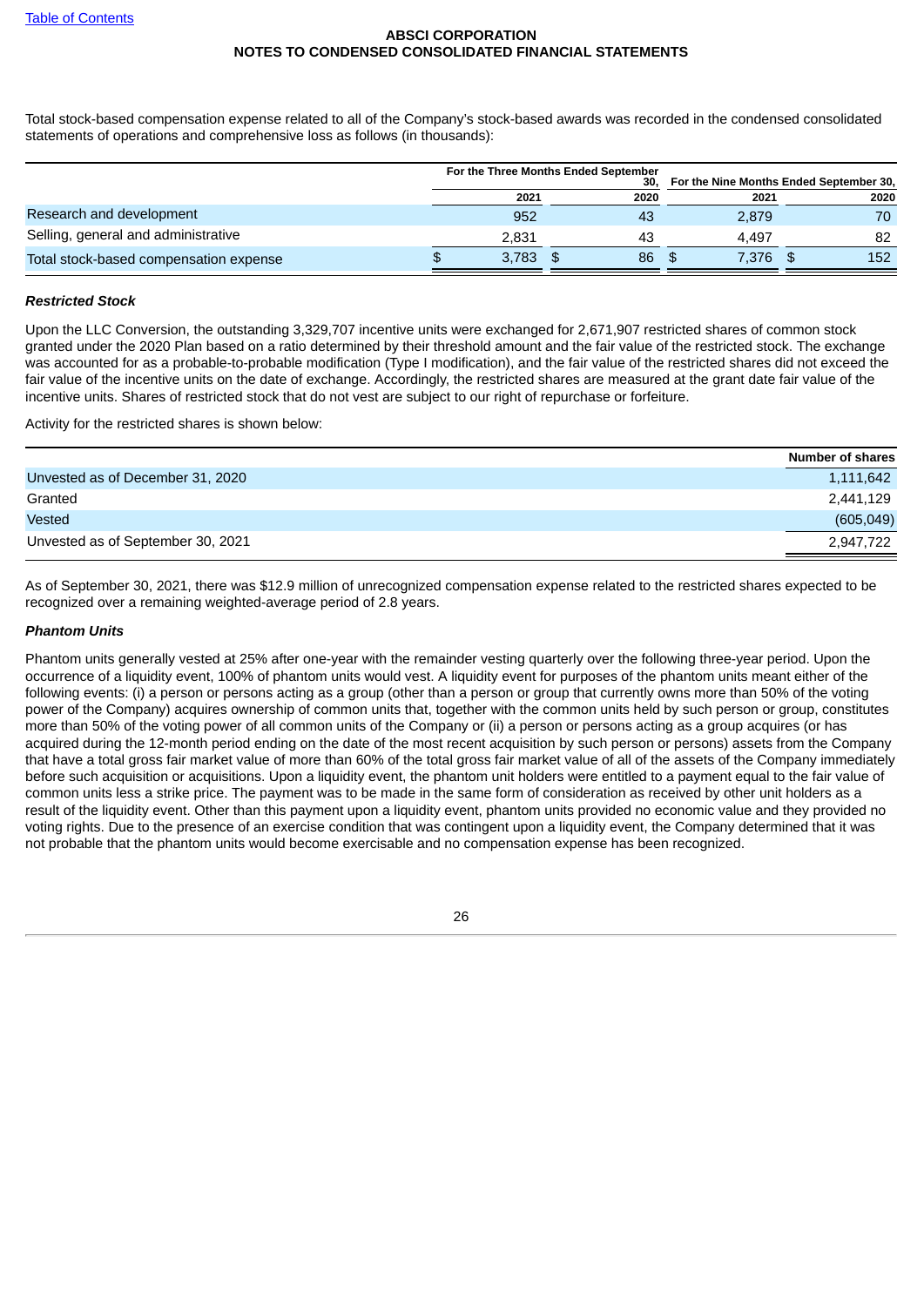Total stock-based compensation expense related to all of the Company's stock-based awards was recorded in the condensed consolidated statements of operations and comprehensive loss as follows (in thousands):

| | For the Three Months Ended September 30, | | For the Nine Months Ended September 30, | |
|---|---|---|---|---|
| | 2021 | 2020 | 2021 | 2020 |
| Research and development | 952 | 43 | 2,879 | 70 |
| Selling, general and administrative | 2,831 | 43 | 4,497 | 82 |
| Total stock-based compensation expense | $ 3,783 | $ 86 | $ 7,376 | $ 152 |

***Restricted Stock***

Upon the LLC Conversion, the outstanding 3,329,707 incentive units were exchanged for 2,671,907 restricted shares of common stock granted under the 2020 Plan based on a ratio determined by their threshold amount and the fair value of the restricted stock. The exchange was accounted for as a probable-to-probable modification (Type I modification), and the fair value of the restricted shares did not exceed the fair value of the incentive units on the date of exchange. Accordingly, the restricted shares are measured at the grant date fair value of the incentive units. Shares of restricted stock that do not vest are subject to our right of repurchase or forfeiture.

Activity for the restricted shares is shown below:

| | Number of shares |
|---|---|
| Unvested as of December 31, 2020 | 1,111,642 |
| Granted | 2,441,129 |
| Vested | (605,049) |
| Unvested as of September 30, 2021 | 2,947,722 |

As of September 30, 2021, there was $12.9 million of unrecognized compensation expense related to the restricted shares expected to be recognized over a remaining weighted-average period of 2.8 years.

***Phantom Units***

Phantom units generally vested at 25% after one-year with the remainder vesting quarterly over the following three-year period. Upon the occurrence of a liquidity event, 100% of phantom units would vest. A liquidity event for purposes of the phantom units meant either of the following events: (i) a person or persons acting as a group (other than a person or group that currently owns more than 50% of the voting power of the Company) acquires ownership of common units that, together with the common units held by such person or group, constitutes more than 50% of the voting power of all common units of the Company or (ii) a person or persons acting as a group acquires (or has acquired during the 12-month period ending on the date of the most recent acquisition by such person or persons) assets from the Company that have a total gross fair market value of more than 60% of the total gross fair market value of all of the assets of the Company immediately before such acquisition or acquisitions. Upon a liquidity event, the phantom unit holders were entitled to a payment equal to the fair value of common units less a strike price. The payment was to be made in the same form of consideration as received by other unit holders as a result of the liquidity event. Other than this payment upon a liquidity event, phantom units provided no economic value and they provided no voting rights. Due to the presence of an exercise condition that was contingent upon a liquidity event, the Company determined that it was not probable that the phantom units would become exercisable and no compensation expense has been recognized.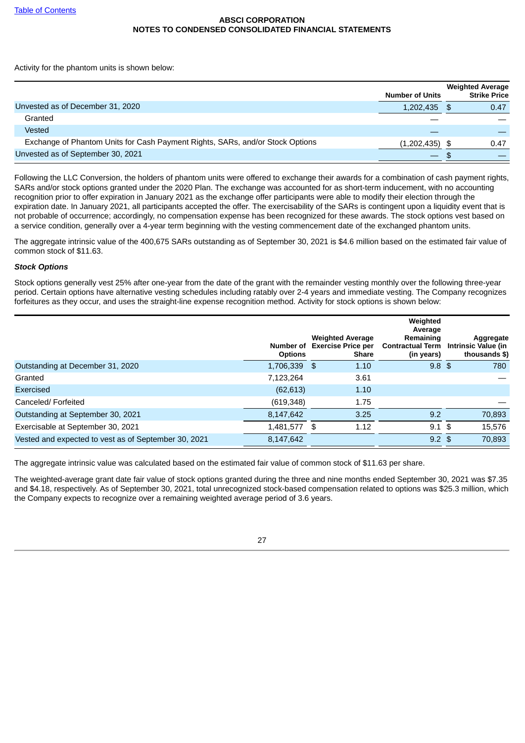Activity for the phantom units is shown below:

| | Number of Units | Weighted Average Strike Price |
|---|---|---|
| Unvested as of December 31, 2020 | 1,202,435 | $ 0.47 |
| Granted | — | — |
| Vested | — | — |
| Exchange of Phantom Units for Cash Payment Rights, SARs, and/or Stock Options | (1,202,435) | $ 0.47 |
| Unvested as of September 30, 2021 | — | $ — |

Following the LLC Conversion, the holders of phantom units were offered to exchange their awards for a combination of cash payment rights, SARs and/or stock options granted under the 2020 Plan. The exchange was accounted for as short-term inducement, with no accounting recognition prior to offer expiration in January 2021 as the exchange offer participants were able to modify their election through the expiration date. In January 2021, all participants accepted the offer. The exercisability of the SARs is contingent upon a liquidity event that is not probable of occurrence; accordingly, no compensation expense has been recognized for these awards. The stock options vest based on a service condition, generally over a 4-year term beginning with the vesting commencement date of the exchanged phantom units.

The aggregate intrinsic value of the 400,675 SARs outstanding as of September 30, 2021 is $4.6 million based on the estimated fair value of common stock of $11.63.

***Stock Options***

Stock options generally vest 25% after one-year from the date of the grant with the remainder vesting monthly over the following three-year period. Certain options have alternative vesting schedules including ratably over 2-4 years and immediate vesting. The Company recognizes forfeitures as they occur, and uses the straight-line expense recognition method. Activity for stock options is shown below:

| | Number of Options | Weighted Average Exercise Price per Share | Weighted Average Remaining Contractual Term (in years) | Aggregate Intrinsic Value (in thousands $) |
|---|---|---|---|---|
| Outstanding at December 31, 2020 | 1,706,339 | $ 1.10 | 9.8 | $ 780 |
| Granted | 7,123,264 | 3.61 | | — |
| Exercised | (62,613) | 1.10 | | |
| Canceled/ Forfeited | (619,348) | 1.75 | | — |
| Outstanding at September 30, 2021 | 8,147,642 | 3.25 | 9.2 | 70,893 |
| Exercisable at September 30, 2021 | 1,481,577 | $ 1.12 | 9.1 | $ 15,576 |
| Vested and expected to vest as of September 30, 2021 | 8,147,642 | | 9.2 | $ 70,893 |

The aggregate intrinsic value was calculated based on the estimated fair value of common stock of $11.63 per share.

The weighted-average grant date fair value of stock options granted during the three and nine months ended September 30, 2021 was $7.35 and $4.18, respectively. As of September 30, 2021, total unrecognized stock-based compensation related to options was $25.3 million, which the Company expects to recognize over a remaining weighted average period of 3.6 years.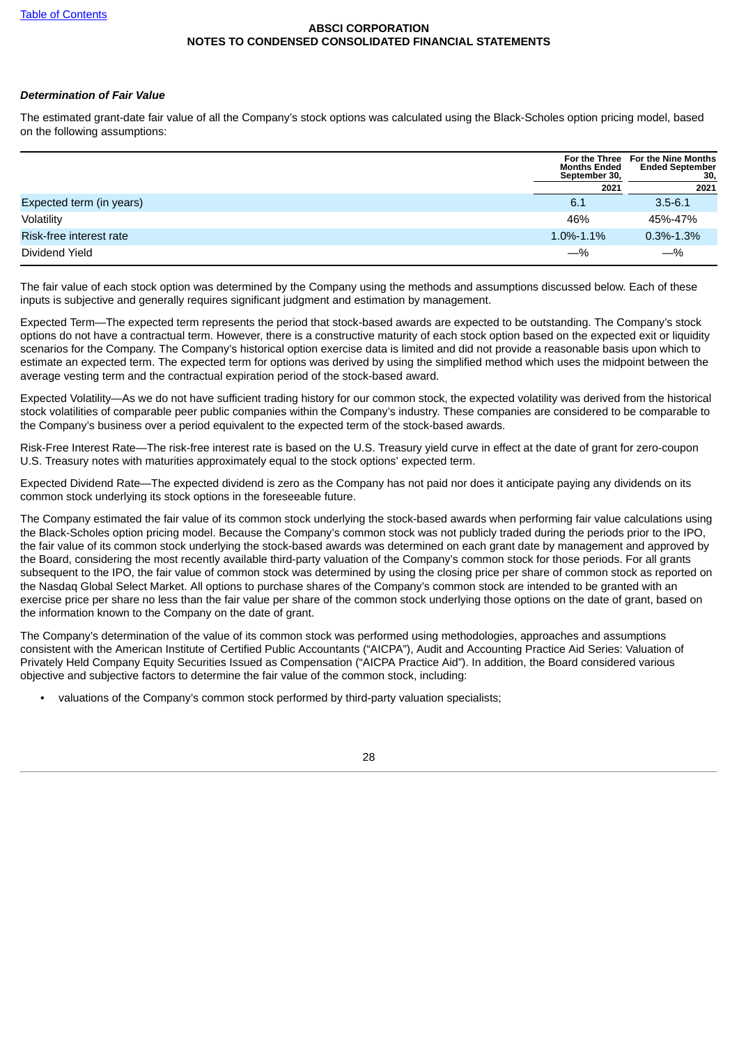ABSCI CORPORATION
NOTES TO CONDENSED CONSOLIDATED FINANCIAL STATEMENTS

***Determination of Fair Value***

The estimated grant-date fair value of all the Company's stock options was calculated using the Black-Scholes option pricing model, based on the following assumptions:

| | For the Three Months Ended September 30, | For the Nine Months Ended September 30, |
|---|---|---|
| | 2021 | 2021 |
| Expected term (in years) | 6.1 | 3.5-6.1 |
| Volatility | 46% | 45%-47% |
| Risk-free interest rate | 1.0%-1.1% | 0.3%-1.3% |
| Dividend Yield | —% | —% |

The fair value of each stock option was determined by the Company using the methods and assumptions discussed below. Each of these inputs is subjective and generally requires significant judgment and estimation by management.

Expected Term—The expected term represents the period that stock-based awards are expected to be outstanding. The Company's stock options do not have a contractual term. However, there is a constructive maturity of each stock option based on the expected exit or liquidity scenarios for the Company. The Company's historical option exercise data is limited and did not provide a reasonable basis upon which to estimate an expected term. The expected term for options was derived by using the simplified method which uses the midpoint between the average vesting term and the contractual expiration period of the stock-based award.

Expected Volatility—As we do not have sufficient trading history for our common stock, the expected volatility was derived from the historical stock volatilities of comparable peer public companies within the Company's industry. These companies are considered to be comparable to the Company's business over a period equivalent to the expected term of the stock-based awards.

Risk-Free Interest Rate—The risk-free interest rate is based on the U.S. Treasury yield curve in effect at the date of grant for zero-coupon U.S. Treasury notes with maturities approximately equal to the stock options' expected term.

Expected Dividend Rate—The expected dividend is zero as the Company has not paid nor does it anticipate paying any dividends on its common stock underlying its stock options in the foreseeable future.

The Company estimated the fair value of its common stock underlying the stock-based awards when performing fair value calculations using the Black-Scholes option pricing model. Because the Company's common stock was not publicly traded during the periods prior to the IPO, the fair value of its common stock underlying the stock-based awards was determined on each grant date by management and approved by the Board, considering the most recently available third-party valuation of the Company's common stock for those periods. For all grants subsequent to the IPO, the fair value of common stock was determined by using the closing price per share of common stock as reported on the Nasdaq Global Select Market. All options to purchase shares of the Company's common stock are intended to be granted with an exercise price per share no less than the fair value per share of the common stock underlying those options on the date of grant, based on the information known to the Company on the date of grant.

The Company's determination of the value of its common stock was performed using methodologies, approaches and assumptions consistent with the American Institute of Certified Public Accountants ("AICPA"), Audit and Accounting Practice Aid Series: Valuation of Privately Held Company Equity Securities Issued as Compensation ("AICPA Practice Aid"). In addition, the Board considered various objective and subjective factors to determine the fair value of the common stock, including:

- valuations of the Company's common stock performed by third-party valuation specialists;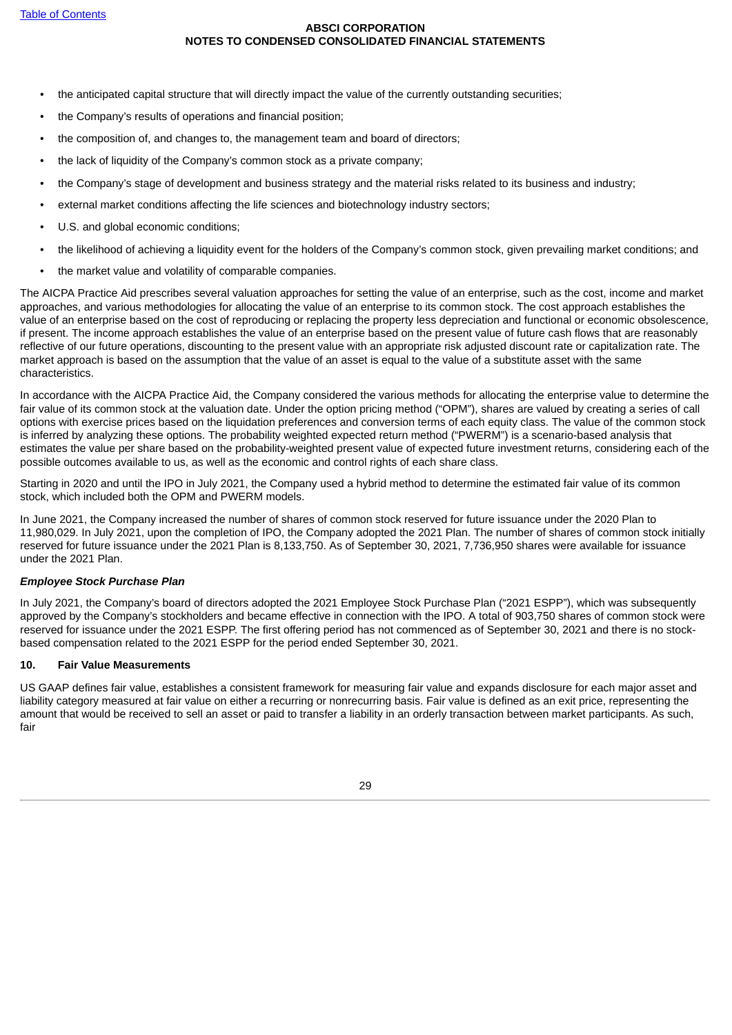- the anticipated capital structure that will directly impact the value of the currently outstanding securities;
- the Company's results of operations and financial position;
- the composition of, and changes to, the management team and board of directors;
- the lack of liquidity of the Company's common stock as a private company;
- the Company's stage of development and business strategy and the material risks related to its business and industry;
- external market conditions affecting the life sciences and biotechnology industry sectors;
- U.S. and global economic conditions;
- the likelihood of achieving a liquidity event for the holders of the Company's common stock, given prevailing market conditions; and
- the market value and volatility of comparable companies.

The AICPA Practice Aid prescribes several valuation approaches for setting the value of an enterprise, such as the cost, income and market approaches, and various methodologies for allocating the value of an enterprise to its common stock. The cost approach establishes the value of an enterprise based on the cost of reproducing or replacing the property less depreciation and functional or economic obsolescence, if present. The income approach establishes the value of an enterprise based on the present value of future cash flows that are reasonably reflective of our future operations, discounting to the present value with an appropriate risk adjusted discount rate or capitalization rate. The market approach is based on the assumption that the value of an asset is equal to the value of a substitute asset with the same characteristics.

In accordance with the AICPA Practice Aid, the Company considered the various methods for allocating the enterprise value to determine the fair value of its common stock at the valuation date. Under the option pricing method ("OPM"), shares are valued by creating a series of call options with exercise prices based on the liquidation preferences and conversion terms of each equity class. The value of the common stock is inferred by analyzing these options. The probability weighted expected return method ("PWERM") is a scenario-based analysis that estimates the value per share based on the probability-weighted present value of expected future investment returns, considering each of the possible outcomes available to us, as well as the economic and control rights of each share class.

Starting in 2020 and until the IPO in July 2021, the Company used a hybrid method to determine the estimated fair value of its common stock, which included both the OPM and PWERM models.

In June 2021, the Company increased the number of shares of common stock reserved for future issuance under the 2020 Plan to 11,980,029. In July 2021, upon the completion of IPO, the Company adopted the 2021 Plan. The number of shares of common stock initially reserved for future issuance under the 2021 Plan is 8,133,750. As of September 30, 2021, 7,736,950 shares were available for issuance under the 2021 Plan.

***Employee Stock Purchase Plan***

In July 2021, the Company's board of directors adopted the 2021 Employee Stock Purchase Plan ("2021 ESPP"), which was subsequently approved by the Company's stockholders and became effective in connection with the IPO. A total of 903,750 shares of common stock were reserved for issuance under the 2021 ESPP. The first offering period has not commenced as of September 30, 2021 and there is no stock-based compensation related to the 2021 ESPP for the period ended September 30, 2021.

## 10. Fair Value Measurements

US GAAP defines fair value, establishes a consistent framework for measuring fair value and expands disclosure for each major asset and liability category measured at fair value on either a recurring or nonrecurring basis. Fair value is defined as an exit price, representing the amount that would be received to sell an asset or paid to transfer a liability in an orderly transaction between market participants. As such, fair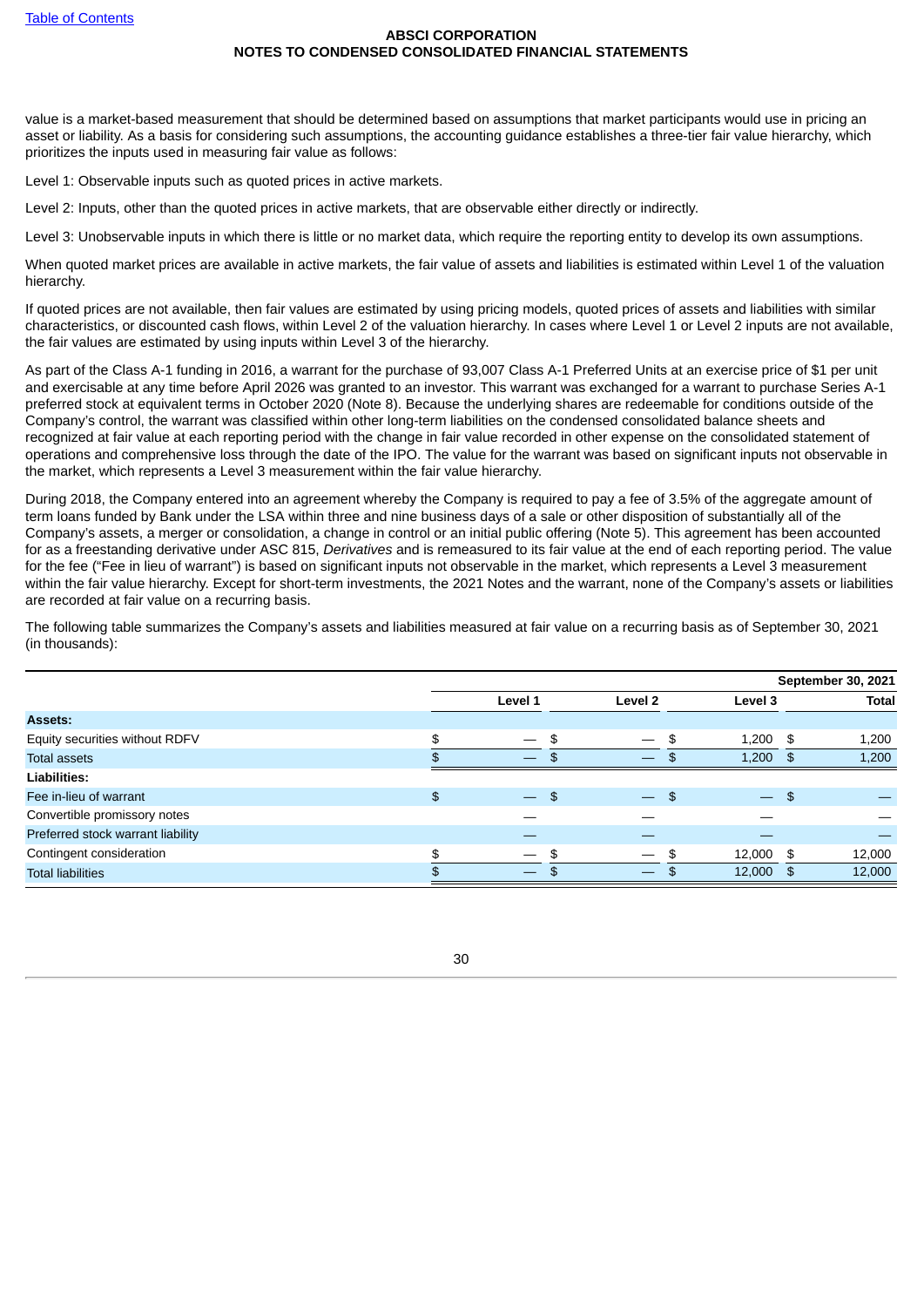value is a market-based measurement that should be determined based on assumptions that market participants would use in pricing an asset or liability. As a basis for considering such assumptions, the accounting guidance establishes a three-tier fair value hierarchy, which prioritizes the inputs used in measuring fair value as follows:

Level 1: Observable inputs such as quoted prices in active markets.

Level 2: Inputs, other than the quoted prices in active markets, that are observable either directly or indirectly.

Level 3: Unobservable inputs in which there is little or no market data, which require the reporting entity to develop its own assumptions.

When quoted market prices are available in active markets, the fair value of assets and liabilities is estimated within Level 1 of the valuation hierarchy.

If quoted prices are not available, then fair values are estimated by using pricing models, quoted prices of assets and liabilities with similar characteristics, or discounted cash flows, within Level 2 of the valuation hierarchy. In cases where Level 1 or Level 2 inputs are not available, the fair values are estimated by using inputs within Level 3 of the hierarchy.

As part of the Class A-1 funding in 2016, a warrant for the purchase of 93,007 Class A-1 Preferred Units at an exercise price of $1 per unit and exercisable at any time before April 2026 was granted to an investor. This warrant was exchanged for a warrant to purchase Series A-1 preferred stock at equivalent terms in October 2020 (Note 8). Because the underlying shares are redeemable for conditions outside of the Company's control, the warrant was classified within other long-term liabilities on the condensed consolidated balance sheets and recognized at fair value at each reporting period with the change in fair value recorded in other expense on the consolidated statement of operations and comprehensive loss through the date of the IPO. The value for the warrant was based on significant inputs not observable in the market, which represents a Level 3 measurement within the fair value hierarchy.

During 2018, the Company entered into an agreement whereby the Company is required to pay a fee of 3.5% of the aggregate amount of term loans funded by Bank under the LSA within three and nine business days of a sale or other disposition of substantially all of the Company's assets, a merger or consolidation, a change in control or an initial public offering (Note 5). This agreement has been accounted for as a freestanding derivative under ASC 815, *Derivatives* and is remeasured to its fair value at the end of each reporting period. The value for the fee ("Fee in lieu of warrant") is based on significant inputs not observable in the market, which represents a Level 3 measurement within the fair value hierarchy. Except for short-term investments, the 2021 Notes and the warrant, none of the Company's assets or liabilities are recorded at fair value on a recurring basis.

The following table summarizes the Company's assets and liabilities measured at fair value on a recurring basis as of September 30, 2021 (in thousands):

| | | | | September 30, 2021 |
|---|---|---|---|---|
| | Level 1 | Level 2 | Level 3 | Total |
| **Assets:** | | | | |
| Equity securities without RDFV | $ — | $ — | $ 1,200 | $ 1,200 |
| Total assets | $ — | $ — | $ 1,200 | $ 1,200 |
| **Liabilities:** | | | | |
| Fee in-lieu of warrant | $ — | $ — | $ — | $ — |
| Convertible promissory notes | — | — | — | — |
| Preferred stock warrant liability | — | — | — | — |
| Contingent consideration | $ — | $ — | $ 12,000 | $ 12,000 |
| Total liabilities | $ — | $ — | $ 12,000 | $ 12,000 |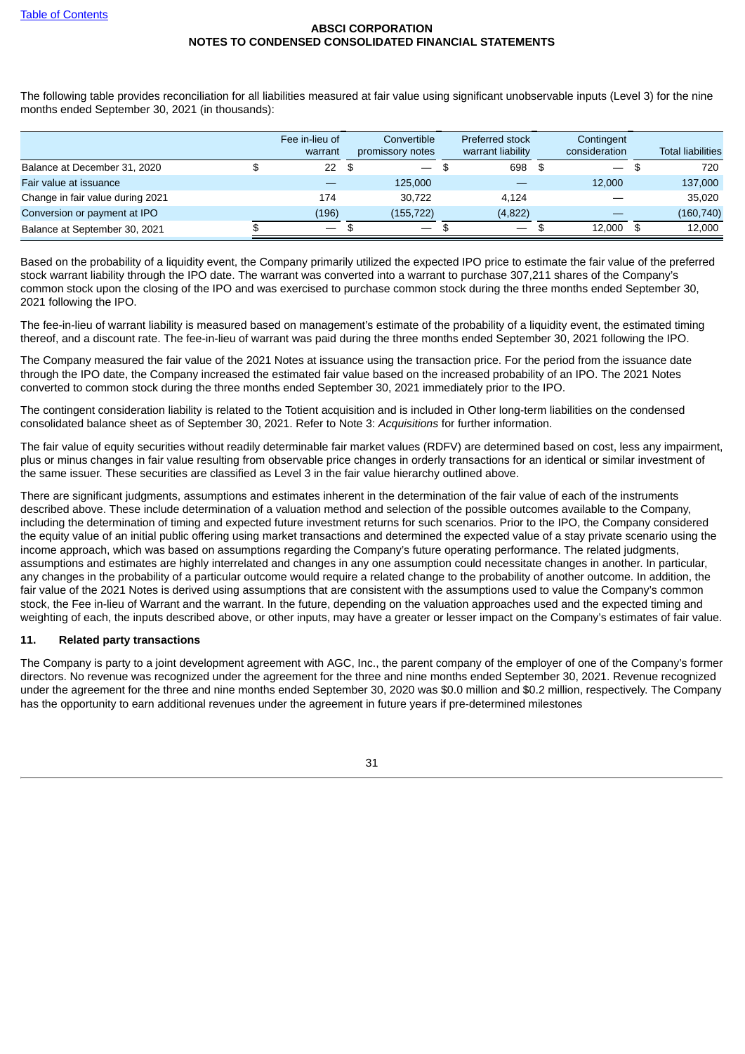The following table provides reconciliation for all liabilities measured at fair value using significant unobservable inputs (Level 3) for the nine months ended September 30, 2021 (in thousands):

| | Fee in-lieu of warrant | Convertible promissory notes | Preferred stock warrant liability | Contingent consideration | Total liabilities |
|---|---|---|---|---|---|
| Balance at December 31, 2020 | $ 22 | $ — | $ 698 | $ — | $ 720 |
| Fair value at issuance | — | 125,000 | — | 12,000 | 137,000 |
| Change in fair value during 2021 | 174 | 30,722 | 4,124 | — | 35,020 |
| Conversion or payment at IPO | (196) | (155,722) | (4,822) | — | (160,740) |
| Balance at September 30, 2021 | $ — | $ — | $ — | $ 12,000 | $ 12,000 |

Based on the probability of a liquidity event, the Company primarily utilized the expected IPO price to estimate the fair value of the preferred stock warrant liability through the IPO date. The warrant was converted into a warrant to purchase 307,211 shares of the Company's common stock upon the closing of the IPO and was exercised to purchase common stock during the three months ended September 30, 2021 following the IPO.

The fee-in-lieu of warrant liability is measured based on management's estimate of the probability of a liquidity event, the estimated timing thereof, and a discount rate. The fee-in-lieu of warrant was paid during the three months ended September 30, 2021 following the IPO.

The Company measured the fair value of the 2021 Notes at issuance using the transaction price. For the period from the issuance date through the IPO date, the Company increased the estimated fair value based on the increased probability of an IPO. The 2021 Notes converted to common stock during the three months ended September 30, 2021 immediately prior to the IPO.

The contingent consideration liability is related to the Totient acquisition and is included in Other long-term liabilities on the condensed consolidated balance sheet as of September 30, 2021. Refer to Note 3: *Acquisitions* for further information.

The fair value of equity securities without readily determinable fair market values (RDFV) are determined based on cost, less any impairment, plus or minus changes in fair value resulting from observable price changes in orderly transactions for an identical or similar investment of the same issuer. These securities are classified as Level 3 in the fair value hierarchy outlined above.

There are significant judgments, assumptions and estimates inherent in the determination of the fair value of each of the instruments described above. These include determination of a valuation method and selection of the possible outcomes available to the Company, including the determination of timing and expected future investment returns for such scenarios. Prior to the IPO, the Company considered the equity value of an initial public offering using market transactions and determined the expected value of a stay private scenario using the income approach, which was based on assumptions regarding the Company's future operating performance. The related judgments, assumptions and estimates are highly interrelated and changes in any one assumption could necessitate changes in another. In particular, any changes in the probability of a particular outcome would require a related change to the probability of another outcome. In addition, the fair value of the 2021 Notes is derived using assumptions that are consistent with the assumptions used to value the Company's common stock, the Fee in-lieu of Warrant and the warrant. In the future, depending on the valuation approaches used and the expected timing and weighting of each, the inputs described above, or other inputs, may have a greater or lesser impact on the Company's estimates of fair value.

## 11. Related party transactions

The Company is party to a joint development agreement with AGC, Inc., the parent company of the employer of one of the Company's former directors. No revenue was recognized under the agreement for the three and nine months ended September 30, 2021. Revenue recognized under the agreement for the three and nine months ended September 30, 2020 was $0.0 million and $0.2 million, respectively. The Company has the opportunity to earn additional revenues under the agreement in future years if pre-determined milestones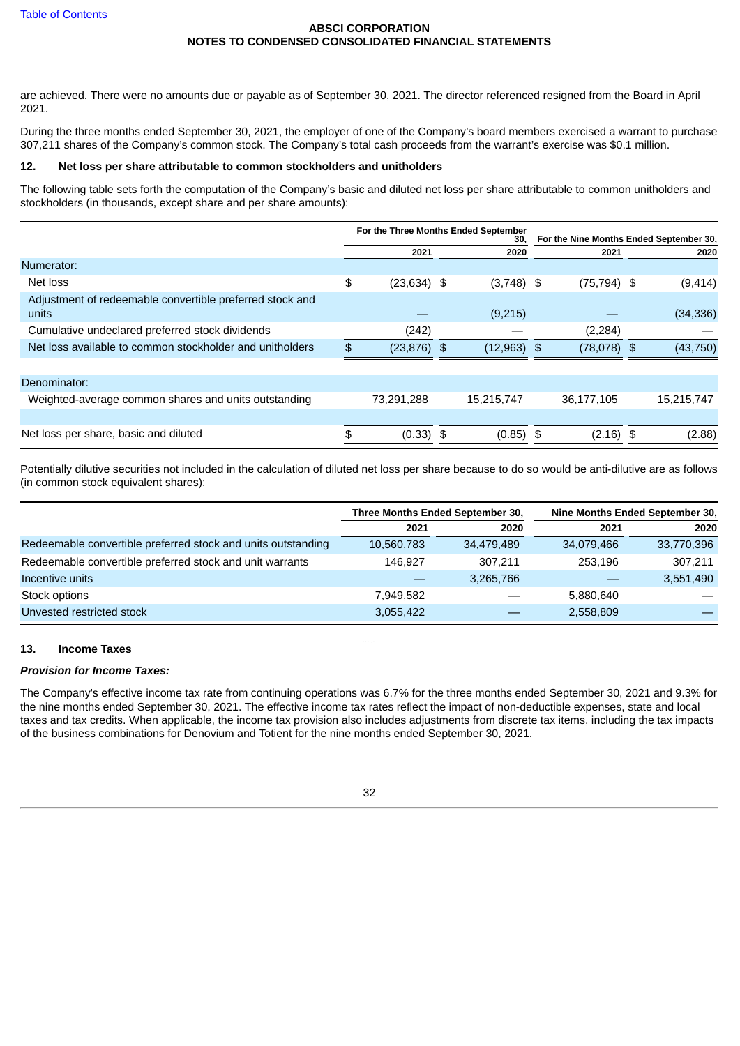are achieved. There were no amounts due or payable as of September 30, 2021. The director referenced resigned from the Board in April 2021.

During the three months ended September 30, 2021, the employer of one of the Company's board members exercised a warrant to purchase 307,211 shares of the Company's common stock. The Company's total cash proceeds from the warrant's exercise was $0.1 million.

## 12. Net loss per share attributable to common stockholders and unitholders

The following table sets forth the computation of the Company's basic and diluted net loss per share attributable to common unitholders and stockholders (in thousands, except share and per share amounts):

| | For the Three Months Ended September 30, | | For the Nine Months Ended September 30, | |
|---|---|---|---|---|
| | 2021 | 2020 | 2021 | 2020 |
| Numerator: | | | | |
| Net loss | $ (23,634) | $ (3,748) | $ (75,794) | $ (9,414) |
| Adjustment of redeemable convertible preferred stock and units | — | (9,215) | — | (34,336) |
| Cumulative undeclared preferred stock dividends | (242) | — | (2,284) | — |
| Net loss available to common stockholder and unitholders | $ (23,876) | $ (12,963) | $ (78,078) | $ (43,750) |
| Denominator: | | | | |
| Weighted-average common shares and units outstanding | 73,291,288 | 15,215,747 | 36,177,105 | 15,215,747 |
| Net loss per share, basic and diluted | $ (0.33) | $ (0.85) | $ (2.16) | $ (2.88) |

Potentially dilutive securities not included in the calculation of diluted net loss per share because to do so would be anti-dilutive are as follows (in common stock equivalent shares):

| | Three Months Ended September 30, | | Nine Months Ended September 30, | |
|---|---|---|---|---|
| | 2021 | 2020 | 2021 | 2020 |
| Redeemable convertible preferred stock and units outstanding | 10,560,783 | 34,479,489 | 34,079,466 | 33,770,396 |
| Redeemable convertible preferred stock and unit warrants | 146,927 | 307,211 | 253,196 | 307,211 |
| Incentive units | — | 3,265,766 | — | 3,551,490 |
| Stock options | 7,949,582 | — | 5,880,640 | — |
| Unvested restricted stock | 3,055,422 | — | 2,558,809 | — |

## 13. Income Taxes

***Provision for Income Taxes:***

The Company's effective income tax rate from continuing operations was 6.7% for the three months ended September 30, 2021 and 9.3% for the nine months ended September 30, 2021. The effective income tax rates reflect the impact of non-deductible expenses, state and local taxes and tax credits. When applicable, the income tax provision also includes adjustments from discrete tax items, including the tax impacts of the business combinations for Denovium and Totient for the nine months ended September 30, 2021.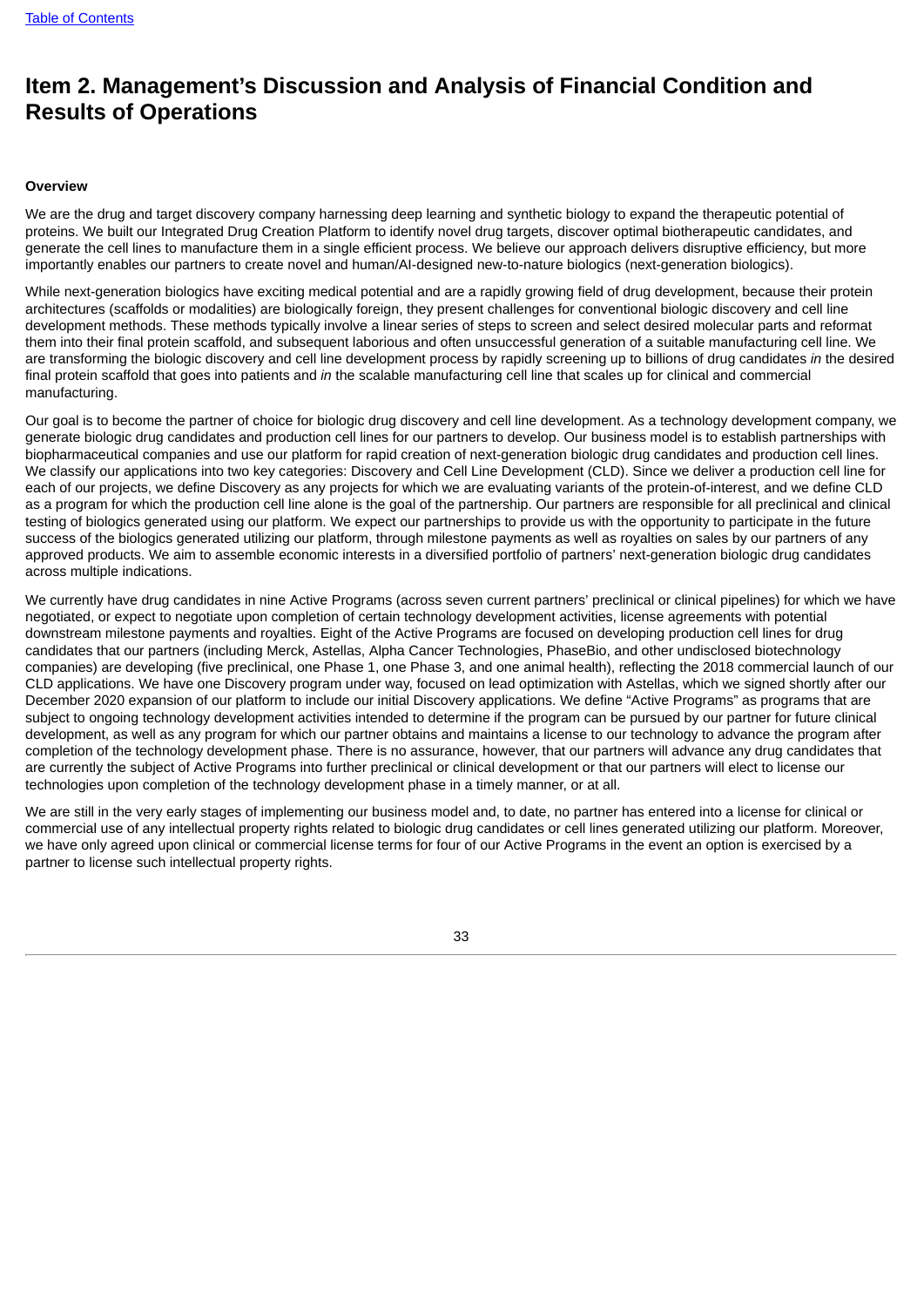# Item 2. Management's Discussion and Analysis of Financial Condition and Results of Operations

**Overview**

We are the drug and target discovery company harnessing deep learning and synthetic biology to expand the therapeutic potential of proteins. We built our Integrated Drug Creation Platform to identify novel drug targets, discover optimal biotherapeutic candidates, and generate the cell lines to manufacture them in a single efficient process. We believe our approach delivers disruptive efficiency, but more importantly enables our partners to create novel and human/AI-designed new-to-nature biologics (next-generation biologics).

While next-generation biologics have exciting medical potential and are a rapidly growing field of drug development, because their protein architectures (scaffolds or modalities) are biologically foreign, they present challenges for conventional biologic discovery and cell line development methods. These methods typically involve a linear series of steps to screen and select desired molecular parts and reformat them into their final protein scaffold, and subsequent laborious and often unsuccessful generation of a suitable manufacturing cell line. We are transforming the biologic discovery and cell line development process by rapidly screening up to billions of drug candidates *in* the desired final protein scaffold that goes into patients and *in* the scalable manufacturing cell line that scales up for clinical and commercial manufacturing.

Our goal is to become the partner of choice for biologic drug discovery and cell line development. As a technology development company, we generate biologic drug candidates and production cell lines for our partners to develop. Our business model is to establish partnerships with biopharmaceutical companies and use our platform for rapid creation of next-generation biologic drug candidates and production cell lines. We classify our applications into two key categories: Discovery and Cell Line Development (CLD). Since we deliver a production cell line for each of our projects, we define Discovery as any projects for which we are evaluating variants of the protein-of-interest, and we define CLD as a program for which the production cell line alone is the goal of the partnership. Our partners are responsible for all preclinical and clinical testing of biologics generated using our platform. We expect our partnerships to provide us with the opportunity to participate in the future success of the biologics generated utilizing our platform, through milestone payments as well as royalties on sales by our partners of any approved products. We aim to assemble economic interests in a diversified portfolio of partners' next-generation biologic drug candidates across multiple indications.

We currently have drug candidates in nine Active Programs (across seven current partners' preclinical or clinical pipelines) for which we have negotiated, or expect to negotiate upon completion of certain technology development activities, license agreements with potential downstream milestone payments and royalties. Eight of the Active Programs are focused on developing production cell lines for drug candidates that our partners (including Merck, Astellas, Alpha Cancer Technologies, PhaseBio, and other undisclosed biotechnology companies) are developing (five preclinical, one Phase 1, one Phase 3, and one animal health), reflecting the 2018 commercial launch of our CLD applications. We have one Discovery program under way, focused on lead optimization with Astellas, which we signed shortly after our December 2020 expansion of our platform to include our initial Discovery applications. We define "Active Programs" as programs that are subject to ongoing technology development activities intended to determine if the program can be pursued by our partner for future clinical development, as well as any program for which our partner obtains and maintains a license to our technology to advance the program after completion of the technology development phase. There is no assurance, however, that our partners will advance any drug candidates that are currently the subject of Active Programs into further preclinical or clinical development or that our partners will elect to license our technologies upon completion of the technology development phase in a timely manner, or at all.

We are still in the very early stages of implementing our business model and, to date, no partner has entered into a license for clinical or commercial use of any intellectual property rights related to biologic drug candidates or cell lines generated utilizing our platform. Moreover, we have only agreed upon clinical or commercial license terms for four of our Active Programs in the event an option is exercised by a partner to license such intellectual property rights.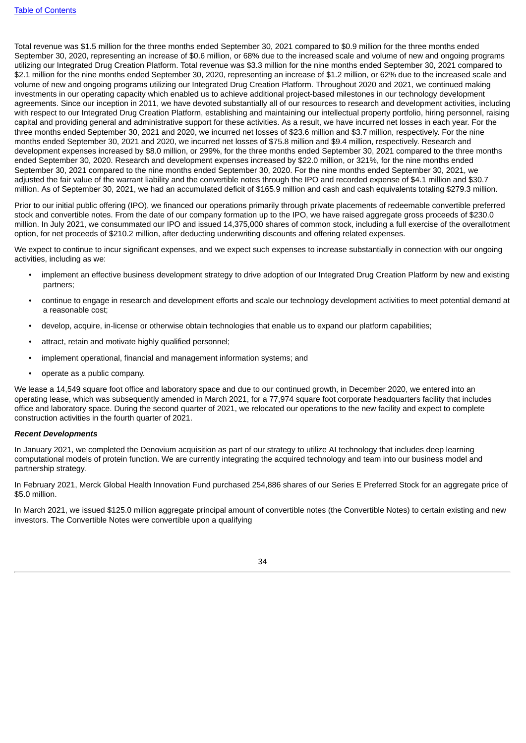Total revenue was $1.5 million for the three months ended September 30, 2021 compared to $0.9 million for the three months ended September 30, 2020, representing an increase of $0.6 million, or 68% due to the increased scale and volume of new and ongoing programs utilizing our Integrated Drug Creation Platform. Total revenue was $3.3 million for the nine months ended September 30, 2021 compared to $2.1 million for the nine months ended September 30, 2020, representing an increase of $1.2 million, or 62% due to the increased scale and volume of new and ongoing programs utilizing our Integrated Drug Creation Platform. Throughout 2020 and 2021, we continued making investments in our operating capacity which enabled us to achieve additional project-based milestones in our technology development agreements. Since our inception in 2011, we have devoted substantially all of our resources to research and development activities, including with respect to our Integrated Drug Creation Platform, establishing and maintaining our intellectual property portfolio, hiring personnel, raising capital and providing general and administrative support for these activities. As a result, we have incurred net losses in each year. For the three months ended September 30, 2021 and 2020, we incurred net losses of $23.6 million and $3.7 million, respectively. For the nine months ended September 30, 2021 and 2020, we incurred net losses of $75.8 million and $9.4 million, respectively. Research and development expenses increased by $8.0 million, or 299%, for the three months ended September 30, 2021 compared to the three months ended September 30, 2020. Research and development expenses increased by $22.0 million, or 321%, for the nine months ended September 30, 2021 compared to the nine months ended September 30, 2020. For the nine months ended September 30, 2021, we adjusted the fair value of the warrant liability and the convertible notes through the IPO and recorded expense of $4.1 million and $30.7 million. As of September 30, 2021, we had an accumulated deficit of $165.9 million and cash and cash equivalents totaling $279.3 million.

Prior to our initial public offering (IPO), we financed our operations primarily through private placements of redeemable convertible preferred stock and convertible notes. From the date of our company formation up to the IPO, we have raised aggregate gross proceeds of $230.0 million. In July 2021, we consummated our IPO and issued 14,375,000 shares of common stock, including a full exercise of the overallotment option, for net proceeds of $210.2 million, after deducting underwriting discounts and offering related expenses.

We expect to continue to incur significant expenses, and we expect such expenses to increase substantially in connection with our ongoing activities, including as we:

- implement an effective business development strategy to drive adoption of our Integrated Drug Creation Platform by new and existing partners;
- continue to engage in research and development efforts and scale our technology development activities to meet potential demand at a reasonable cost;
- develop, acquire, in-license or otherwise obtain technologies that enable us to expand our platform capabilities;
- attract, retain and motivate highly qualified personnel;
- implement operational, financial and management information systems; and
- operate as a public company.

We lease a 14,549 square foot office and laboratory space and due to our continued growth, in December 2020, we entered into an operating lease, which was subsequently amended in March 2021, for a 77,974 square foot corporate headquarters facility that includes office and laboratory space. During the second quarter of 2021, we relocated our operations to the new facility and expect to complete construction activities in the fourth quarter of 2021.

***Recent Developments***

In January 2021, we completed the Denovium acquisition as part of our strategy to utilize AI technology that includes deep learning computational models of protein function. We are currently integrating the acquired technology and team into our business model and partnership strategy.

In February 2021, Merck Global Health Innovation Fund purchased 254,886 shares of our Series E Preferred Stock for an aggregate price of $5.0 million.

In March 2021, we issued $125.0 million aggregate principal amount of convertible notes (the Convertible Notes) to certain existing and new investors. The Convertible Notes were convertible upon a qualifying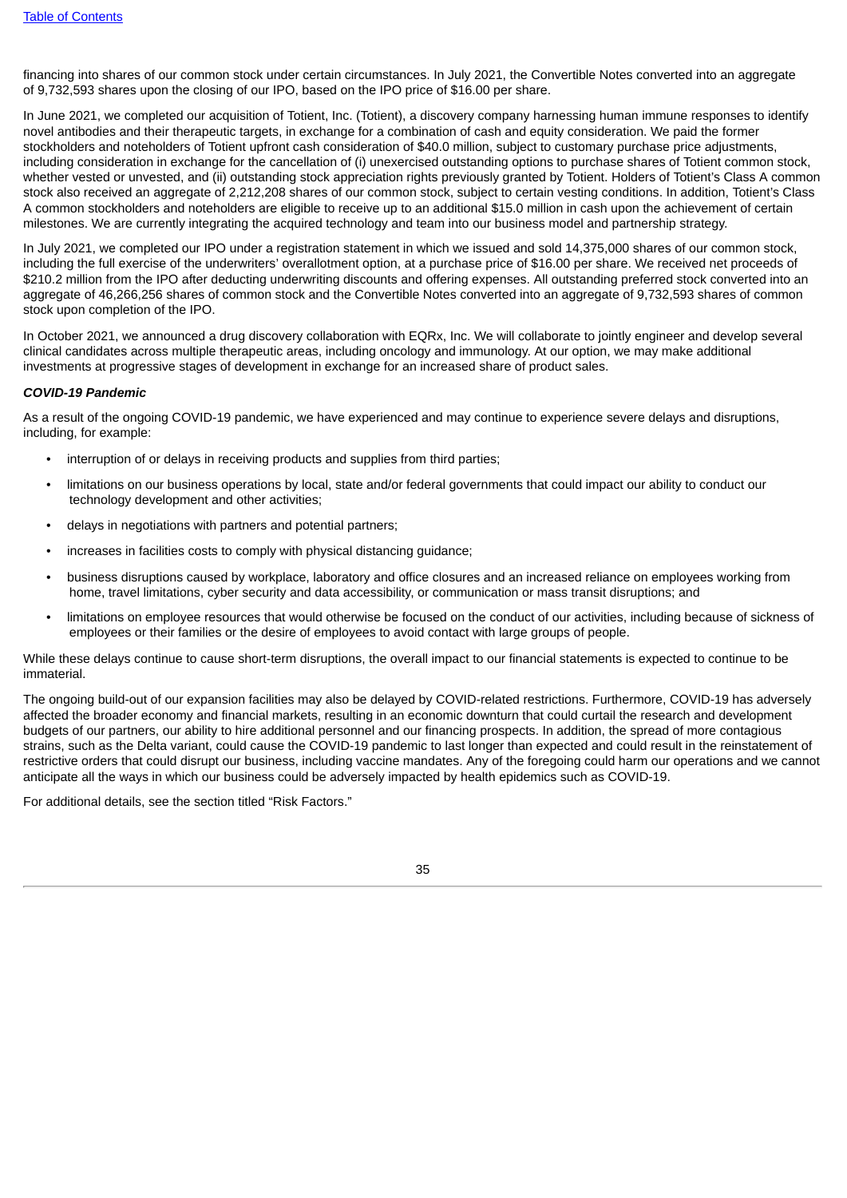financing into shares of our common stock under certain circumstances. In July 2021, the Convertible Notes converted into an aggregate of 9,732,593 shares upon the closing of our IPO, based on the IPO price of $16.00 per share.

In June 2021, we completed our acquisition of Totient, Inc. (Totient), a discovery company harnessing human immune responses to identify novel antibodies and their therapeutic targets, in exchange for a combination of cash and equity consideration. We paid the former stockholders and noteholders of Totient upfront cash consideration of $40.0 million, subject to customary purchase price adjustments, including consideration in exchange for the cancellation of (i) unexercised outstanding options to purchase shares of Totient common stock, whether vested or unvested, and (ii) outstanding stock appreciation rights previously granted by Totient. Holders of Totient's Class A common stock also received an aggregate of 2,212,208 shares of our common stock, subject to certain vesting conditions. In addition, Totient's Class A common stockholders and noteholders are eligible to receive up to an additional $15.0 million in cash upon the achievement of certain milestones. We are currently integrating the acquired technology and team into our business model and partnership strategy.

In July 2021, we completed our IPO under a registration statement in which we issued and sold 14,375,000 shares of our common stock, including the full exercise of the underwriters' overallotment option, at a purchase price of $16.00 per share. We received net proceeds of $210.2 million from the IPO after deducting underwriting discounts and offering expenses. All outstanding preferred stock converted into an aggregate of 46,266,256 shares of common stock and the Convertible Notes converted into an aggregate of 9,732,593 shares of common stock upon completion of the IPO.

In October 2021, we announced a drug discovery collaboration with EQRx, Inc. We will collaborate to jointly engineer and develop several clinical candidates across multiple therapeutic areas, including oncology and immunology. At our option, we may make additional investments at progressive stages of development in exchange for an increased share of product sales.

***COVID-19 Pandemic***

As a result of the ongoing COVID-19 pandemic, we have experienced and may continue to experience severe delays and disruptions, including, for example:

- interruption of or delays in receiving products and supplies from third parties;
- limitations on our business operations by local, state and/or federal governments that could impact our ability to conduct our technology development and other activities;
- delays in negotiations with partners and potential partners;
- increases in facilities costs to comply with physical distancing guidance;
- business disruptions caused by workplace, laboratory and office closures and an increased reliance on employees working from home, travel limitations, cyber security and data accessibility, or communication or mass transit disruptions; and
- limitations on employee resources that would otherwise be focused on the conduct of our activities, including because of sickness of employees or their families or the desire of employees to avoid contact with large groups of people.

While these delays continue to cause short-term disruptions, the overall impact to our financial statements is expected to continue to be immaterial.

The ongoing build-out of our expansion facilities may also be delayed by COVID-related restrictions. Furthermore, COVID-19 has adversely affected the broader economy and financial markets, resulting in an economic downturn that could curtail the research and development budgets of our partners, our ability to hire additional personnel and our financing prospects. In addition, the spread of more contagious strains, such as the Delta variant, could cause the COVID-19 pandemic to last longer than expected and could result in the reinstatement of restrictive orders that could disrupt our business, including vaccine mandates. Any of the foregoing could harm our operations and we cannot anticipate all the ways in which our business could be adversely impacted by health epidemics such as COVID-19.

For additional details, see the section titled "Risk Factors."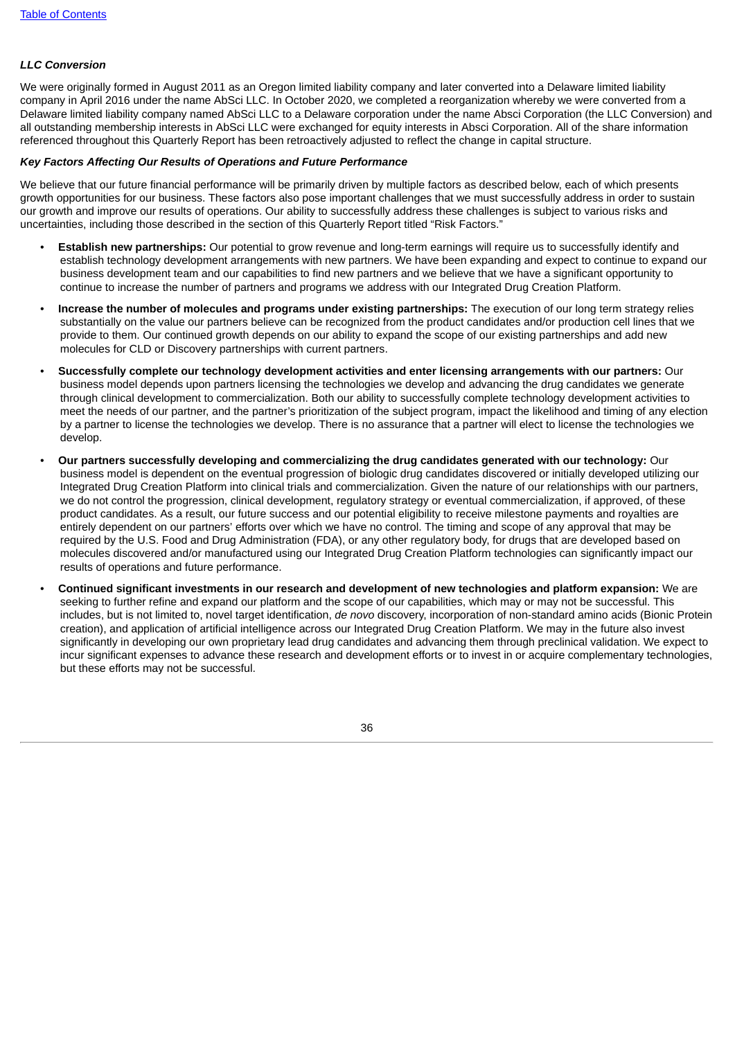### *LLC Conversion*

We were originally formed in August 2011 as an Oregon limited liability company and later converted into a Delaware limited liability company in April 2016 under the name AbSci LLC. In October 2020, we completed a reorganization whereby we were converted from a Delaware limited liability company named AbSci LLC to a Delaware corporation under the name Absci Corporation (the LLC Conversion) and all outstanding membership interests in AbSci LLC were exchanged for equity interests in Absci Corporation. All of the share information referenced throughout this Quarterly Report has been retroactively adjusted to reflect the change in capital structure.

### *Key Factors Affecting Our Results of Operations and Future Performance*

We believe that our future financial performance will be primarily driven by multiple factors as described below, each of which presents growth opportunities for our business. These factors also pose important challenges that we must successfully address in order to sustain our growth and improve our results of operations. Our ability to successfully address these challenges is subject to various risks and uncertainties, including those described in the section of this Quarterly Report titled "Risk Factors."

- **Establish new partnerships:** Our potential to grow revenue and long-term earnings will require us to successfully identify and establish technology development arrangements with new partners. We have been expanding and expect to continue to expand our business development team and our capabilities to find new partners and we believe that we have a significant opportunity to continue to increase the number of partners and programs we address with our Integrated Drug Creation Platform.
- **Increase the number of molecules and programs under existing partnerships:** The execution of our long term strategy relies substantially on the value our partners believe can be recognized from the product candidates and/or production cell lines that we provide to them. Our continued growth depends on our ability to expand the scope of our existing partnerships and add new molecules for CLD or Discovery partnerships with current partners.
- **Successfully complete our technology development activities and enter licensing arrangements with our partners:** Our business model depends upon partners licensing the technologies we develop and advancing the drug candidates we generate through clinical development to commercialization. Both our ability to successfully complete technology development activities to meet the needs of our partner, and the partner's prioritization of the subject program, impact the likelihood and timing of any election by a partner to license the technologies we develop. There is no assurance that a partner will elect to license the technologies we develop.
- **Our partners successfully developing and commercializing the drug candidates generated with our technology:** Our business model is dependent on the eventual progression of biologic drug candidates discovered or initially developed utilizing our Integrated Drug Creation Platform into clinical trials and commercialization. Given the nature of our relationships with our partners, we do not control the progression, clinical development, regulatory strategy or eventual commercialization, if approved, of these product candidates. As a result, our future success and our potential eligibility to receive milestone payments and royalties are entirely dependent on our partners' efforts over which we have no control. The timing and scope of any approval that may be required by the U.S. Food and Drug Administration (FDA), or any other regulatory body, for drugs that are developed based on molecules discovered and/or manufactured using our Integrated Drug Creation Platform technologies can significantly impact our results of operations and future performance.
- **Continued significant investments in our research and development of new technologies and platform expansion:** We are seeking to further refine and expand our platform and the scope of our capabilities, which may or may not be successful. This includes, but is not limited to, novel target identification, *de novo* discovery, incorporation of non-standard amino acids (Bionic Protein creation), and application of artificial intelligence across our Integrated Drug Creation Platform. We may in the future also invest significantly in developing our own proprietary lead drug candidates and advancing them through preclinical validation. We expect to incur significant expenses to advance these research and development efforts or to invest in or acquire complementary technologies, but these efforts may not be successful.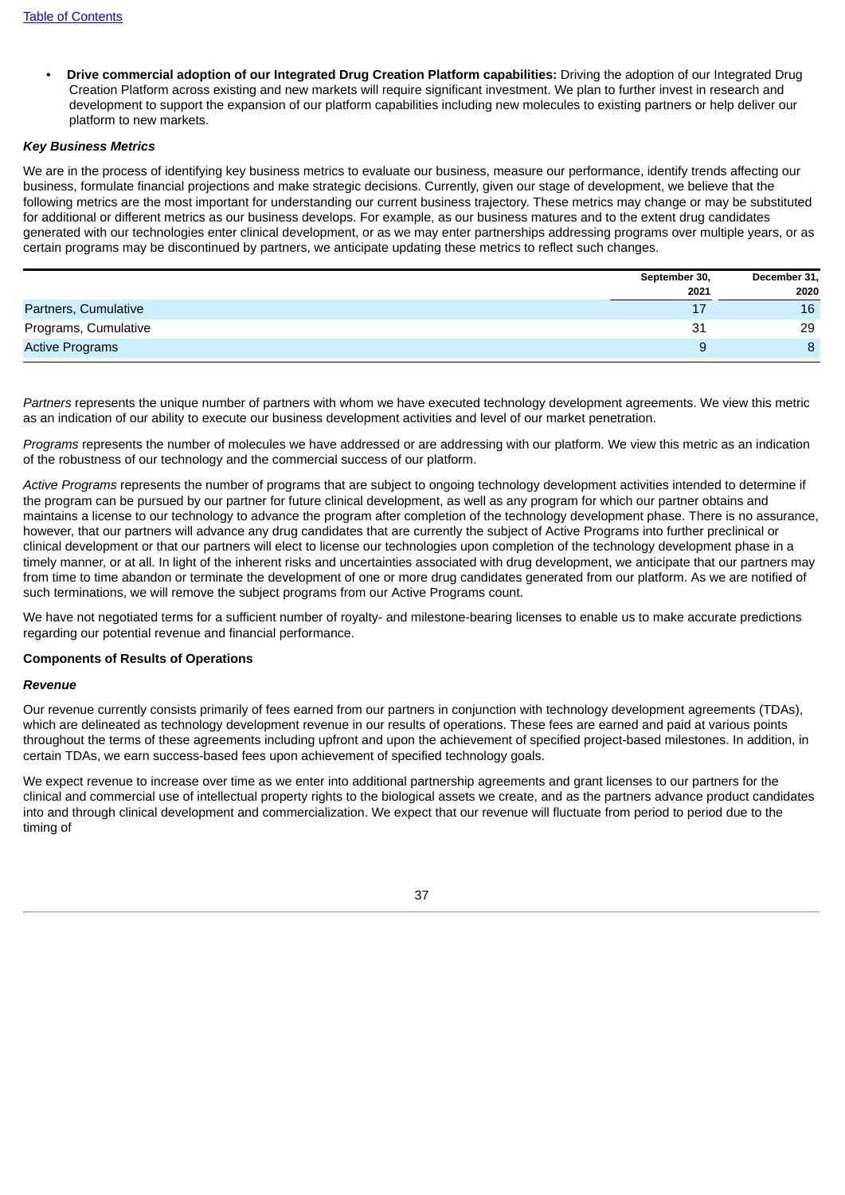- **Drive commercial adoption of our Integrated Drug Creation Platform capabilities:** Driving the adoption of our Integrated Drug Creation Platform across existing and new markets will require significant investment. We plan to further invest in research and development to support the expansion of our platform capabilities including new molecules to existing partners or help deliver our platform to new markets.

***Key Business Metrics***

We are in the process of identifying key business metrics to evaluate our business, measure our performance, identify trends affecting our business, formulate financial projections and make strategic decisions. Currently, given our stage of development, we believe that the following metrics are the most important for understanding our current business trajectory. These metrics may change or may be substituted for additional or different metrics as our business develops. For example, as our business matures and to the extent drug candidates generated with our technologies enter clinical development, or as we may enter partnerships addressing programs over multiple years, or as certain programs may be discontinued by partners, we anticipate updating these metrics to reflect such changes.

| | September 30, 2021 | December 31, 2020 |
|---|---|---|
| Partners, Cumulative | 17 | 16 |
| Programs, Cumulative | 31 | 29 |
| Active Programs | 9 | 8 |

*Partners* represents the unique number of partners with whom we have executed technology development agreements. We view this metric as an indication of our ability to execute our business development activities and level of our market penetration.

*Programs* represents the number of molecules we have addressed or are addressing with our platform. We view this metric as an indication of the robustness of our technology and the commercial success of our platform.

*Active Programs* represents the number of programs that are subject to ongoing technology development activities intended to determine if the program can be pursued by our partner for future clinical development, as well as any program for which our partner obtains and maintains a license to our technology to advance the program after completion of the technology development phase. There is no assurance, however, that our partners will advance any drug candidates that are currently the subject of Active Programs into further preclinical or clinical development or that our partners will elect to license our technologies upon completion of the technology development phase in a timely manner, or at all. In light of the inherent risks and uncertainties associated with drug development, we anticipate that our partners may from time to time abandon or terminate the development of one or more drug candidates generated from our platform. As we are notified of such terminations, we will remove the subject programs from our Active Programs count.

We have not negotiated terms for a sufficient number of royalty- and milestone-bearing licenses to enable us to make accurate predictions regarding our potential revenue and financial performance.

**Components of Results of Operations**

***Revenue***

Our revenue currently consists primarily of fees earned from our partners in conjunction with technology development agreements (TDAs), which are delineated as technology development revenue in our results of operations. These fees are earned and paid at various points throughout the terms of these agreements including upfront and upon the achievement of specified project-based milestones. In addition, in certain TDAs, we earn success-based fees upon achievement of specified technology goals.

We expect revenue to increase over time as we enter into additional partnership agreements and grant licenses to our partners for the clinical and commercial use of intellectual property rights to the biological assets we create, and as the partners advance product candidates into and through clinical development and commercialization. We expect that our revenue will fluctuate from period to period due to the timing of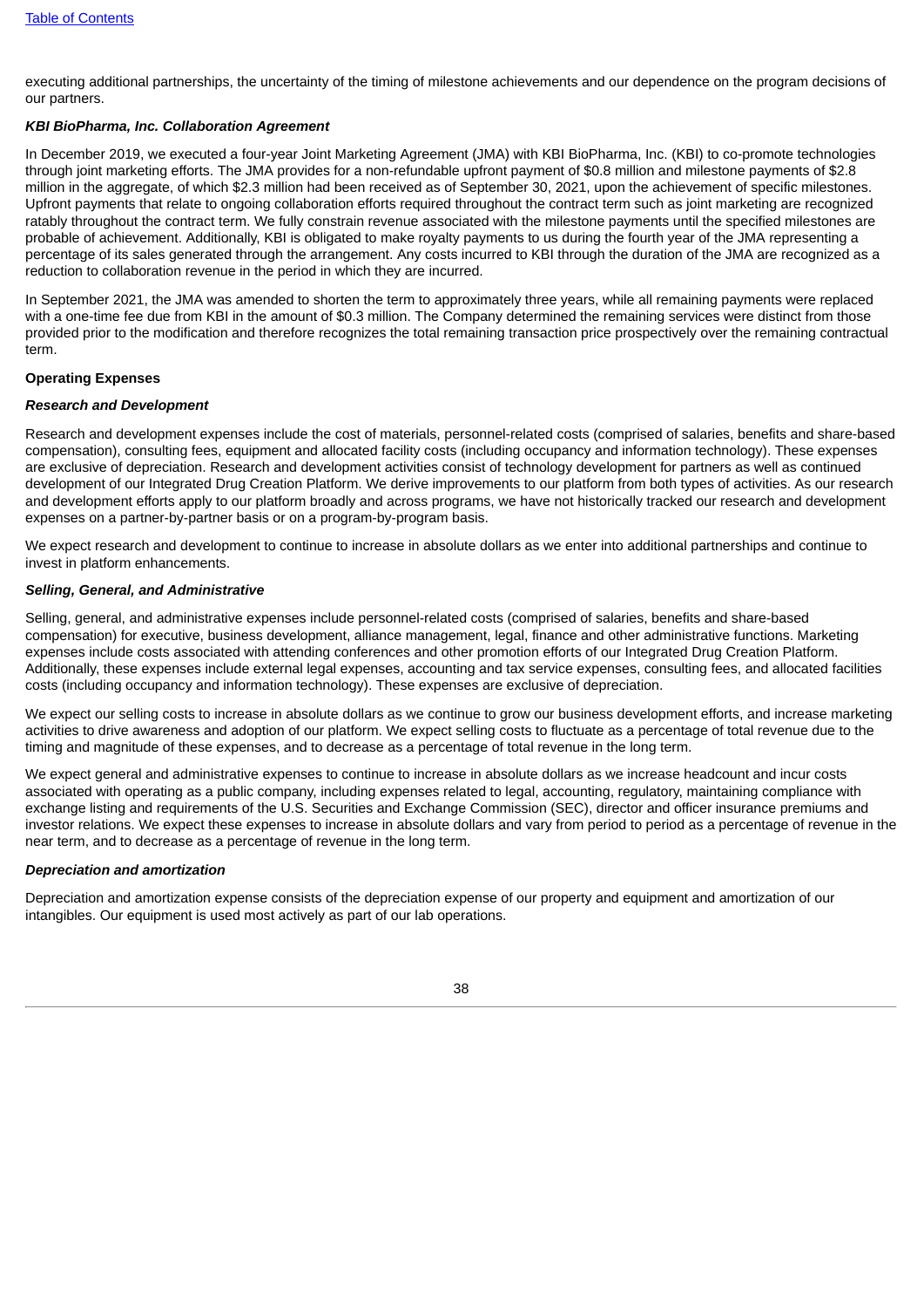executing additional partnerships, the uncertainty of the timing of milestone achievements and our dependence on the program decisions of our partners.

***KBI BioPharma, Inc. Collaboration Agreement***

In December 2019, we executed a four-year Joint Marketing Agreement (JMA) with KBI BioPharma, Inc. (KBI) to co-promote technologies through joint marketing efforts. The JMA provides for a non-refundable upfront payment of $0.8 million and milestone payments of $2.8 million in the aggregate, of which $2.3 million had been received as of September 30, 2021, upon the achievement of specific milestones. Upfront payments that relate to ongoing collaboration efforts required throughout the contract term such as joint marketing are recognized ratably throughout the contract term. We fully constrain revenue associated with the milestone payments until the specified milestones are probable of achievement. Additionally, KBI is obligated to make royalty payments to us during the fourth year of the JMA representing a percentage of its sales generated through the arrangement. Any costs incurred to KBI through the duration of the JMA are recognized as a reduction to collaboration revenue in the period in which they are incurred.

In September 2021, the JMA was amended to shorten the term to approximately three years, while all remaining payments were replaced with a one-time fee due from KBI in the amount of $0.3 million. The Company determined the remaining services were distinct from those provided prior to the modification and therefore recognizes the total remaining transaction price prospectively over the remaining contractual term.

**Operating Expenses**

***Research and Development***

Research and development expenses include the cost of materials, personnel-related costs (comprised of salaries, benefits and share-based compensation), consulting fees, equipment and allocated facility costs (including occupancy and information technology). These expenses are exclusive of depreciation. Research and development activities consist of technology development for partners as well as continued development of our Integrated Drug Creation Platform. We derive improvements to our platform from both types of activities. As our research and development efforts apply to our platform broadly and across programs, we have not historically tracked our research and development expenses on a partner-by-partner basis or on a program-by-program basis.

We expect research and development to continue to increase in absolute dollars as we enter into additional partnerships and continue to invest in platform enhancements.

***Selling, General, and Administrative***

Selling, general, and administrative expenses include personnel-related costs (comprised of salaries, benefits and share-based compensation) for executive, business development, alliance management, legal, finance and other administrative functions. Marketing expenses include costs associated with attending conferences and other promotion efforts of our Integrated Drug Creation Platform. Additionally, these expenses include external legal expenses, accounting and tax service expenses, consulting fees, and allocated facilities costs (including occupancy and information technology). These expenses are exclusive of depreciation.

We expect our selling costs to increase in absolute dollars as we continue to grow our business development efforts, and increase marketing activities to drive awareness and adoption of our platform. We expect selling costs to fluctuate as a percentage of total revenue due to the timing and magnitude of these expenses, and to decrease as a percentage of total revenue in the long term.

We expect general and administrative expenses to continue to increase in absolute dollars as we increase headcount and incur costs associated with operating as a public company, including expenses related to legal, accounting, regulatory, maintaining compliance with exchange listing and requirements of the U.S. Securities and Exchange Commission (SEC), director and officer insurance premiums and investor relations. We expect these expenses to increase in absolute dollars and vary from period to period as a percentage of revenue in the near term, and to decrease as a percentage of revenue in the long term.

***Depreciation and amortization***

Depreciation and amortization expense consists of the depreciation expense of our property and equipment and amortization of our intangibles. Our equipment is used most actively as part of our lab operations.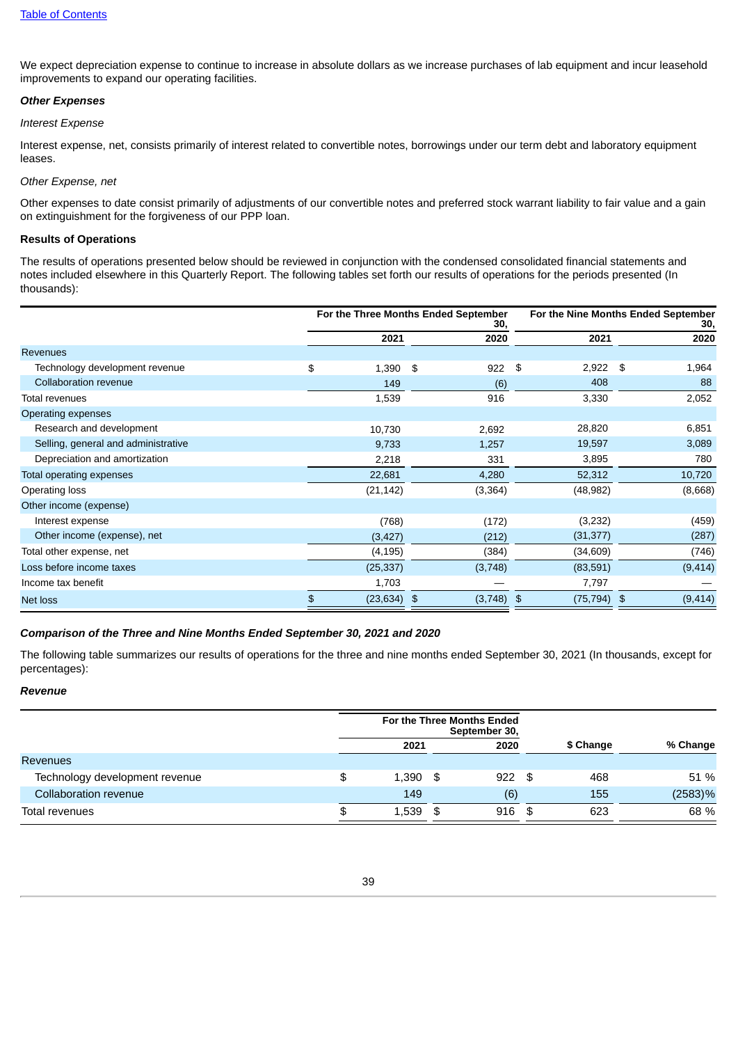[Table of Contents](#)

We expect depreciation expense to continue to increase in absolute dollars as we increase purchases of lab equipment and incur leasehold improvements to expand our operating facilities.

***Other Expenses***

*Interest Expense*

Interest expense, net, consists primarily of interest related to convertible notes, borrowings under our term debt and laboratory equipment leases.

*Other Expense, net*

Other expenses to date consist primarily of adjustments of our convertible notes and preferred stock warrant liability to fair value and a gain on extinguishment for the forgiveness of our PPP loan.

**Results of Operations**

The results of operations presented below should be reviewed in conjunction with the condensed consolidated financial statements and notes included elsewhere in this Quarterly Report. The following tables set forth our results of operations for the periods presented (In thousands):

| | For the Three Months Ended September 30, | | For the Nine Months Ended September 30, | |
|---|---|---|---|---|
| | 2021 | 2020 | 2021 | 2020 |
| Revenues | | | | |
| Technology development revenue | $ 1,390 | $ 922 | $ 2,922 | $ 1,964 |
| Collaboration revenue | 149 | (6) | 408 | 88 |
| Total revenues | 1,539 | 916 | 3,330 | 2,052 |
| Operating expenses | | | | |
| Research and development | 10,730 | 2,692 | 28,820 | 6,851 |
| Selling, general and administrative | 9,733 | 1,257 | 19,597 | 3,089 |
| Depreciation and amortization | 2,218 | 331 | 3,895 | 780 |
| Total operating expenses | 22,681 | 4,280 | 52,312 | 10,720 |
| Operating loss | (21,142) | (3,364) | (48,982) | (8,668) |
| Other income (expense) | | | | |
| Interest expense | (768) | (172) | (3,232) | (459) |
| Other income (expense), net | (3,427) | (212) | (31,377) | (287) |
| Total other expense, net | (4,195) | (384) | (34,609) | (746) |
| Loss before income taxes | (25,337) | (3,748) | (83,591) | (9,414) |
| Income tax benefit | 1,703 | — | 7,797 | — |
| Net loss | $ (23,634) | $ (3,748) | $ (75,794) | $ (9,414) |

***Comparison of the Three and Nine Months Ended September 30, 2021 and 2020***

The following table summarizes our results of operations for the three and nine months ended September 30, 2021 (In thousands, except for percentages):

***Revenue***

| | For the Three Months Ended September 30, | | | |
|---|---|---|---|---|
| | 2021 | 2020 | $ Change | % Change |
| Revenues | | | | |
| Technology development revenue | $ 1,390 | $ 922 | $ 468 | 51 % |
| Collaboration revenue | 149 | (6) | 155 | (2583)% |
| Total revenues | $ 1,539 | $ 916 | $ 623 | 68 % |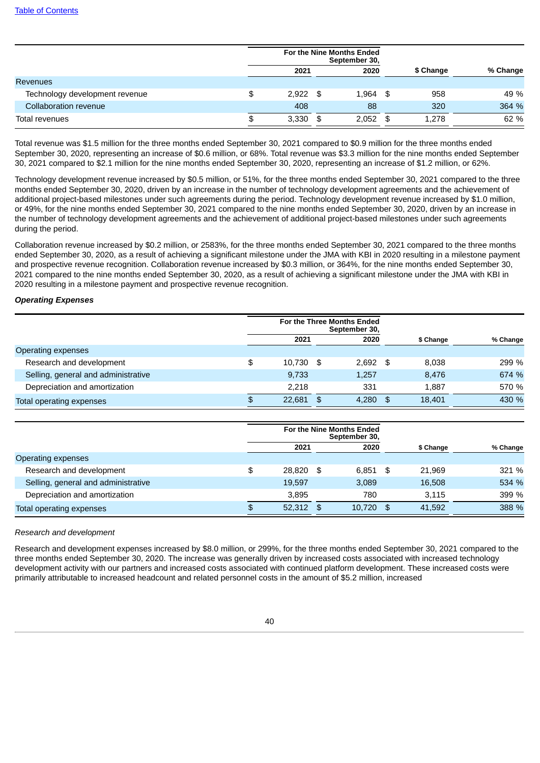| | For the Nine Months Ended September 30, | | | |
|---|---|---|---|---|
| | 2021 | 2020 | $ Change | % Change |
| Revenues | | | | |
| Technology development revenue | $ 2,922 | $ 1,964 | $ 958 | 49 % |
| Collaboration revenue | 408 | 88 | 320 | 364 % |
| Total revenues | $ 3,330 | $ 2,052 | $ 1,278 | 62 % |

Total revenue was $1.5 million for the three months ended September 30, 2021 compared to $0.9 million for the three months ended September 30, 2020, representing an increase of $0.6 million, or 68%. Total revenue was $3.3 million for the nine months ended September 30, 2021 compared to $2.1 million for the nine months ended September 30, 2020, representing an increase of $1.2 million, or 62%.

Technology development revenue increased by $0.5 million, or 51%, for the three months ended September 30, 2021 compared to the three months ended September 30, 2020, driven by an increase in the number of technology development agreements and the achievement of additional project-based milestones under such agreements during the period. Technology development revenue increased by $1.0 million, or 49%, for the nine months ended September 30, 2021 compared to the nine months ended September 30, 2020, driven by an increase in the number of technology development agreements and the achievement of additional project-based milestones under such agreements during the period.

Collaboration revenue increased by $0.2 million, or 2583%, for the three months ended September 30, 2021 compared to the three months ended September 30, 2020, as a result of achieving a significant milestone under the JMA with KBI in 2020 resulting in a milestone payment and prospective revenue recognition. Collaboration revenue increased by $0.3 million, or 364%, for the nine months ended September 30, 2021 compared to the nine months ended September 30, 2020, as a result of achieving a significant milestone under the JMA with KBI in 2020 resulting in a milestone payment and prospective revenue recognition.

***Operating Expenses***

| | For the Three Months Ended September 30, | | | |
|---|---|---|---|---|
| | 2021 | 2020 | $ Change | % Change |
| Operating expenses | | | | |
| Research and development | $ 10,730 | $ 2,692 | $ 8,038 | 299 % |
| Selling, general and administrative | 9,733 | 1,257 | 8,476 | 674 % |
| Depreciation and amortization | 2,218 | 331 | 1,887 | 570 % |
| Total operating expenses | $ 22,681 | $ 4,280 | $ 18,401 | 430 % |

| | For the Nine Months Ended September 30, | | | |
|---|---|---|---|---|
| | 2021 | 2020 | $ Change | % Change |
| Operating expenses | | | | |
| Research and development | $ 28,820 | $ 6,851 | $ 21,969 | 321 % |
| Selling, general and administrative | 19,597 | 3,089 | 16,508 | 534 % |
| Depreciation and amortization | 3,895 | 780 | 3,115 | 399 % |
| Total operating expenses | $ 52,312 | $ 10,720 | $ 41,592 | 388 % |

*Research and development*

Research and development expenses increased by $8.0 million, or 299%, for the three months ended September 30, 2021 compared to the three months ended September 30, 2020. The increase was generally driven by increased costs associated with increased technology development activity with our partners and increased costs associated with continued platform development. These increased costs were primarily attributable to increased headcount and related personnel costs in the amount of $5.2 million, increased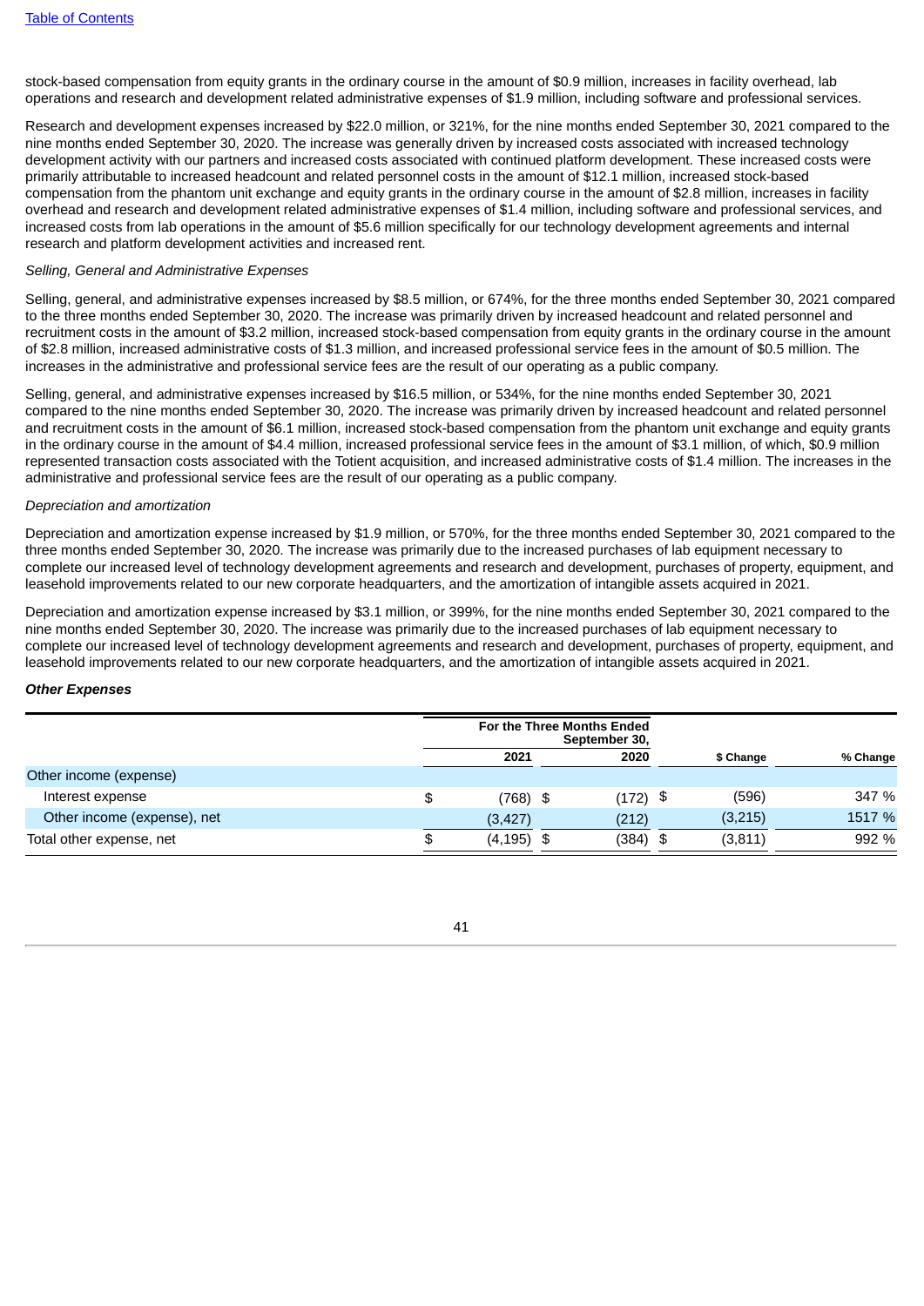stock-based compensation from equity grants in the ordinary course in the amount of $0.9 million, increases in facility overhead, lab operations and research and development related administrative expenses of $1.9 million, including software and professional services.

Research and development expenses increased by $22.0 million, or 321%, for the nine months ended September 30, 2021 compared to the nine months ended September 30, 2020. The increase was generally driven by increased costs associated with increased technology development activity with our partners and increased costs associated with continued platform development. These increased costs were primarily attributable to increased headcount and related personnel costs in the amount of $12.1 million, increased stock-based compensation from the phantom unit exchange and equity grants in the ordinary course in the amount of $2.8 million, increases in facility overhead and research and development related administrative expenses of $1.4 million, including software and professional services, and increased costs from lab operations in the amount of $5.6 million specifically for our technology development agreements and internal research and platform development activities and increased rent.

*Selling, General and Administrative Expenses*

Selling, general, and administrative expenses increased by $8.5 million, or 674%, for the three months ended September 30, 2021 compared to the three months ended September 30, 2020. The increase was primarily driven by increased headcount and related personnel and recruitment costs in the amount of $3.2 million, increased stock-based compensation from equity grants in the ordinary course in the amount of $2.8 million, increased administrative costs of $1.3 million, and increased professional service fees in the amount of $0.5 million. The increases in the administrative and professional service fees are the result of our operating as a public company.

Selling, general, and administrative expenses increased by $16.5 million, or 534%, for the nine months ended September 30, 2021 compared to the nine months ended September 30, 2020. The increase was primarily driven by increased headcount and related personnel and recruitment costs in the amount of $6.1 million, increased stock-based compensation from the phantom unit exchange and equity grants in the ordinary course in the amount of $4.4 million, increased professional service fees in the amount of $3.1 million, of which, $0.9 million represented transaction costs associated with the Totient acquisition, and increased administrative costs of $1.4 million. The increases in the administrative and professional service fees are the result of our operating as a public company.

*Depreciation and amortization*

Depreciation and amortization expense increased by $1.9 million, or 570%, for the three months ended September 30, 2021 compared to the three months ended September 30, 2020. The increase was primarily due to the increased purchases of lab equipment necessary to complete our increased level of technology development agreements and research and development, purchases of property, equipment, and leasehold improvements related to our new corporate headquarters, and the amortization of intangible assets acquired in 2021.

Depreciation and amortization expense increased by $3.1 million, or 399%, for the nine months ended September 30, 2021 compared to the nine months ended September 30, 2020. The increase was primarily due to the increased purchases of lab equipment necessary to complete our increased level of technology development agreements and research and development, purchases of property, equipment, and leasehold improvements related to our new corporate headquarters, and the amortization of intangible assets acquired in 2021.

***Other Expenses***

| | For the Three Months Ended September 30, | | | |
|---|---|---|---|---|
| | 2021 | 2020 | $ Change | % Change |
| Other income (expense) | | | | |
| Interest expense | $ (768) | $ (172) | $ (596) | 347 % |
| Other income (expense), net | (3,427) | (212) | (3,215) | 1517 % |
| Total other expense, net | $ (4,195) | $ (384) | $ (3,811) | 992 % |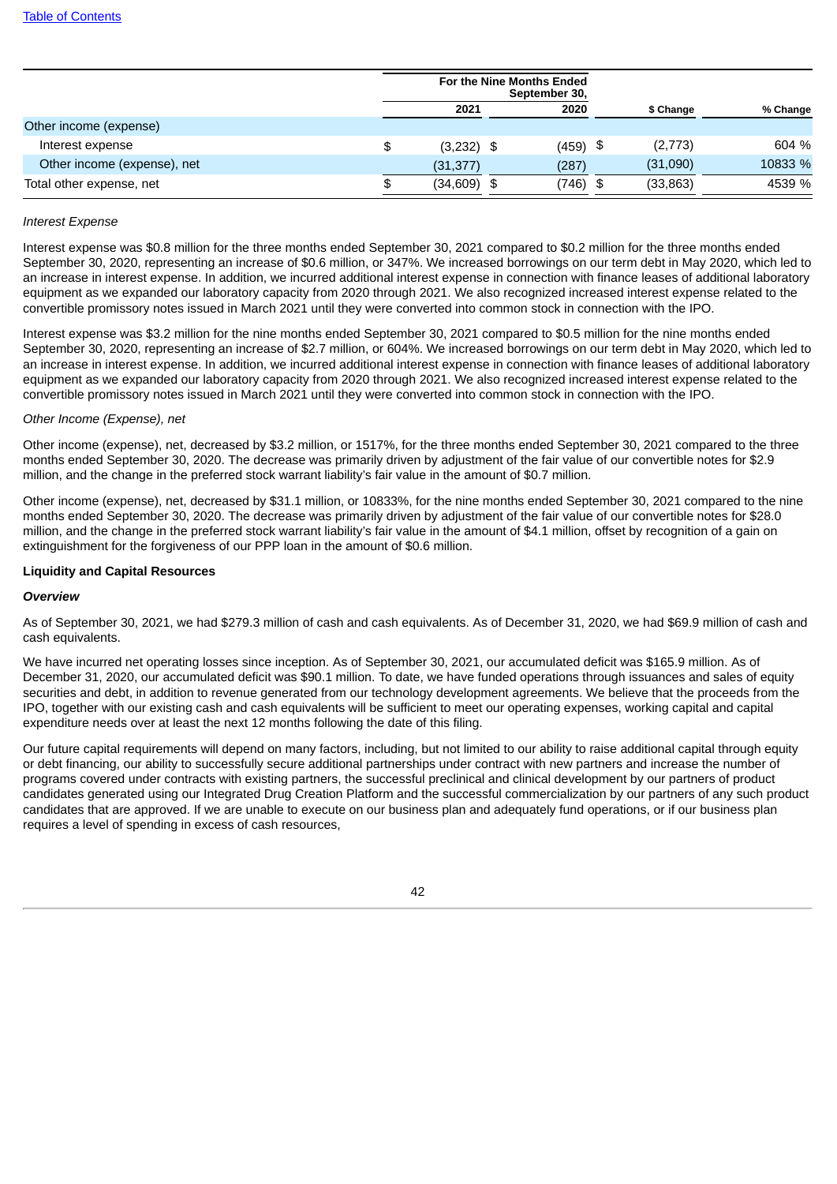| | For the Nine Months Ended September 30, | | | |
|---|---|---|---|---|
| | 2021 | 2020 | $ Change | % Change |
| Other income (expense) | | | | |
| Interest expense | $ (3,232) | $ (459) | $ (2,773) | 604 % |
| Other income (expense), net | (31,377) | (287) | (31,090) | 10833 % |
| Total other expense, net | $ (34,609) | $ (746) | $ (33,863) | 4539 % |

*Interest Expense*

Interest expense was $0.8 million for the three months ended September 30, 2021 compared to $0.2 million for the three months ended September 30, 2020, representing an increase of $0.6 million, or 347%. We increased borrowings on our term debt in May 2020, which led to an increase in interest expense. In addition, we incurred additional interest expense in connection with finance leases of additional laboratory equipment as we expanded our laboratory capacity from 2020 through 2021. We also recognized increased interest expense related to the convertible promissory notes issued in March 2021 until they were converted into common stock in connection with the IPO.

Interest expense was $3.2 million for the nine months ended September 30, 2021 compared to $0.5 million for the nine months ended September 30, 2020, representing an increase of $2.7 million, or 604%. We increased borrowings on our term debt in May 2020, which led to an increase in interest expense. In addition, we incurred additional interest expense in connection with finance leases of additional laboratory equipment as we expanded our laboratory capacity from 2020 through 2021. We also recognized increased interest expense related to the convertible promissory notes issued in March 2021 until they were converted into common stock in connection with the IPO.

*Other Income (Expense), net*

Other income (expense), net, decreased by $3.2 million, or 1517%, for the three months ended September 30, 2021 compared to the three months ended September 30, 2020. The decrease was primarily driven by adjustment of the fair value of our convertible notes for $2.9 million, and the change in the preferred stock warrant liability's fair value in the amount of $0.7 million.

Other income (expense), net, decreased by $31.1 million, or 10833%, for the nine months ended September 30, 2021 compared to the nine months ended September 30, 2020. The decrease was primarily driven by adjustment of the fair value of our convertible notes for $28.0 million, and the change in the preferred stock warrant liability's fair value in the amount of $4.1 million, offset by recognition of a gain on extinguishment for the forgiveness of our PPP loan in the amount of $0.6 million.

**Liquidity and Capital Resources**

***Overview***

As of September 30, 2021, we had $279.3 million of cash and cash equivalents. As of December 31, 2020, we had $69.9 million of cash and cash equivalents.

We have incurred net operating losses since inception. As of September 30, 2021, our accumulated deficit was $165.9 million. As of December 31, 2020, our accumulated deficit was $90.1 million. To date, we have funded operations through issuances and sales of equity securities and debt, in addition to revenue generated from our technology development agreements. We believe that the proceeds from the IPO, together with our existing cash and cash equivalents will be sufficient to meet our operating expenses, working capital and capital expenditure needs over at least the next 12 months following the date of this filing.

Our future capital requirements will depend on many factors, including, but not limited to our ability to raise additional capital through equity or debt financing, our ability to successfully secure additional partnerships under contract with new partners and increase the number of programs covered under contracts with existing partners, the successful preclinical and clinical development by our partners of product candidates generated using our Integrated Drug Creation Platform and the successful commercialization by our partners of any such product candidates that are approved. If we are unable to execute on our business plan and adequately fund operations, or if our business plan requires a level of spending in excess of cash resources,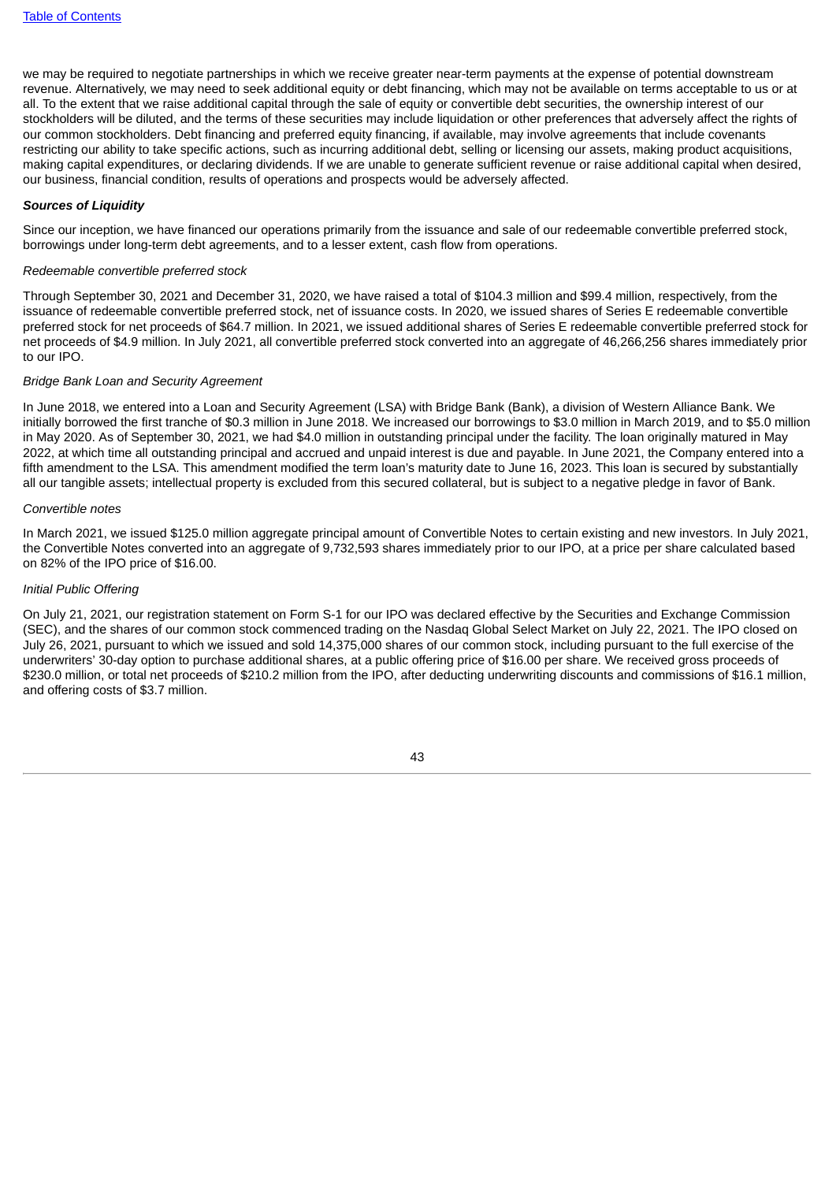we may be required to negotiate partnerships in which we receive greater near-term payments at the expense of potential downstream revenue. Alternatively, we may need to seek additional equity or debt financing, which may not be available on terms acceptable to us or at all. To the extent that we raise additional capital through the sale of equity or convertible debt securities, the ownership interest of our stockholders will be diluted, and the terms of these securities may include liquidation or other preferences that adversely affect the rights of our common stockholders. Debt financing and preferred equity financing, if available, may involve agreements that include covenants restricting our ability to take specific actions, such as incurring additional debt, selling or licensing our assets, making product acquisitions, making capital expenditures, or declaring dividends. If we are unable to generate sufficient revenue or raise additional capital when desired, our business, financial condition, results of operations and prospects would be adversely affected.

***Sources of Liquidity***

Since our inception, we have financed our operations primarily from the issuance and sale of our redeemable convertible preferred stock, borrowings under long-term debt agreements, and to a lesser extent, cash flow from operations.

*Redeemable convertible preferred stock*

Through September 30, 2021 and December 31, 2020, we have raised a total of $104.3 million and $99.4 million, respectively, from the issuance of redeemable convertible preferred stock, net of issuance costs. In 2020, we issued shares of Series E redeemable convertible preferred stock for net proceeds of $64.7 million. In 2021, we issued additional shares of Series E redeemable convertible preferred stock for net proceeds of $4.9 million. In July 2021, all convertible preferred stock converted into an aggregate of 46,266,256 shares immediately prior to our IPO.

*Bridge Bank Loan and Security Agreement*

In June 2018, we entered into a Loan and Security Agreement (LSA) with Bridge Bank (Bank), a division of Western Alliance Bank. We initially borrowed the first tranche of $0.3 million in June 2018. We increased our borrowings to $3.0 million in March 2019, and to $5.0 million in May 2020. As of September 30, 2021, we had $4.0 million in outstanding principal under the facility. The loan originally matured in May 2022, at which time all outstanding principal and accrued and unpaid interest is due and payable. In June 2021, the Company entered into a fifth amendment to the LSA. This amendment modified the term loan's maturity date to June 16, 2023. This loan is secured by substantially all our tangible assets; intellectual property is excluded from this secured collateral, but is subject to a negative pledge in favor of Bank.

*Convertible notes*

In March 2021, we issued $125.0 million aggregate principal amount of Convertible Notes to certain existing and new investors. In July 2021, the Convertible Notes converted into an aggregate of 9,732,593 shares immediately prior to our IPO, at a price per share calculated based on 82% of the IPO price of $16.00.

*Initial Public Offering*

On July 21, 2021, our registration statement on Form S-1 for our IPO was declared effective by the Securities and Exchange Commission (SEC), and the shares of our common stock commenced trading on the Nasdaq Global Select Market on July 22, 2021. The IPO closed on July 26, 2021, pursuant to which we issued and sold 14,375,000 shares of our common stock, including pursuant to the full exercise of the underwriters' 30-day option to purchase additional shares, at a public offering price of $16.00 per share. We received gross proceeds of $230.0 million, or total net proceeds of $210.2 million from the IPO, after deducting underwriting discounts and commissions of $16.1 million, and offering costs of $3.7 million.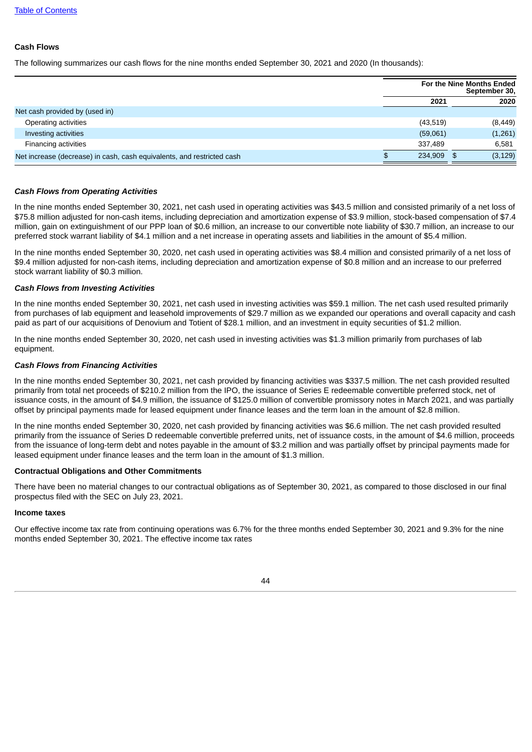[Table of Contents](#)

**Cash Flows**

The following summarizes our cash flows for the nine months ended September 30, 2021 and 2020 (In thousands):

| | For the Nine Months Ended September 30, | |
|---|---|---|
| | 2021 | 2020 |
| Net cash provided by (used in) | | |
| Operating activities | (43,519) | (8,449) |
| Investing activities | (59,061) | (1,261) |
| Financing activities | 337,489 | 6,581 |
| Net increase (decrease) in cash, cash equivalents, and restricted cash | $ 234,909 | $ (3,129) |

***Cash Flows from Operating Activities***

In the nine months ended September 30, 2021, net cash used in operating activities was $43.5 million and consisted primarily of a net loss of $75.8 million adjusted for non-cash items, including depreciation and amortization expense of $3.9 million, stock-based compensation of $7.4 million, gain on extinguishment of our PPP loan of $0.6 million, an increase to our convertible note liability of $30.7 million, an increase to our preferred stock warrant liability of $4.1 million and a net increase in operating assets and liabilities in the amount of $5.4 million.

In the nine months ended September 30, 2020, net cash used in operating activities was $8.4 million and consisted primarily of a net loss of $9.4 million adjusted for non-cash items, including depreciation and amortization expense of $0.8 million and an increase to our preferred stock warrant liability of $0.3 million.

***Cash Flows from Investing Activities***

In the nine months ended September 30, 2021, net cash used in investing activities was $59.1 million. The net cash used resulted primarily from purchases of lab equipment and leasehold improvements of $29.7 million as we expanded our operations and overall capacity and cash paid as part of our acquisitions of Denovium and Totient of $28.1 million, and an investment in equity securities of $1.2 million.

In the nine months ended September 30, 2020, net cash used in investing activities was $1.3 million primarily from purchases of lab equipment.

***Cash Flows from Financing Activities***

In the nine months ended September 30, 2021, net cash provided by financing activities was $337.5 million. The net cash provided resulted primarily from total net proceeds of $210.2 million from the IPO, the issuance of Series E redeemable convertible preferred stock, net of issuance costs, in the amount of $4.9 million, the issuance of $125.0 million of convertible promissory notes in March 2021, and was partially offset by principal payments made for leased equipment under finance leases and the term loan in the amount of $2.8 million.

In the nine months ended September 30, 2020, net cash provided by financing activities was $6.6 million. The net cash provided resulted primarily from the issuance of Series D redeemable convertible preferred units, net of issuance costs, in the amount of $4.6 million, proceeds from the issuance of long-term debt and notes payable in the amount of $3.2 million and was partially offset by principal payments made for leased equipment under finance leases and the term loan in the amount of $1.3 million.

**Contractual Obligations and Other Commitments**

There have been no material changes to our contractual obligations as of September 30, 2021, as compared to those disclosed in our final prospectus filed with the SEC on July 23, 2021.

**Income taxes**

Our effective income tax rate from continuing operations was 6.7% for the three months ended September 30, 2021 and 9.3% for the nine months ended September 30, 2021. The effective income tax rates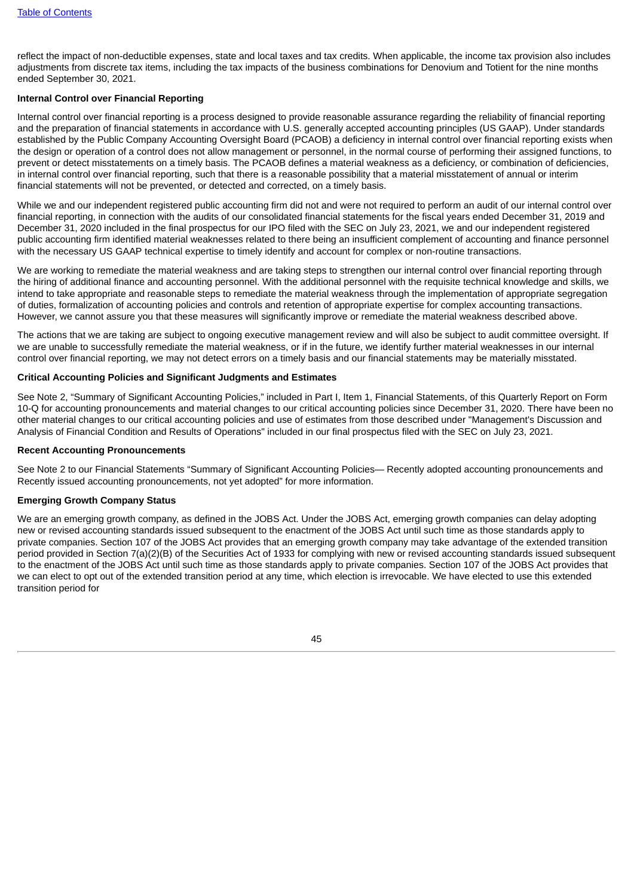reflect the impact of non-deductible expenses, state and local taxes and tax credits. When applicable, the income tax provision also includes adjustments from discrete tax items, including the tax impacts of the business combinations for Denovium and Totient for the nine months ended September 30, 2021.

**Internal Control over Financial Reporting**

Internal control over financial reporting is a process designed to provide reasonable assurance regarding the reliability of financial reporting and the preparation of financial statements in accordance with U.S. generally accepted accounting principles (US GAAP). Under standards established by the Public Company Accounting Oversight Board (PCAOB) a deficiency in internal control over financial reporting exists when the design or operation of a control does not allow management or personnel, in the normal course of performing their assigned functions, to prevent or detect misstatements on a timely basis. The PCAOB defines a material weakness as a deficiency, or combination of deficiencies, in internal control over financial reporting, such that there is a reasonable possibility that a material misstatement of annual or interim financial statements will not be prevented, or detected and corrected, on a timely basis.

While we and our independent registered public accounting firm did not and were not required to perform an audit of our internal control over financial reporting, in connection with the audits of our consolidated financial statements for the fiscal years ended December 31, 2019 and December 31, 2020 included in the final prospectus for our IPO filed with the SEC on July 23, 2021, we and our independent registered public accounting firm identified material weaknesses related to there being an insufficient complement of accounting and finance personnel with the necessary US GAAP technical expertise to timely identify and account for complex or non-routine transactions.

We are working to remediate the material weakness and are taking steps to strengthen our internal control over financial reporting through the hiring of additional finance and accounting personnel. With the additional personnel with the requisite technical knowledge and skills, we intend to take appropriate and reasonable steps to remediate the material weakness through the implementation of appropriate segregation of duties, formalization of accounting policies and controls and retention of appropriate expertise for complex accounting transactions. However, we cannot assure you that these measures will significantly improve or remediate the material weakness described above.

The actions that we are taking are subject to ongoing executive management review and will also be subject to audit committee oversight. If we are unable to successfully remediate the material weakness, or if in the future, we identify further material weaknesses in our internal control over financial reporting, we may not detect errors on a timely basis and our financial statements may be materially misstated.

**Critical Accounting Policies and Significant Judgments and Estimates**

See Note 2, "Summary of Significant Accounting Policies," included in Part I, Item 1, Financial Statements, of this Quarterly Report on Form 10-Q for accounting pronouncements and material changes to our critical accounting policies since December 31, 2020. There have been no other material changes to our critical accounting policies and use of estimates from those described under "Management's Discussion and Analysis of Financial Condition and Results of Operations" included in our final prospectus filed with the SEC on July 23, 2021.

**Recent Accounting Pronouncements**

See Note 2 to our Financial Statements "Summary of Significant Accounting Policies— Recently adopted accounting pronouncements and Recently issued accounting pronouncements, not yet adopted" for more information.

**Emerging Growth Company Status**

We are an emerging growth company, as defined in the JOBS Act. Under the JOBS Act, emerging growth companies can delay adopting new or revised accounting standards issued subsequent to the enactment of the JOBS Act until such time as those standards apply to private companies. Section 107 of the JOBS Act provides that an emerging growth company may take advantage of the extended transition period provided in Section 7(a)(2)(B) of the Securities Act of 1933 for complying with new or revised accounting standards issued subsequent to the enactment of the JOBS Act until such time as those standards apply to private companies. Section 107 of the JOBS Act provides that we can elect to opt out of the extended transition period at any time, which election is irrevocable. We have elected to use this extended transition period for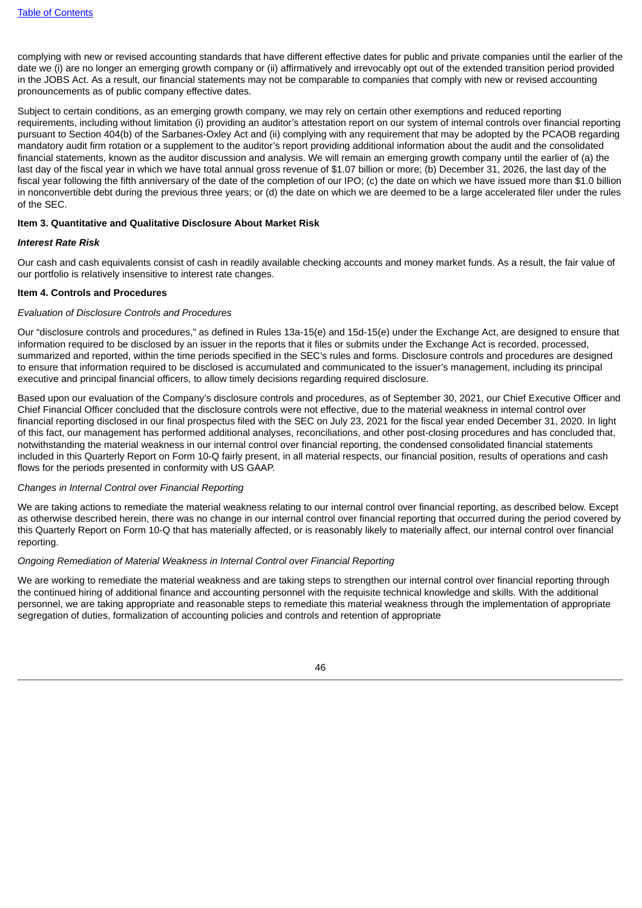complying with new or revised accounting standards that have different effective dates for public and private companies until the earlier of the date we (i) are no longer an emerging growth company or (ii) affirmatively and irrevocably opt out of the extended transition period provided in the JOBS Act. As a result, our financial statements may not be comparable to companies that comply with new or revised accounting pronouncements as of public company effective dates.

Subject to certain conditions, as an emerging growth company, we may rely on certain other exemptions and reduced reporting requirements, including without limitation (i) providing an auditor's attestation report on our system of internal controls over financial reporting pursuant to Section 404(b) of the Sarbanes-Oxley Act and (ii) complying with any requirement that may be adopted by the PCAOB regarding mandatory audit firm rotation or a supplement to the auditor's report providing additional information about the audit and the consolidated financial statements, known as the auditor discussion and analysis. We will remain an emerging growth company until the earlier of (a) the last day of the fiscal year in which we have total annual gross revenue of $1.07 billion or more; (b) December 31, 2026, the last day of the fiscal year following the fifth anniversary of the date of the completion of our IPO; (c) the date on which we have issued more than $1.0 billion in nonconvertible debt during the previous three years; or (d) the date on which we are deemed to be a large accelerated filer under the rules of the SEC.

**Item 3. Quantitative and Qualitative Disclosure About Market Risk**

***Interest Rate Risk***

Our cash and cash equivalents consist of cash in readily available checking accounts and money market funds. As a result, the fair value of our portfolio is relatively insensitive to interest rate changes.

**Item 4. Controls and Procedures**

*Evaluation of Disclosure Controls and Procedures*

Our "disclosure controls and procedures," as defined in Rules 13a-15(e) and 15d-15(e) under the Exchange Act, are designed to ensure that information required to be disclosed by an issuer in the reports that it files or submits under the Exchange Act is recorded, processed, summarized and reported, within the time periods specified in the SEC's rules and forms. Disclosure controls and procedures are designed to ensure that information required to be disclosed is accumulated and communicated to the issuer's management, including its principal executive and principal financial officers, to allow timely decisions regarding required disclosure.

Based upon our evaluation of the Company's disclosure controls and procedures, as of September 30, 2021, our Chief Executive Officer and Chief Financial Officer concluded that the disclosure controls were not effective, due to the material weakness in internal control over financial reporting disclosed in our final prospectus filed with the SEC on July 23, 2021 for the fiscal year ended December 31, 2020. In light of this fact, our management has performed additional analyses, reconciliations, and other post-closing procedures and has concluded that, notwithstanding the material weakness in our internal control over financial reporting, the condensed consolidated financial statements included in this Quarterly Report on Form 10-Q fairly present, in all material respects, our financial position, results of operations and cash flows for the periods presented in conformity with US GAAP.

*Changes in Internal Control over Financial Reporting*

We are taking actions to remediate the material weakness relating to our internal control over financial reporting, as described below. Except as otherwise described herein, there was no change in our internal control over financial reporting that occurred during the period covered by this Quarterly Report on Form 10-Q that has materially affected, or is reasonably likely to materially affect, our internal control over financial reporting.

*Ongoing Remediation of Material Weakness in Internal Control over Financial Reporting*

We are working to remediate the material weakness and are taking steps to strengthen our internal control over financial reporting through the continued hiring of additional finance and accounting personnel with the requisite technical knowledge and skills. With the additional personnel, we are taking appropriate and reasonable steps to remediate this material weakness through the implementation of appropriate segregation of duties, formalization of accounting policies and controls and retention of appropriate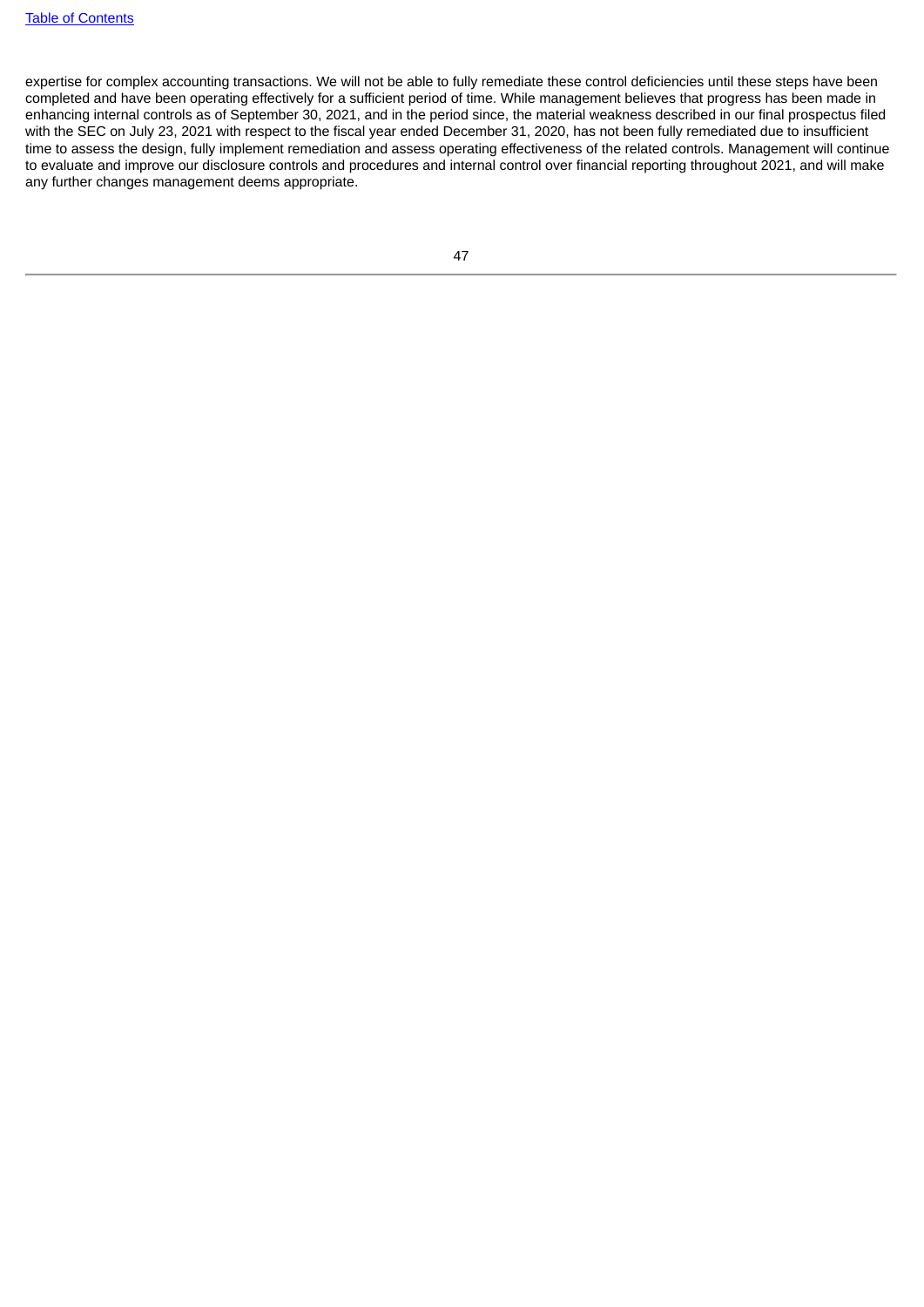expertise for complex accounting transactions. We will not be able to fully remediate these control deficiencies until these steps have been completed and have been operating effectively for a sufficient period of time. While management believes that progress has been made in enhancing internal controls as of September 30, 2021, and in the period since, the material weakness described in our final prospectus filed with the SEC on July 23, 2021 with respect to the fiscal year ended December 31, 2020, has not been fully remediated due to insufficient time to assess the design, fully implement remediation and assess operating effectiveness of the related controls. Management will continue to evaluate and improve our disclosure controls and procedures and internal control over financial reporting throughout 2021, and will make any further changes management deems appropriate.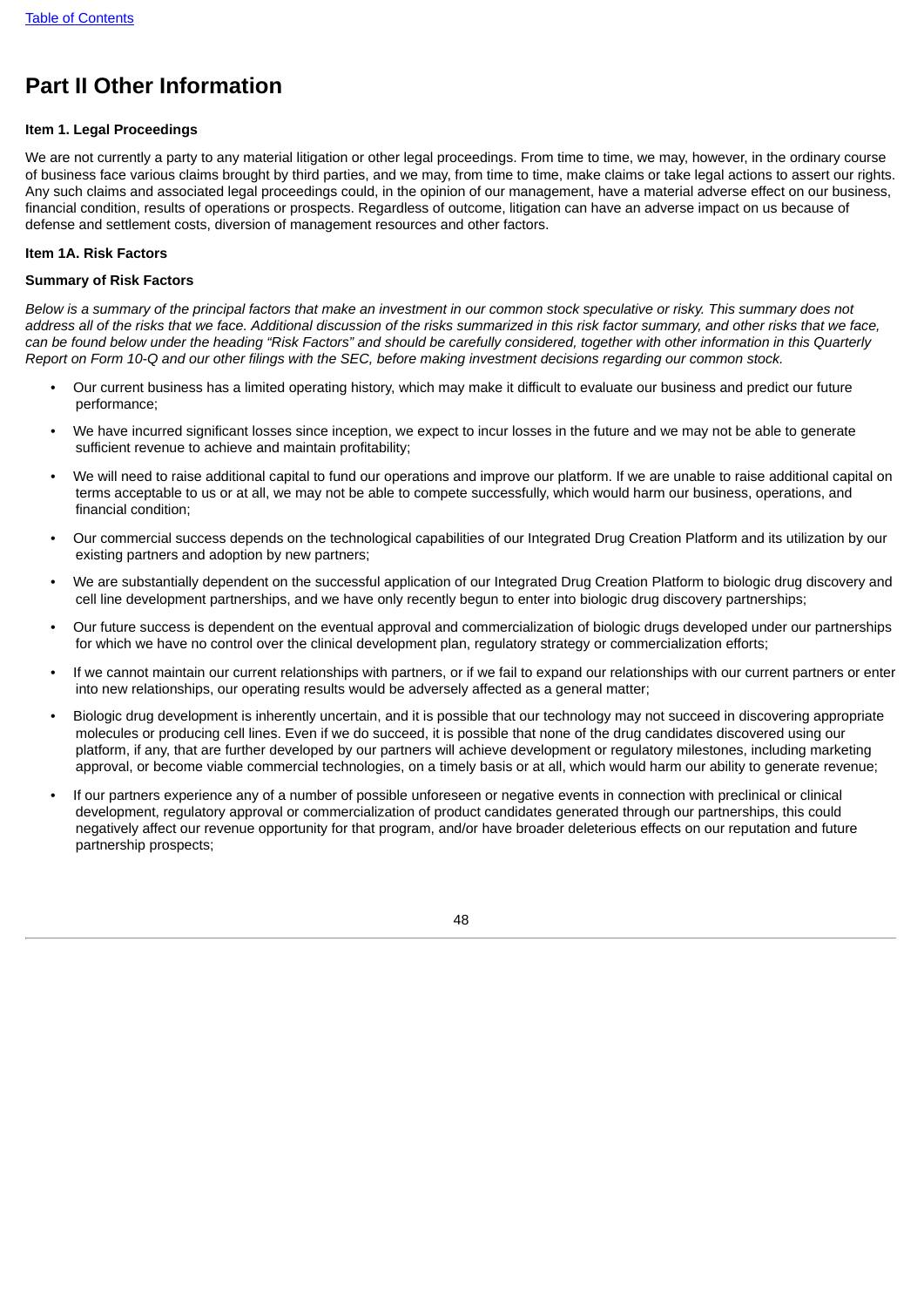# Part II Other Information

**Item 1. Legal Proceedings**

We are not currently a party to any material litigation or other legal proceedings. From time to time, we may, however, in the ordinary course of business face various claims brought by third parties, and we may, from time to time, make claims or take legal actions to assert our rights. Any such claims and associated legal proceedings could, in the opinion of our management, have a material adverse effect on our business, financial condition, results of operations or prospects. Regardless of outcome, litigation can have an adverse impact on us because of defense and settlement costs, diversion of management resources and other factors.

**Item 1A. Risk Factors**

**Summary of Risk Factors**

*Below is a summary of the principal factors that make an investment in our common stock speculative or risky. This summary does not address all of the risks that we face. Additional discussion of the risks summarized in this risk factor summary, and other risks that we face, can be found below under the heading "Risk Factors" and should be carefully considered, together with other information in this Quarterly Report on Form 10-Q and our other filings with the SEC, before making investment decisions regarding our common stock.*

- Our current business has a limited operating history, which may make it difficult to evaluate our business and predict our future performance;
- We have incurred significant losses since inception, we expect to incur losses in the future and we may not be able to generate sufficient revenue to achieve and maintain profitability;
- We will need to raise additional capital to fund our operations and improve our platform. If we are unable to raise additional capital on terms acceptable to us or at all, we may not be able to compete successfully, which would harm our business, operations, and financial condition;
- Our commercial success depends on the technological capabilities of our Integrated Drug Creation Platform and its utilization by our existing partners and adoption by new partners;
- We are substantially dependent on the successful application of our Integrated Drug Creation Platform to biologic drug discovery and cell line development partnerships, and we have only recently begun to enter into biologic drug discovery partnerships;
- Our future success is dependent on the eventual approval and commercialization of biologic drugs developed under our partnerships for which we have no control over the clinical development plan, regulatory strategy or commercialization efforts;
- If we cannot maintain our current relationships with partners, or if we fail to expand our relationships with our current partners or enter into new relationships, our operating results would be adversely affected as a general matter;
- Biologic drug development is inherently uncertain, and it is possible that our technology may not succeed in discovering appropriate molecules or producing cell lines. Even if we do succeed, it is possible that none of the drug candidates discovered using our platform, if any, that are further developed by our partners will achieve development or regulatory milestones, including marketing approval, or become viable commercial technologies, on a timely basis or at all, which would harm our ability to generate revenue;
- If our partners experience any of a number of possible unforeseen or negative events in connection with preclinical or clinical development, regulatory approval or commercialization of product candidates generated through our partnerships, this could negatively affect our revenue opportunity for that program, and/or have broader deleterious effects on our reputation and future partnership prospects;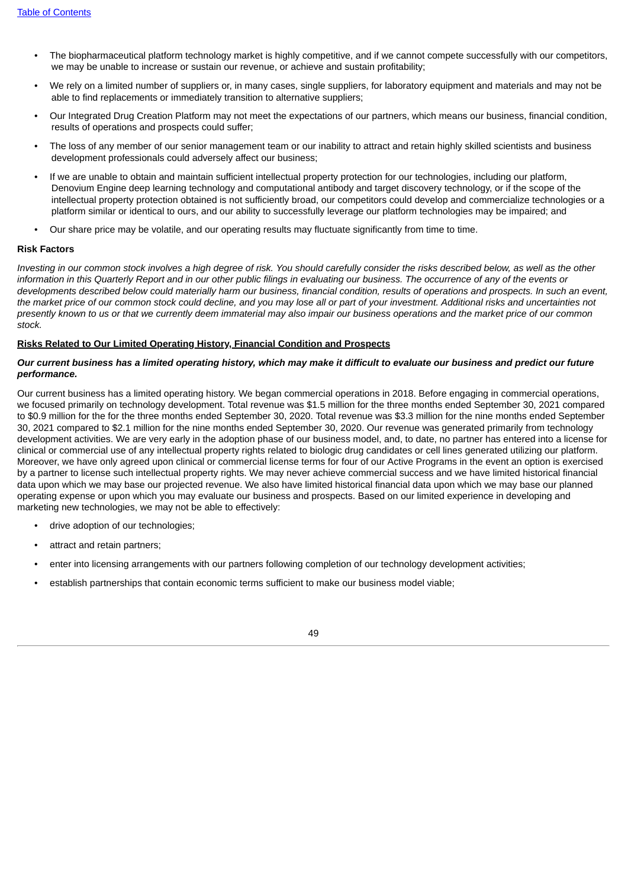- The biopharmaceutical platform technology market is highly competitive, and if we cannot compete successfully with our competitors, we may be unable to increase or sustain our revenue, or achieve and sustain profitability;
- We rely on a limited number of suppliers or, in many cases, single suppliers, for laboratory equipment and materials and may not be able to find replacements or immediately transition to alternative suppliers;
- Our Integrated Drug Creation Platform may not meet the expectations of our partners, which means our business, financial condition, results of operations and prospects could suffer;
- The loss of any member of our senior management team or our inability to attract and retain highly skilled scientists and business development professionals could adversely affect our business;
- If we are unable to obtain and maintain sufficient intellectual property protection for our technologies, including our platform, Denovium Engine deep learning technology and computational antibody and target discovery technology, or if the scope of the intellectual property protection obtained is not sufficiently broad, our competitors could develop and commercialize technologies or a platform similar or identical to ours, and our ability to successfully leverage our platform technologies may be impaired; and
- Our share price may be volatile, and our operating results may fluctuate significantly from time to time.

**Risk Factors**

*Investing in our common stock involves a high degree of risk. You should carefully consider the risks described below, as well as the other information in this Quarterly Report and in our other public filings in evaluating our business. The occurrence of any of the events or developments described below could materially harm our business, financial condition, results of operations and prospects. In such an event, the market price of our common stock could decline, and you may lose all or part of your investment. Additional risks and uncertainties not presently known to us or that we currently deem immaterial may also impair our business operations and the market price of our common stock.*

**Risks Related to Our Limited Operating History, Financial Condition and Prospects**

***Our current business has a limited operating history, which may make it difficult to evaluate our business and predict our future performance.***

Our current business has a limited operating history. We began commercial operations in 2018. Before engaging in commercial operations, we focused primarily on technology development. Total revenue was $1.5 million for the three months ended September 30, 2021 compared to $0.9 million for the for the three months ended September 30, 2020. Total revenue was $3.3 million for the nine months ended September 30, 2021 compared to $2.1 million for the nine months ended September 30, 2020. Our revenue was generated primarily from technology development activities. We are very early in the adoption phase of our business model, and, to date, no partner has entered into a license for clinical or commercial use of any intellectual property rights related to biologic drug candidates or cell lines generated utilizing our platform. Moreover, we have only agreed upon clinical or commercial license terms for four of our Active Programs in the event an option is exercised by a partner to license such intellectual property rights. We may never achieve commercial success and we have limited historical financial data upon which we may base our projected revenue. We also have limited historical financial data upon which we may base our planned operating expense or upon which you may evaluate our business and prospects. Based on our limited experience in developing and marketing new technologies, we may not be able to effectively:

- drive adoption of our technologies;
- attract and retain partners;
- enter into licensing arrangements with our partners following completion of our technology development activities;
- establish partnerships that contain economic terms sufficient to make our business model viable;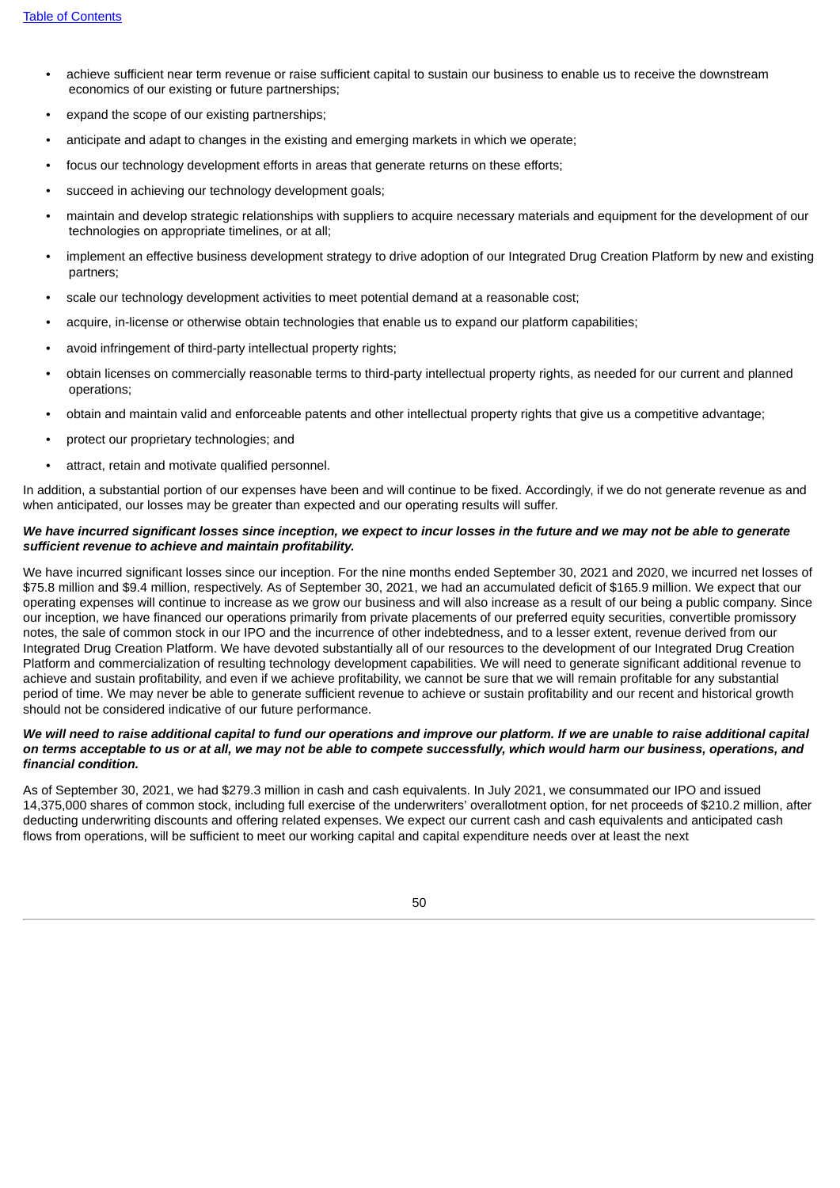- achieve sufficient near term revenue or raise sufficient capital to sustain our business to enable us to receive the downstream economics of our existing or future partnerships;
- expand the scope of our existing partnerships;
- anticipate and adapt to changes in the existing and emerging markets in which we operate;
- focus our technology development efforts in areas that generate returns on these efforts;
- succeed in achieving our technology development goals;
- maintain and develop strategic relationships with suppliers to acquire necessary materials and equipment for the development of our technologies on appropriate timelines, or at all;
- implement an effective business development strategy to drive adoption of our Integrated Drug Creation Platform by new and existing partners;
- scale our technology development activities to meet potential demand at a reasonable cost;
- acquire, in-license or otherwise obtain technologies that enable us to expand our platform capabilities;
- avoid infringement of third-party intellectual property rights;
- obtain licenses on commercially reasonable terms to third-party intellectual property rights, as needed for our current and planned operations;
- obtain and maintain valid and enforceable patents and other intellectual property rights that give us a competitive advantage;
- protect our proprietary technologies; and
- attract, retain and motivate qualified personnel.

In addition, a substantial portion of our expenses have been and will continue to be fixed. Accordingly, if we do not generate revenue as and when anticipated, our losses may be greater than expected and our operating results will suffer.

***We have incurred significant losses since inception, we expect to incur losses in the future and we may not be able to generate sufficient revenue to achieve and maintain profitability.***

We have incurred significant losses since our inception. For the nine months ended September 30, 2021 and 2020, we incurred net losses of $75.8 million and $9.4 million, respectively. As of September 30, 2021, we had an accumulated deficit of $165.9 million. We expect that our operating expenses will continue to increase as we grow our business and will also increase as a result of our being a public company. Since our inception, we have financed our operations primarily from private placements of our preferred equity securities, convertible promissory notes, the sale of common stock in our IPO and the incurrence of other indebtedness, and to a lesser extent, revenue derived from our Integrated Drug Creation Platform. We have devoted substantially all of our resources to the development of our Integrated Drug Creation Platform and commercialization of resulting technology development capabilities. We will need to generate significant additional revenue to achieve and sustain profitability, and even if we achieve profitability, we cannot be sure that we will remain profitable for any substantial period of time. We may never be able to generate sufficient revenue to achieve or sustain profitability and our recent and historical growth should not be considered indicative of our future performance.

***We will need to raise additional capital to fund our operations and improve our platform. If we are unable to raise additional capital on terms acceptable to us or at all, we may not be able to compete successfully, which would harm our business, operations, and financial condition.***

As of September 30, 2021, we had $279.3 million in cash and cash equivalents. In July 2021, we consummated our IPO and issued 14,375,000 shares of common stock, including full exercise of the underwriters' overallotment option, for net proceeds of $210.2 million, after deducting underwriting discounts and offering related expenses. We expect our current cash and cash equivalents and anticipated cash flows from operations, will be sufficient to meet our working capital and capital expenditure needs over at least the next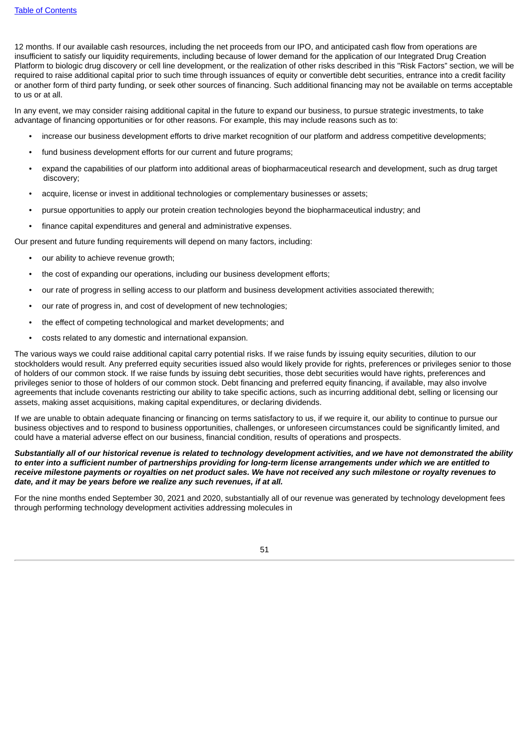12 months. If our available cash resources, including the net proceeds from our IPO, and anticipated cash flow from operations are insufficient to satisfy our liquidity requirements, including because of lower demand for the application of our Integrated Drug Creation Platform to biologic drug discovery or cell line development, or the realization of other risks described in this "Risk Factors" section, we will be required to raise additional capital prior to such time through issuances of equity or convertible debt securities, entrance into a credit facility or another form of third party funding, or seek other sources of financing. Such additional financing may not be available on terms acceptable to us or at all.

In any event, we may consider raising additional capital in the future to expand our business, to pursue strategic investments, to take advantage of financing opportunities or for other reasons. For example, this may include reasons such as to:

- increase our business development efforts to drive market recognition of our platform and address competitive developments;
- fund business development efforts for our current and future programs;
- expand the capabilities of our platform into additional areas of biopharmaceutical research and development, such as drug target discovery;
- acquire, license or invest in additional technologies or complementary businesses or assets;
- pursue opportunities to apply our protein creation technologies beyond the biopharmaceutical industry; and
- finance capital expenditures and general and administrative expenses.

Our present and future funding requirements will depend on many factors, including:

- our ability to achieve revenue growth;
- the cost of expanding our operations, including our business development efforts;
- our rate of progress in selling access to our platform and business development activities associated therewith;
- our rate of progress in, and cost of development of new technologies;
- the effect of competing technological and market developments; and
- costs related to any domestic and international expansion.

The various ways we could raise additional capital carry potential risks. If we raise funds by issuing equity securities, dilution to our stockholders would result. Any preferred equity securities issued also would likely provide for rights, preferences or privileges senior to those of holders of our common stock. If we raise funds by issuing debt securities, those debt securities would have rights, preferences and privileges senior to those of holders of our common stock. Debt financing and preferred equity financing, if available, may also involve agreements that include covenants restricting our ability to take specific actions, such as incurring additional debt, selling or licensing our assets, making asset acquisitions, making capital expenditures, or declaring dividends.

If we are unable to obtain adequate financing or financing on terms satisfactory to us, if we require it, our ability to continue to pursue our business objectives and to respond to business opportunities, challenges, or unforeseen circumstances could be significantly limited, and could have a material adverse effect on our business, financial condition, results of operations and prospects.

***Substantially all of our historical revenue is related to technology development activities, and we have not demonstrated the ability to enter into a sufficient number of partnerships providing for long-term license arrangements under which we are entitled to receive milestone payments or royalties on net product sales. We have not received any such milestone or royalty revenues to date, and it may be years before we realize any such revenues, if at all.***

For the nine months ended September 30, 2021 and 2020, substantially all of our revenue was generated by technology development fees through performing technology development activities addressing molecules in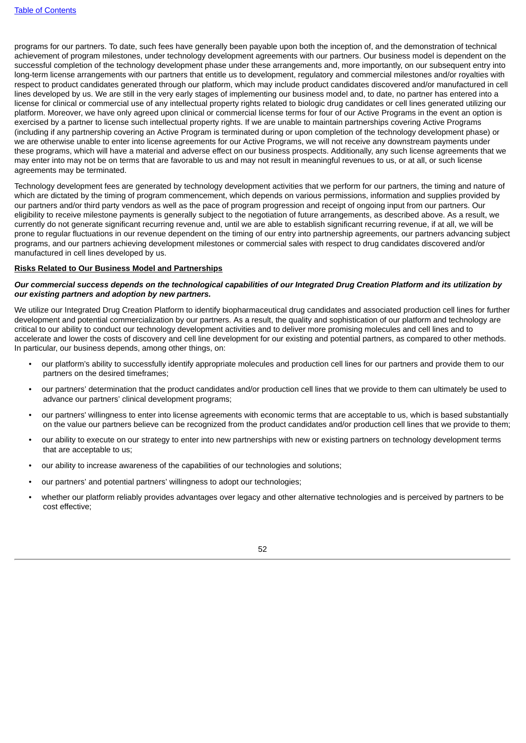programs for our partners. To date, such fees have generally been payable upon both the inception of, and the demonstration of technical achievement of program milestones, under technology development agreements with our partners. Our business model is dependent on the successful completion of the technology development phase under these arrangements and, more importantly, on our subsequent entry into long-term license arrangements with our partners that entitle us to development, regulatory and commercial milestones and/or royalties with respect to product candidates generated through our platform, which may include product candidates discovered and/or manufactured in cell lines developed by us. We are still in the very early stages of implementing our business model and, to date, no partner has entered into a license for clinical or commercial use of any intellectual property rights related to biologic drug candidates or cell lines generated utilizing our platform. Moreover, we have only agreed upon clinical or commercial license terms for four of our Active Programs in the event an option is exercised by a partner to license such intellectual property rights. If we are unable to maintain partnerships covering Active Programs (including if any partnership covering an Active Program is terminated during or upon completion of the technology development phase) or we are otherwise unable to enter into license agreements for our Active Programs, we will not receive any downstream payments under these programs, which will have a material and adverse effect on our business prospects. Additionally, any such license agreements that we may enter into may not be on terms that are favorable to us and may not result in meaningful revenues to us, or at all, or such license agreements may be terminated.

Technology development fees are generated by technology development activities that we perform for our partners, the timing and nature of which are dictated by the timing of program commencement, which depends on various permissions, information and supplies provided by our partners and/or third party vendors as well as the pace of program progression and receipt of ongoing input from our partners. Our eligibility to receive milestone payments is generally subject to the negotiation of future arrangements, as described above. As a result, we currently do not generate significant recurring revenue and, until we are able to establish significant recurring revenue, if at all, we will be prone to regular fluctuations in our revenue dependent on the timing of our entry into partnership agreements, our partners advancing subject programs, and our partners achieving development milestones or commercial sales with respect to drug candidates discovered and/or manufactured in cell lines developed by us.

**Risks Related to Our Business Model and Partnerships**

***Our commercial success depends on the technological capabilities of our Integrated Drug Creation Platform and its utilization by our existing partners and adoption by new partners.***

We utilize our Integrated Drug Creation Platform to identify biopharmaceutical drug candidates and associated production cell lines for further development and potential commercialization by our partners. As a result, the quality and sophistication of our platform and technology are critical to our ability to conduct our technology development activities and to deliver more promising molecules and cell lines and to accelerate and lower the costs of discovery and cell line development for our existing and potential partners, as compared to other methods. In particular, our business depends, among other things, on:

- our platform's ability to successfully identify appropriate molecules and production cell lines for our partners and provide them to our partners on the desired timeframes;
- our partners' determination that the product candidates and/or production cell lines that we provide to them can ultimately be used to advance our partners' clinical development programs;
- our partners' willingness to enter into license agreements with economic terms that are acceptable to us, which is based substantially on the value our partners believe can be recognized from the product candidates and/or production cell lines that we provide to them;
- our ability to execute on our strategy to enter into new partnerships with new or existing partners on technology development terms that are acceptable to us;
- our ability to increase awareness of the capabilities of our technologies and solutions;
- our partners' and potential partners' willingness to adopt our technologies;
- whether our platform reliably provides advantages over legacy and other alternative technologies and is perceived by partners to be cost effective;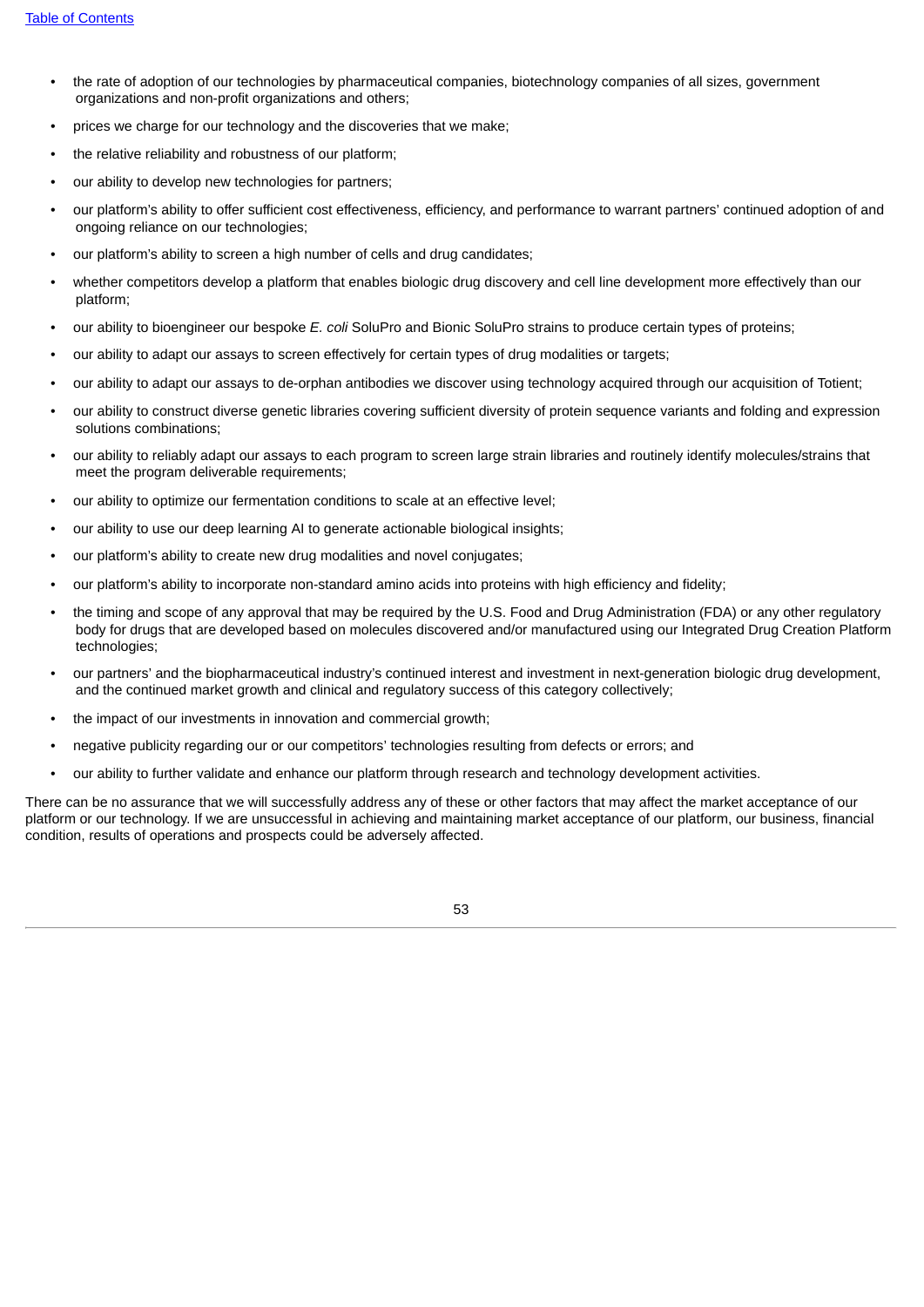- the rate of adoption of our technologies by pharmaceutical companies, biotechnology companies of all sizes, government organizations and non-profit organizations and others;
- prices we charge for our technology and the discoveries that we make;
- the relative reliability and robustness of our platform;
- our ability to develop new technologies for partners;
- our platform's ability to offer sufficient cost effectiveness, efficiency, and performance to warrant partners' continued adoption of and ongoing reliance on our technologies;
- our platform's ability to screen a high number of cells and drug candidates;
- whether competitors develop a platform that enables biologic drug discovery and cell line development more effectively than our platform;
- our ability to bioengineer our bespoke *E. coli* SoluPro and Bionic SoluPro strains to produce certain types of proteins;
- our ability to adapt our assays to screen effectively for certain types of drug modalities or targets;
- our ability to adapt our assays to de-orphan antibodies we discover using technology acquired through our acquisition of Totient;
- our ability to construct diverse genetic libraries covering sufficient diversity of protein sequence variants and folding and expression solutions combinations;
- our ability to reliably adapt our assays to each program to screen large strain libraries and routinely identify molecules/strains that meet the program deliverable requirements;
- our ability to optimize our fermentation conditions to scale at an effective level;
- our ability to use our deep learning AI to generate actionable biological insights;
- our platform's ability to create new drug modalities and novel conjugates;
- our platform's ability to incorporate non-standard amino acids into proteins with high efficiency and fidelity;
- the timing and scope of any approval that may be required by the U.S. Food and Drug Administration (FDA) or any other regulatory body for drugs that are developed based on molecules discovered and/or manufactured using our Integrated Drug Creation Platform technologies;
- our partners' and the biopharmaceutical industry's continued interest and investment in next-generation biologic drug development, and the continued market growth and clinical and regulatory success of this category collectively;
- the impact of our investments in innovation and commercial growth;
- negative publicity regarding our or our competitors' technologies resulting from defects or errors; and
- our ability to further validate and enhance our platform through research and technology development activities.

There can be no assurance that we will successfully address any of these or other factors that may affect the market acceptance of our platform or our technology. If we are unsuccessful in achieving and maintaining market acceptance of our platform, our business, financial condition, results of operations and prospects could be adversely affected.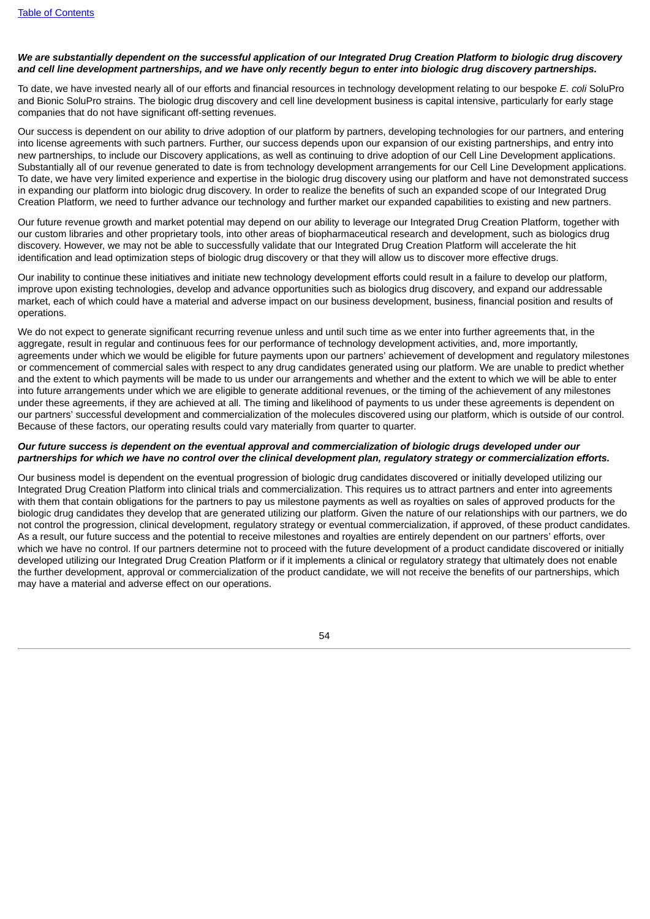***We are substantially dependent on the successful application of our Integrated Drug Creation Platform to biologic drug discovery and cell line development partnerships, and we have only recently begun to enter into biologic drug discovery partnerships.***

To date, we have invested nearly all of our efforts and financial resources in technology development relating to our bespoke *E. coli* SoluPro and Bionic SoluPro strains. The biologic drug discovery and cell line development business is capital intensive, particularly for early stage companies that do not have significant off-setting revenues.

Our success is dependent on our ability to drive adoption of our platform by partners, developing technologies for our partners, and entering into license agreements with such partners. Further, our success depends upon our expansion of our existing partnerships, and entry into new partnerships, to include our Discovery applications, as well as continuing to drive adoption of our Cell Line Development applications. Substantially all of our revenue generated to date is from technology development arrangements for our Cell Line Development applications. To date, we have very limited experience and expertise in the biologic drug discovery using our platform and have not demonstrated success in expanding our platform into biologic drug discovery. In order to realize the benefits of such an expanded scope of our Integrated Drug Creation Platform, we need to further advance our technology and further market our expanded capabilities to existing and new partners.

Our future revenue growth and market potential may depend on our ability to leverage our Integrated Drug Creation Platform, together with our custom libraries and other proprietary tools, into other areas of biopharmaceutical research and development, such as biologics drug discovery. However, we may not be able to successfully validate that our Integrated Drug Creation Platform will accelerate the hit identification and lead optimization steps of biologic drug discovery or that they will allow us to discover more effective drugs.

Our inability to continue these initiatives and initiate new technology development efforts could result in a failure to develop our platform, improve upon existing technologies, develop and advance opportunities such as biologics drug discovery, and expand our addressable market, each of which could have a material and adverse impact on our business development, business, financial position and results of operations.

We do not expect to generate significant recurring revenue unless and until such time as we enter into further agreements that, in the aggregate, result in regular and continuous fees for our performance of technology development activities, and, more importantly, agreements under which we would be eligible for future payments upon our partners' achievement of development and regulatory milestones or commencement of commercial sales with respect to any drug candidates generated using our platform. We are unable to predict whether and the extent to which payments will be made to us under our arrangements and whether and the extent to which we will be able to enter into future arrangements under which we are eligible to generate additional revenues, or the timing of the achievement of any milestones under these agreements, if they are achieved at all. The timing and likelihood of payments to us under these agreements is dependent on our partners' successful development and commercialization of the molecules discovered using our platform, which is outside of our control. Because of these factors, our operating results could vary materially from quarter to quarter.

***Our future success is dependent on the eventual approval and commercialization of biologic drugs developed under our partnerships for which we have no control over the clinical development plan, regulatory strategy or commercialization efforts.***

Our business model is dependent on the eventual progression of biologic drug candidates discovered or initially developed utilizing our Integrated Drug Creation Platform into clinical trials and commercialization. This requires us to attract partners and enter into agreements with them that contain obligations for the partners to pay us milestone payments as well as royalties on sales of approved products for the biologic drug candidates they develop that are generated utilizing our platform. Given the nature of our relationships with our partners, we do not control the progression, clinical development, regulatory strategy or eventual commercialization, if approved, of these product candidates. As a result, our future success and the potential to receive milestones and royalties are entirely dependent on our partners' efforts, over which we have no control. If our partners determine not to proceed with the future development of a product candidate discovered or initially developed utilizing our Integrated Drug Creation Platform or if it implements a clinical or regulatory strategy that ultimately does not enable the further development, approval or commercialization of the product candidate, we will not receive the benefits of our partnerships, which may have a material and adverse effect on our operations.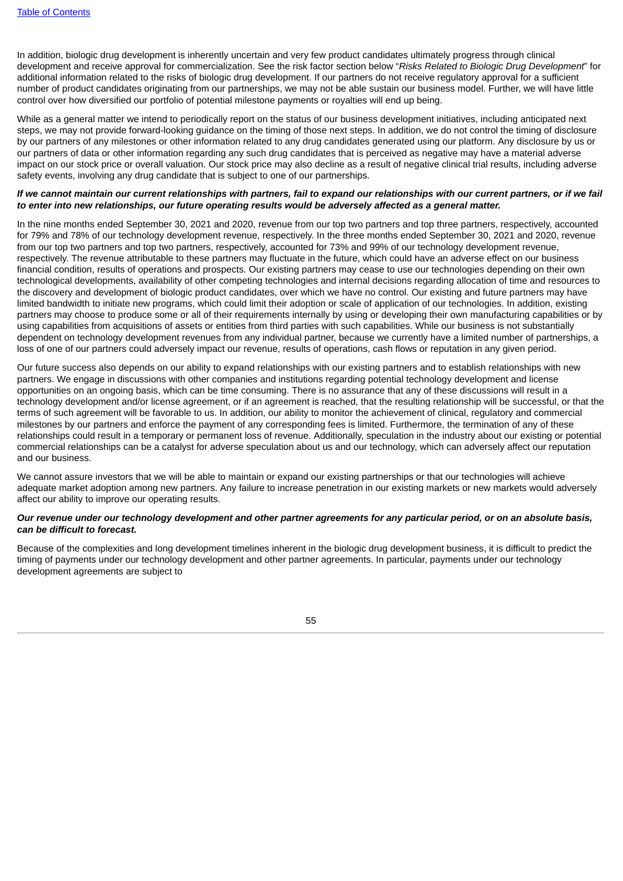In addition, biologic drug development is inherently uncertain and very few product candidates ultimately progress through clinical development and receive approval for commercialization. See the risk factor section below "*Risks Related to Biologic Drug Development*" for additional information related to the risks of biologic drug development. If our partners do not receive regulatory approval for a sufficient number of product candidates originating from our partnerships, we may not be able sustain our business model. Further, we will have little control over how diversified our portfolio of potential milestone payments or royalties will end up being.

While as a general matter we intend to periodically report on the status of our business development initiatives, including anticipated next steps, we may not provide forward-looking guidance on the timing of those next steps. In addition, we do not control the timing of disclosure by our partners of any milestones or other information related to any drug candidates generated using our platform. Any disclosure by us or our partners of data or other information regarding any such drug candidates that is perceived as negative may have a material adverse impact on our stock price or overall valuation. Our stock price may also decline as a result of negative clinical trial results, including adverse safety events, involving any drug candidate that is subject to one of our partnerships.

***If we cannot maintain our current relationships with partners, fail to expand our relationships with our current partners, or if we fail to enter into new relationships, our future operating results would be adversely affected as a general matter.***

In the nine months ended September 30, 2021 and 2020, revenue from our top two partners and top three partners, respectively, accounted for 79% and 78% of our technology development revenue, respectively. In the three months ended September 30, 2021 and 2020, revenue from our top two partners and top two partners, respectively, accounted for 73% and 99% of our technology development revenue, respectively. The revenue attributable to these partners may fluctuate in the future, which could have an adverse effect on our business financial condition, results of operations and prospects. Our existing partners may cease to use our technologies depending on their own technological developments, availability of other competing technologies and internal decisions regarding allocation of time and resources to the discovery and development of biologic product candidates, over which we have no control. Our existing and future partners may have limited bandwidth to initiate new programs, which could limit their adoption or scale of application of our technologies. In addition, existing partners may choose to produce some or all of their requirements internally by using or developing their own manufacturing capabilities or by using capabilities from acquisitions of assets or entities from third parties with such capabilities. While our business is not substantially dependent on technology development revenues from any individual partner, because we currently have a limited number of partnerships, a loss of one of our partners could adversely impact our revenue, results of operations, cash flows or reputation in any given period.

Our future success also depends on our ability to expand relationships with our existing partners and to establish relationships with new partners. We engage in discussions with other companies and institutions regarding potential technology development and license opportunities on an ongoing basis, which can be time consuming. There is no assurance that any of these discussions will result in a technology development and/or license agreement, or if an agreement is reached, that the resulting relationship will be successful, or that the terms of such agreement will be favorable to us. In addition, our ability to monitor the achievement of clinical, regulatory and commercial milestones by our partners and enforce the payment of any corresponding fees is limited. Furthermore, the termination of any of these relationships could result in a temporary or permanent loss of revenue. Additionally, speculation in the industry about our existing or potential commercial relationships can be a catalyst for adverse speculation about us and our technology, which can adversely affect our reputation and our business.

We cannot assure investors that we will be able to maintain or expand our existing partnerships or that our technologies will achieve adequate market adoption among new partners. Any failure to increase penetration in our existing markets or new markets would adversely affect our ability to improve our operating results.

***Our revenue under our technology development and other partner agreements for any particular period, or on an absolute basis, can be difficult to forecast.***

Because of the complexities and long development timelines inherent in the biologic drug development business, it is difficult to predict the timing of payments under our technology development and other partner agreements. In particular, payments under our technology development agreements are subject to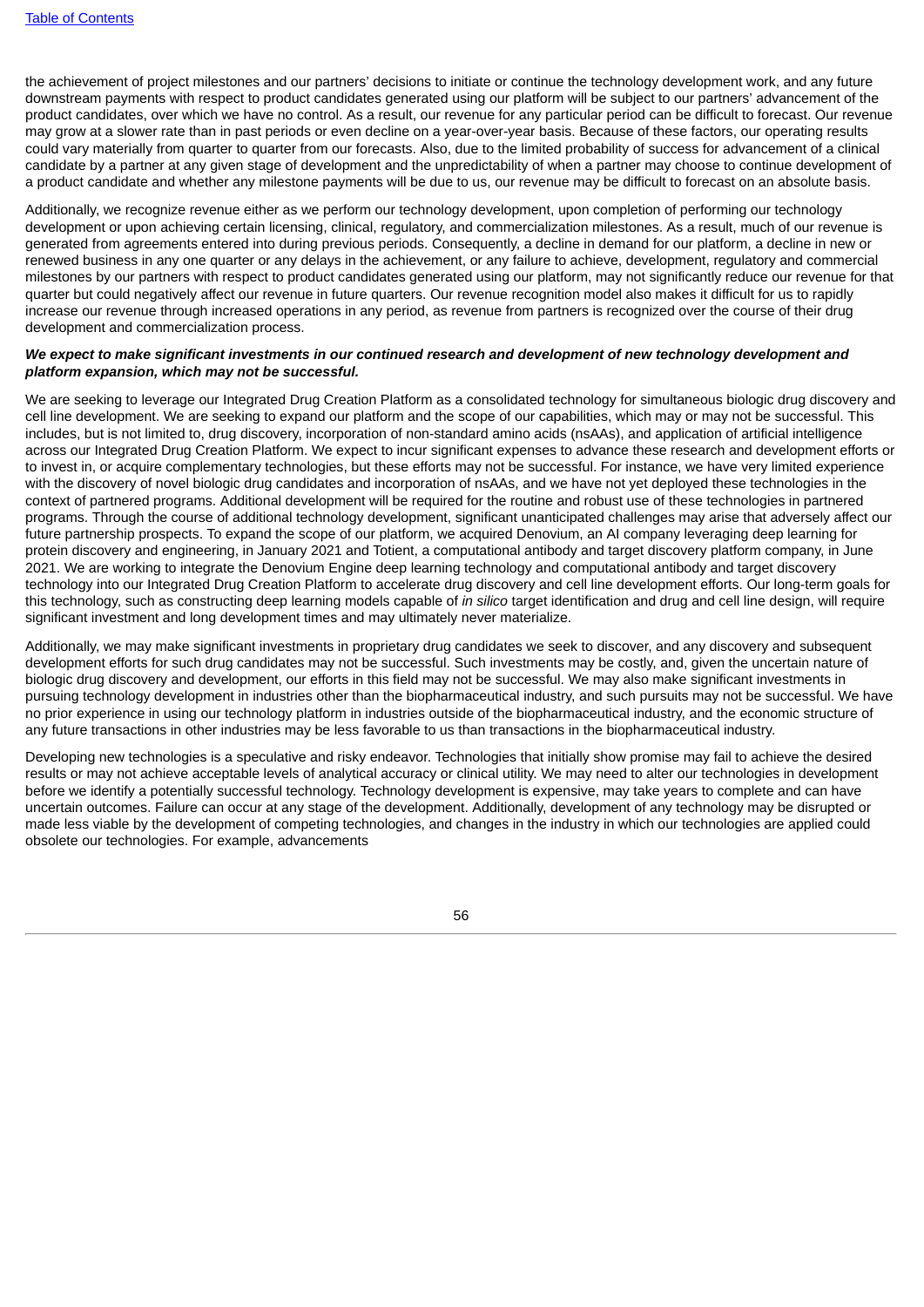the achievement of project milestones and our partners' decisions to initiate or continue the technology development work, and any future downstream payments with respect to product candidates generated using our platform will be subject to our partners' advancement of the product candidates, over which we have no control. As a result, our revenue for any particular period can be difficult to forecast. Our revenue may grow at a slower rate than in past periods or even decline on a year-over-year basis. Because of these factors, our operating results could vary materially from quarter to quarter from our forecasts. Also, due to the limited probability of success for advancement of a clinical candidate by a partner at any given stage of development and the unpredictability of when a partner may choose to continue development of a product candidate and whether any milestone payments will be due to us, our revenue may be difficult to forecast on an absolute basis.

Additionally, we recognize revenue either as we perform our technology development, upon completion of performing our technology development or upon achieving certain licensing, clinical, regulatory, and commercialization milestones. As a result, much of our revenue is generated from agreements entered into during previous periods. Consequently, a decline in demand for our platform, a decline in new or renewed business in any one quarter or any delays in the achievement, or any failure to achieve, development, regulatory and commercial milestones by our partners with respect to product candidates generated using our platform, may not significantly reduce our revenue for that quarter but could negatively affect our revenue in future quarters. Our revenue recognition model also makes it difficult for us to rapidly increase our revenue through increased operations in any period, as revenue from partners is recognized over the course of their drug development and commercialization process.

***We expect to make significant investments in our continued research and development of new technology development and platform expansion, which may not be successful.***

We are seeking to leverage our Integrated Drug Creation Platform as a consolidated technology for simultaneous biologic drug discovery and cell line development. We are seeking to expand our platform and the scope of our capabilities, which may or may not be successful. This includes, but is not limited to, drug discovery, incorporation of non-standard amino acids (nsAAs), and application of artificial intelligence across our Integrated Drug Creation Platform. We expect to incur significant expenses to advance these research and development efforts or to invest in, or acquire complementary technologies, but these efforts may not be successful. For instance, we have very limited experience with the discovery of novel biologic drug candidates and incorporation of nsAAs, and we have not yet deployed these technologies in the context of partnered programs. Additional development will be required for the routine and robust use of these technologies in partnered programs. Through the course of additional technology development, significant unanticipated challenges may arise that adversely affect our future partnership prospects. To expand the scope of our platform, we acquired Denovium, an AI company leveraging deep learning for protein discovery and engineering, in January 2021 and Totient, a computational antibody and target discovery platform company, in June 2021. We are working to integrate the Denovium Engine deep learning technology and computational antibody and target discovery technology into our Integrated Drug Creation Platform to accelerate drug discovery and cell line development efforts. Our long-term goals for this technology, such as constructing deep learning models capable of *in silico* target identification and drug and cell line design, will require significant investment and long development times and may ultimately never materialize.

Additionally, we may make significant investments in proprietary drug candidates we seek to discover, and any discovery and subsequent development efforts for such drug candidates may not be successful. Such investments may be costly, and, given the uncertain nature of biologic drug discovery and development, our efforts in this field may not be successful. We may also make significant investments in pursuing technology development in industries other than the biopharmaceutical industry, and such pursuits may not be successful. We have no prior experience in using our technology platform in industries outside of the biopharmaceutical industry, and the economic structure of any future transactions in other industries may be less favorable to us than transactions in the biopharmaceutical industry.

Developing new technologies is a speculative and risky endeavor. Technologies that initially show promise may fail to achieve the desired results or may not achieve acceptable levels of analytical accuracy or clinical utility. We may need to alter our technologies in development before we identify a potentially successful technology. Technology development is expensive, may take years to complete and can have uncertain outcomes. Failure can occur at any stage of the development. Additionally, development of any technology may be disrupted or made less viable by the development of competing technologies, and changes in the industry in which our technologies are applied could obsolete our technologies. For example, advancements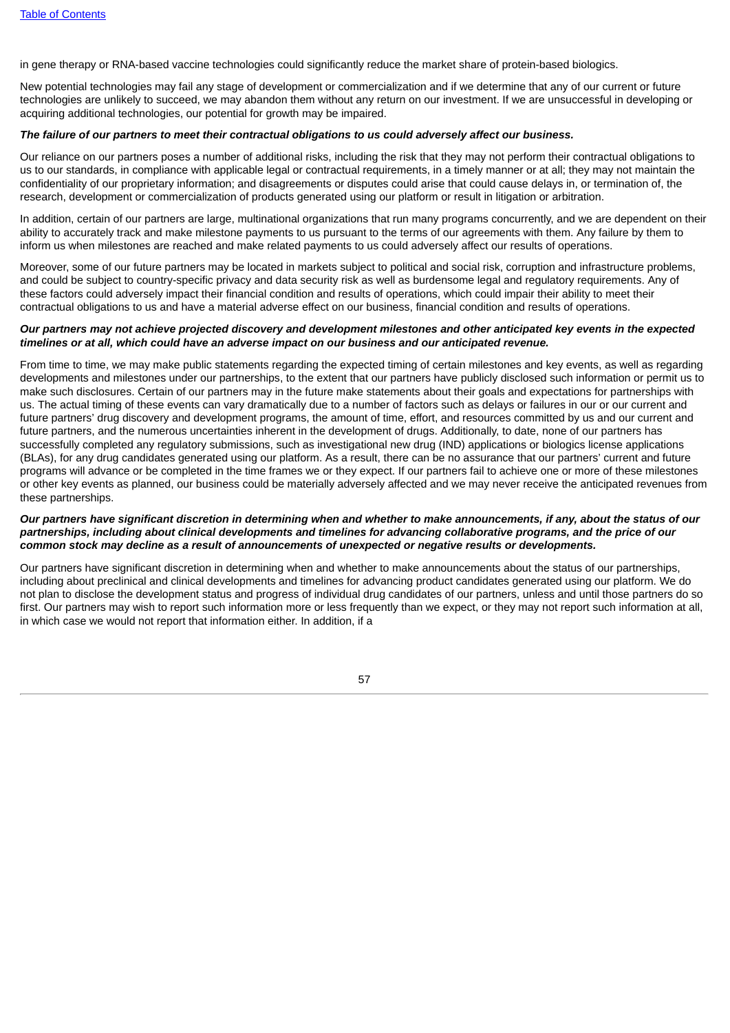in gene therapy or RNA-based vaccine technologies could significantly reduce the market share of protein-based biologics.

New potential technologies may fail any stage of development or commercialization and if we determine that any of our current or future technologies are unlikely to succeed, we may abandon them without any return on our investment. If we are unsuccessful in developing or acquiring additional technologies, our potential for growth may be impaired.

***The failure of our partners to meet their contractual obligations to us could adversely affect our business.***

Our reliance on our partners poses a number of additional risks, including the risk that they may not perform their contractual obligations to us to our standards, in compliance with applicable legal or contractual requirements, in a timely manner or at all; they may not maintain the confidentiality of our proprietary information; and disagreements or disputes could arise that could cause delays in, or termination of, the research, development or commercialization of products generated using our platform or result in litigation or arbitration.

In addition, certain of our partners are large, multinational organizations that run many programs concurrently, and we are dependent on their ability to accurately track and make milestone payments to us pursuant to the terms of our agreements with them. Any failure by them to inform us when milestones are reached and make related payments to us could adversely affect our results of operations.

Moreover, some of our future partners may be located in markets subject to political and social risk, corruption and infrastructure problems, and could be subject to country-specific privacy and data security risk as well as burdensome legal and regulatory requirements. Any of these factors could adversely impact their financial condition and results of operations, which could impair their ability to meet their contractual obligations to us and have a material adverse effect on our business, financial condition and results of operations.

***Our partners may not achieve projected discovery and development milestones and other anticipated key events in the expected timelines or at all, which could have an adverse impact on our business and our anticipated revenue.***

From time to time, we may make public statements regarding the expected timing of certain milestones and key events, as well as regarding developments and milestones under our partnerships, to the extent that our partners have publicly disclosed such information or permit us to make such disclosures. Certain of our partners may in the future make statements about their goals and expectations for partnerships with us. The actual timing of these events can vary dramatically due to a number of factors such as delays or failures in our or our current and future partners' drug discovery and development programs, the amount of time, effort, and resources committed by us and our current and future partners, and the numerous uncertainties inherent in the development of drugs. Additionally, to date, none of our partners has successfully completed any regulatory submissions, such as investigational new drug (IND) applications or biologics license applications (BLAs), for any drug candidates generated using our platform. As a result, there can be no assurance that our partners' current and future programs will advance or be completed in the time frames we or they expect. If our partners fail to achieve one or more of these milestones or other key events as planned, our business could be materially adversely affected and we may never receive the anticipated revenues from these partnerships.

***Our partners have significant discretion in determining when and whether to make announcements, if any, about the status of our partnerships, including about clinical developments and timelines for advancing collaborative programs, and the price of our common stock may decline as a result of announcements of unexpected or negative results or developments.***

Our partners have significant discretion in determining when and whether to make announcements about the status of our partnerships, including about preclinical and clinical developments and timelines for advancing product candidates generated using our platform. We do not plan to disclose the development status and progress of individual drug candidates of our partners, unless and until those partners do so first. Our partners may wish to report such information more or less frequently than we expect, or they may not report such information at all, in which case we would not report that information either. In addition, if a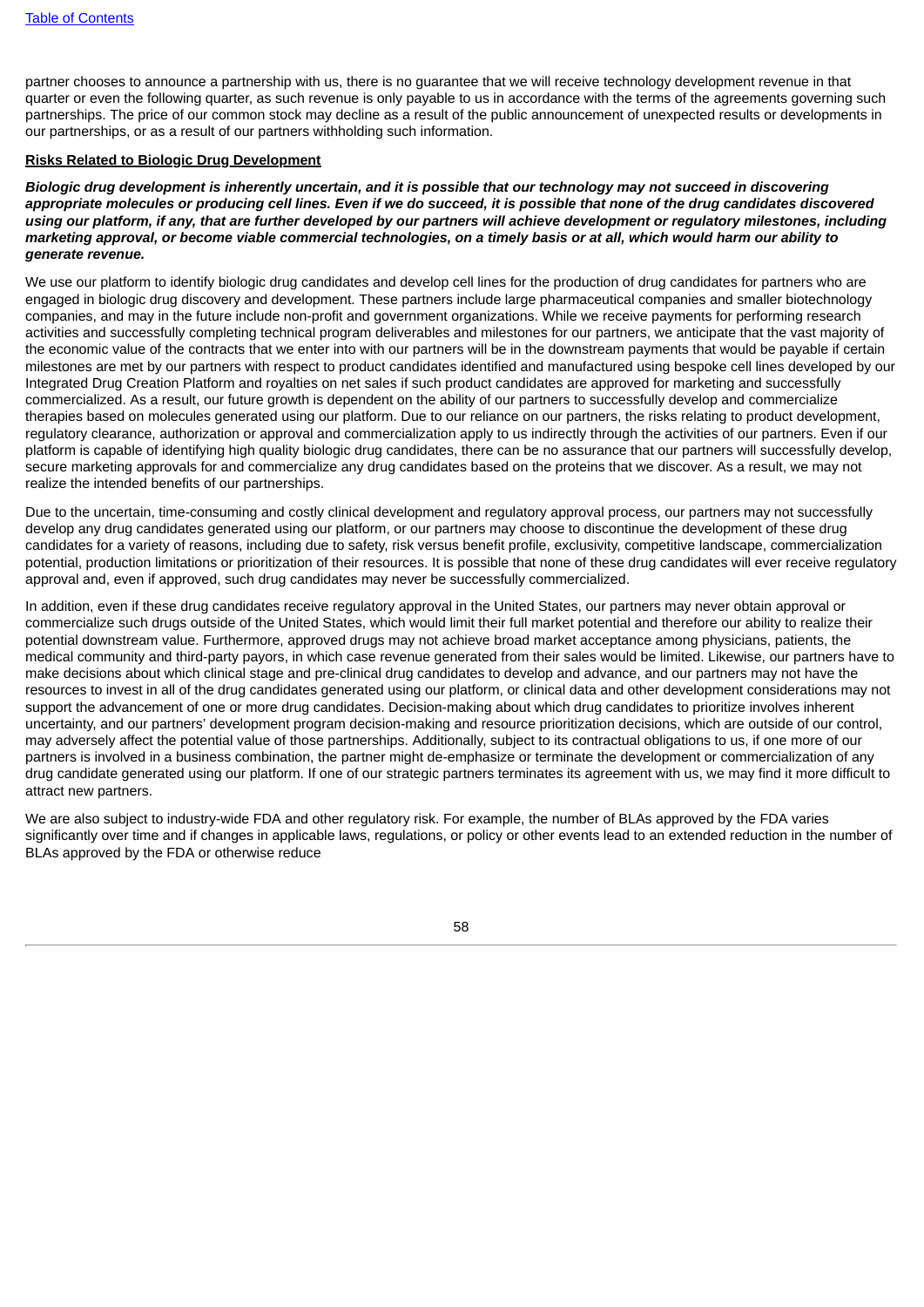partner chooses to announce a partnership with us, there is no guarantee that we will receive technology development revenue in that quarter or even the following quarter, as such revenue is only payable to us in accordance with the terms of the agreements governing such partnerships. The price of our common stock may decline as a result of the public announcement of unexpected results or developments in our partnerships, or as a result of our partners withholding such information.

**Risks Related to Biologic Drug Development**

***Biologic drug development is inherently uncertain, and it is possible that our technology may not succeed in discovering appropriate molecules or producing cell lines. Even if we do succeed, it is possible that none of the drug candidates discovered using our platform, if any, that are further developed by our partners will achieve development or regulatory milestones, including marketing approval, or become viable commercial technologies, on a timely basis or at all, which would harm our ability to generate revenue.***

We use our platform to identify biologic drug candidates and develop cell lines for the production of drug candidates for partners who are engaged in biologic drug discovery and development. These partners include large pharmaceutical companies and smaller biotechnology companies, and may in the future include non-profit and government organizations. While we receive payments for performing research activities and successfully completing technical program deliverables and milestones for our partners, we anticipate that the vast majority of the economic value of the contracts that we enter into with our partners will be in the downstream payments that would be payable if certain milestones are met by our partners with respect to product candidates identified and manufactured using bespoke cell lines developed by our Integrated Drug Creation Platform and royalties on net sales if such product candidates are approved for marketing and successfully commercialized. As a result, our future growth is dependent on the ability of our partners to successfully develop and commercialize therapies based on molecules generated using our platform. Due to our reliance on our partners, the risks relating to product development, regulatory clearance, authorization or approval and commercialization apply to us indirectly through the activities of our partners. Even if our platform is capable of identifying high quality biologic drug candidates, there can be no assurance that our partners will successfully develop, secure marketing approvals for and commercialize any drug candidates based on the proteins that we discover. As a result, we may not realize the intended benefits of our partnerships.

Due to the uncertain, time-consuming and costly clinical development and regulatory approval process, our partners may not successfully develop any drug candidates generated using our platform, or our partners may choose to discontinue the development of these drug candidates for a variety of reasons, including due to safety, risk versus benefit profile, exclusivity, competitive landscape, commercialization potential, production limitations or prioritization of their resources. It is possible that none of these drug candidates will ever receive regulatory approval and, even if approved, such drug candidates may never be successfully commercialized.

In addition, even if these drug candidates receive regulatory approval in the United States, our partners may never obtain approval or commercialize such drugs outside of the United States, which would limit their full market potential and therefore our ability to realize their potential downstream value. Furthermore, approved drugs may not achieve broad market acceptance among physicians, patients, the medical community and third-party payors, in which case revenue generated from their sales would be limited. Likewise, our partners have to make decisions about which clinical stage and pre-clinical drug candidates to develop and advance, and our partners may not have the resources to invest in all of the drug candidates generated using our platform, or clinical data and other development considerations may not support the advancement of one or more drug candidates. Decision-making about which drug candidates to prioritize involves inherent uncertainty, and our partners' development program decision-making and resource prioritization decisions, which are outside of our control, may adversely affect the potential value of those partnerships. Additionally, subject to its contractual obligations to us, if one more of our partners is involved in a business combination, the partner might de-emphasize or terminate the development or commercialization of any drug candidate generated using our platform. If one of our strategic partners terminates its agreement with us, we may find it more difficult to attract new partners.

We are also subject to industry-wide FDA and other regulatory risk. For example, the number of BLAs approved by the FDA varies significantly over time and if changes in applicable laws, regulations, or policy or other events lead to an extended reduction in the number of BLAs approved by the FDA or otherwise reduce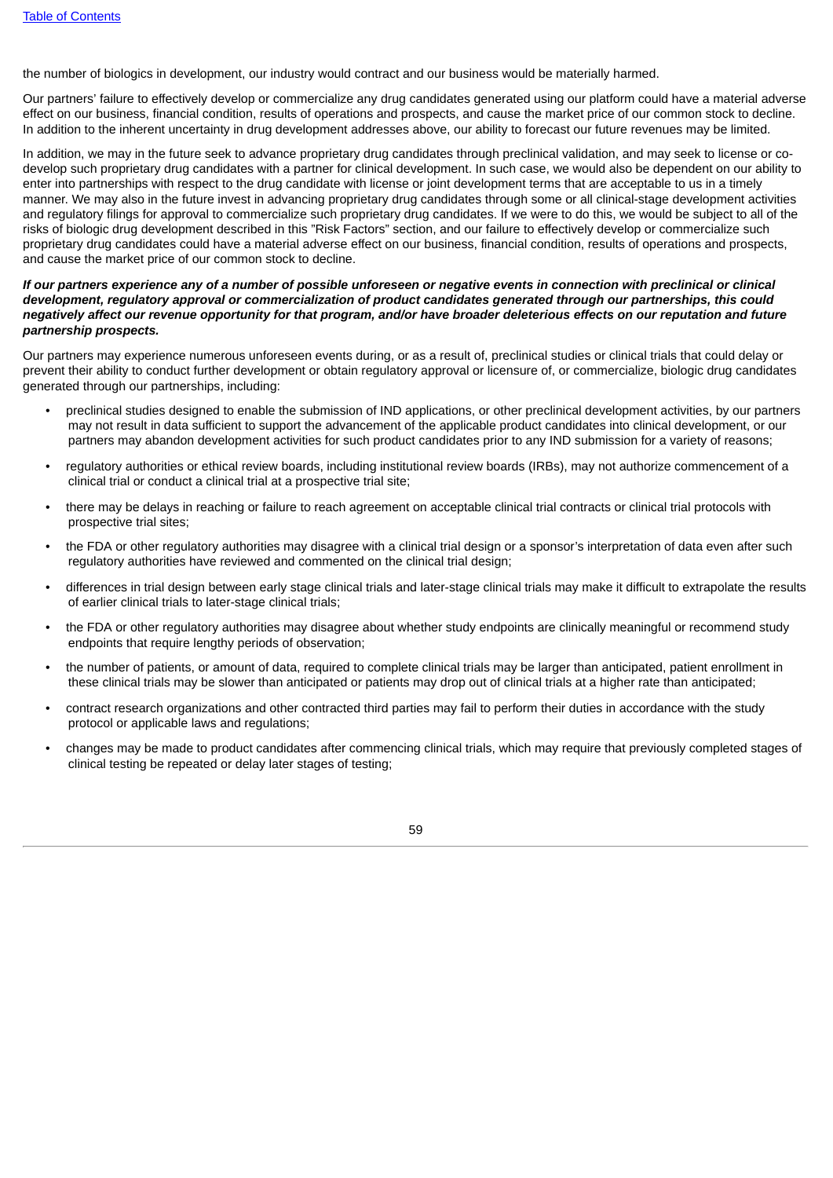the number of biologics in development, our industry would contract and our business would be materially harmed.

Our partners' failure to effectively develop or commercialize any drug candidates generated using our platform could have a material adverse effect on our business, financial condition, results of operations and prospects, and cause the market price of our common stock to decline. In addition to the inherent uncertainty in drug development addresses above, our ability to forecast our future revenues may be limited.

In addition, we may in the future seek to advance proprietary drug candidates through preclinical validation, and may seek to license or co-develop such proprietary drug candidates with a partner for clinical development. In such case, we would also be dependent on our ability to enter into partnerships with respect to the drug candidate with license or joint development terms that are acceptable to us in a timely manner. We may also in the future invest in advancing proprietary drug candidates through some or all clinical-stage development activities and regulatory filings for approval to commercialize such proprietary drug candidates. If we were to do this, we would be subject to all of the risks of biologic drug development described in this "Risk Factors" section, and our failure to effectively develop or commercialize such proprietary drug candidates could have a material adverse effect on our business, financial condition, results of operations and prospects, and cause the market price of our common stock to decline.

***If our partners experience any of a number of possible unforeseen or negative events in connection with preclinical or clinical development, regulatory approval or commercialization of product candidates generated through our partnerships, this could negatively affect our revenue opportunity for that program, and/or have broader deleterious effects on our reputation and future partnership prospects.***

Our partners may experience numerous unforeseen events during, or as a result of, preclinical studies or clinical trials that could delay or prevent their ability to conduct further development or obtain regulatory approval or licensure of, or commercialize, biologic drug candidates generated through our partnerships, including:

- preclinical studies designed to enable the submission of IND applications, or other preclinical development activities, by our partners may not result in data sufficient to support the advancement of the applicable product candidates into clinical development, or our partners may abandon development activities for such product candidates prior to any IND submission for a variety of reasons;
- regulatory authorities or ethical review boards, including institutional review boards (IRBs), may not authorize commencement of a clinical trial or conduct a clinical trial at a prospective trial site;
- there may be delays in reaching or failure to reach agreement on acceptable clinical trial contracts or clinical trial protocols with prospective trial sites;
- the FDA or other regulatory authorities may disagree with a clinical trial design or a sponsor's interpretation of data even after such regulatory authorities have reviewed and commented on the clinical trial design;
- differences in trial design between early stage clinical trials and later-stage clinical trials may make it difficult to extrapolate the results of earlier clinical trials to later-stage clinical trials;
- the FDA or other regulatory authorities may disagree about whether study endpoints are clinically meaningful or recommend study endpoints that require lengthy periods of observation;
- the number of patients, or amount of data, required to complete clinical trials may be larger than anticipated, patient enrollment in these clinical trials may be slower than anticipated or patients may drop out of clinical trials at a higher rate than anticipated;
- contract research organizations and other contracted third parties may fail to perform their duties in accordance with the study protocol or applicable laws and regulations;
- changes may be made to product candidates after commencing clinical trials, which may require that previously completed stages of clinical testing be repeated or delay later stages of testing;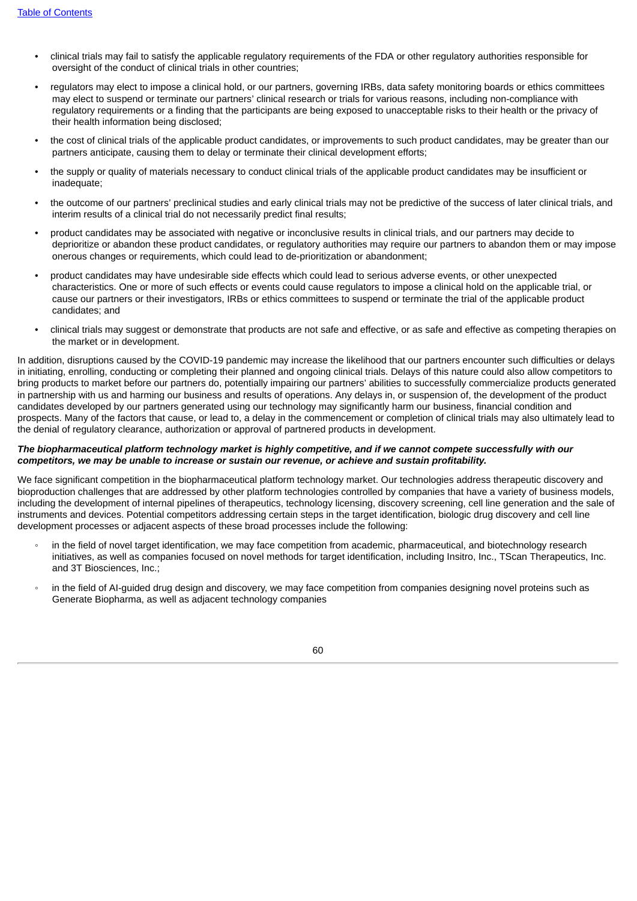- clinical trials may fail to satisfy the applicable regulatory requirements of the FDA or other regulatory authorities responsible for oversight of the conduct of clinical trials in other countries;
- regulators may elect to impose a clinical hold, or our partners, governing IRBs, data safety monitoring boards or ethics committees may elect to suspend or terminate our partners' clinical research or trials for various reasons, including non-compliance with regulatory requirements or a finding that the participants are being exposed to unacceptable risks to their health or the privacy of their health information being disclosed;
- the cost of clinical trials of the applicable product candidates, or improvements to such product candidates, may be greater than our partners anticipate, causing them to delay or terminate their clinical development efforts;
- the supply or quality of materials necessary to conduct clinical trials of the applicable product candidates may be insufficient or inadequate;
- the outcome of our partners' preclinical studies and early clinical trials may not be predictive of the success of later clinical trials, and interim results of a clinical trial do not necessarily predict final results;
- product candidates may be associated with negative or inconclusive results in clinical trials, and our partners may decide to deprioritize or abandon these product candidates, or regulatory authorities may require our partners to abandon them or may impose onerous changes or requirements, which could lead to de-prioritization or abandonment;
- product candidates may have undesirable side effects which could lead to serious adverse events, or other unexpected characteristics. One or more of such effects or events could cause regulators to impose a clinical hold on the applicable trial, or cause our partners or their investigators, IRBs or ethics committees to suspend or terminate the trial of the applicable product candidates; and
- clinical trials may suggest or demonstrate that products are not safe and effective, or as safe and effective as competing therapies on the market or in development.

In addition, disruptions caused by the COVID-19 pandemic may increase the likelihood that our partners encounter such difficulties or delays in initiating, enrolling, conducting or completing their planned and ongoing clinical trials. Delays of this nature could also allow competitors to bring products to market before our partners do, potentially impairing our partners' abilities to successfully commercialize products generated in partnership with us and harming our business and results of operations. Any delays in, or suspension of, the development of the product candidates developed by our partners generated using our technology may significantly harm our business, financial condition and prospects. Many of the factors that cause, or lead to, a delay in the commencement or completion of clinical trials may also ultimately lead to the denial of regulatory clearance, authorization or approval of partnered products in development.

***The biopharmaceutical platform technology market is highly competitive, and if we cannot compete successfully with our competitors, we may be unable to increase or sustain our revenue, or achieve and sustain profitability.***

We face significant competition in the biopharmaceutical platform technology market. Our technologies address therapeutic discovery and bioproduction challenges that are addressed by other platform technologies controlled by companies that have a variety of business models, including the development of internal pipelines of therapeutics, technology licensing, discovery screening, cell line generation and the sale of instruments and devices. Potential competitors addressing certain steps in the target identification, biologic drug discovery and cell line development processes or adjacent aspects of these broad processes include the following:

- in the field of novel target identification, we may face competition from academic, pharmaceutical, and biotechnology research initiatives, as well as companies focused on novel methods for target identification, including Insitro, Inc., TScan Therapeutics, Inc. and 3T Biosciences, Inc.;
- in the field of AI-guided drug design and discovery, we may face competition from companies designing novel proteins such as Generate Biopharma, as well as adjacent technology companies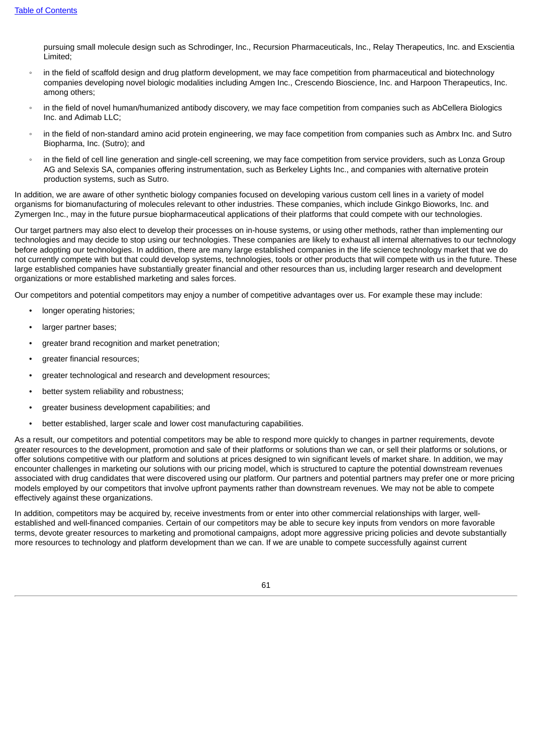pursuing small molecule design such as Schrodinger, Inc., Recursion Pharmaceuticals, Inc., Relay Therapeutics, Inc. and Exscientia Limited;

- in the field of scaffold design and drug platform development, we may face competition from pharmaceutical and biotechnology companies developing novel biologic modalities including Amgen Inc., Crescendo Bioscience, Inc. and Harpoon Therapeutics, Inc. among others;
- in the field of novel human/humanized antibody discovery, we may face competition from companies such as AbCellera Biologics Inc. and Adimab LLC;
- in the field of non-standard amino acid protein engineering, we may face competition from companies such as Ambrx Inc. and Sutro Biopharma, Inc. (Sutro); and
- in the field of cell line generation and single-cell screening, we may face competition from service providers, such as Lonza Group AG and Selexis SA, companies offering instrumentation, such as Berkeley Lights Inc., and companies with alternative protein production systems, such as Sutro.

In addition, we are aware of other synthetic biology companies focused on developing various custom cell lines in a variety of model organisms for biomanufacturing of molecules relevant to other industries. These companies, which include Ginkgo Bioworks, Inc. and Zymergen Inc., may in the future pursue biopharmaceutical applications of their platforms that could compete with our technologies.

Our target partners may also elect to develop their processes on in-house systems, or using other methods, rather than implementing our technologies and may decide to stop using our technologies. These companies are likely to exhaust all internal alternatives to our technology before adopting our technologies. In addition, there are many large established companies in the life science technology market that we do not currently compete with but that could develop systems, technologies, tools or other products that will compete with us in the future. These large established companies have substantially greater financial and other resources than us, including larger research and development organizations or more established marketing and sales forces.

Our competitors and potential competitors may enjoy a number of competitive advantages over us. For example these may include:

- longer operating histories;
- larger partner bases;
- greater brand recognition and market penetration;
- greater financial resources;
- greater technological and research and development resources;
- better system reliability and robustness;
- greater business development capabilities; and
- better established, larger scale and lower cost manufacturing capabilities.

As a result, our competitors and potential competitors may be able to respond more quickly to changes in partner requirements, devote greater resources to the development, promotion and sale of their platforms or solutions than we can, or sell their platforms or solutions, or offer solutions competitive with our platform and solutions at prices designed to win significant levels of market share. In addition, we may encounter challenges in marketing our solutions with our pricing model, which is structured to capture the potential downstream revenues associated with drug candidates that were discovered using our platform. Our partners and potential partners may prefer one or more pricing models employed by our competitors that involve upfront payments rather than downstream revenues. We may not be able to compete effectively against these organizations.

In addition, competitors may be acquired by, receive investments from or enter into other commercial relationships with larger, well-established and well-financed companies. Certain of our competitors may be able to secure key inputs from vendors on more favorable terms, devote greater resources to marketing and promotional campaigns, adopt more aggressive pricing policies and devote substantially more resources to technology and platform development than we can. If we are unable to compete successfully against current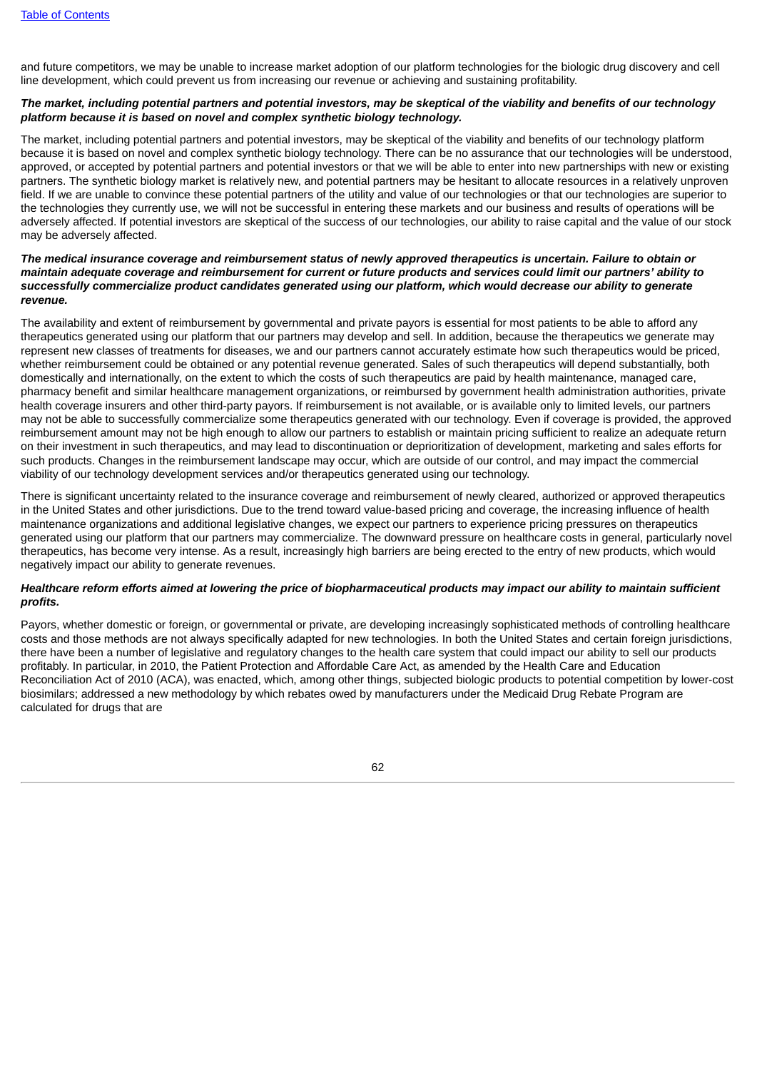and future competitors, we may be unable to increase market adoption of our platform technologies for the biologic drug discovery and cell line development, which could prevent us from increasing our revenue or achieving and sustaining profitability.

***The market, including potential partners and potential investors, may be skeptical of the viability and benefits of our technology platform because it is based on novel and complex synthetic biology technology.***

The market, including potential partners and potential investors, may be skeptical of the viability and benefits of our technology platform because it is based on novel and complex synthetic biology technology. There can be no assurance that our technologies will be understood, approved, or accepted by potential partners and potential investors or that we will be able to enter into new partnerships with new or existing partners. The synthetic biology market is relatively new, and potential partners may be hesitant to allocate resources in a relatively unproven field. If we are unable to convince these potential partners of the utility and value of our technologies or that our technologies are superior to the technologies they currently use, we will not be successful in entering these markets and our business and results of operations will be adversely affected. If potential investors are skeptical of the success of our technologies, our ability to raise capital and the value of our stock may be adversely affected.

***The medical insurance coverage and reimbursement status of newly approved therapeutics is uncertain. Failure to obtain or maintain adequate coverage and reimbursement for current or future products and services could limit our partners' ability to successfully commercialize product candidates generated using our platform, which would decrease our ability to generate revenue.***

The availability and extent of reimbursement by governmental and private payors is essential for most patients to be able to afford any therapeutics generated using our platform that our partners may develop and sell. In addition, because the therapeutics we generate may represent new classes of treatments for diseases, we and our partners cannot accurately estimate how such therapeutics would be priced, whether reimbursement could be obtained or any potential revenue generated. Sales of such therapeutics will depend substantially, both domestically and internationally, on the extent to which the costs of such therapeutics are paid by health maintenance, managed care, pharmacy benefit and similar healthcare management organizations, or reimbursed by government health administration authorities, private health coverage insurers and other third-party payors. If reimbursement is not available, or is available only to limited levels, our partners may not be able to successfully commercialize some therapeutics generated with our technology. Even if coverage is provided, the approved reimbursement amount may not be high enough to allow our partners to establish or maintain pricing sufficient to realize an adequate return on their investment in such therapeutics, and may lead to discontinuation or deprioritization of development, marketing and sales efforts for such products. Changes in the reimbursement landscape may occur, which are outside of our control, and may impact the commercial viability of our technology development services and/or therapeutics generated using our technology.

There is significant uncertainty related to the insurance coverage and reimbursement of newly cleared, authorized or approved therapeutics in the United States and other jurisdictions. Due to the trend toward value-based pricing and coverage, the increasing influence of health maintenance organizations and additional legislative changes, we expect our partners to experience pricing pressures on therapeutics generated using our platform that our partners may commercialize. The downward pressure on healthcare costs in general, particularly novel therapeutics, has become very intense. As a result, increasingly high barriers are being erected to the entry of new products, which would negatively impact our ability to generate revenues.

***Healthcare reform efforts aimed at lowering the price of biopharmaceutical products may impact our ability to maintain sufficient profits.***

Payors, whether domestic or foreign, or governmental or private, are developing increasingly sophisticated methods of controlling healthcare costs and those methods are not always specifically adapted for new technologies. In both the United States and certain foreign jurisdictions, there have been a number of legislative and regulatory changes to the health care system that could impact our ability to sell our products profitably. In particular, in 2010, the Patient Protection and Affordable Care Act, as amended by the Health Care and Education Reconciliation Act of 2010 (ACA), was enacted, which, among other things, subjected biologic products to potential competition by lower-cost biosimilars; addressed a new methodology by which rebates owed by manufacturers under the Medicaid Drug Rebate Program are calculated for drugs that are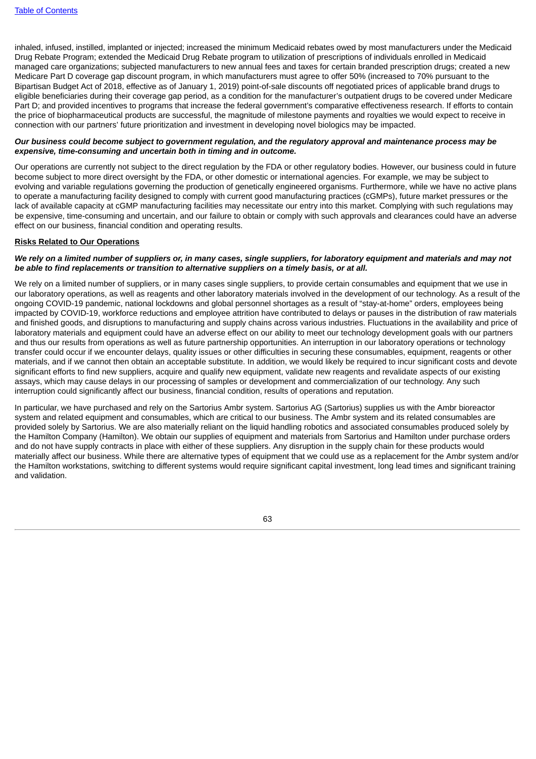inhaled, infused, instilled, implanted or injected; increased the minimum Medicaid rebates owed by most manufacturers under the Medicaid Drug Rebate Program; extended the Medicaid Drug Rebate program to utilization of prescriptions of individuals enrolled in Medicaid managed care organizations; subjected manufacturers to new annual fees and taxes for certain branded prescription drugs; created a new Medicare Part D coverage gap discount program, in which manufacturers must agree to offer 50% (increased to 70% pursuant to the Bipartisan Budget Act of 2018, effective as of January 1, 2019) point-of-sale discounts off negotiated prices of applicable brand drugs to eligible beneficiaries during their coverage gap period, as a condition for the manufacturer's outpatient drugs to be covered under Medicare Part D; and provided incentives to programs that increase the federal government's comparative effectiveness research. If efforts to contain the price of biopharmaceutical products are successful, the magnitude of milestone payments and royalties we would expect to receive in connection with our partners' future prioritization and investment in developing novel biologics may be impacted.

***Our business could become subject to government regulation, and the regulatory approval and maintenance process may be expensive, time-consuming and uncertain both in timing and in outcome.***

Our operations are currently not subject to the direct regulation by the FDA or other regulatory bodies. However, our business could in future become subject to more direct oversight by the FDA, or other domestic or international agencies. For example, we may be subject to evolving and variable regulations governing the production of genetically engineered organisms. Furthermore, while we have no active plans to operate a manufacturing facility designed to comply with current good manufacturing practices (cGMPs), future market pressures or the lack of available capacity at cGMP manufacturing facilities may necessitate our entry into this market. Complying with such regulations may be expensive, time-consuming and uncertain, and our failure to obtain or comply with such approvals and clearances could have an adverse effect on our business, financial condition and operating results.

**Risks Related to Our Operations**

***We rely on a limited number of suppliers or, in many cases, single suppliers, for laboratory equipment and materials and may not be able to find replacements or transition to alternative suppliers on a timely basis, or at all.***

We rely on a limited number of suppliers, or in many cases single suppliers, to provide certain consumables and equipment that we use in our laboratory operations, as well as reagents and other laboratory materials involved in the development of our technology. As a result of the ongoing COVID-19 pandemic, national lockdowns and global personnel shortages as a result of "stay-at-home" orders, employees being impacted by COVID-19, workforce reductions and employee attrition have contributed to delays or pauses in the distribution of raw materials and finished goods, and disruptions to manufacturing and supply chains across various industries. Fluctuations in the availability and price of laboratory materials and equipment could have an adverse effect on our ability to meet our technology development goals with our partners and thus our results from operations as well as future partnership opportunities. An interruption in our laboratory operations or technology transfer could occur if we encounter delays, quality issues or other difficulties in securing these consumables, equipment, reagents or other materials, and if we cannot then obtain an acceptable substitute. In addition, we would likely be required to incur significant costs and devote significant efforts to find new suppliers, acquire and qualify new equipment, validate new reagents and revalidate aspects of our existing assays, which may cause delays in our processing of samples or development and commercialization of our technology. Any such interruption could significantly affect our business, financial condition, results of operations and reputation.

In particular, we have purchased and rely on the Sartorius Ambr system. Sartorius AG (Sartorius) supplies us with the Ambr bioreactor system and related equipment and consumables, which are critical to our business. The Ambr system and its related consumables are provided solely by Sartorius. We are also materially reliant on the liquid handling robotics and associated consumables produced solely by the Hamilton Company (Hamilton). We obtain our supplies of equipment and materials from Sartorius and Hamilton under purchase orders and do not have supply contracts in place with either of these suppliers. Any disruption in the supply chain for these products would materially affect our business. While there are alternative types of equipment that we could use as a replacement for the Ambr system and/or the Hamilton workstations, switching to different systems would require significant capital investment, long lead times and significant training and validation.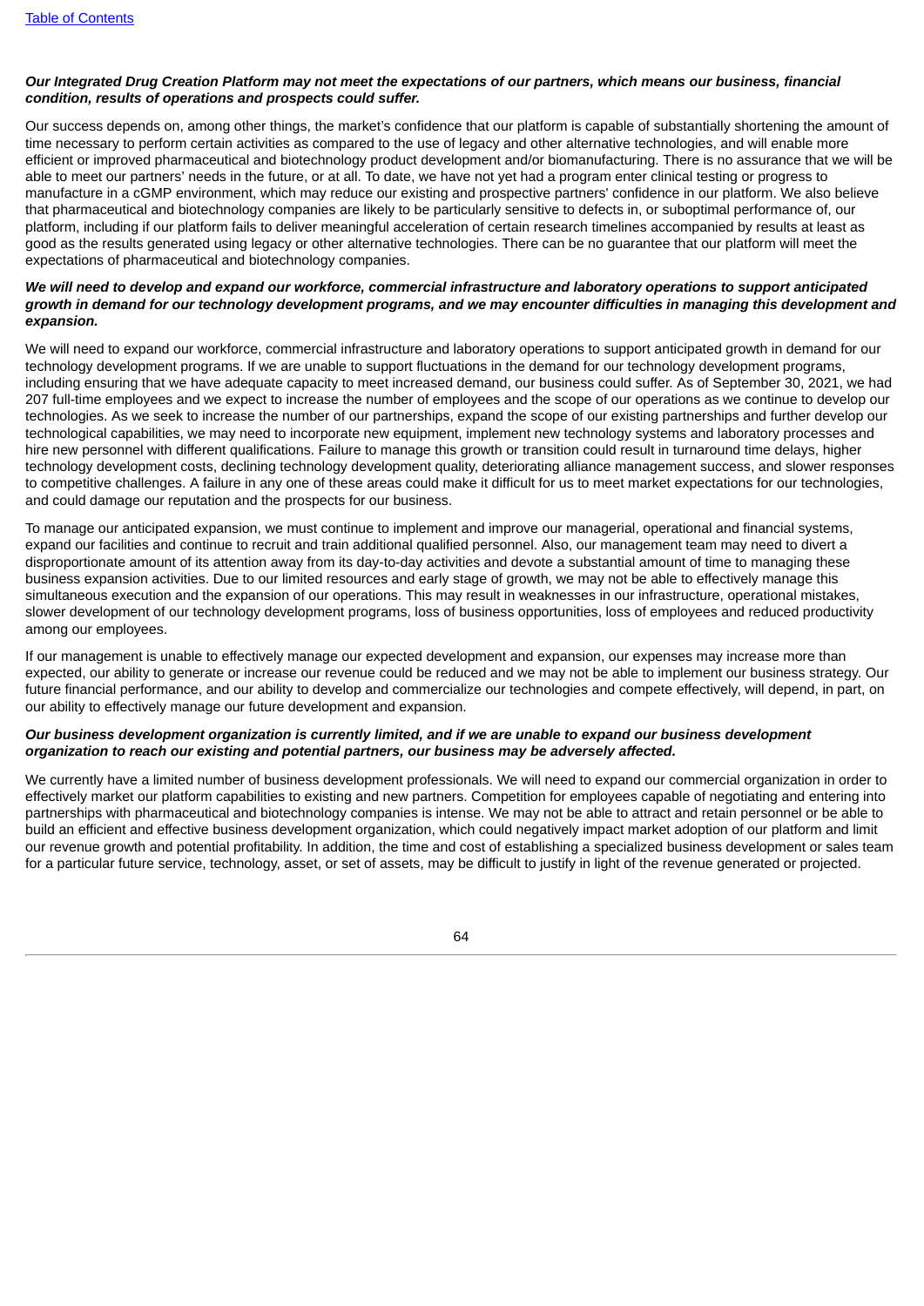***Our Integrated Drug Creation Platform may not meet the expectations of our partners, which means our business, financial condition, results of operations and prospects could suffer.***

Our success depends on, among other things, the market's confidence that our platform is capable of substantially shortening the amount of time necessary to perform certain activities as compared to the use of legacy and other alternative technologies, and will enable more efficient or improved pharmaceutical and biotechnology product development and/or biomanufacturing. There is no assurance that we will be able to meet our partners' needs in the future, or at all. To date, we have not yet had a program enter clinical testing or progress to manufacture in a cGMP environment, which may reduce our existing and prospective partners' confidence in our platform. We also believe that pharmaceutical and biotechnology companies are likely to be particularly sensitive to defects in, or suboptimal performance of, our platform, including if our platform fails to deliver meaningful acceleration of certain research timelines accompanied by results at least as good as the results generated using legacy or other alternative technologies. There can be no guarantee that our platform will meet the expectations of pharmaceutical and biotechnology companies.

***We will need to develop and expand our workforce, commercial infrastructure and laboratory operations to support anticipated growth in demand for our technology development programs, and we may encounter difficulties in managing this development and expansion.***

We will need to expand our workforce, commercial infrastructure and laboratory operations to support anticipated growth in demand for our technology development programs. If we are unable to support fluctuations in the demand for our technology development programs, including ensuring that we have adequate capacity to meet increased demand, our business could suffer. As of September 30, 2021, we had 207 full-time employees and we expect to increase the number of employees and the scope of our operations as we continue to develop our technologies. As we seek to increase the number of our partnerships, expand the scope of our existing partnerships and further develop our technological capabilities, we may need to incorporate new equipment, implement new technology systems and laboratory processes and hire new personnel with different qualifications. Failure to manage this growth or transition could result in turnaround time delays, higher technology development costs, declining technology development quality, deteriorating alliance management success, and slower responses to competitive challenges. A failure in any one of these areas could make it difficult for us to meet market expectations for our technologies, and could damage our reputation and the prospects for our business.

To manage our anticipated expansion, we must continue to implement and improve our managerial, operational and financial systems, expand our facilities and continue to recruit and train additional qualified personnel. Also, our management team may need to divert a disproportionate amount of its attention away from its day-to-day activities and devote a substantial amount of time to managing these business expansion activities. Due to our limited resources and early stage of growth, we may not be able to effectively manage this simultaneous execution and the expansion of our operations. This may result in weaknesses in our infrastructure, operational mistakes, slower development of our technology development programs, loss of business opportunities, loss of employees and reduced productivity among our employees.

If our management is unable to effectively manage our expected development and expansion, our expenses may increase more than expected, our ability to generate or increase our revenue could be reduced and we may not be able to implement our business strategy. Our future financial performance, and our ability to develop and commercialize our technologies and compete effectively, will depend, in part, on our ability to effectively manage our future development and expansion.

***Our business development organization is currently limited, and if we are unable to expand our business development organization to reach our existing and potential partners, our business may be adversely affected.***

We currently have a limited number of business development professionals. We will need to expand our commercial organization in order to effectively market our platform capabilities to existing and new partners. Competition for employees capable of negotiating and entering into partnerships with pharmaceutical and biotechnology companies is intense. We may not be able to attract and retain personnel or be able to build an efficient and effective business development organization, which could negatively impact market adoption of our platform and limit our revenue growth and potential profitability. In addition, the time and cost of establishing a specialized business development or sales team for a particular future service, technology, asset, or set of assets, may be difficult to justify in light of the revenue generated or projected.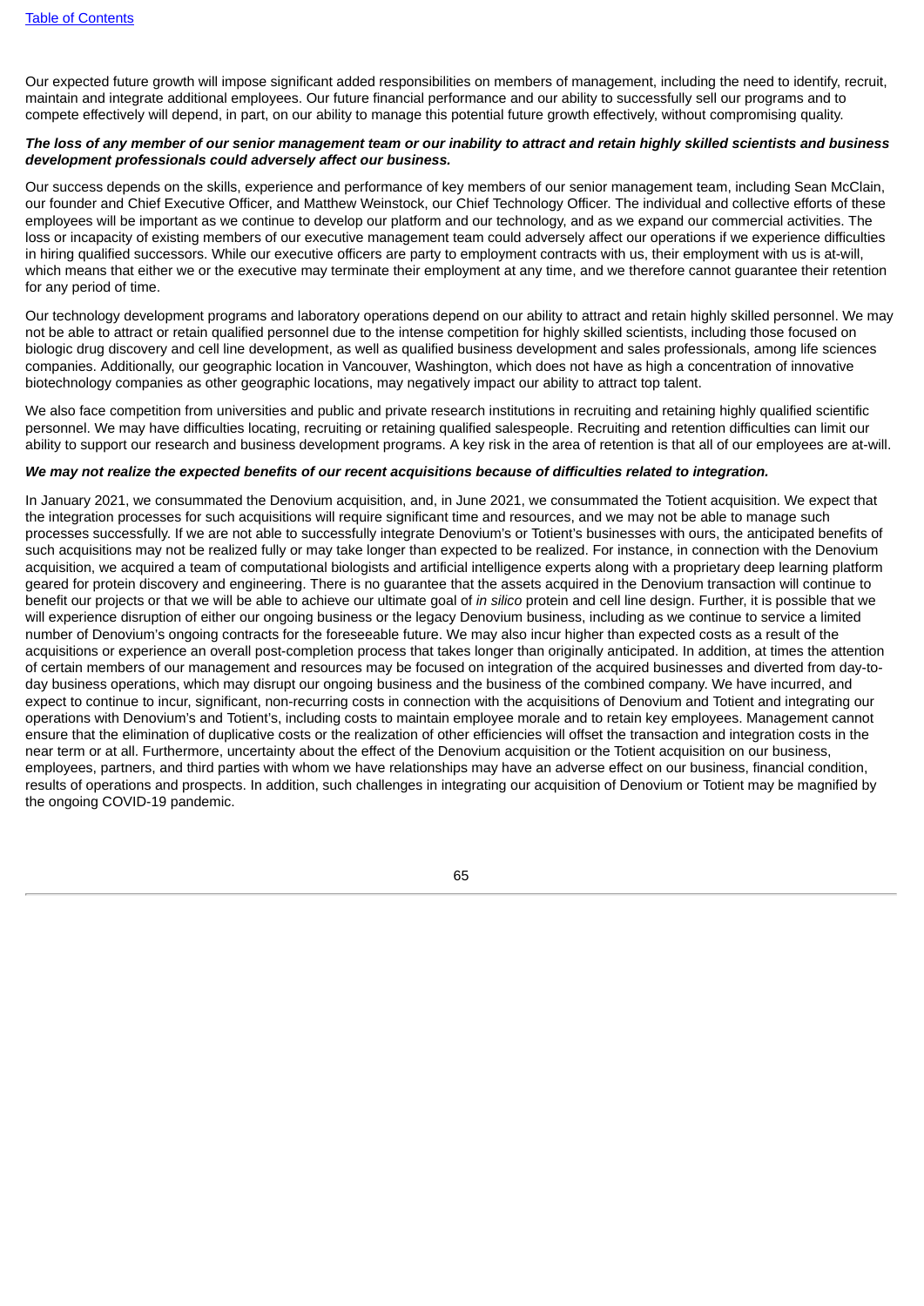Our expected future growth will impose significant added responsibilities on members of management, including the need to identify, recruit, maintain and integrate additional employees. Our future financial performance and our ability to successfully sell our programs and to compete effectively will depend, in part, on our ability to manage this potential future growth effectively, without compromising quality.

***The loss of any member of our senior management team or our inability to attract and retain highly skilled scientists and business development professionals could adversely affect our business.***

Our success depends on the skills, experience and performance of key members of our senior management team, including Sean McClain, our founder and Chief Executive Officer, and Matthew Weinstock, our Chief Technology Officer. The individual and collective efforts of these employees will be important as we continue to develop our platform and our technology, and as we expand our commercial activities. The loss or incapacity of existing members of our executive management team could adversely affect our operations if we experience difficulties in hiring qualified successors. While our executive officers are party to employment contracts with us, their employment with us is at-will, which means that either we or the executive may terminate their employment at any time, and we therefore cannot guarantee their retention for any period of time.

Our technology development programs and laboratory operations depend on our ability to attract and retain highly skilled personnel. We may not be able to attract or retain qualified personnel due to the intense competition for highly skilled scientists, including those focused on biologic drug discovery and cell line development, as well as qualified business development and sales professionals, among life sciences companies. Additionally, our geographic location in Vancouver, Washington, which does not have as high a concentration of innovative biotechnology companies as other geographic locations, may negatively impact our ability to attract top talent.

We also face competition from universities and public and private research institutions in recruiting and retaining highly qualified scientific personnel. We may have difficulties locating, recruiting or retaining qualified salespeople. Recruiting and retention difficulties can limit our ability to support our research and business development programs. A key risk in the area of retention is that all of our employees are at-will.

***We may not realize the expected benefits of our recent acquisitions because of difficulties related to integration.***

In January 2021, we consummated the Denovium acquisition, and, in June 2021, we consummated the Totient acquisition. We expect that the integration processes for such acquisitions will require significant time and resources, and we may not be able to manage such processes successfully. If we are not able to successfully integrate Denovium's or Totient's businesses with ours, the anticipated benefits of such acquisitions may not be realized fully or may take longer than expected to be realized. For instance, in connection with the Denovium acquisition, we acquired a team of computational biologists and artificial intelligence experts along with a proprietary deep learning platform geared for protein discovery and engineering. There is no guarantee that the assets acquired in the Denovium transaction will continue to benefit our projects or that we will be able to achieve our ultimate goal of *in silico* protein and cell line design. Further, it is possible that we will experience disruption of either our ongoing business or the legacy Denovium business, including as we continue to service a limited number of Denovium's ongoing contracts for the foreseeable future. We may also incur higher than expected costs as a result of the acquisitions or experience an overall post-completion process that takes longer than originally anticipated. In addition, at times the attention of certain members of our management and resources may be focused on integration of the acquired businesses and diverted from day-to-day business operations, which may disrupt our ongoing business and the business of the combined company. We have incurred, and expect to continue to incur, significant, non-recurring costs in connection with the acquisitions of Denovium and Totient and integrating our operations with Denovium's and Totient's, including costs to maintain employee morale and to retain key employees. Management cannot ensure that the elimination of duplicative costs or the realization of other efficiencies will offset the transaction and integration costs in the near term or at all. Furthermore, uncertainty about the effect of the Denovium acquisition or the Totient acquisition on our business, employees, partners, and third parties with whom we have relationships may have an adverse effect on our business, financial condition, results of operations and prospects. In addition, such challenges in integrating our acquisition of Denovium or Totient may be magnified by the ongoing COVID-19 pandemic.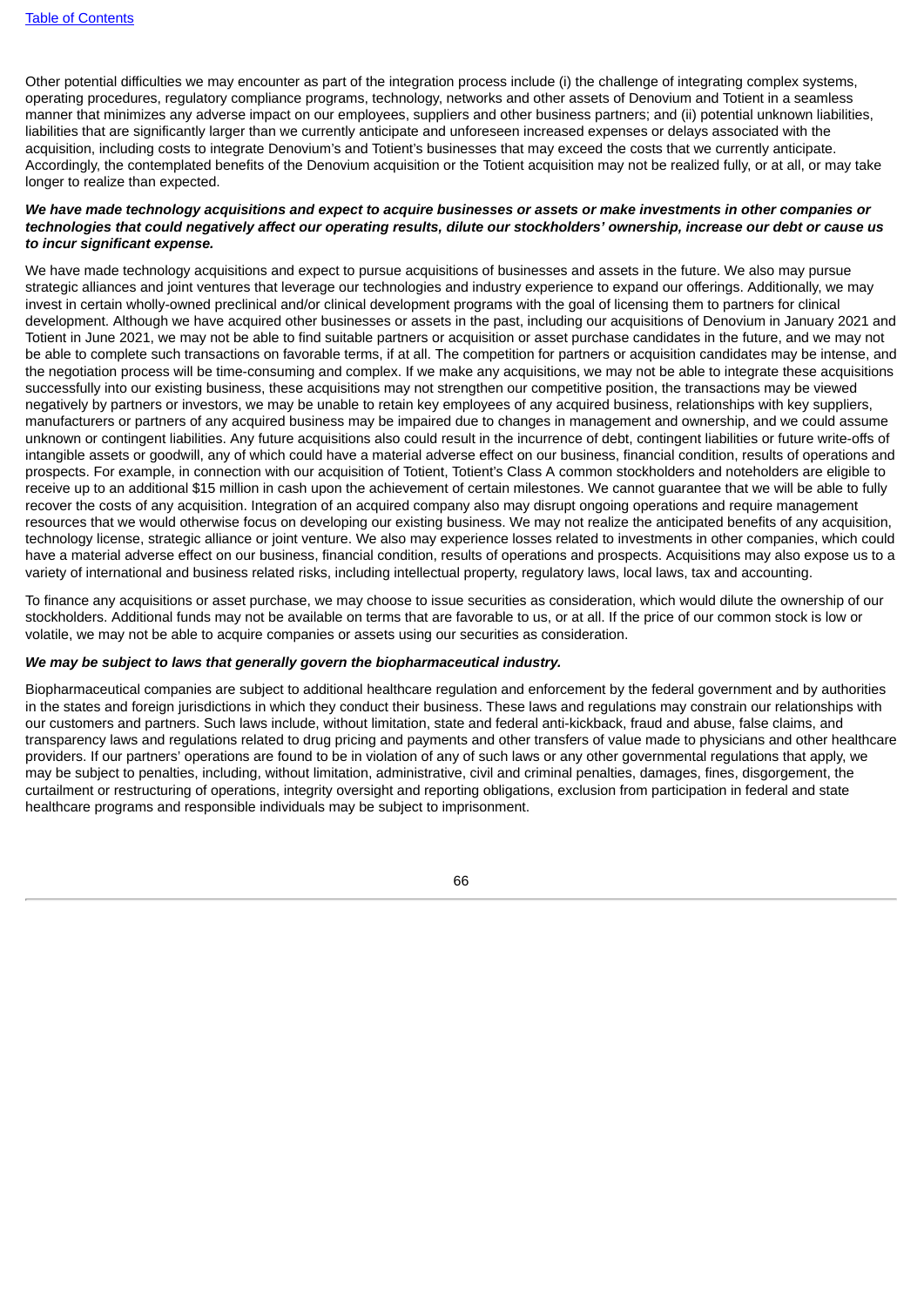Other potential difficulties we may encounter as part of the integration process include (i) the challenge of integrating complex systems, operating procedures, regulatory compliance programs, technology, networks and other assets of Denovium and Totient in a seamless manner that minimizes any adverse impact on our employees, suppliers and other business partners; and (ii) potential unknown liabilities, liabilities that are significantly larger than we currently anticipate and unforeseen increased expenses or delays associated with the acquisition, including costs to integrate Denovium's and Totient's businesses that may exceed the costs that we currently anticipate. Accordingly, the contemplated benefits of the Denovium acquisition or the Totient acquisition may not be realized fully, or at all, or may take longer to realize than expected.

***We have made technology acquisitions and expect to acquire businesses or assets or make investments in other companies or technologies that could negatively affect our operating results, dilute our stockholders' ownership, increase our debt or cause us to incur significant expense.***

We have made technology acquisitions and expect to pursue acquisitions of businesses and assets in the future. We also may pursue strategic alliances and joint ventures that leverage our technologies and industry experience to expand our offerings. Additionally, we may invest in certain wholly-owned preclinical and/or clinical development programs with the goal of licensing them to partners for clinical development. Although we have acquired other businesses or assets in the past, including our acquisitions of Denovium in January 2021 and Totient in June 2021, we may not be able to find suitable partners or acquisition or asset purchase candidates in the future, and we may not be able to complete such transactions on favorable terms, if at all. The competition for partners or acquisition candidates may be intense, and the negotiation process will be time-consuming and complex. If we make any acquisitions, we may not be able to integrate these acquisitions successfully into our existing business, these acquisitions may not strengthen our competitive position, the transactions may be viewed negatively by partners or investors, we may be unable to retain key employees of any acquired business, relationships with key suppliers, manufacturers or partners of any acquired business may be impaired due to changes in management and ownership, and we could assume unknown or contingent liabilities. Any future acquisitions also could result in the incurrence of debt, contingent liabilities or future write-offs of intangible assets or goodwill, any of which could have a material adverse effect on our business, financial condition, results of operations and prospects. For example, in connection with our acquisition of Totient, Totient's Class A common stockholders and noteholders are eligible to receive up to an additional $15 million in cash upon the achievement of certain milestones. We cannot guarantee that we will be able to fully recover the costs of any acquisition. Integration of an acquired company also may disrupt ongoing operations and require management resources that we would otherwise focus on developing our existing business. We may not realize the anticipated benefits of any acquisition, technology license, strategic alliance or joint venture. We also may experience losses related to investments in other companies, which could have a material adverse effect on our business, financial condition, results of operations and prospects. Acquisitions may also expose us to a variety of international and business related risks, including intellectual property, regulatory laws, local laws, tax and accounting.

To finance any acquisitions or asset purchase, we may choose to issue securities as consideration, which would dilute the ownership of our stockholders. Additional funds may not be available on terms that are favorable to us, or at all. If the price of our common stock is low or volatile, we may not be able to acquire companies or assets using our securities as consideration.

***We may be subject to laws that generally govern the biopharmaceutical industry.***

Biopharmaceutical companies are subject to additional healthcare regulation and enforcement by the federal government and by authorities in the states and foreign jurisdictions in which they conduct their business. These laws and regulations may constrain our relationships with our customers and partners. Such laws include, without limitation, state and federal anti-kickback, fraud and abuse, false claims, and transparency laws and regulations related to drug pricing and payments and other transfers of value made to physicians and other healthcare providers. If our partners' operations are found to be in violation of any of such laws or any other governmental regulations that apply, we may be subject to penalties, including, without limitation, administrative, civil and criminal penalties, damages, fines, disgorgement, the curtailment or restructuring of operations, integrity oversight and reporting obligations, exclusion from participation in federal and state healthcare programs and responsible individuals may be subject to imprisonment.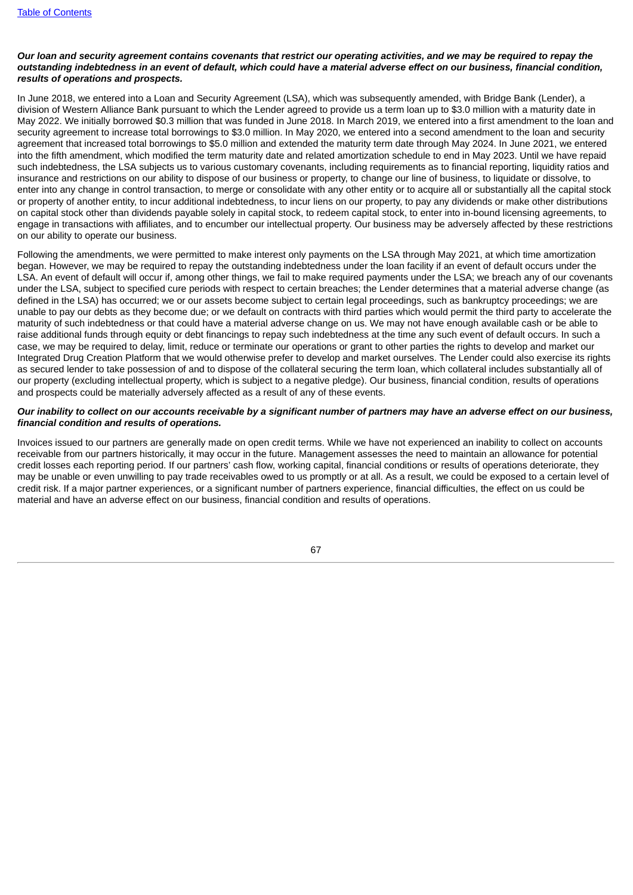***Our loan and security agreement contains covenants that restrict our operating activities, and we may be required to repay the outstanding indebtedness in an event of default, which could have a material adverse effect on our business, financial condition, results of operations and prospects.***

In June 2018, we entered into a Loan and Security Agreement (LSA), which was subsequently amended, with Bridge Bank (Lender), a division of Western Alliance Bank pursuant to which the Lender agreed to provide us a term loan up to $3.0 million with a maturity date in May 2022. We initially borrowed $0.3 million that was funded in June 2018. In March 2019, we entered into a first amendment to the loan and security agreement to increase total borrowings to $3.0 million. In May 2020, we entered into a second amendment to the loan and security agreement that increased total borrowings to $5.0 million and extended the maturity term date through May 2024. In June 2021, we entered into the fifth amendment, which modified the term maturity date and related amortization schedule to end in May 2023. Until we have repaid such indebtedness, the LSA subjects us to various customary covenants, including requirements as to financial reporting, liquidity ratios and insurance and restrictions on our ability to dispose of our business or property, to change our line of business, to liquidate or dissolve, to enter into any change in control transaction, to merge or consolidate with any other entity or to acquire all or substantially all the capital stock or property of another entity, to incur additional indebtedness, to incur liens on our property, to pay any dividends or make other distributions on capital stock other than dividends payable solely in capital stock, to redeem capital stock, to enter into in-bound licensing agreements, to engage in transactions with affiliates, and to encumber our intellectual property. Our business may be adversely affected by these restrictions on our ability to operate our business.

Following the amendments, we were permitted to make interest only payments on the LSA through May 2021, at which time amortization began. However, we may be required to repay the outstanding indebtedness under the loan facility if an event of default occurs under the LSA. An event of default will occur if, among other things, we fail to make required payments under the LSA; we breach any of our covenants under the LSA, subject to specified cure periods with respect to certain breaches; the Lender determines that a material adverse change (as defined in the LSA) has occurred; we or our assets become subject to certain legal proceedings, such as bankruptcy proceedings; we are unable to pay our debts as they become due; or we default on contracts with third parties which would permit the third party to accelerate the maturity of such indebtedness or that could have a material adverse change on us. We may not have enough available cash or be able to raise additional funds through equity or debt financings to repay such indebtedness at the time any such event of default occurs. In such a case, we may be required to delay, limit, reduce or terminate our operations or grant to other parties the rights to develop and market our Integrated Drug Creation Platform that we would otherwise prefer to develop and market ourselves. The Lender could also exercise its rights as secured lender to take possession of and to dispose of the collateral securing the term loan, which collateral includes substantially all of our property (excluding intellectual property, which is subject to a negative pledge). Our business, financial condition, results of operations and prospects could be materially adversely affected as a result of any of these events.

***Our inability to collect on our accounts receivable by a significant number of partners may have an adverse effect on our business, financial condition and results of operations.***

Invoices issued to our partners are generally made on open credit terms. While we have not experienced an inability to collect on accounts receivable from our partners historically, it may occur in the future. Management assesses the need to maintain an allowance for potential credit losses each reporting period. If our partners' cash flow, working capital, financial conditions or results of operations deteriorate, they may be unable or even unwilling to pay trade receivables owed to us promptly or at all. As a result, we could be exposed to a certain level of credit risk. If a major partner experiences, or a significant number of partners experience, financial difficulties, the effect on us could be material and have an adverse effect on our business, financial condition and results of operations.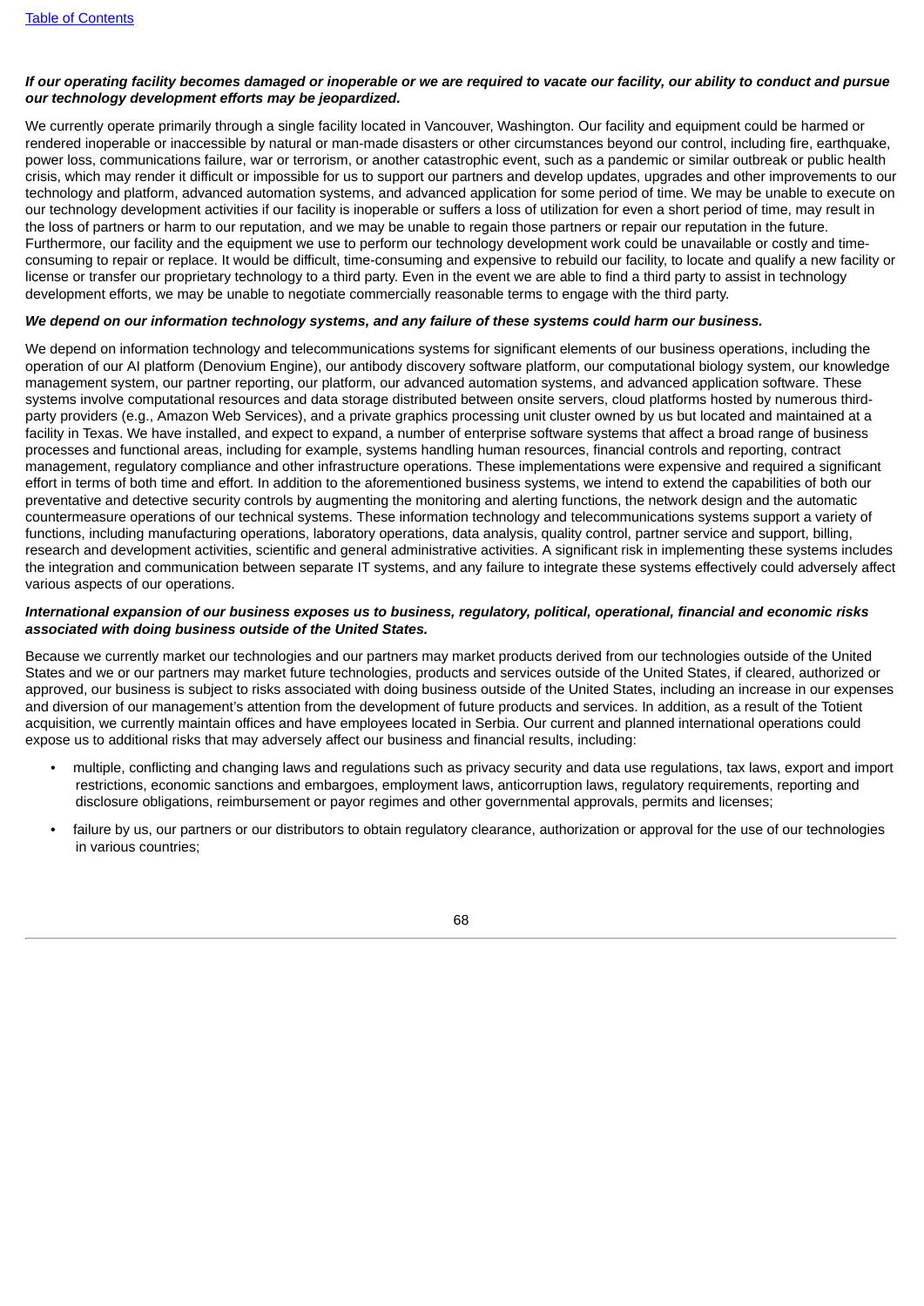***If our operating facility becomes damaged or inoperable or we are required to vacate our facility, our ability to conduct and pursue our technology development efforts may be jeopardized.***

We currently operate primarily through a single facility located in Vancouver, Washington. Our facility and equipment could be harmed or rendered inoperable or inaccessible by natural or man-made disasters or other circumstances beyond our control, including fire, earthquake, power loss, communications failure, war or terrorism, or another catastrophic event, such as a pandemic or similar outbreak or public health crisis, which may render it difficult or impossible for us to support our partners and develop updates, upgrades and other improvements to our technology and platform, advanced automation systems, and advanced application for some period of time. We may be unable to execute on our technology development activities if our facility is inoperable or suffers a loss of utilization for even a short period of time, may result in the loss of partners or harm to our reputation, and we may be unable to regain those partners or repair our reputation in the future. Furthermore, our facility and the equipment we use to perform our technology development work could be unavailable or costly and time-consuming to repair or replace. It would be difficult, time-consuming and expensive to rebuild our facility, to locate and qualify a new facility or license or transfer our proprietary technology to a third party. Even in the event we are able to find a third party to assist in technology development efforts, we may be unable to negotiate commercially reasonable terms to engage with the third party.

***We depend on our information technology systems, and any failure of these systems could harm our business.***

We depend on information technology and telecommunications systems for significant elements of our business operations, including the operation of our AI platform (Denovium Engine), our antibody discovery software platform, our computational biology system, our knowledge management system, our partner reporting, our platform, our advanced automation systems, and advanced application software. These systems involve computational resources and data storage distributed between onsite servers, cloud platforms hosted by numerous third-party providers (e.g., Amazon Web Services), and a private graphics processing unit cluster owned by us but located and maintained at a facility in Texas. We have installed, and expect to expand, a number of enterprise software systems that affect a broad range of business processes and functional areas, including for example, systems handling human resources, financial controls and reporting, contract management, regulatory compliance and other infrastructure operations. These implementations were expensive and required a significant effort in terms of both time and effort. In addition to the aforementioned business systems, we intend to extend the capabilities of both our preventative and detective security controls by augmenting the monitoring and alerting functions, the network design and the automatic countermeasure operations of our technical systems. These information technology and telecommunications systems support a variety of functions, including manufacturing operations, laboratory operations, data analysis, quality control, partner service and support, billing, research and development activities, scientific and general administrative activities. A significant risk in implementing these systems includes the integration and communication between separate IT systems, and any failure to integrate these systems effectively could adversely affect various aspects of our operations.

***International expansion of our business exposes us to business, regulatory, political, operational, financial and economic risks associated with doing business outside of the United States.***

Because we currently market our technologies and our partners may market products derived from our technologies outside of the United States and we or our partners may market future technologies, products and services outside of the United States, if cleared, authorized or approved, our business is subject to risks associated with doing business outside of the United States, including an increase in our expenses and diversion of our management's attention from the development of future products and services. In addition, as a result of the Totient acquisition, we currently maintain offices and have employees located in Serbia. Our current and planned international operations could expose us to additional risks that may adversely affect our business and financial results, including:

- multiple, conflicting and changing laws and regulations such as privacy security and data use regulations, tax laws, export and import restrictions, economic sanctions and embargoes, employment laws, anticorruption laws, regulatory requirements, reporting and disclosure obligations, reimbursement or payor regimes and other governmental approvals, permits and licenses;
- failure by us, our partners or our distributors to obtain regulatory clearance, authorization or approval for the use of our technologies in various countries;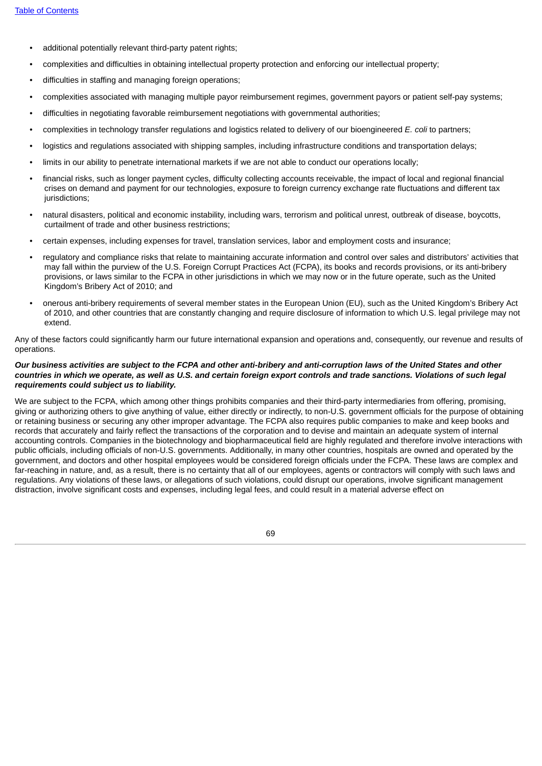- additional potentially relevant third-party patent rights;
- complexities and difficulties in obtaining intellectual property protection and enforcing our intellectual property;
- difficulties in staffing and managing foreign operations;
- complexities associated with managing multiple payor reimbursement regimes, government payors or patient self-pay systems;
- difficulties in negotiating favorable reimbursement negotiations with governmental authorities;
- complexities in technology transfer regulations and logistics related to delivery of our bioengineered *E. coli* to partners;
- logistics and regulations associated with shipping samples, including infrastructure conditions and transportation delays;
- limits in our ability to penetrate international markets if we are not able to conduct our operations locally;
- financial risks, such as longer payment cycles, difficulty collecting accounts receivable, the impact of local and regional financial crises on demand and payment for our technologies, exposure to foreign currency exchange rate fluctuations and different tax jurisdictions;
- natural disasters, political and economic instability, including wars, terrorism and political unrest, outbreak of disease, boycotts, curtailment of trade and other business restrictions;
- certain expenses, including expenses for travel, translation services, labor and employment costs and insurance;
- regulatory and compliance risks that relate to maintaining accurate information and control over sales and distributors' activities that may fall within the purview of the U.S. Foreign Corrupt Practices Act (FCPA), its books and records provisions, or its anti-bribery provisions, or laws similar to the FCPA in other jurisdictions in which we may now or in the future operate, such as the United Kingdom's Bribery Act of 2010; and
- onerous anti-bribery requirements of several member states in the European Union (EU), such as the United Kingdom's Bribery Act of 2010, and other countries that are constantly changing and require disclosure of information to which U.S. legal privilege may not extend.

Any of these factors could significantly harm our future international expansion and operations and, consequently, our revenue and results of operations.

***Our business activities are subject to the FCPA and other anti-bribery and anti-corruption laws of the United States and other countries in which we operate, as well as U.S. and certain foreign export controls and trade sanctions. Violations of such legal requirements could subject us to liability.***

We are subject to the FCPA, which among other things prohibits companies and their third-party intermediaries from offering, promising, giving or authorizing others to give anything of value, either directly or indirectly, to non-U.S. government officials for the purpose of obtaining or retaining business or securing any other improper advantage. The FCPA also requires public companies to make and keep books and records that accurately and fairly reflect the transactions of the corporation and to devise and maintain an adequate system of internal accounting controls. Companies in the biotechnology and biopharmaceutical field are highly regulated and therefore involve interactions with public officials, including officials of non-U.S. governments. Additionally, in many other countries, hospitals are owned and operated by the government, and doctors and other hospital employees would be considered foreign officials under the FCPA. These laws are complex and far-reaching in nature, and, as a result, there is no certainty that all of our employees, agents or contractors will comply with such laws and regulations. Any violations of these laws, or allegations of such violations, could disrupt our operations, involve significant management distraction, involve significant costs and expenses, including legal fees, and could result in a material adverse effect on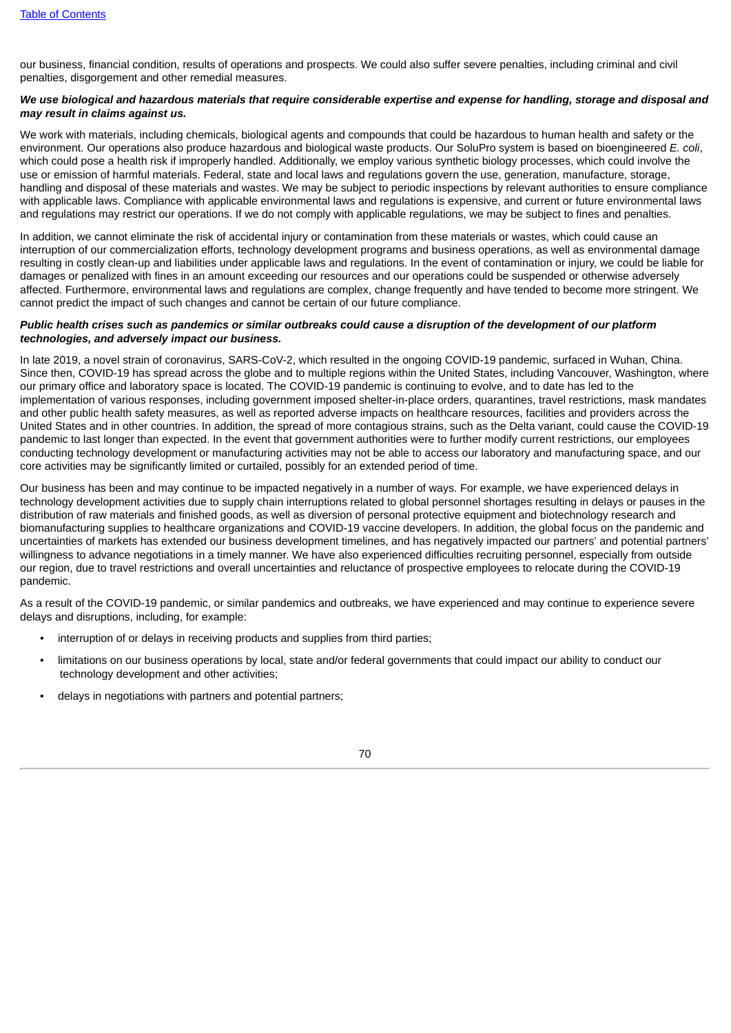our business, financial condition, results of operations and prospects. We could also suffer severe penalties, including criminal and civil penalties, disgorgement and other remedial measures.

***We use biological and hazardous materials that require considerable expertise and expense for handling, storage and disposal and may result in claims against us.***

We work with materials, including chemicals, biological agents and compounds that could be hazardous to human health and safety or the environment. Our operations also produce hazardous and biological waste products. Our SoluPro system is based on bioengineered *E. coli*, which could pose a health risk if improperly handled. Additionally, we employ various synthetic biology processes, which could involve the use or emission of harmful materials. Federal, state and local laws and regulations govern the use, generation, manufacture, storage, handling and disposal of these materials and wastes. We may be subject to periodic inspections by relevant authorities to ensure compliance with applicable laws. Compliance with applicable environmental laws and regulations is expensive, and current or future environmental laws and regulations may restrict our operations. If we do not comply with applicable regulations, we may be subject to fines and penalties.

In addition, we cannot eliminate the risk of accidental injury or contamination from these materials or wastes, which could cause an interruption of our commercialization efforts, technology development programs and business operations, as well as environmental damage resulting in costly clean-up and liabilities under applicable laws and regulations. In the event of contamination or injury, we could be liable for damages or penalized with fines in an amount exceeding our resources and our operations could be suspended or otherwise adversely affected. Furthermore, environmental laws and regulations are complex, change frequently and have tended to become more stringent. We cannot predict the impact of such changes and cannot be certain of our future compliance.

***Public health crises such as pandemics or similar outbreaks could cause a disruption of the development of our platform technologies, and adversely impact our business.***

In late 2019, a novel strain of coronavirus, SARS-CoV-2, which resulted in the ongoing COVID-19 pandemic, surfaced in Wuhan, China. Since then, COVID-19 has spread across the globe and to multiple regions within the United States, including Vancouver, Washington, where our primary office and laboratory space is located. The COVID-19 pandemic is continuing to evolve, and to date has led to the implementation of various responses, including government imposed shelter-in-place orders, quarantines, travel restrictions, mask mandates and other public health safety measures, as well as reported adverse impacts on healthcare resources, facilities and providers across the United States and in other countries. In addition, the spread of more contagious strains, such as the Delta variant, could cause the COVID-19 pandemic to last longer than expected. In the event that government authorities were to further modify current restrictions, our employees conducting technology development or manufacturing activities may not be able to access our laboratory and manufacturing space, and our core activities may be significantly limited or curtailed, possibly for an extended period of time.

Our business has been and may continue to be impacted negatively in a number of ways. For example, we have experienced delays in technology development activities due to supply chain interruptions related to global personnel shortages resulting in delays or pauses in the distribution of raw materials and finished goods, as well as diversion of personal protective equipment and biotechnology research and biomanufacturing supplies to healthcare organizations and COVID-19 vaccine developers. In addition, the global focus on the pandemic and uncertainties of markets has extended our business development timelines, and has negatively impacted our partners' and potential partners' willingness to advance negotiations in a timely manner. We have also experienced difficulties recruiting personnel, especially from outside our region, due to travel restrictions and overall uncertainties and reluctance of prospective employees to relocate during the COVID-19 pandemic.

As a result of the COVID-19 pandemic, or similar pandemics and outbreaks, we have experienced and may continue to experience severe delays and disruptions, including, for example:

- interruption of or delays in receiving products and supplies from third parties;
- limitations on our business operations by local, state and/or federal governments that could impact our ability to conduct our technology development and other activities;
- delays in negotiations with partners and potential partners;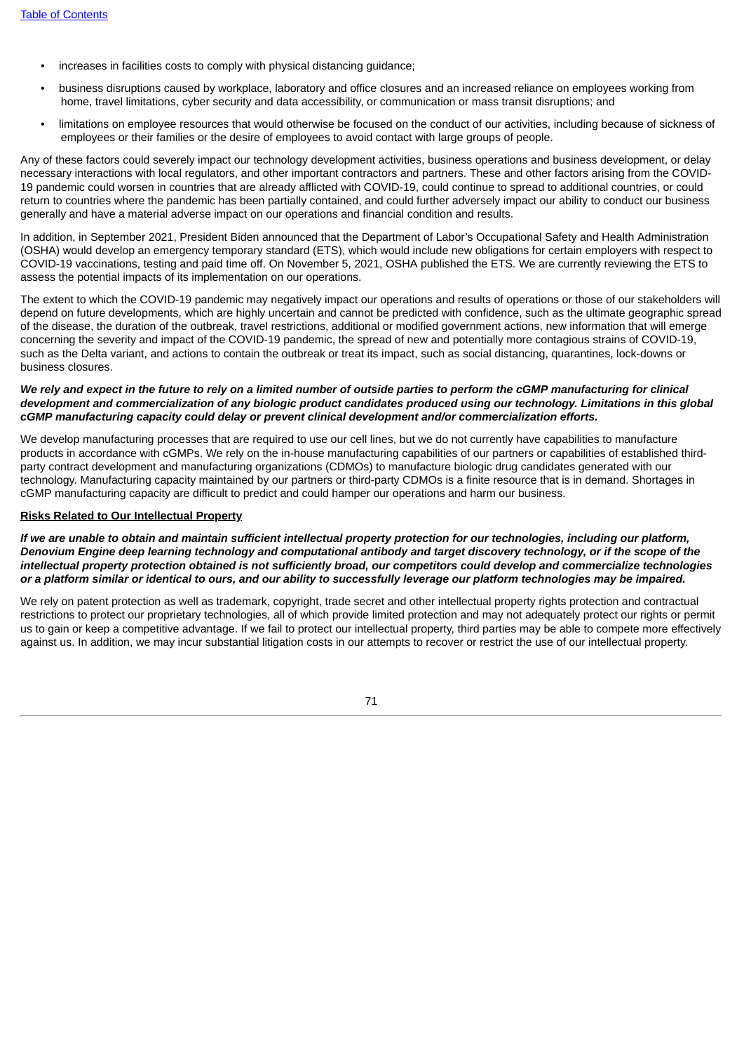- increases in facilities costs to comply with physical distancing guidance;
- business disruptions caused by workplace, laboratory and office closures and an increased reliance on employees working from home, travel limitations, cyber security and data accessibility, or communication or mass transit disruptions; and
- limitations on employee resources that would otherwise be focused on the conduct of our activities, including because of sickness of employees or their families or the desire of employees to avoid contact with large groups of people.

Any of these factors could severely impact our technology development activities, business operations and business development, or delay necessary interactions with local regulators, and other important contractors and partners. These and other factors arising from the COVID-19 pandemic could worsen in countries that are already afflicted with COVID-19, could continue to spread to additional countries, or could return to countries where the pandemic has been partially contained, and could further adversely impact our ability to conduct our business generally and have a material adverse impact on our operations and financial condition and results.

In addition, in September 2021, President Biden announced that the Department of Labor's Occupational Safety and Health Administration (OSHA) would develop an emergency temporary standard (ETS), which would include new obligations for certain employers with respect to COVID-19 vaccinations, testing and paid time off. On November 5, 2021, OSHA published the ETS. We are currently reviewing the ETS to assess the potential impacts of its implementation on our operations.

The extent to which the COVID-19 pandemic may negatively impact our operations and results of operations or those of our stakeholders will depend on future developments, which are highly uncertain and cannot be predicted with confidence, such as the ultimate geographic spread of the disease, the duration of the outbreak, travel restrictions, additional or modified government actions, new information that will emerge concerning the severity and impact of the COVID-19 pandemic, the spread of new and potentially more contagious strains of COVID-19, such as the Delta variant, and actions to contain the outbreak or treat its impact, such as social distancing, quarantines, lock-downs or business closures.

***We rely and expect in the future to rely on a limited number of outside parties to perform the cGMP manufacturing for clinical development and commercialization of any biologic product candidates produced using our technology. Limitations in this global cGMP manufacturing capacity could delay or prevent clinical development and/or commercialization efforts.***

We develop manufacturing processes that are required to use our cell lines, but we do not currently have capabilities to manufacture products in accordance with cGMPs. We rely on the in-house manufacturing capabilities of our partners or capabilities of established third-party contract development and manufacturing organizations (CDMOs) to manufacture biologic drug candidates generated with our technology. Manufacturing capacity maintained by our partners or third-party CDMOs is a finite resource that is in demand. Shortages in cGMP manufacturing capacity are difficult to predict and could hamper our operations and harm our business.

## Risks Related to Our Intellectual Property

***If we are unable to obtain and maintain sufficient intellectual property protection for our technologies, including our platform, Denovium Engine deep learning technology and computational antibody and target discovery technology, or if the scope of the intellectual property protection obtained is not sufficiently broad, our competitors could develop and commercialize technologies or a platform similar or identical to ours, and our ability to successfully leverage our platform technologies may be impaired.***

We rely on patent protection as well as trademark, copyright, trade secret and other intellectual property rights protection and contractual restrictions to protect our proprietary technologies, all of which provide limited protection and may not adequately protect our rights or permit us to gain or keep a competitive advantage. If we fail to protect our intellectual property, third parties may be able to compete more effectively against us. In addition, we may incur substantial litigation costs in our attempts to recover or restrict the use of our intellectual property.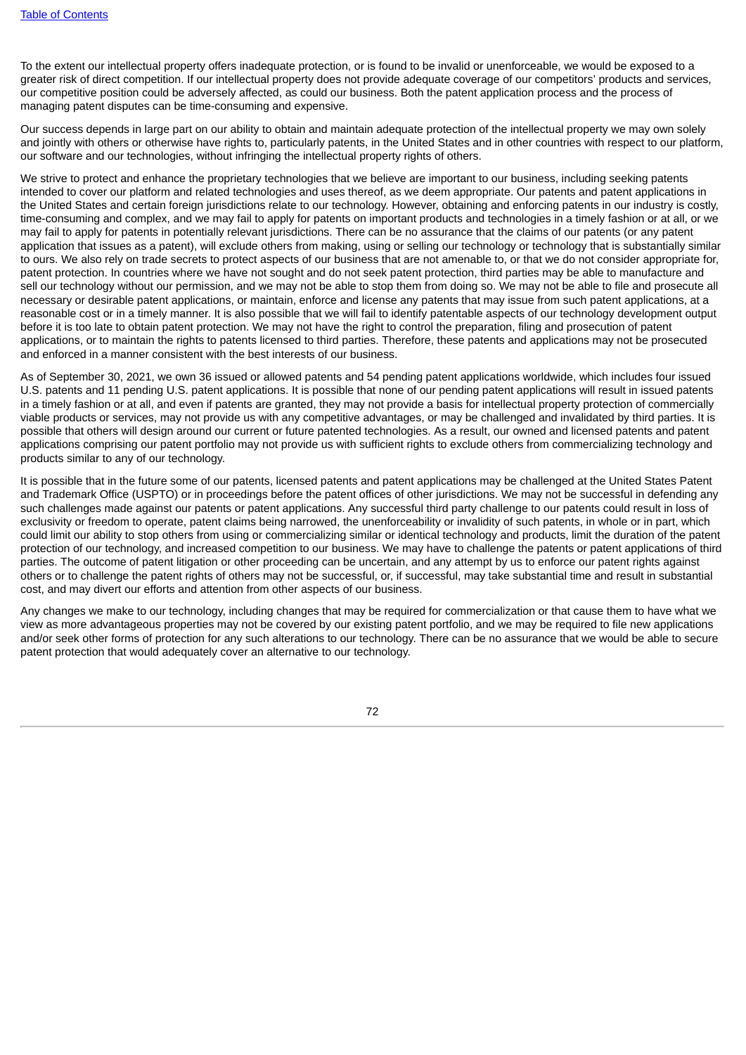To the extent our intellectual property offers inadequate protection, or is found to be invalid or unenforceable, we would be exposed to a greater risk of direct competition. If our intellectual property does not provide adequate coverage of our competitors' products and services, our competitive position could be adversely affected, as could our business. Both the patent application process and the process of managing patent disputes can be time-consuming and expensive.

Our success depends in large part on our ability to obtain and maintain adequate protection of the intellectual property we may own solely and jointly with others or otherwise have rights to, particularly patents, in the United States and in other countries with respect to our platform, our software and our technologies, without infringing the intellectual property rights of others.

We strive to protect and enhance the proprietary technologies that we believe are important to our business, including seeking patents intended to cover our platform and related technologies and uses thereof, as we deem appropriate. Our patents and patent applications in the United States and certain foreign jurisdictions relate to our technology. However, obtaining and enforcing patents in our industry is costly, time-consuming and complex, and we may fail to apply for patents on important products and technologies in a timely fashion or at all, or we may fail to apply for patents in potentially relevant jurisdictions. There can be no assurance that the claims of our patents (or any patent application that issues as a patent), will exclude others from making, using or selling our technology or technology that is substantially similar to ours. We also rely on trade secrets to protect aspects of our business that are not amenable to, or that we do not consider appropriate for, patent protection. In countries where we have not sought and do not seek patent protection, third parties may be able to manufacture and sell our technology without our permission, and we may not be able to stop them from doing so. We may not be able to file and prosecute all necessary or desirable patent applications, or maintain, enforce and license any patents that may issue from such patent applications, at a reasonable cost or in a timely manner. It is also possible that we will fail to identify patentable aspects of our technology development output before it is too late to obtain patent protection. We may not have the right to control the preparation, filing and prosecution of patent applications, or to maintain the rights to patents licensed to third parties. Therefore, these patents and applications may not be prosecuted and enforced in a manner consistent with the best interests of our business.

As of September 30, 2021, we own 36 issued or allowed patents and 54 pending patent applications worldwide, which includes four issued U.S. patents and 11 pending U.S. patent applications. It is possible that none of our pending patent applications will result in issued patents in a timely fashion or at all, and even if patents are granted, they may not provide a basis for intellectual property protection of commercially viable products or services, may not provide us with any competitive advantages, or may be challenged and invalidated by third parties. It is possible that others will design around our current or future patented technologies. As a result, our owned and licensed patents and patent applications comprising our patent portfolio may not provide us with sufficient rights to exclude others from commercializing technology and products similar to any of our technology.

It is possible that in the future some of our patents, licensed patents and patent applications may be challenged at the United States Patent and Trademark Office (USPTO) or in proceedings before the patent offices of other jurisdictions. We may not be successful in defending any such challenges made against our patents or patent applications. Any successful third party challenge to our patents could result in loss of exclusivity or freedom to operate, patent claims being narrowed, the unenforceability or invalidity of such patents, in whole or in part, which could limit our ability to stop others from using or commercializing similar or identical technology and products, limit the duration of the patent protection of our technology, and increased competition to our business. We may have to challenge the patents or patent applications of third parties. The outcome of patent litigation or other proceeding can be uncertain, and any attempt by us to enforce our patent rights against others or to challenge the patent rights of others may not be successful, or, if successful, may take substantial time and result in substantial cost, and may divert our efforts and attention from other aspects of our business.

Any changes we make to our technology, including changes that may be required for commercialization or that cause them to have what we view as more advantageous properties may not be covered by our existing patent portfolio, and we may be required to file new applications and/or seek other forms of protection for any such alterations to our technology. There can be no assurance that we would be able to secure patent protection that would adequately cover an alternative to our technology.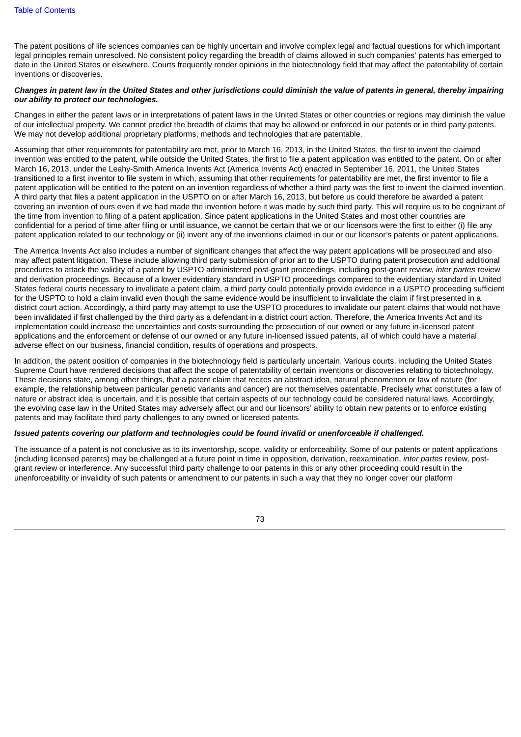The patent positions of life sciences companies can be highly uncertain and involve complex legal and factual questions for which important legal principles remain unresolved. No consistent policy regarding the breadth of claims allowed in such companies' patents has emerged to date in the United States or elsewhere. Courts frequently render opinions in the biotechnology field that may affect the patentability of certain inventions or discoveries.

***Changes in patent law in the United States and other jurisdictions could diminish the value of patents in general, thereby impairing our ability to protect our technologies.***

Changes in either the patent laws or in interpretations of patent laws in the United States or other countries or regions may diminish the value of our intellectual property. We cannot predict the breadth of claims that may be allowed or enforced in our patents or in third party patents. We may not develop additional proprietary platforms, methods and technologies that are patentable.

Assuming that other requirements for patentability are met, prior to March 16, 2013, in the United States, the first to invent the claimed invention was entitled to the patent, while outside the United States, the first to file a patent application was entitled to the patent. On or after March 16, 2013, under the Leahy-Smith America Invents Act (America Invents Act) enacted in September 16, 2011, the United States transitioned to a first inventor to file system in which, assuming that other requirements for patentability are met, the first inventor to file a patent application will be entitled to the patent on an invention regardless of whether a third party was the first to invent the claimed invention. A third party that files a patent application in the USPTO on or after March 16, 2013, but before us could therefore be awarded a patent covering an invention of ours even if we had made the invention before it was made by such third party. This will require us to be cognizant of the time from invention to filing of a patent application. Since patent applications in the United States and most other countries are confidential for a period of time after filing or until issuance, we cannot be certain that we or our licensors were the first to either (i) file any patent application related to our technology or (ii) invent any of the inventions claimed in our or our licensor's patents or patent applications.

The America Invents Act also includes a number of significant changes that affect the way patent applications will be prosecuted and also may affect patent litigation. These include allowing third party submission of prior art to the USPTO during patent prosecution and additional procedures to attack the validity of a patent by USPTO administered post-grant proceedings, including post-grant review, *inter partes* review and derivation proceedings. Because of a lower evidentiary standard in USPTO proceedings compared to the evidentiary standard in United States federal courts necessary to invalidate a patent claim, a third party could potentially provide evidence in a USPTO proceeding sufficient for the USPTO to hold a claim invalid even though the same evidence would be insufficient to invalidate the claim if first presented in a district court action. Accordingly, a third party may attempt to use the USPTO procedures to invalidate our patent claims that would not have been invalidated if first challenged by the third party as a defendant in a district court action. Therefore, the America Invents Act and its implementation could increase the uncertainties and costs surrounding the prosecution of our owned or any future in-licensed patent applications and the enforcement or defense of our owned or any future in-licensed issued patents, all of which could have a material adverse effect on our business, financial condition, results of operations and prospects.

In addition, the patent position of companies in the biotechnology field is particularly uncertain. Various courts, including the United States Supreme Court have rendered decisions that affect the scope of patentability of certain inventions or discoveries relating to biotechnology. These decisions state, among other things, that a patent claim that recites an abstract idea, natural phenomenon or law of nature (for example, the relationship between particular genetic variants and cancer) are not themselves patentable. Precisely what constitutes a law of nature or abstract idea is uncertain, and it is possible that certain aspects of our technology could be considered natural laws. Accordingly, the evolving case law in the United States may adversely affect our and our licensors' ability to obtain new patents or to enforce existing patents and may facilitate third party challenges to any owned or licensed patents.

***Issued patents covering our platform and technologies could be found invalid or unenforceable if challenged.***

The issuance of a patent is not conclusive as to its inventorship, scope, validity or enforceability. Some of our patents or patent applications (including licensed patents) may be challenged at a future point in time in opposition, derivation, reexamination, *inter partes* review, post-grant review or interference. Any successful third party challenge to our patents in this or any other proceeding could result in the unenforceability or invalidity of such patents or amendment to our patents in such a way that they no longer cover our platform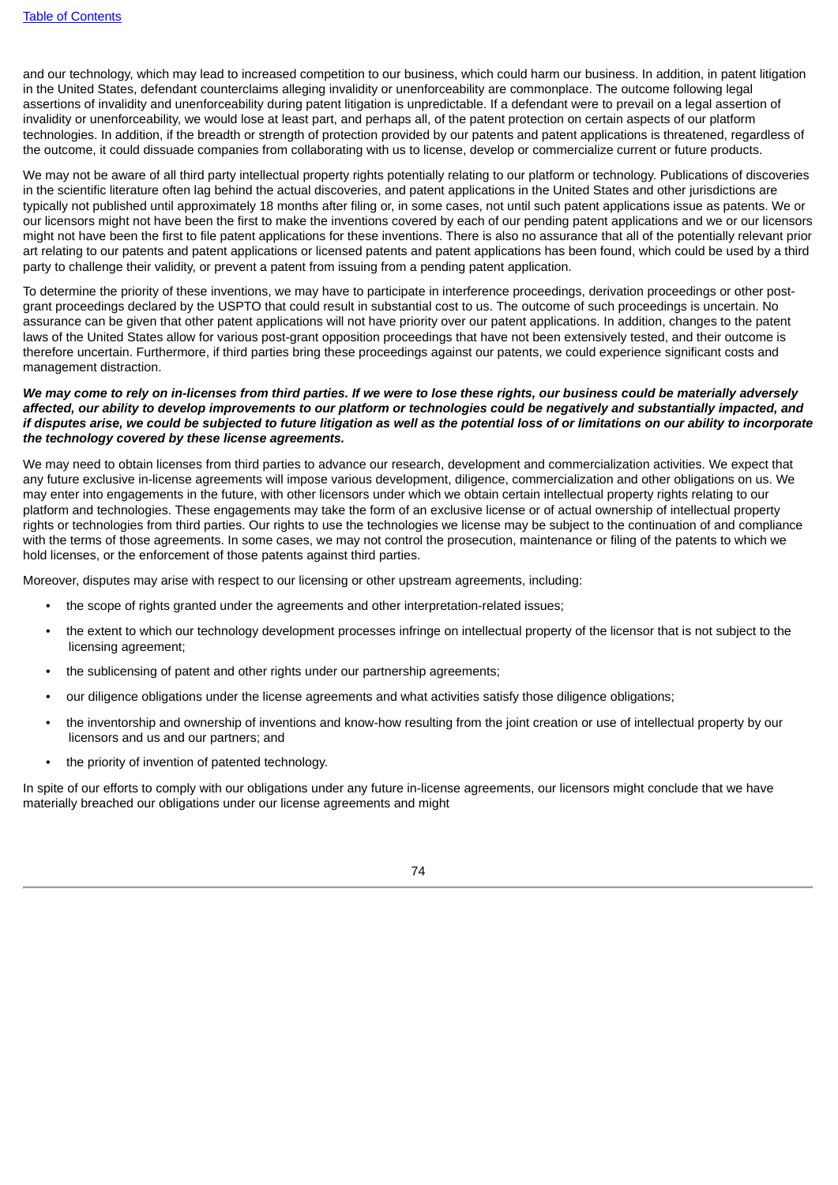and our technology, which may lead to increased competition to our business, which could harm our business. In addition, in patent litigation in the United States, defendant counterclaims alleging invalidity or unenforceability are commonplace. The outcome following legal assertions of invalidity and unenforceability during patent litigation is unpredictable. If a defendant were to prevail on a legal assertion of invalidity or unenforceability, we would lose at least part, and perhaps all, of the patent protection on certain aspects of our platform technologies. In addition, if the breadth or strength of protection provided by our patents and patent applications is threatened, regardless of the outcome, it could dissuade companies from collaborating with us to license, develop or commercialize current or future products.

We may not be aware of all third party intellectual property rights potentially relating to our platform or technology. Publications of discoveries in the scientific literature often lag behind the actual discoveries, and patent applications in the United States and other jurisdictions are typically not published until approximately 18 months after filing or, in some cases, not until such patent applications issue as patents. We or our licensors might not have been the first to make the inventions covered by each of our pending patent applications and we or our licensors might not have been the first to file patent applications for these inventions. There is also no assurance that all of the potentially relevant prior art relating to our patents and patent applications or licensed patents and patent applications has been found, which could be used by a third party to challenge their validity, or prevent a patent from issuing from a pending patent application.

To determine the priority of these inventions, we may have to participate in interference proceedings, derivation proceedings or other post-grant proceedings declared by the USPTO that could result in substantial cost to us. The outcome of such proceedings is uncertain. No assurance can be given that other patent applications will not have priority over our patent applications. In addition, changes to the patent laws of the United States allow for various post-grant opposition proceedings that have not been extensively tested, and their outcome is therefore uncertain. Furthermore, if third parties bring these proceedings against our patents, we could experience significant costs and management distraction.

***We may come to rely on in-licenses from third parties. If we were to lose these rights, our business could be materially adversely affected, our ability to develop improvements to our platform or technologies could be negatively and substantially impacted, and if disputes arise, we could be subjected to future litigation as well as the potential loss of or limitations on our ability to incorporate the technology covered by these license agreements.***

We may need to obtain licenses from third parties to advance our research, development and commercialization activities. We expect that any future exclusive in-license agreements will impose various development, diligence, commercialization and other obligations on us. We may enter into engagements in the future, with other licensors under which we obtain certain intellectual property rights relating to our platform and technologies. These engagements may take the form of an exclusive license or of actual ownership of intellectual property rights or technologies from third parties. Our rights to use the technologies we license may be subject to the continuation of and compliance with the terms of those agreements. In some cases, we may not control the prosecution, maintenance or filing of the patents to which we hold licenses, or the enforcement of those patents against third parties.

Moreover, disputes may arise with respect to our licensing or other upstream agreements, including:

- the scope of rights granted under the agreements and other interpretation-related issues;
- the extent to which our technology development processes infringe on intellectual property of the licensor that is not subject to the licensing agreement;
- the sublicensing of patent and other rights under our partnership agreements;
- our diligence obligations under the license agreements and what activities satisfy those diligence obligations;
- the inventorship and ownership of inventions and know-how resulting from the joint creation or use of intellectual property by our licensors and us and our partners; and
- the priority of invention of patented technology.

In spite of our efforts to comply with our obligations under any future in-license agreements, our licensors might conclude that we have materially breached our obligations under our license agreements and might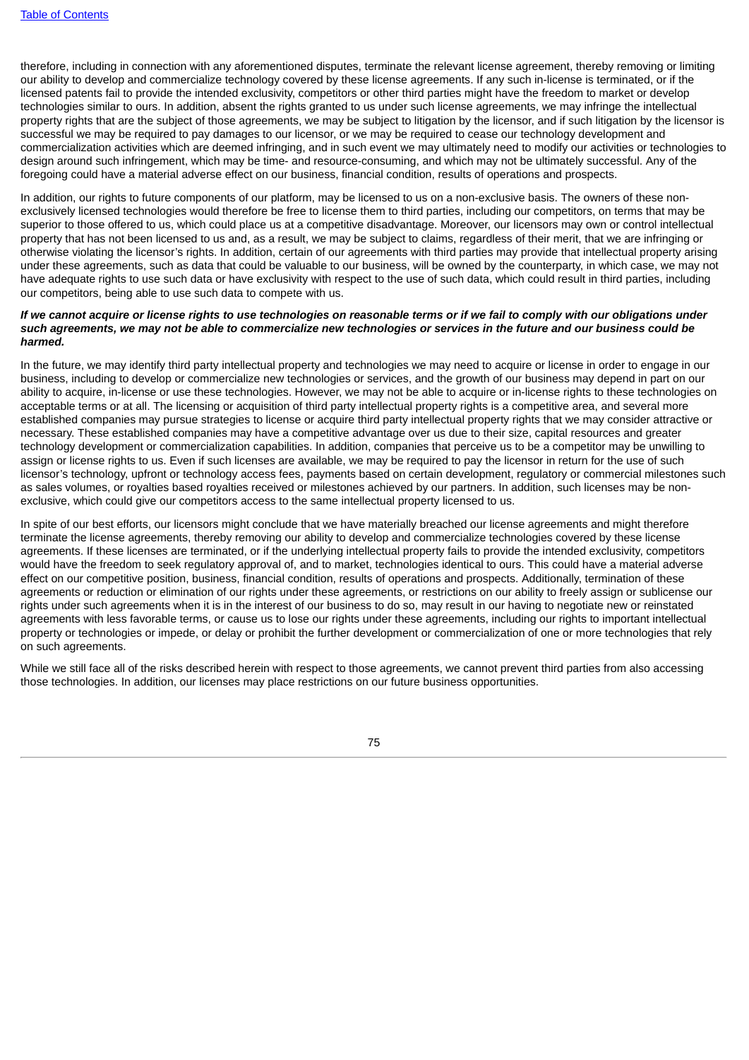therefore, including in connection with any aforementioned disputes, terminate the relevant license agreement, thereby removing or limiting our ability to develop and commercialize technology covered by these license agreements. If any such in-license is terminated, or if the licensed patents fail to provide the intended exclusivity, competitors or other third parties might have the freedom to market or develop technologies similar to ours. In addition, absent the rights granted to us under such license agreements, we may infringe the intellectual property rights that are the subject of those agreements, we may be subject to litigation by the licensor, and if such litigation by the licensor is successful we may be required to pay damages to our licensor, or we may be required to cease our technology development and commercialization activities which are deemed infringing, and in such event we may ultimately need to modify our activities or technologies to design around such infringement, which may be time- and resource-consuming, and which may not be ultimately successful. Any of the foregoing could have a material adverse effect on our business, financial condition, results of operations and prospects.

In addition, our rights to future components of our platform, may be licensed to us on a non-exclusive basis. The owners of these non-exclusively licensed technologies would therefore be free to license them to third parties, including our competitors, on terms that may be superior to those offered to us, which could place us at a competitive disadvantage. Moreover, our licensors may own or control intellectual property that has not been licensed to us and, as a result, we may be subject to claims, regardless of their merit, that we are infringing or otherwise violating the licensor's rights. In addition, certain of our agreements with third parties may provide that intellectual property arising under these agreements, such as data that could be valuable to our business, will be owned by the counterparty, in which case, we may not have adequate rights to use such data or have exclusivity with respect to the use of such data, which could result in third parties, including our competitors, being able to use such data to compete with us.

***If we cannot acquire or license rights to use technologies on reasonable terms or if we fail to comply with our obligations under such agreements, we may not be able to commercialize new technologies or services in the future and our business could be harmed.***

In the future, we may identify third party intellectual property and technologies we may need to acquire or license in order to engage in our business, including to develop or commercialize new technologies or services, and the growth of our business may depend in part on our ability to acquire, in-license or use these technologies. However, we may not be able to acquire or in-license rights to these technologies on acceptable terms or at all. The licensing or acquisition of third party intellectual property rights is a competitive area, and several more established companies may pursue strategies to license or acquire third party intellectual property rights that we may consider attractive or necessary. These established companies may have a competitive advantage over us due to their size, capital resources and greater technology development or commercialization capabilities. In addition, companies that perceive us to be a competitor may be unwilling to assign or license rights to us. Even if such licenses are available, we may be required to pay the licensor in return for the use of such licensor's technology, upfront or technology access fees, payments based on certain development, regulatory or commercial milestones such as sales volumes, or royalties based royalties received or milestones achieved by our partners. In addition, such licenses may be non-exclusive, which could give our competitors access to the same intellectual property licensed to us.

In spite of our best efforts, our licensors might conclude that we have materially breached our license agreements and might therefore terminate the license agreements, thereby removing our ability to develop and commercialize technologies covered by these license agreements. If these licenses are terminated, or if the underlying intellectual property fails to provide the intended exclusivity, competitors would have the freedom to seek regulatory approval of, and to market, technologies identical to ours. This could have a material adverse effect on our competitive position, business, financial condition, results of operations and prospects. Additionally, termination of these agreements or reduction or elimination of our rights under these agreements, or restrictions on our ability to freely assign or sublicense our rights under such agreements when it is in the interest of our business to do so, may result in our having to negotiate new or reinstated agreements with less favorable terms, or cause us to lose our rights under these agreements, including our rights to important intellectual property or technologies or impede, or delay or prohibit the further development or commercialization of one or more technologies that rely on such agreements.

While we still face all of the risks described herein with respect to those agreements, we cannot prevent third parties from also accessing those technologies. In addition, our licenses may place restrictions on our future business opportunities.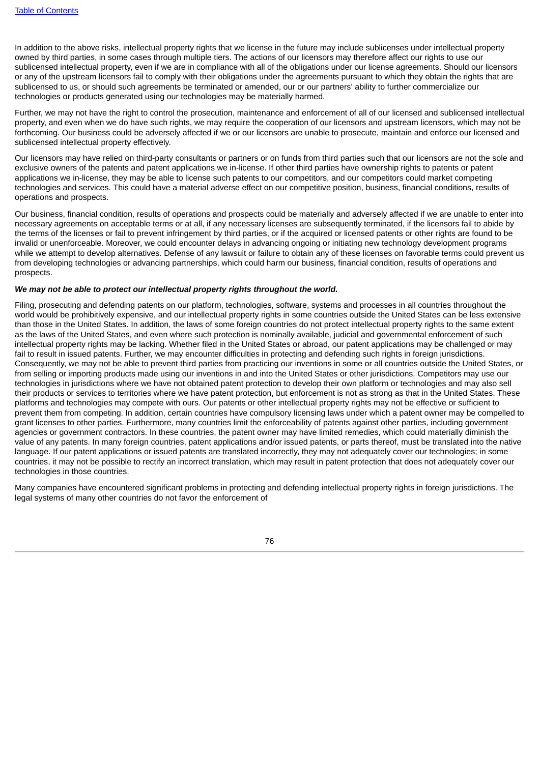In addition to the above risks, intellectual property rights that we license in the future may include sublicenses under intellectual property owned by third parties, in some cases through multiple tiers. The actions of our licensors may therefore affect our rights to use our sublicensed intellectual property, even if we are in compliance with all of the obligations under our license agreements. Should our licensors or any of the upstream licensors fail to comply with their obligations under the agreements pursuant to which they obtain the rights that are sublicensed to us, or should such agreements be terminated or amended, our or our partners' ability to further commercialize our technologies or products generated using our technologies may be materially harmed.

Further, we may not have the right to control the prosecution, maintenance and enforcement of all of our licensed and sublicensed intellectual property, and even when we do have such rights, we may require the cooperation of our licensors and upstream licensors, which may not be forthcoming. Our business could be adversely affected if we or our licensors are unable to prosecute, maintain and enforce our licensed and sublicensed intellectual property effectively.

Our licensors may have relied on third-party consultants or partners or on funds from third parties such that our licensors are not the sole and exclusive owners of the patents and patent applications we in-license. If other third parties have ownership rights to patents or patent applications we in-license, they may be able to license such patents to our competitors, and our competitors could market competing technologies and services. This could have a material adverse effect on our competitive position, business, financial conditions, results of operations and prospects.

Our business, financial condition, results of operations and prospects could be materially and adversely affected if we are unable to enter into necessary agreements on acceptable terms or at all, if any necessary licenses are subsequently terminated, if the licensors fail to abide by the terms of the licenses or fail to prevent infringement by third parties, or if the acquired or licensed patents or other rights are found to be invalid or unenforceable. Moreover, we could encounter delays in advancing ongoing or initiating new technology development programs while we attempt to develop alternatives. Defense of any lawsuit or failure to obtain any of these licenses on favorable terms could prevent us from developing technologies or advancing partnerships, which could harm our business, financial condition, results of operations and prospects.

***We may not be able to protect our intellectual property rights throughout the world.***

Filing, prosecuting and defending patents on our platform, technologies, software, systems and processes in all countries throughout the world would be prohibitively expensive, and our intellectual property rights in some countries outside the United States can be less extensive than those in the United States. In addition, the laws of some foreign countries do not protect intellectual property rights to the same extent as the laws of the United States, and even where such protection is nominally available, judicial and governmental enforcement of such intellectual property rights may be lacking. Whether filed in the United States or abroad, our patent applications may be challenged or may fail to result in issued patents. Further, we may encounter difficulties in protecting and defending such rights in foreign jurisdictions. Consequently, we may not be able to prevent third parties from practicing our inventions in some or all countries outside the United States, or from selling or importing products made using our inventions in and into the United States or other jurisdictions. Competitors may use our technologies in jurisdictions where we have not obtained patent protection to develop their own platform or technologies and may also sell their products or services to territories where we have patent protection, but enforcement is not as strong as that in the United States. These platforms and technologies may compete with ours. Our patents or other intellectual property rights may not be effective or sufficient to prevent them from competing. In addition, certain countries have compulsory licensing laws under which a patent owner may be compelled to grant licenses to other parties. Furthermore, many countries limit the enforceability of patents against other parties, including government agencies or government contractors. In these countries, the patent owner may have limited remedies, which could materially diminish the value of any patents. In many foreign countries, patent applications and/or issued patents, or parts thereof, must be translated into the native language. If our patent applications or issued patents are translated incorrectly, they may not adequately cover our technologies; in some countries, it may not be possible to rectify an incorrect translation, which may result in patent protection that does not adequately cover our technologies in those countries.

Many companies have encountered significant problems in protecting and defending intellectual property rights in foreign jurisdictions. The legal systems of many other countries do not favor the enforcement of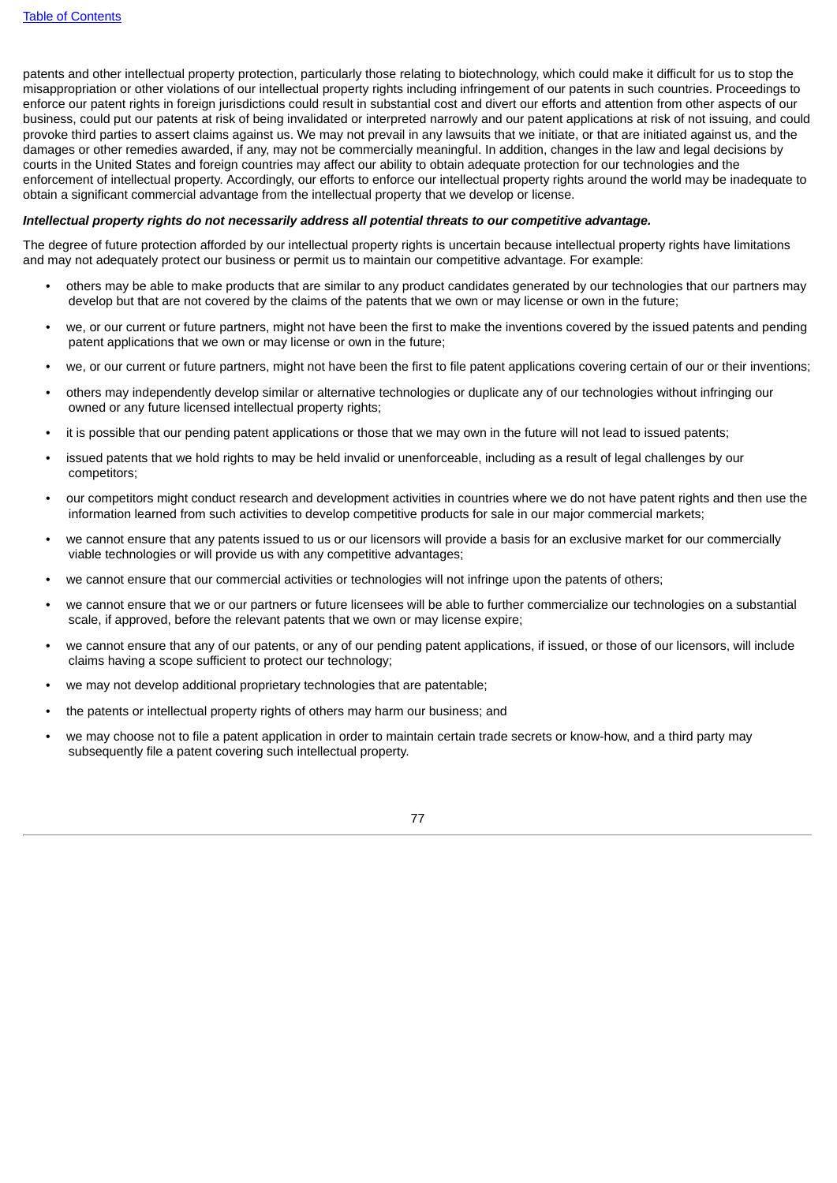patents and other intellectual property protection, particularly those relating to biotechnology, which could make it difficult for us to stop the misappropriation or other violations of our intellectual property rights including infringement of our patents in such countries. Proceedings to enforce our patent rights in foreign jurisdictions could result in substantial cost and divert our efforts and attention from other aspects of our business, could put our patents at risk of being invalidated or interpreted narrowly and our patent applications at risk of not issuing, and could provoke third parties to assert claims against us. We may not prevail in any lawsuits that we initiate, or that are initiated against us, and the damages or other remedies awarded, if any, may not be commercially meaningful. In addition, changes in the law and legal decisions by courts in the United States and foreign countries may affect our ability to obtain adequate protection for our technologies and the enforcement of intellectual property. Accordingly, our efforts to enforce our intellectual property rights around the world may be inadequate to obtain a significant commercial advantage from the intellectual property that we develop or license.

***Intellectual property rights do not necessarily address all potential threats to our competitive advantage.***

The degree of future protection afforded by our intellectual property rights is uncertain because intellectual property rights have limitations and may not adequately protect our business or permit us to maintain our competitive advantage. For example:

- others may be able to make products that are similar to any product candidates generated by our technologies that our partners may develop but that are not covered by the claims of the patents that we own or may license or own in the future;
- we, or our current or future partners, might not have been the first to make the inventions covered by the issued patents and pending patent applications that we own or may license or own in the future;
- we, or our current or future partners, might not have been the first to file patent applications covering certain of our or their inventions;
- others may independently develop similar or alternative technologies or duplicate any of our technologies without infringing our owned or any future licensed intellectual property rights;
- it is possible that our pending patent applications or those that we may own in the future will not lead to issued patents;
- issued patents that we hold rights to may be held invalid or unenforceable, including as a result of legal challenges by our competitors;
- our competitors might conduct research and development activities in countries where we do not have patent rights and then use the information learned from such activities to develop competitive products for sale in our major commercial markets;
- we cannot ensure that any patents issued to us or our licensors will provide a basis for an exclusive market for our commercially viable technologies or will provide us with any competitive advantages;
- we cannot ensure that our commercial activities or technologies will not infringe upon the patents of others;
- we cannot ensure that we or our partners or future licensees will be able to further commercialize our technologies on a substantial scale, if approved, before the relevant patents that we own or may license expire;
- we cannot ensure that any of our patents, or any of our pending patent applications, if issued, or those of our licensors, will include claims having a scope sufficient to protect our technology;
- we may not develop additional proprietary technologies that are patentable;
- the patents or intellectual property rights of others may harm our business; and
- we may choose not to file a patent application in order to maintain certain trade secrets or know-how, and a third party may subsequently file a patent covering such intellectual property.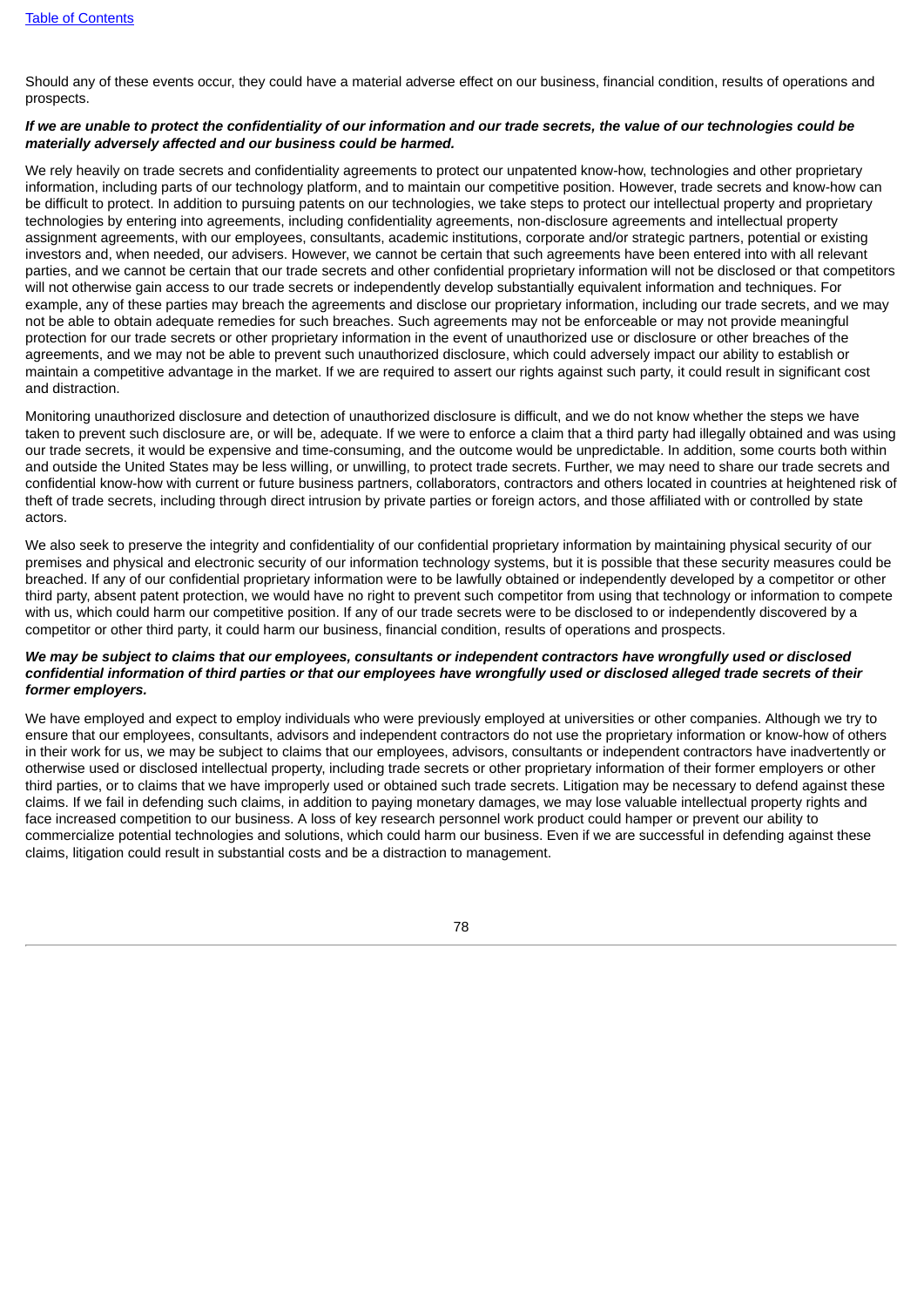Should any of these events occur, they could have a material adverse effect on our business, financial condition, results of operations and prospects.

***If we are unable to protect the confidentiality of our information and our trade secrets, the value of our technologies could be materially adversely affected and our business could be harmed.***

We rely heavily on trade secrets and confidentiality agreements to protect our unpatented know-how, technologies and other proprietary information, including parts of our technology platform, and to maintain our competitive position. However, trade secrets and know-how can be difficult to protect. In addition to pursuing patents on our technologies, we take steps to protect our intellectual property and proprietary technologies by entering into agreements, including confidentiality agreements, non-disclosure agreements and intellectual property assignment agreements, with our employees, consultants, academic institutions, corporate and/or strategic partners, potential or existing investors and, when needed, our advisers. However, we cannot be certain that such agreements have been entered into with all relevant parties, and we cannot be certain that our trade secrets and other confidential proprietary information will not be disclosed or that competitors will not otherwise gain access to our trade secrets or independently develop substantially equivalent information and techniques. For example, any of these parties may breach the agreements and disclose our proprietary information, including our trade secrets, and we may not be able to obtain adequate remedies for such breaches. Such agreements may not be enforceable or may not provide meaningful protection for our trade secrets or other proprietary information in the event of unauthorized use or disclosure or other breaches of the agreements, and we may not be able to prevent such unauthorized disclosure, which could adversely impact our ability to establish or maintain a competitive advantage in the market. If we are required to assert our rights against such party, it could result in significant cost and distraction.

Monitoring unauthorized disclosure and detection of unauthorized disclosure is difficult, and we do not know whether the steps we have taken to prevent such disclosure are, or will be, adequate. If we were to enforce a claim that a third party had illegally obtained and was using our trade secrets, it would be expensive and time-consuming, and the outcome would be unpredictable. In addition, some courts both within and outside the United States may be less willing, or unwilling, to protect trade secrets. Further, we may need to share our trade secrets and confidential know-how with current or future business partners, collaborators, contractors and others located in countries at heightened risk of theft of trade secrets, including through direct intrusion by private parties or foreign actors, and those affiliated with or controlled by state actors.

We also seek to preserve the integrity and confidentiality of our confidential proprietary information by maintaining physical security of our premises and physical and electronic security of our information technology systems, but it is possible that these security measures could be breached. If any of our confidential proprietary information were to be lawfully obtained or independently developed by a competitor or other third party, absent patent protection, we would have no right to prevent such competitor from using that technology or information to compete with us, which could harm our competitive position. If any of our trade secrets were to be disclosed to or independently discovered by a competitor or other third party, it could harm our business, financial condition, results of operations and prospects.

***We may be subject to claims that our employees, consultants or independent contractors have wrongfully used or disclosed confidential information of third parties or that our employees have wrongfully used or disclosed alleged trade secrets of their former employers.***

We have employed and expect to employ individuals who were previously employed at universities or other companies. Although we try to ensure that our employees, consultants, advisors and independent contractors do not use the proprietary information or know-how of others in their work for us, we may be subject to claims that our employees, advisors, consultants or independent contractors have inadvertently or otherwise used or disclosed intellectual property, including trade secrets or other proprietary information of their former employers or other third parties, or to claims that we have improperly used or obtained such trade secrets. Litigation may be necessary to defend against these claims. If we fail in defending such claims, in addition to paying monetary damages, we may lose valuable intellectual property rights and face increased competition to our business. A loss of key research personnel work product could hamper or prevent our ability to commercialize potential technologies and solutions, which could harm our business. Even if we are successful in defending against these claims, litigation could result in substantial costs and be a distraction to management.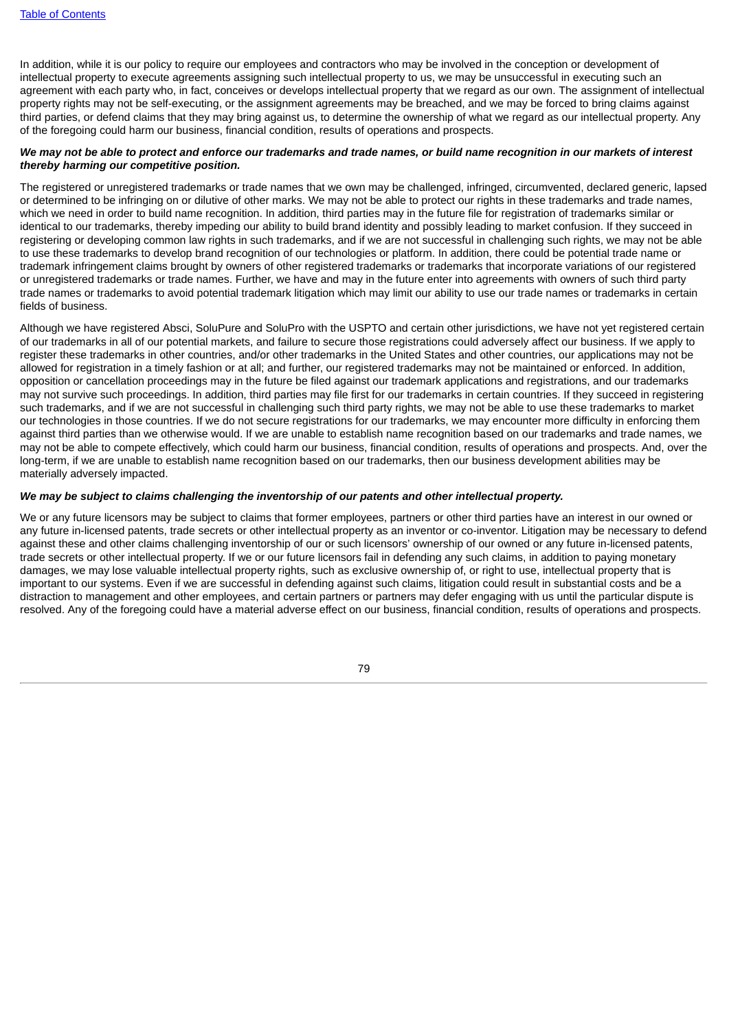In addition, while it is our policy to require our employees and contractors who may be involved in the conception or development of intellectual property to execute agreements assigning such intellectual property to us, we may be unsuccessful in executing such an agreement with each party who, in fact, conceives or develops intellectual property that we regard as our own. The assignment of intellectual property rights may not be self-executing, or the assignment agreements may be breached, and we may be forced to bring claims against third parties, or defend claims that they may bring against us, to determine the ownership of what we regard as our intellectual property. Any of the foregoing could harm our business, financial condition, results of operations and prospects.

***We may not be able to protect and enforce our trademarks and trade names, or build name recognition in our markets of interest thereby harming our competitive position.***

The registered or unregistered trademarks or trade names that we own may be challenged, infringed, circumvented, declared generic, lapsed or determined to be infringing on or dilutive of other marks. We may not be able to protect our rights in these trademarks and trade names, which we need in order to build name recognition. In addition, third parties may in the future file for registration of trademarks similar or identical to our trademarks, thereby impeding our ability to build brand identity and possibly leading to market confusion. If they succeed in registering or developing common law rights in such trademarks, and if we are not successful in challenging such rights, we may not be able to use these trademarks to develop brand recognition of our technologies or platform. In addition, there could be potential trade name or trademark infringement claims brought by owners of other registered trademarks or trademarks that incorporate variations of our registered or unregistered trademarks or trade names. Further, we have and may in the future enter into agreements with owners of such third party trade names or trademarks to avoid potential trademark litigation which may limit our ability to use our trade names or trademarks in certain fields of business.

Although we have registered Absci, SoluPure and SoluPro with the USPTO and certain other jurisdictions, we have not yet registered certain of our trademarks in all of our potential markets, and failure to secure those registrations could adversely affect our business. If we apply to register these trademarks in other countries, and/or other trademarks in the United States and other countries, our applications may not be allowed for registration in a timely fashion or at all; and further, our registered trademarks may not be maintained or enforced. In addition, opposition or cancellation proceedings may in the future be filed against our trademark applications and registrations, and our trademarks may not survive such proceedings. In addition, third parties may file first for our trademarks in certain countries. If they succeed in registering such trademarks, and if we are not successful in challenging such third party rights, we may not be able to use these trademarks to market our technologies in those countries. If we do not secure registrations for our trademarks, we may encounter more difficulty in enforcing them against third parties than we otherwise would. If we are unable to establish name recognition based on our trademarks and trade names, we may not be able to compete effectively, which could harm our business, financial condition, results of operations and prospects. And, over the long-term, if we are unable to establish name recognition based on our trademarks, then our business development abilities may be materially adversely impacted.

***We may be subject to claims challenging the inventorship of our patents and other intellectual property.***

We or any future licensors may be subject to claims that former employees, partners or other third parties have an interest in our owned or any future in-licensed patents, trade secrets or other intellectual property as an inventor or co-inventor. Litigation may be necessary to defend against these and other claims challenging inventorship of our or such licensors' ownership of our owned or any future in-licensed patents, trade secrets or other intellectual property. If we or our future licensors fail in defending any such claims, in addition to paying monetary damages, we may lose valuable intellectual property rights, such as exclusive ownership of, or right to use, intellectual property that is important to our systems. Even if we are successful in defending against such claims, litigation could result in substantial costs and be a distraction to management and other employees, and certain partners or partners may defer engaging with us until the particular dispute is resolved. Any of the foregoing could have a material adverse effect on our business, financial condition, results of operations and prospects.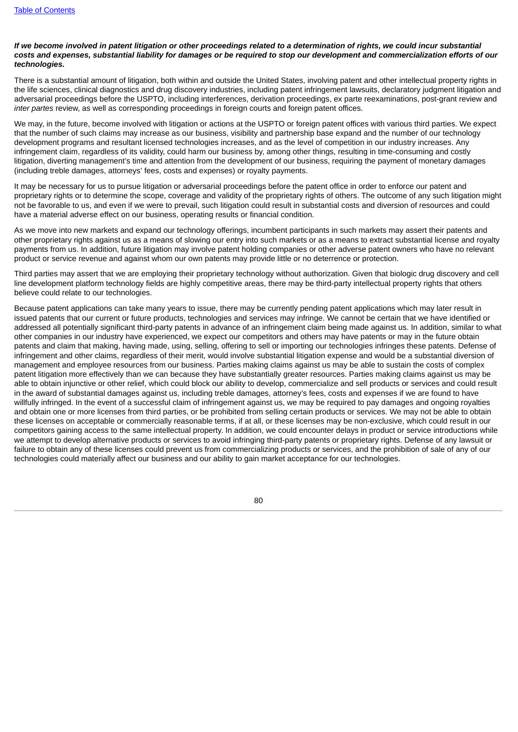***If we become involved in patent litigation or other proceedings related to a determination of rights, we could incur substantial costs and expenses, substantial liability for damages or be required to stop our development and commercialization efforts of our technologies.***

There is a substantial amount of litigation, both within and outside the United States, involving patent and other intellectual property rights in the life sciences, clinical diagnostics and drug discovery industries, including patent infringement lawsuits, declaratory judgment litigation and adversarial proceedings before the USPTO, including interferences, derivation proceedings, ex parte reexaminations, post-grant review and *inter partes* review, as well as corresponding proceedings in foreign courts and foreign patent offices.

We may, in the future, become involved with litigation or actions at the USPTO or foreign patent offices with various third parties. We expect that the number of such claims may increase as our business, visibility and partnership base expand and the number of our technology development programs and resultant licensed technologies increases, and as the level of competition in our industry increases. Any infringement claim, regardless of its validity, could harm our business by, among other things, resulting in time-consuming and costly litigation, diverting management's time and attention from the development of our business, requiring the payment of monetary damages (including treble damages, attorneys' fees, costs and expenses) or royalty payments.

It may be necessary for us to pursue litigation or adversarial proceedings before the patent office in order to enforce our patent and proprietary rights or to determine the scope, coverage and validity of the proprietary rights of others. The outcome of any such litigation might not be favorable to us, and even if we were to prevail, such litigation could result in substantial costs and diversion of resources and could have a material adverse effect on our business, operating results or financial condition.

As we move into new markets and expand our technology offerings, incumbent participants in such markets may assert their patents and other proprietary rights against us as a means of slowing our entry into such markets or as a means to extract substantial license and royalty payments from us. In addition, future litigation may involve patent holding companies or other adverse patent owners who have no relevant product or service revenue and against whom our own patents may provide little or no deterrence or protection.

Third parties may assert that we are employing their proprietary technology without authorization. Given that biologic drug discovery and cell line development platform technology fields are highly competitive areas, there may be third-party intellectual property rights that others believe could relate to our technologies.

Because patent applications can take many years to issue, there may be currently pending patent applications which may later result in issued patents that our current or future products, technologies and services may infringe. We cannot be certain that we have identified or addressed all potentially significant third-party patents in advance of an infringement claim being made against us. In addition, similar to what other companies in our industry have experienced, we expect our competitors and others may have patents or may in the future obtain patents and claim that making, having made, using, selling, offering to sell or importing our technologies infringes these patents. Defense of infringement and other claims, regardless of their merit, would involve substantial litigation expense and would be a substantial diversion of management and employee resources from our business. Parties making claims against us may be able to sustain the costs of complex patent litigation more effectively than we can because they have substantially greater resources. Parties making claims against us may be able to obtain injunctive or other relief, which could block our ability to develop, commercialize and sell products or services and could result in the award of substantial damages against us, including treble damages, attorney's fees, costs and expenses if we are found to have willfully infringed. In the event of a successful claim of infringement against us, we may be required to pay damages and ongoing royalties and obtain one or more licenses from third parties, or be prohibited from selling certain products or services. We may not be able to obtain these licenses on acceptable or commercially reasonable terms, if at all, or these licenses may be non-exclusive, which could result in our competitors gaining access to the same intellectual property. In addition, we could encounter delays in product or service introductions while we attempt to develop alternative products or services to avoid infringing third-party patents or proprietary rights. Defense of any lawsuit or failure to obtain any of these licenses could prevent us from commercializing products or services, and the prohibition of sale of any of our technologies could materially affect our business and our ability to gain market acceptance for our technologies.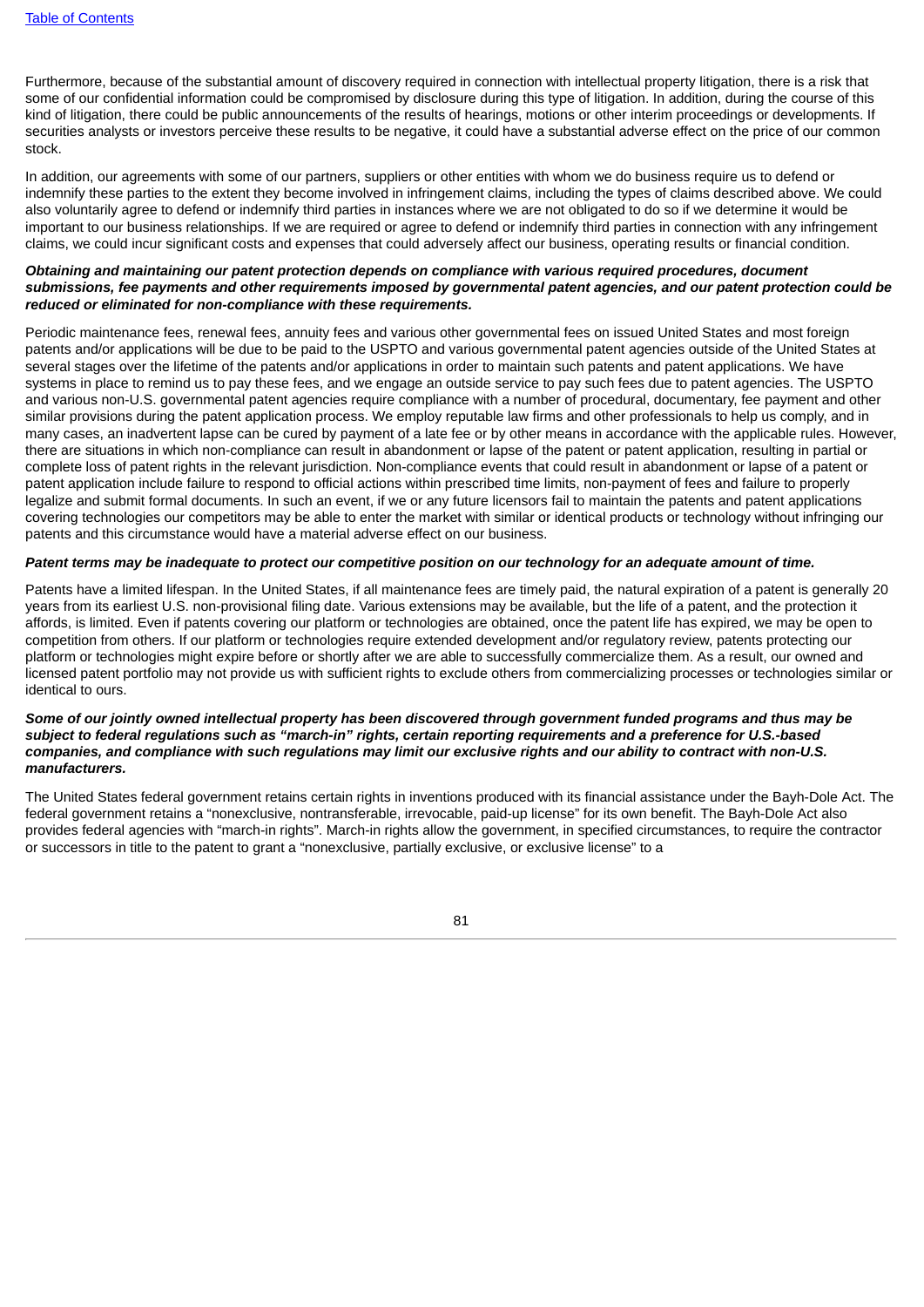Furthermore, because of the substantial amount of discovery required in connection with intellectual property litigation, there is a risk that some of our confidential information could be compromised by disclosure during this type of litigation. In addition, during the course of this kind of litigation, there could be public announcements of the results of hearings, motions or other interim proceedings or developments. If securities analysts or investors perceive these results to be negative, it could have a substantial adverse effect on the price of our common stock.

In addition, our agreements with some of our partners, suppliers or other entities with whom we do business require us to defend or indemnify these parties to the extent they become involved in infringement claims, including the types of claims described above. We could also voluntarily agree to defend or indemnify third parties in instances where we are not obligated to do so if we determine it would be important to our business relationships. If we are required or agree to defend or indemnify third parties in connection with any infringement claims, we could incur significant costs and expenses that could adversely affect our business, operating results or financial condition.

***Obtaining and maintaining our patent protection depends on compliance with various required procedures, document submissions, fee payments and other requirements imposed by governmental patent agencies, and our patent protection could be reduced or eliminated for non-compliance with these requirements.***

Periodic maintenance fees, renewal fees, annuity fees and various other governmental fees on issued United States and most foreign patents and/or applications will be due to be paid to the USPTO and various governmental patent agencies outside of the United States at several stages over the lifetime of the patents and/or applications in order to maintain such patents and patent applications. We have systems in place to remind us to pay these fees, and we engage an outside service to pay such fees due to patent agencies. The USPTO and various non-U.S. governmental patent agencies require compliance with a number of procedural, documentary, fee payment and other similar provisions during the patent application process. We employ reputable law firms and other professionals to help us comply, and in many cases, an inadvertent lapse can be cured by payment of a late fee or by other means in accordance with the applicable rules. However, there are situations in which non-compliance can result in abandonment or lapse of the patent or patent application, resulting in partial or complete loss of patent rights in the relevant jurisdiction. Non-compliance events that could result in abandonment or lapse of a patent or patent application include failure to respond to official actions within prescribed time limits, non-payment of fees and failure to properly legalize and submit formal documents. In such an event, if we or any future licensors fail to maintain the patents and patent applications covering technologies our competitors may be able to enter the market with similar or identical products or technology without infringing our patents and this circumstance would have a material adverse effect on our business.

***Patent terms may be inadequate to protect our competitive position on our technology for an adequate amount of time.***

Patents have a limited lifespan. In the United States, if all maintenance fees are timely paid, the natural expiration of a patent is generally 20 years from its earliest U.S. non-provisional filing date. Various extensions may be available, but the life of a patent, and the protection it affords, is limited. Even if patents covering our platform or technologies are obtained, once the patent life has expired, we may be open to competition from others. If our platform or technologies require extended development and/or regulatory review, patents protecting our platform or technologies might expire before or shortly after we are able to successfully commercialize them. As a result, our owned and licensed patent portfolio may not provide us with sufficient rights to exclude others from commercializing processes or technologies similar or identical to ours.

***Some of our jointly owned intellectual property has been discovered through government funded programs and thus may be subject to federal regulations such as "march-in" rights, certain reporting requirements and a preference for U.S.-based companies, and compliance with such regulations may limit our exclusive rights and our ability to contract with non-U.S. manufacturers.***

The United States federal government retains certain rights in inventions produced with its financial assistance under the Bayh-Dole Act. The federal government retains a "nonexclusive, nontransferable, irrevocable, paid-up license" for its own benefit. The Bayh-Dole Act also provides federal agencies with "march-in rights". March-in rights allow the government, in specified circumstances, to require the contractor or successors in title to the patent to grant a "nonexclusive, partially exclusive, or exclusive license" to a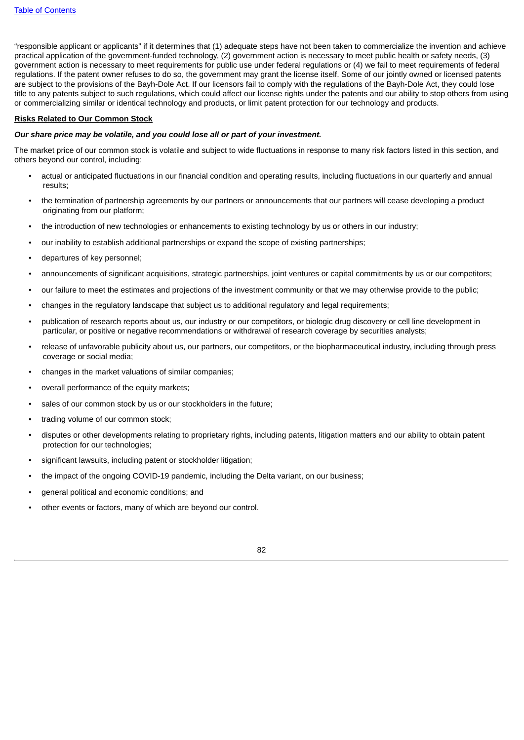"responsible applicant or applicants" if it determines that (1) adequate steps have not been taken to commercialize the invention and achieve practical application of the government-funded technology, (2) government action is necessary to meet public health or safety needs, (3) government action is necessary to meet requirements for public use under federal regulations or (4) we fail to meet requirements of federal regulations. If the patent owner refuses to do so, the government may grant the license itself. Some of our jointly owned or licensed patents are subject to the provisions of the Bayh-Dole Act. If our licensors fail to comply with the regulations of the Bayh-Dole Act, they could lose title to any patents subject to such regulations, which could affect our license rights under the patents and our ability to stop others from using or commercializing similar or identical technology and products, or limit patent protection for our technology and products.

**Risks Related to Our Common Stock**

***Our share price may be volatile, and you could lose all or part of your investment.***

The market price of our common stock is volatile and subject to wide fluctuations in response to many risk factors listed in this section, and others beyond our control, including:

- actual or anticipated fluctuations in our financial condition and operating results, including fluctuations in our quarterly and annual results;
- the termination of partnership agreements by our partners or announcements that our partners will cease developing a product originating from our platform;
- the introduction of new technologies or enhancements to existing technology by us or others in our industry;
- our inability to establish additional partnerships or expand the scope of existing partnerships;
- departures of key personnel;
- announcements of significant acquisitions, strategic partnerships, joint ventures or capital commitments by us or our competitors;
- our failure to meet the estimates and projections of the investment community or that we may otherwise provide to the public;
- changes in the regulatory landscape that subject us to additional regulatory and legal requirements;
- publication of research reports about us, our industry or our competitors, or biologic drug discovery or cell line development in particular, or positive or negative recommendations or withdrawal of research coverage by securities analysts;
- release of unfavorable publicity about us, our partners, our competitors, or the biopharmaceutical industry, including through press coverage or social media;
- changes in the market valuations of similar companies;
- overall performance of the equity markets;
- sales of our common stock by us or our stockholders in the future;
- trading volume of our common stock;
- disputes or other developments relating to proprietary rights, including patents, litigation matters and our ability to obtain patent protection for our technologies;
- significant lawsuits, including patent or stockholder litigation;
- the impact of the ongoing COVID-19 pandemic, including the Delta variant, on our business;
- general political and economic conditions; and
- other events or factors, many of which are beyond our control.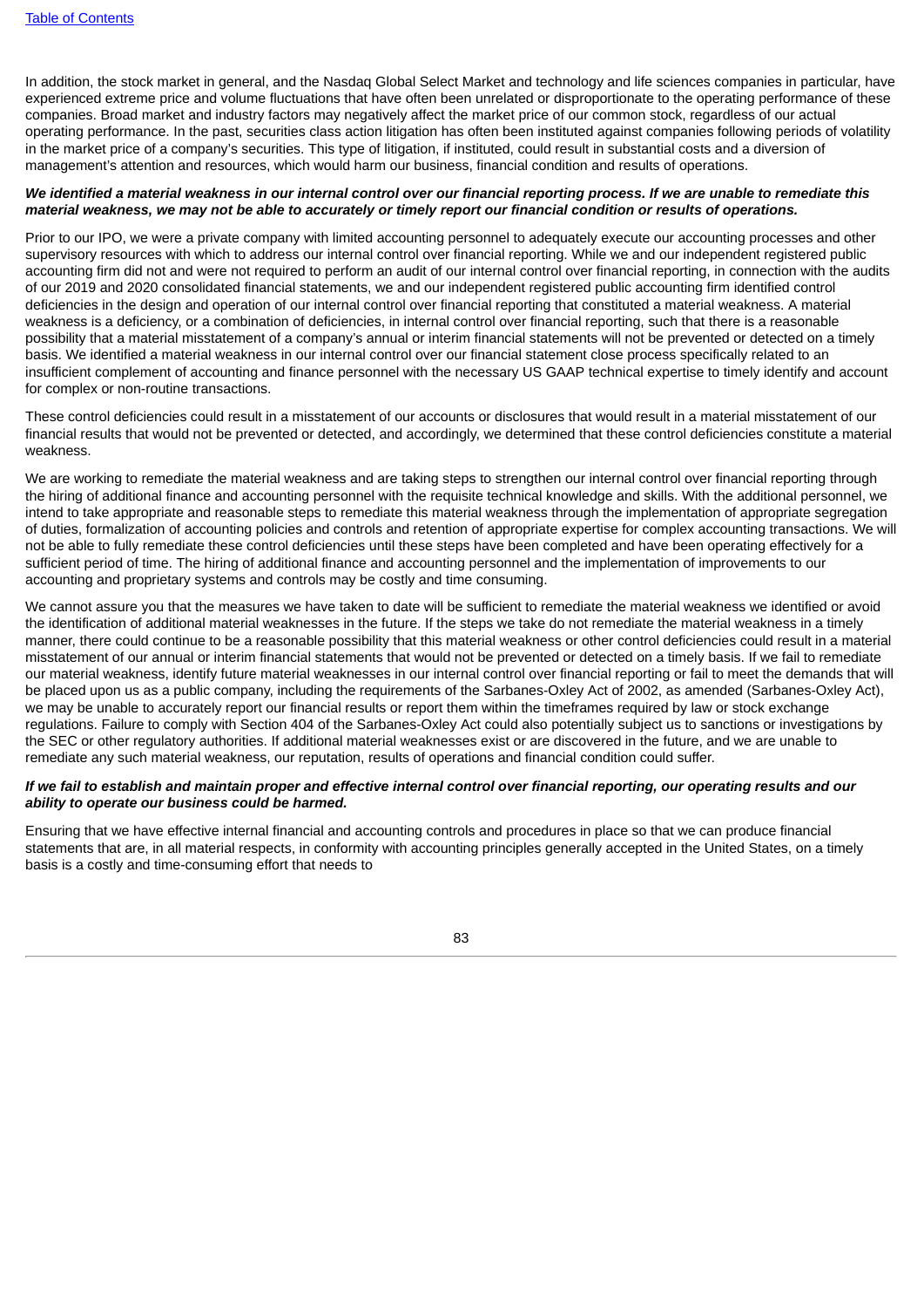In addition, the stock market in general, and the Nasdaq Global Select Market and technology and life sciences companies in particular, have experienced extreme price and volume fluctuations that have often been unrelated or disproportionate to the operating performance of these companies. Broad market and industry factors may negatively affect the market price of our common stock, regardless of our actual operating performance. In the past, securities class action litigation has often been instituted against companies following periods of volatility in the market price of a company's securities. This type of litigation, if instituted, could result in substantial costs and a diversion of management's attention and resources, which would harm our business, financial condition and results of operations.

***We identified a material weakness in our internal control over our financial reporting process. If we are unable to remediate this material weakness, we may not be able to accurately or timely report our financial condition or results of operations.***

Prior to our IPO, we were a private company with limited accounting personnel to adequately execute our accounting processes and other supervisory resources with which to address our internal control over financial reporting. While we and our independent registered public accounting firm did not and were not required to perform an audit of our internal control over financial reporting, in connection with the audits of our 2019 and 2020 consolidated financial statements, we and our independent registered public accounting firm identified control deficiencies in the design and operation of our internal control over financial reporting that constituted a material weakness. A material weakness is a deficiency, or a combination of deficiencies, in internal control over financial reporting, such that there is a reasonable possibility that a material misstatement of a company's annual or interim financial statements will not be prevented or detected on a timely basis. We identified a material weakness in our internal control over our financial statement close process specifically related to an insufficient complement of accounting and finance personnel with the necessary US GAAP technical expertise to timely identify and account for complex or non-routine transactions.

These control deficiencies could result in a misstatement of our accounts or disclosures that would result in a material misstatement of our financial results that would not be prevented or detected, and accordingly, we determined that these control deficiencies constitute a material weakness.

We are working to remediate the material weakness and are taking steps to strengthen our internal control over financial reporting through the hiring of additional finance and accounting personnel with the requisite technical knowledge and skills. With the additional personnel, we intend to take appropriate and reasonable steps to remediate this material weakness through the implementation of appropriate segregation of duties, formalization of accounting policies and controls and retention of appropriate expertise for complex accounting transactions. We will not be able to fully remediate these control deficiencies until these steps have been completed and have been operating effectively for a sufficient period of time. The hiring of additional finance and accounting personnel and the implementation of improvements to our accounting and proprietary systems and controls may be costly and time consuming.

We cannot assure you that the measures we have taken to date will be sufficient to remediate the material weakness we identified or avoid the identification of additional material weaknesses in the future. If the steps we take do not remediate the material weakness in a timely manner, there could continue to be a reasonable possibility that this material weakness or other control deficiencies could result in a material misstatement of our annual or interim financial statements that would not be prevented or detected on a timely basis. If we fail to remediate our material weakness, identify future material weaknesses in our internal control over financial reporting or fail to meet the demands that will be placed upon us as a public company, including the requirements of the Sarbanes-Oxley Act of 2002, as amended (Sarbanes-Oxley Act), we may be unable to accurately report our financial results or report them within the timeframes required by law or stock exchange regulations. Failure to comply with Section 404 of the Sarbanes-Oxley Act could also potentially subject us to sanctions or investigations by the SEC or other regulatory authorities. If additional material weaknesses exist or are discovered in the future, and we are unable to remediate any such material weakness, our reputation, results of operations and financial condition could suffer.

***If we fail to establish and maintain proper and effective internal control over financial reporting, our operating results and our ability to operate our business could be harmed.***

Ensuring that we have effective internal financial and accounting controls and procedures in place so that we can produce financial statements that are, in all material respects, in conformity with accounting principles generally accepted in the United States, on a timely basis is a costly and time-consuming effort that needs to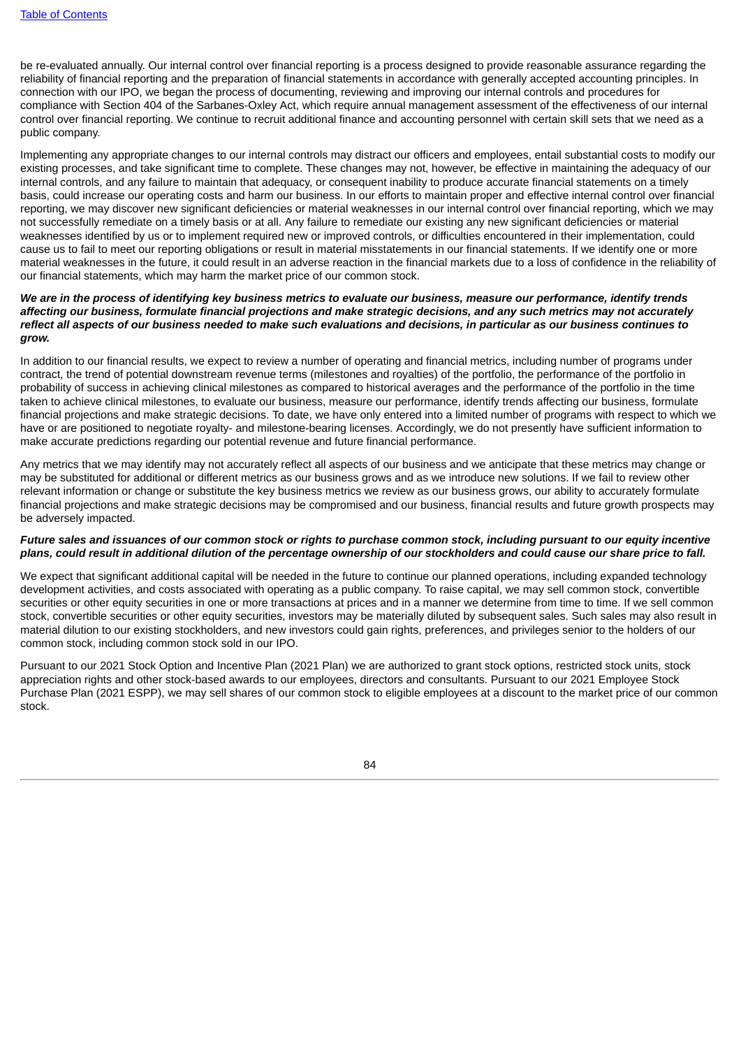be re-evaluated annually. Our internal control over financial reporting is a process designed to provide reasonable assurance regarding the reliability of financial reporting and the preparation of financial statements in accordance with generally accepted accounting principles. In connection with our IPO, we began the process of documenting, reviewing and improving our internal controls and procedures for compliance with Section 404 of the Sarbanes-Oxley Act, which require annual management assessment of the effectiveness of our internal control over financial reporting. We continue to recruit additional finance and accounting personnel with certain skill sets that we need as a public company.

Implementing any appropriate changes to our internal controls may distract our officers and employees, entail substantial costs to modify our existing processes, and take significant time to complete. These changes may not, however, be effective in maintaining the adequacy of our internal controls, and any failure to maintain that adequacy, or consequent inability to produce accurate financial statements on a timely basis, could increase our operating costs and harm our business. In our efforts to maintain proper and effective internal control over financial reporting, we may discover new significant deficiencies or material weaknesses in our internal control over financial reporting, which we may not successfully remediate on a timely basis or at all. Any failure to remediate our existing any new significant deficiencies or material weaknesses identified by us or to implement required new or improved controls, or difficulties encountered in their implementation, could cause us to fail to meet our reporting obligations or result in material misstatements in our financial statements. If we identify one or more material weaknesses in the future, it could result in an adverse reaction in the financial markets due to a loss of confidence in the reliability of our financial statements, which may harm the market price of our common stock.

***We are in the process of identifying key business metrics to evaluate our business, measure our performance, identify trends affecting our business, formulate financial projections and make strategic decisions, and any such metrics may not accurately reflect all aspects of our business needed to make such evaluations and decisions, in particular as our business continues to grow.***

In addition to our financial results, we expect to review a number of operating and financial metrics, including number of programs under contract, the trend of potential downstream revenue terms (milestones and royalties) of the portfolio, the performance of the portfolio in probability of success in achieving clinical milestones as compared to historical averages and the performance of the portfolio in the time taken to achieve clinical milestones, to evaluate our business, measure our performance, identify trends affecting our business, formulate financial projections and make strategic decisions. To date, we have only entered into a limited number of programs with respect to which we have or are positioned to negotiate royalty- and milestone-bearing licenses. Accordingly, we do not presently have sufficient information to make accurate predictions regarding our potential revenue and future financial performance.

Any metrics that we may identify may not accurately reflect all aspects of our business and we anticipate that these metrics may change or may be substituted for additional or different metrics as our business grows and as we introduce new solutions. If we fail to review other relevant information or change or substitute the key business metrics we review as our business grows, our ability to accurately formulate financial projections and make strategic decisions may be compromised and our business, financial results and future growth prospects may be adversely impacted.

***Future sales and issuances of our common stock or rights to purchase common stock, including pursuant to our equity incentive plans, could result in additional dilution of the percentage ownership of our stockholders and could cause our share price to fall.***

We expect that significant additional capital will be needed in the future to continue our planned operations, including expanded technology development activities, and costs associated with operating as a public company. To raise capital, we may sell common stock, convertible securities or other equity securities in one or more transactions at prices and in a manner we determine from time to time. If we sell common stock, convertible securities or other equity securities, investors may be materially diluted by subsequent sales. Such sales may also result in material dilution to our existing stockholders, and new investors could gain rights, preferences, and privileges senior to the holders of our common stock, including common stock sold in our IPO.

Pursuant to our 2021 Stock Option and Incentive Plan (2021 Plan) we are authorized to grant stock options, restricted stock units, stock appreciation rights and other stock-based awards to our employees, directors and consultants. Pursuant to our 2021 Employee Stock Purchase Plan (2021 ESPP), we may sell shares of our common stock to eligible employees at a discount to the market price of our common stock.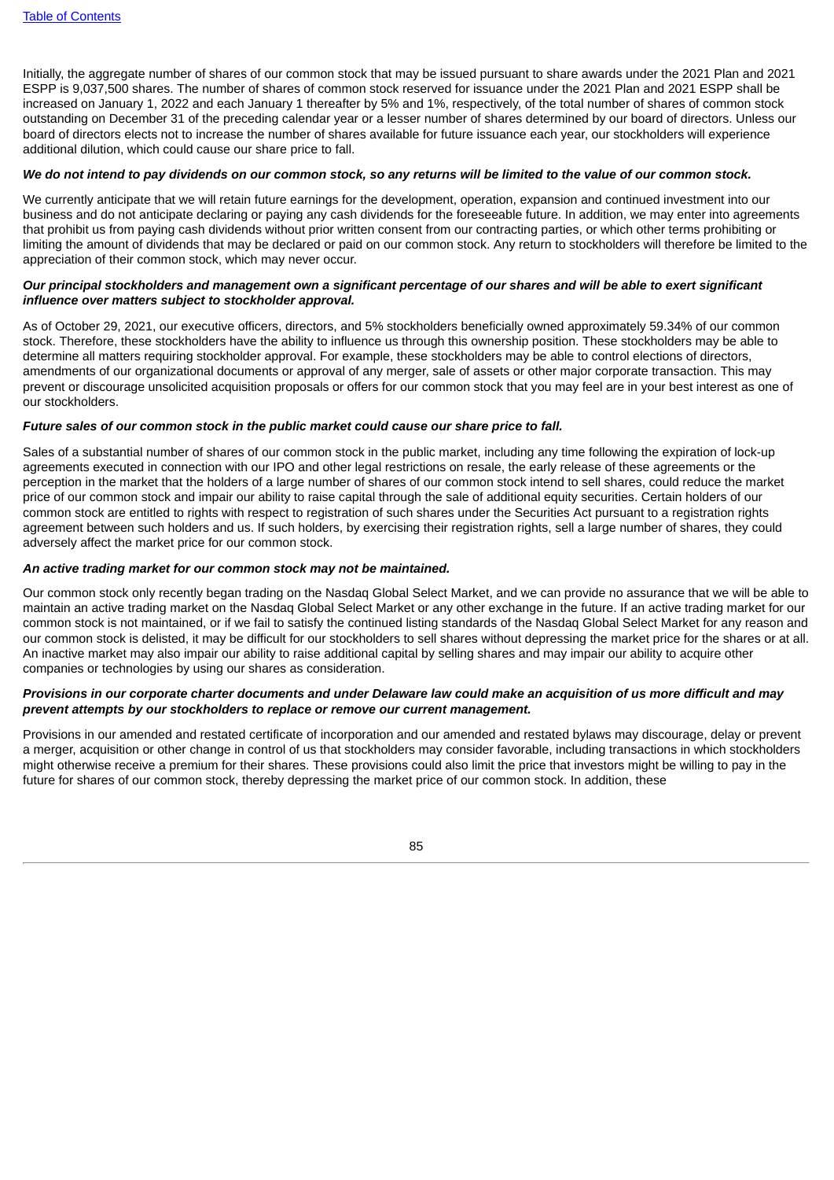Initially, the aggregate number of shares of our common stock that may be issued pursuant to share awards under the 2021 Plan and 2021 ESPP is 9,037,500 shares. The number of shares of common stock reserved for issuance under the 2021 Plan and 2021 ESPP shall be increased on January 1, 2022 and each January 1 thereafter by 5% and 1%, respectively, of the total number of shares of common stock outstanding on December 31 of the preceding calendar year or a lesser number of shares determined by our board of directors. Unless our board of directors elects not to increase the number of shares available for future issuance each year, our stockholders will experience additional dilution, which could cause our share price to fall.

***We do not intend to pay dividends on our common stock, so any returns will be limited to the value of our common stock.***

We currently anticipate that we will retain future earnings for the development, operation, expansion and continued investment into our business and do not anticipate declaring or paying any cash dividends for the foreseeable future. In addition, we may enter into agreements that prohibit us from paying cash dividends without prior written consent from our contracting parties, or which other terms prohibiting or limiting the amount of dividends that may be declared or paid on our common stock. Any return to stockholders will therefore be limited to the appreciation of their common stock, which may never occur.

***Our principal stockholders and management own a significant percentage of our shares and will be able to exert significant influence over matters subject to stockholder approval.***

As of October 29, 2021, our executive officers, directors, and 5% stockholders beneficially owned approximately 59.34% of our common stock. Therefore, these stockholders have the ability to influence us through this ownership position. These stockholders may be able to determine all matters requiring stockholder approval. For example, these stockholders may be able to control elections of directors, amendments of our organizational documents or approval of any merger, sale of assets or other major corporate transaction. This may prevent or discourage unsolicited acquisition proposals or offers for our common stock that you may feel are in your best interest as one of our stockholders.

***Future sales of our common stock in the public market could cause our share price to fall.***

Sales of a substantial number of shares of our common stock in the public market, including any time following the expiration of lock-up agreements executed in connection with our IPO and other legal restrictions on resale, the early release of these agreements or the perception in the market that the holders of a large number of shares of our common stock intend to sell shares, could reduce the market price of our common stock and impair our ability to raise capital through the sale of additional equity securities. Certain holders of our common stock are entitled to rights with respect to registration of such shares under the Securities Act pursuant to a registration rights agreement between such holders and us. If such holders, by exercising their registration rights, sell a large number of shares, they could adversely affect the market price for our common stock.

***An active trading market for our common stock may not be maintained.***

Our common stock only recently began trading on the Nasdaq Global Select Market, and we can provide no assurance that we will be able to maintain an active trading market on the Nasdaq Global Select Market or any other exchange in the future. If an active trading market for our common stock is not maintained, or if we fail to satisfy the continued listing standards of the Nasdaq Global Select Market for any reason and our common stock is delisted, it may be difficult for our stockholders to sell shares without depressing the market price for the shares or at all. An inactive market may also impair our ability to raise additional capital by selling shares and may impair our ability to acquire other companies or technologies by using our shares as consideration.

***Provisions in our corporate charter documents and under Delaware law could make an acquisition of us more difficult and may prevent attempts by our stockholders to replace or remove our current management.***

Provisions in our amended and restated certificate of incorporation and our amended and restated bylaws may discourage, delay or prevent a merger, acquisition or other change in control of us that stockholders may consider favorable, including transactions in which stockholders might otherwise receive a premium for their shares. These provisions could also limit the price that investors might be willing to pay in the future for shares of our common stock, thereby depressing the market price of our common stock. In addition, these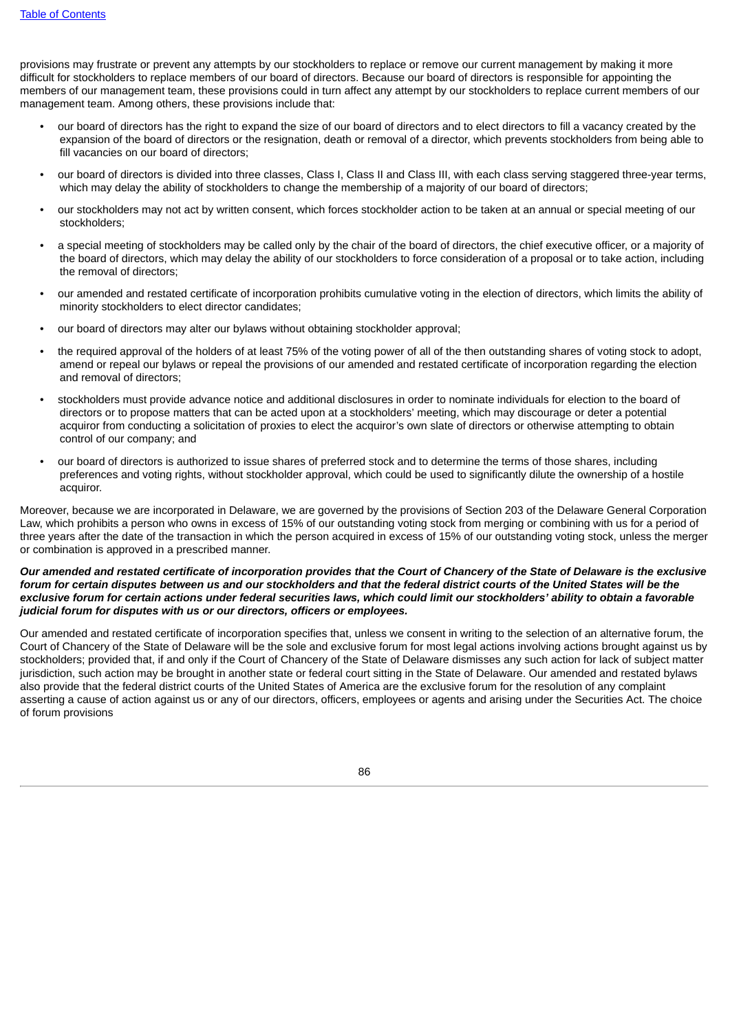provisions may frustrate or prevent any attempts by our stockholders to replace or remove our current management by making it more difficult for stockholders to replace members of our board of directors. Because our board of directors is responsible for appointing the members of our management team, these provisions could in turn affect any attempt by our stockholders to replace current members of our management team. Among others, these provisions include that:

- our board of directors has the right to expand the size of our board of directors and to elect directors to fill a vacancy created by the expansion of the board of directors or the resignation, death or removal of a director, which prevents stockholders from being able to fill vacancies on our board of directors;
- our board of directors is divided into three classes, Class I, Class II and Class III, with each class serving staggered three-year terms, which may delay the ability of stockholders to change the membership of a majority of our board of directors;
- our stockholders may not act by written consent, which forces stockholder action to be taken at an annual or special meeting of our stockholders;
- a special meeting of stockholders may be called only by the chair of the board of directors, the chief executive officer, or a majority of the board of directors, which may delay the ability of our stockholders to force consideration of a proposal or to take action, including the removal of directors;
- our amended and restated certificate of incorporation prohibits cumulative voting in the election of directors, which limits the ability of minority stockholders to elect director candidates;
- our board of directors may alter our bylaws without obtaining stockholder approval;
- the required approval of the holders of at least 75% of the voting power of all of the then outstanding shares of voting stock to adopt, amend or repeal our bylaws or repeal the provisions of our amended and restated certificate of incorporation regarding the election and removal of directors;
- stockholders must provide advance notice and additional disclosures in order to nominate individuals for election to the board of directors or to propose matters that can be acted upon at a stockholders' meeting, which may discourage or deter a potential acquiror from conducting a solicitation of proxies to elect the acquiror's own slate of directors or otherwise attempting to obtain control of our company; and
- our board of directors is authorized to issue shares of preferred stock and to determine the terms of those shares, including preferences and voting rights, without stockholder approval, which could be used to significantly dilute the ownership of a hostile acquiror.

Moreover, because we are incorporated in Delaware, we are governed by the provisions of Section 203 of the Delaware General Corporation Law, which prohibits a person who owns in excess of 15% of our outstanding voting stock from merging or combining with us for a period of three years after the date of the transaction in which the person acquired in excess of 15% of our outstanding voting stock, unless the merger or combination is approved in a prescribed manner.

***Our amended and restated certificate of incorporation provides that the Court of Chancery of the State of Delaware is the exclusive forum for certain disputes between us and our stockholders and that the federal district courts of the United States will be the exclusive forum for certain actions under federal securities laws, which could limit our stockholders' ability to obtain a favorable judicial forum for disputes with us or our directors, officers or employees.***

Our amended and restated certificate of incorporation specifies that, unless we consent in writing to the selection of an alternative forum, the Court of Chancery of the State of Delaware will be the sole and exclusive forum for most legal actions involving actions brought against us by stockholders; provided that, if and only if the Court of Chancery of the State of Delaware dismisses any such action for lack of subject matter jurisdiction, such action may be brought in another state or federal court sitting in the State of Delaware. Our amended and restated bylaws also provide that the federal district courts of the United States of America are the exclusive forum for the resolution of any complaint asserting a cause of action against us or any of our directors, officers, employees or agents and arising under the Securities Act. The choice of forum provisions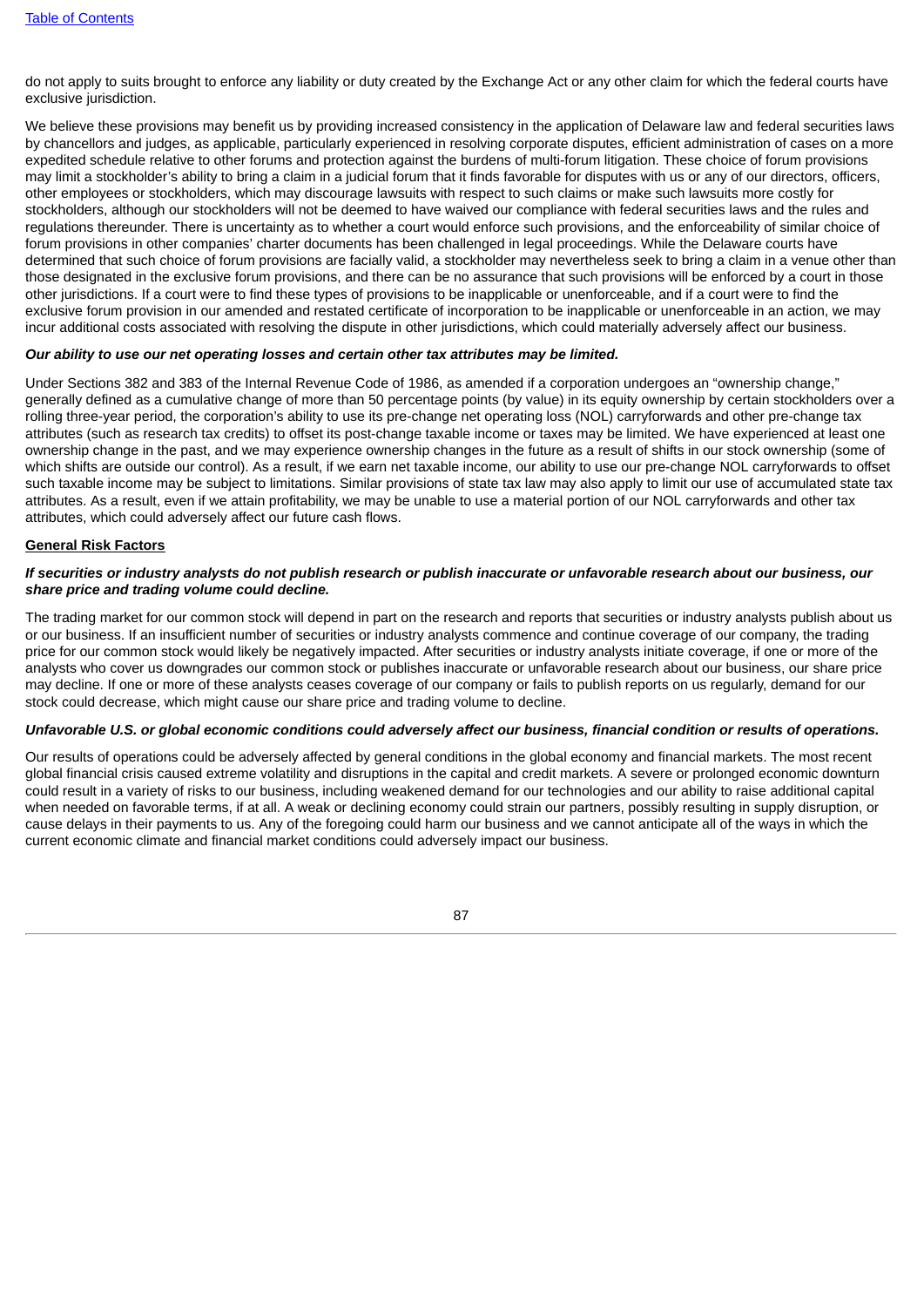do not apply to suits brought to enforce any liability or duty created by the Exchange Act or any other claim for which the federal courts have exclusive jurisdiction.

We believe these provisions may benefit us by providing increased consistency in the application of Delaware law and federal securities laws by chancellors and judges, as applicable, particularly experienced in resolving corporate disputes, efficient administration of cases on a more expedited schedule relative to other forums and protection against the burdens of multi-forum litigation. These choice of forum provisions may limit a stockholder's ability to bring a claim in a judicial forum that it finds favorable for disputes with us or any of our directors, officers, other employees or stockholders, which may discourage lawsuits with respect to such claims or make such lawsuits more costly for stockholders, although our stockholders will not be deemed to have waived our compliance with federal securities laws and the rules and regulations thereunder. There is uncertainty as to whether a court would enforce such provisions, and the enforceability of similar choice of forum provisions in other companies' charter documents has been challenged in legal proceedings. While the Delaware courts have determined that such choice of forum provisions are facially valid, a stockholder may nevertheless seek to bring a claim in a venue other than those designated in the exclusive forum provisions, and there can be no assurance that such provisions will be enforced by a court in those other jurisdictions. If a court were to find these types of provisions to be inapplicable or unenforceable, and if a court were to find the exclusive forum provision in our amended and restated certificate of incorporation to be inapplicable or unenforceable in an action, we may incur additional costs associated with resolving the dispute in other jurisdictions, which could materially adversely affect our business.

***Our ability to use our net operating losses and certain other tax attributes may be limited.***

Under Sections 382 and 383 of the Internal Revenue Code of 1986, as amended if a corporation undergoes an "ownership change," generally defined as a cumulative change of more than 50 percentage points (by value) in its equity ownership by certain stockholders over a rolling three-year period, the corporation's ability to use its pre-change net operating loss (NOL) carryforwards and other pre-change tax attributes (such as research tax credits) to offset its post-change taxable income or taxes may be limited. We have experienced at least one ownership change in the past, and we may experience ownership changes in the future as a result of shifts in our stock ownership (some of which shifts are outside our control). As a result, if we earn net taxable income, our ability to use our pre-change NOL carryforwards to offset such taxable income may be subject to limitations. Similar provisions of state tax law may also apply to limit our use of accumulated state tax attributes. As a result, even if we attain profitability, we may be unable to use a material portion of our NOL carryforwards and other tax attributes, which could adversely affect our future cash flows.

**General Risk Factors**

***If securities or industry analysts do not publish research or publish inaccurate or unfavorable research about our business, our share price and trading volume could decline.***

The trading market for our common stock will depend in part on the research and reports that securities or industry analysts publish about us or our business. If an insufficient number of securities or industry analysts commence and continue coverage of our company, the trading price for our common stock would likely be negatively impacted. After securities or industry analysts initiate coverage, if one or more of the analysts who cover us downgrades our common stock or publishes inaccurate or unfavorable research about our business, our share price may decline. If one or more of these analysts ceases coverage of our company or fails to publish reports on us regularly, demand for our stock could decrease, which might cause our share price and trading volume to decline.

***Unfavorable U.S. or global economic conditions could adversely affect our business, financial condition or results of operations.***

Our results of operations could be adversely affected by general conditions in the global economy and financial markets. The most recent global financial crisis caused extreme volatility and disruptions in the capital and credit markets. A severe or prolonged economic downturn could result in a variety of risks to our business, including weakened demand for our technologies and our ability to raise additional capital when needed on favorable terms, if at all. A weak or declining economy could strain our partners, possibly resulting in supply disruption, or cause delays in their payments to us. Any of the foregoing could harm our business and we cannot anticipate all of the ways in which the current economic climate and financial market conditions could adversely impact our business.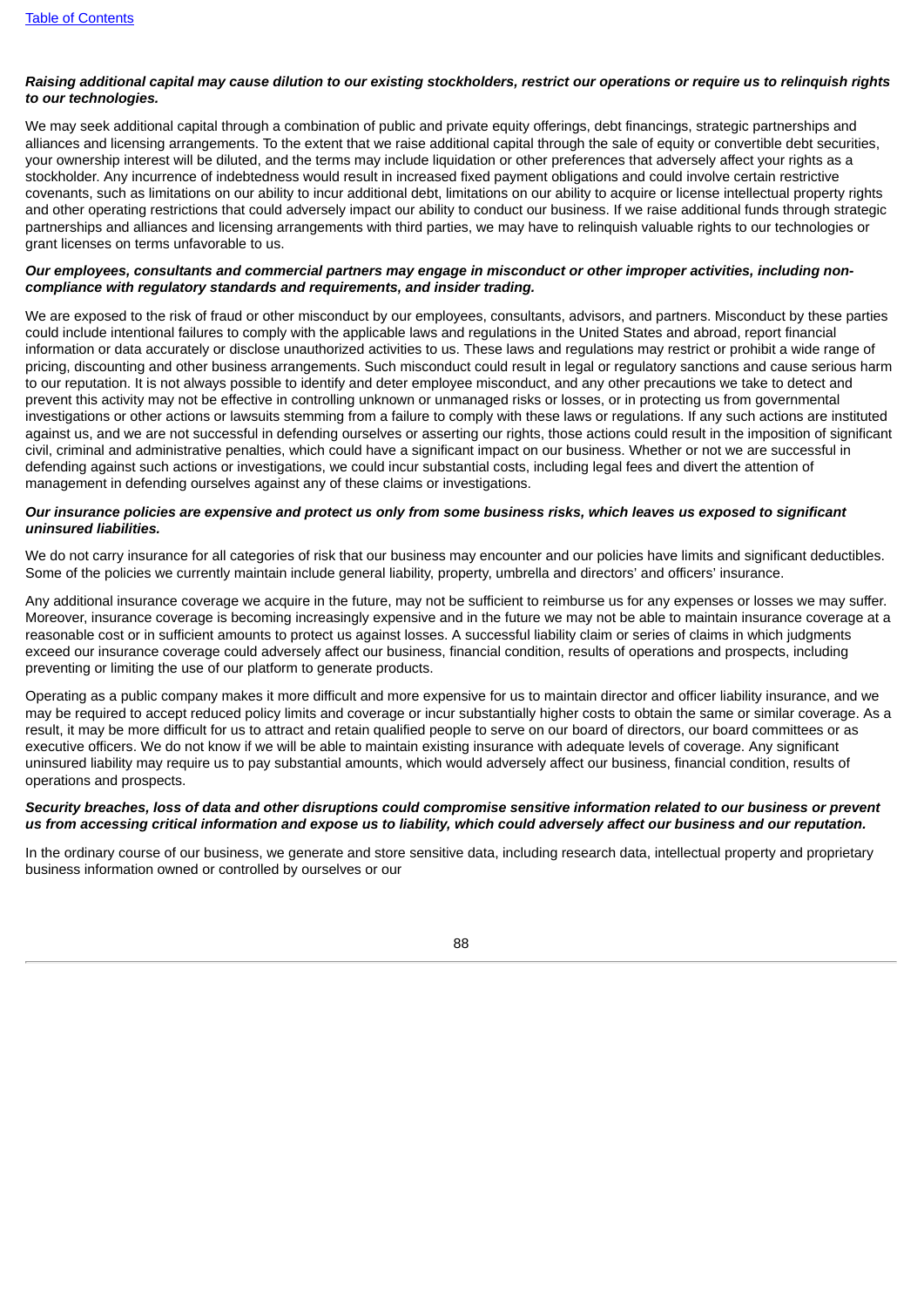***Raising additional capital may cause dilution to our existing stockholders, restrict our operations or require us to relinquish rights to our technologies.***

We may seek additional capital through a combination of public and private equity offerings, debt financings, strategic partnerships and alliances and licensing arrangements. To the extent that we raise additional capital through the sale of equity or convertible debt securities, your ownership interest will be diluted, and the terms may include liquidation or other preferences that adversely affect your rights as a stockholder. Any incurrence of indebtedness would result in increased fixed payment obligations and could involve certain restrictive covenants, such as limitations on our ability to incur additional debt, limitations on our ability to acquire or license intellectual property rights and other operating restrictions that could adversely impact our ability to conduct our business. If we raise additional funds through strategic partnerships and alliances and licensing arrangements with third parties, we may have to relinquish valuable rights to our technologies or grant licenses on terms unfavorable to us.

***Our employees, consultants and commercial partners may engage in misconduct or other improper activities, including non-compliance with regulatory standards and requirements, and insider trading.***

We are exposed to the risk of fraud or other misconduct by our employees, consultants, advisors, and partners. Misconduct by these parties could include intentional failures to comply with the applicable laws and regulations in the United States and abroad, report financial information or data accurately or disclose unauthorized activities to us. These laws and regulations may restrict or prohibit a wide range of pricing, discounting and other business arrangements. Such misconduct could result in legal or regulatory sanctions and cause serious harm to our reputation. It is not always possible to identify and deter employee misconduct, and any other precautions we take to detect and prevent this activity may not be effective in controlling unknown or unmanaged risks or losses, or in protecting us from governmental investigations or other actions or lawsuits stemming from a failure to comply with these laws or regulations. If any such actions are instituted against us, and we are not successful in defending ourselves or asserting our rights, those actions could result in the imposition of significant civil, criminal and administrative penalties, which could have a significant impact on our business. Whether or not we are successful in defending against such actions or investigations, we could incur substantial costs, including legal fees and divert the attention of management in defending ourselves against any of these claims or investigations.

***Our insurance policies are expensive and protect us only from some business risks, which leaves us exposed to significant uninsured liabilities.***

We do not carry insurance for all categories of risk that our business may encounter and our policies have limits and significant deductibles. Some of the policies we currently maintain include general liability, property, umbrella and directors' and officers' insurance.

Any additional insurance coverage we acquire in the future, may not be sufficient to reimburse us for any expenses or losses we may suffer. Moreover, insurance coverage is becoming increasingly expensive and in the future we may not be able to maintain insurance coverage at a reasonable cost or in sufficient amounts to protect us against losses. A successful liability claim or series of claims in which judgments exceed our insurance coverage could adversely affect our business, financial condition, results of operations and prospects, including preventing or limiting the use of our platform to generate products.

Operating as a public company makes it more difficult and more expensive for us to maintain director and officer liability insurance, and we may be required to accept reduced policy limits and coverage or incur substantially higher costs to obtain the same or similar coverage. As a result, it may be more difficult for us to attract and retain qualified people to serve on our board of directors, our board committees or as executive officers. We do not know if we will be able to maintain existing insurance with adequate levels of coverage. Any significant uninsured liability may require us to pay substantial amounts, which would adversely affect our business, financial condition, results of operations and prospects.

***Security breaches, loss of data and other disruptions could compromise sensitive information related to our business or prevent us from accessing critical information and expose us to liability, which could adversely affect our business and our reputation.***

In the ordinary course of our business, we generate and store sensitive data, including research data, intellectual property and proprietary business information owned or controlled by ourselves or our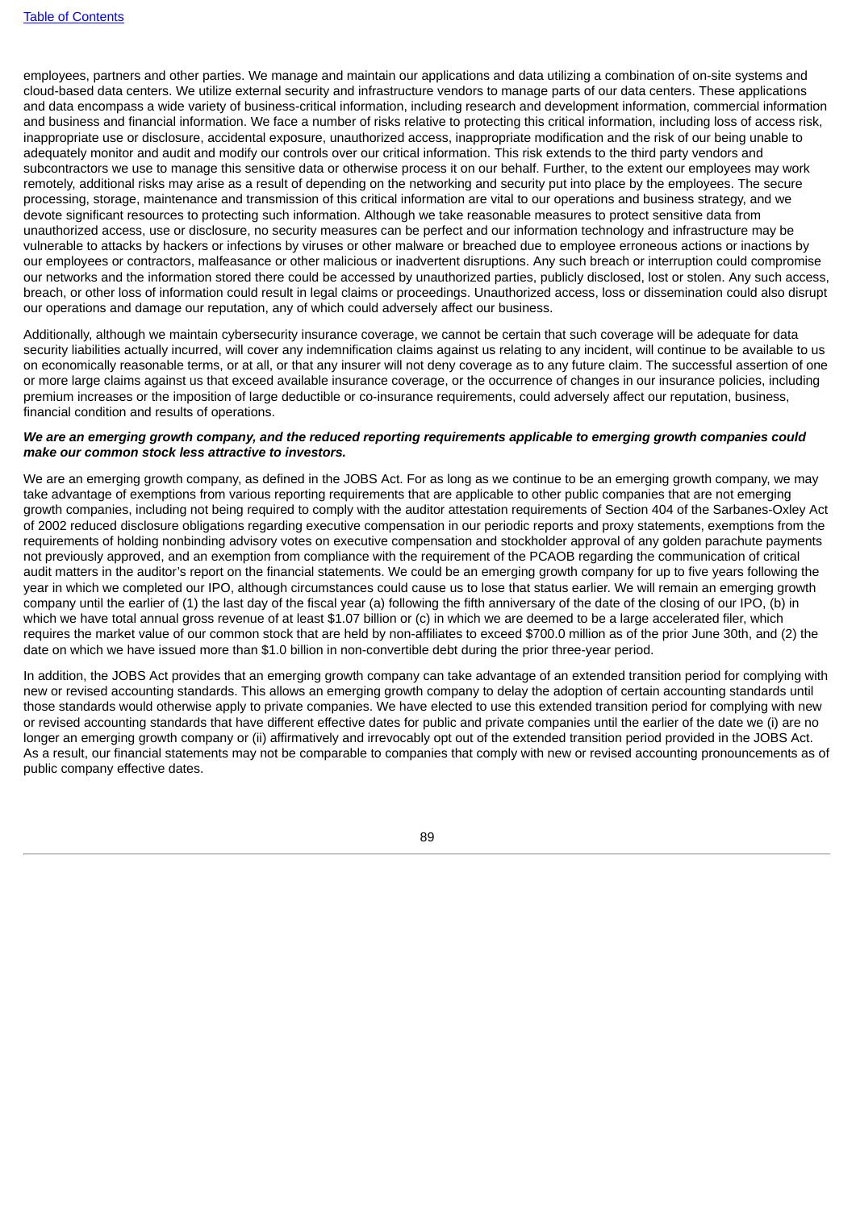employees, partners and other parties. We manage and maintain our applications and data utilizing a combination of on-site systems and cloud-based data centers. We utilize external security and infrastructure vendors to manage parts of our data centers. These applications and data encompass a wide variety of business-critical information, including research and development information, commercial information and business and financial information. We face a number of risks relative to protecting this critical information, including loss of access risk, inappropriate use or disclosure, accidental exposure, unauthorized access, inappropriate modification and the risk of our being unable to adequately monitor and audit and modify our controls over our critical information. This risk extends to the third party vendors and subcontractors we use to manage this sensitive data or otherwise process it on our behalf. Further, to the extent our employees may work remotely, additional risks may arise as a result of depending on the networking and security put into place by the employees. The secure processing, storage, maintenance and transmission of this critical information are vital to our operations and business strategy, and we devote significant resources to protecting such information. Although we take reasonable measures to protect sensitive data from unauthorized access, use or disclosure, no security measures can be perfect and our information technology and infrastructure may be vulnerable to attacks by hackers or infections by viruses or other malware or breached due to employee erroneous actions or inactions by our employees or contractors, malfeasance or other malicious or inadvertent disruptions. Any such breach or interruption could compromise our networks and the information stored there could be accessed by unauthorized parties, publicly disclosed, lost or stolen. Any such access, breach, or other loss of information could result in legal claims or proceedings. Unauthorized access, loss or dissemination could also disrupt our operations and damage our reputation, any of which could adversely affect our business.

Additionally, although we maintain cybersecurity insurance coverage, we cannot be certain that such coverage will be adequate for data security liabilities actually incurred, will cover any indemnification claims against us relating to any incident, will continue to be available to us on economically reasonable terms, or at all, or that any insurer will not deny coverage as to any future claim. The successful assertion of one or more large claims against us that exceed available insurance coverage, or the occurrence of changes in our insurance policies, including premium increases or the imposition of large deductible or co-insurance requirements, could adversely affect our reputation, business, financial condition and results of operations.

***We are an emerging growth company, and the reduced reporting requirements applicable to emerging growth companies could make our common stock less attractive to investors.***

We are an emerging growth company, as defined in the JOBS Act. For as long as we continue to be an emerging growth company, we may take advantage of exemptions from various reporting requirements that are applicable to other public companies that are not emerging growth companies, including not being required to comply with the auditor attestation requirements of Section 404 of the Sarbanes-Oxley Act of 2002 reduced disclosure obligations regarding executive compensation in our periodic reports and proxy statements, exemptions from the requirements of holding nonbinding advisory votes on executive compensation and stockholder approval of any golden parachute payments not previously approved, and an exemption from compliance with the requirement of the PCAOB regarding the communication of critical audit matters in the auditor's report on the financial statements. We could be an emerging growth company for up to five years following the year in which we completed our IPO, although circumstances could cause us to lose that status earlier. We will remain an emerging growth company until the earlier of (1) the last day of the fiscal year (a) following the fifth anniversary of the date of the closing of our IPO, (b) in which we have total annual gross revenue of at least $1.07 billion or (c) in which we are deemed to be a large accelerated filer, which requires the market value of our common stock that are held by non-affiliates to exceed $700.0 million as of the prior June 30th, and (2) the date on which we have issued more than $1.0 billion in non-convertible debt during the prior three-year period.

In addition, the JOBS Act provides that an emerging growth company can take advantage of an extended transition period for complying with new or revised accounting standards. This allows an emerging growth company to delay the adoption of certain accounting standards until those standards would otherwise apply to private companies. We have elected to use this extended transition period for complying with new or revised accounting standards that have different effective dates for public and private companies until the earlier of the date we (i) are no longer an emerging growth company or (ii) affirmatively and irrevocably opt out of the extended transition period provided in the JOBS Act. As a result, our financial statements may not be comparable to companies that comply with new or revised accounting pronouncements as of public company effective dates.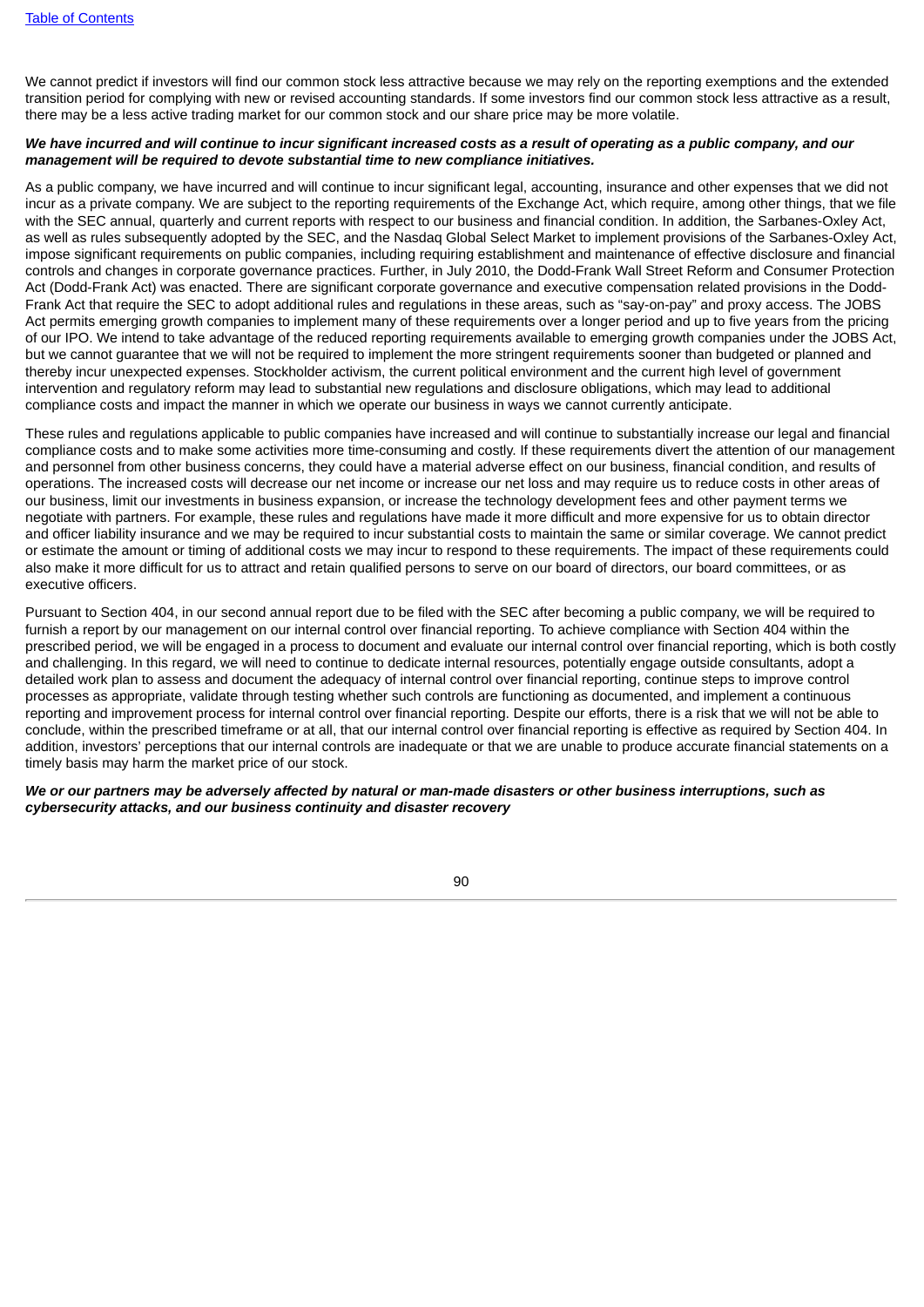We cannot predict if investors will find our common stock less attractive because we may rely on the reporting exemptions and the extended transition period for complying with new or revised accounting standards. If some investors find our common stock less attractive as a result, there may be a less active trading market for our common stock and our share price may be more volatile.

***We have incurred and will continue to incur significant increased costs as a result of operating as a public company, and our management will be required to devote substantial time to new compliance initiatives.***

As a public company, we have incurred and will continue to incur significant legal, accounting, insurance and other expenses that we did not incur as a private company. We are subject to the reporting requirements of the Exchange Act, which require, among other things, that we file with the SEC annual, quarterly and current reports with respect to our business and financial condition. In addition, the Sarbanes-Oxley Act, as well as rules subsequently adopted by the SEC, and the Nasdaq Global Select Market to implement provisions of the Sarbanes-Oxley Act, impose significant requirements on public companies, including requiring establishment and maintenance of effective disclosure and financial controls and changes in corporate governance practices. Further, in July 2010, the Dodd-Frank Wall Street Reform and Consumer Protection Act (Dodd-Frank Act) was enacted. There are significant corporate governance and executive compensation related provisions in the Dodd-Frank Act that require the SEC to adopt additional rules and regulations in these areas, such as "say-on-pay" and proxy access. The JOBS Act permits emerging growth companies to implement many of these requirements over a longer period and up to five years from the pricing of our IPO. We intend to take advantage of the reduced reporting requirements available to emerging growth companies under the JOBS Act, but we cannot guarantee that we will not be required to implement the more stringent requirements sooner than budgeted or planned and thereby incur unexpected expenses. Stockholder activism, the current political environment and the current high level of government intervention and regulatory reform may lead to substantial new regulations and disclosure obligations, which may lead to additional compliance costs and impact the manner in which we operate our business in ways we cannot currently anticipate.

These rules and regulations applicable to public companies have increased and will continue to substantially increase our legal and financial compliance costs and to make some activities more time-consuming and costly. If these requirements divert the attention of our management and personnel from other business concerns, they could have a material adverse effect on our business, financial condition, and results of operations. The increased costs will decrease our net income or increase our net loss and may require us to reduce costs in other areas of our business, limit our investments in business expansion, or increase the technology development fees and other payment terms we negotiate with partners. For example, these rules and regulations have made it more difficult and more expensive for us to obtain director and officer liability insurance and we may be required to incur substantial costs to maintain the same or similar coverage. We cannot predict or estimate the amount or timing of additional costs we may incur to respond to these requirements. The impact of these requirements could also make it more difficult for us to attract and retain qualified persons to serve on our board of directors, our board committees, or as executive officers.

Pursuant to Section 404, in our second annual report due to be filed with the SEC after becoming a public company, we will be required to furnish a report by our management on our internal control over financial reporting. To achieve compliance with Section 404 within the prescribed period, we will be engaged in a process to document and evaluate our internal control over financial reporting, which is both costly and challenging. In this regard, we will need to continue to dedicate internal resources, potentially engage outside consultants, adopt a detailed work plan to assess and document the adequacy of internal control over financial reporting, continue steps to improve control processes as appropriate, validate through testing whether such controls are functioning as documented, and implement a continuous reporting and improvement process for internal control over financial reporting. Despite our efforts, there is a risk that we will not be able to conclude, within the prescribed timeframe or at all, that our internal control over financial reporting is effective as required by Section 404. In addition, investors' perceptions that our internal controls are inadequate or that we are unable to produce accurate financial statements on a timely basis may harm the market price of our stock.

***We or our partners may be adversely affected by natural or man-made disasters or other business interruptions, such as cybersecurity attacks, and our business continuity and disaster recovery***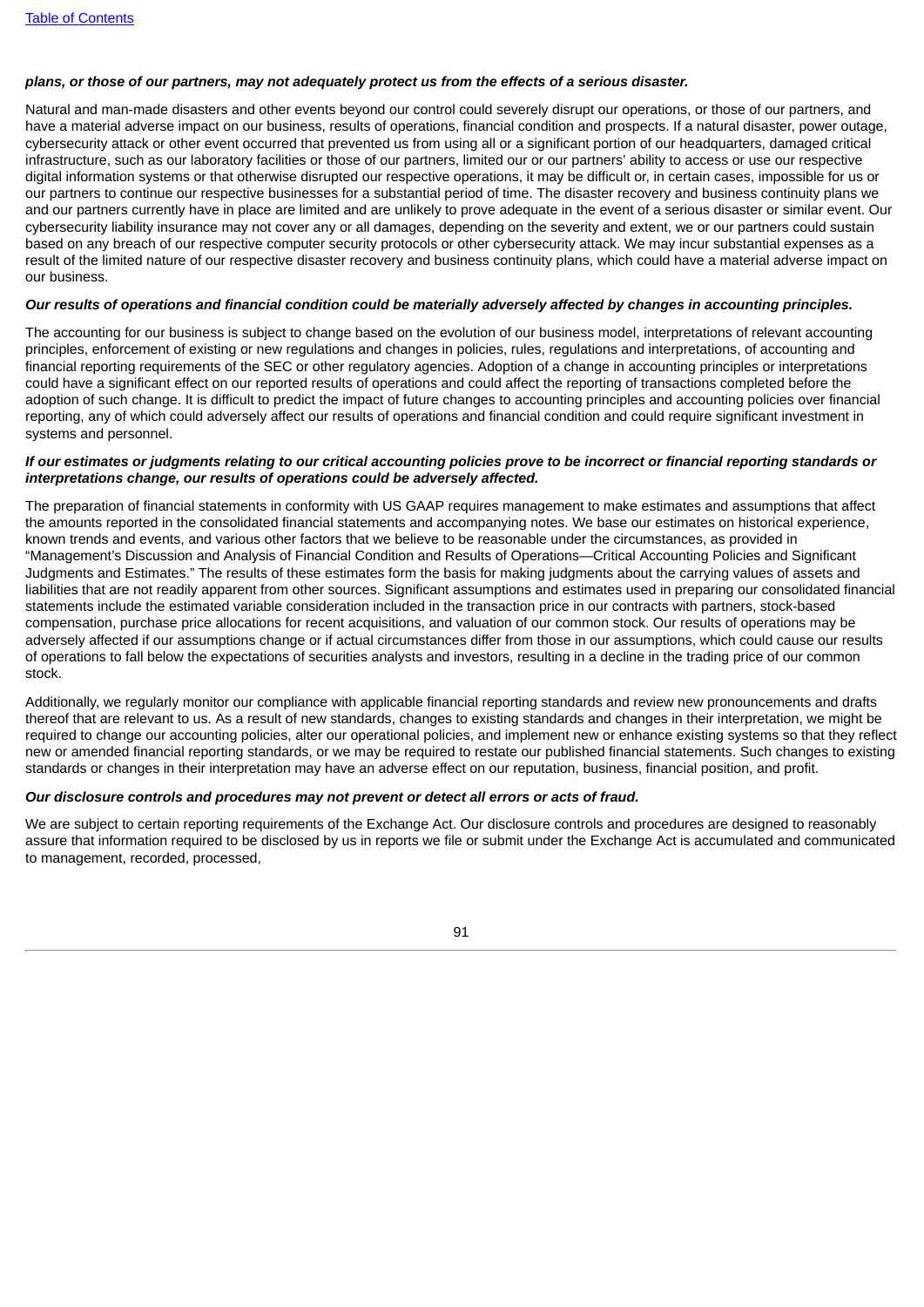***plans, or those of our partners, may not adequately protect us from the effects of a serious disaster.***

Natural and man-made disasters and other events beyond our control could severely disrupt our operations, or those of our partners, and have a material adverse impact on our business, results of operations, financial condition and prospects. If a natural disaster, power outage, cybersecurity attack or other event occurred that prevented us from using all or a significant portion of our headquarters, damaged critical infrastructure, such as our laboratory facilities or those of our partners, limited our or our partners' ability to access or use our respective digital information systems or that otherwise disrupted our respective operations, it may be difficult or, in certain cases, impossible for us or our partners to continue our respective businesses for a substantial period of time. The disaster recovery and business continuity plans we and our partners currently have in place are limited and are unlikely to prove adequate in the event of a serious disaster or similar event. Our cybersecurity liability insurance may not cover any or all damages, depending on the severity and extent, we or our partners could sustain based on any breach of our respective computer security protocols or other cybersecurity attack. We may incur substantial expenses as a result of the limited nature of our respective disaster recovery and business continuity plans, which could have a material adverse impact on our business.

***Our results of operations and financial condition could be materially adversely affected by changes in accounting principles.***

The accounting for our business is subject to change based on the evolution of our business model, interpretations of relevant accounting principles, enforcement of existing or new regulations and changes in policies, rules, regulations and interpretations, of accounting and financial reporting requirements of the SEC or other regulatory agencies. Adoption of a change in accounting principles or interpretations could have a significant effect on our reported results of operations and could affect the reporting of transactions completed before the adoption of such change. It is difficult to predict the impact of future changes to accounting principles and accounting policies over financial reporting, any of which could adversely affect our results of operations and financial condition and could require significant investment in systems and personnel.

***If our estimates or judgments relating to our critical accounting policies prove to be incorrect or financial reporting standards or interpretations change, our results of operations could be adversely affected.***

The preparation of financial statements in conformity with US GAAP requires management to make estimates and assumptions that affect the amounts reported in the consolidated financial statements and accompanying notes. We base our estimates on historical experience, known trends and events, and various other factors that we believe to be reasonable under the circumstances, as provided in "Management's Discussion and Analysis of Financial Condition and Results of Operations—Critical Accounting Policies and Significant Judgments and Estimates." The results of these estimates form the basis for making judgments about the carrying values of assets and liabilities that are not readily apparent from other sources. Significant assumptions and estimates used in preparing our consolidated financial statements include the estimated variable consideration included in the transaction price in our contracts with partners, stock-based compensation, purchase price allocations for recent acquisitions, and valuation of our common stock. Our results of operations may be adversely affected if our assumptions change or if actual circumstances differ from those in our assumptions, which could cause our results of operations to fall below the expectations of securities analysts and investors, resulting in a decline in the trading price of our common stock.

Additionally, we regularly monitor our compliance with applicable financial reporting standards and review new pronouncements and drafts thereof that are relevant to us. As a result of new standards, changes to existing standards and changes in their interpretation, we might be required to change our accounting policies, alter our operational policies, and implement new or enhance existing systems so that they reflect new or amended financial reporting standards, or we may be required to restate our published financial statements. Such changes to existing standards or changes in their interpretation may have an adverse effect on our reputation, business, financial position, and profit.

***Our disclosure controls and procedures may not prevent or detect all errors or acts of fraud.***

We are subject to certain reporting requirements of the Exchange Act. Our disclosure controls and procedures are designed to reasonably assure that information required to be disclosed by us in reports we file or submit under the Exchange Act is accumulated and communicated to management, recorded, processed,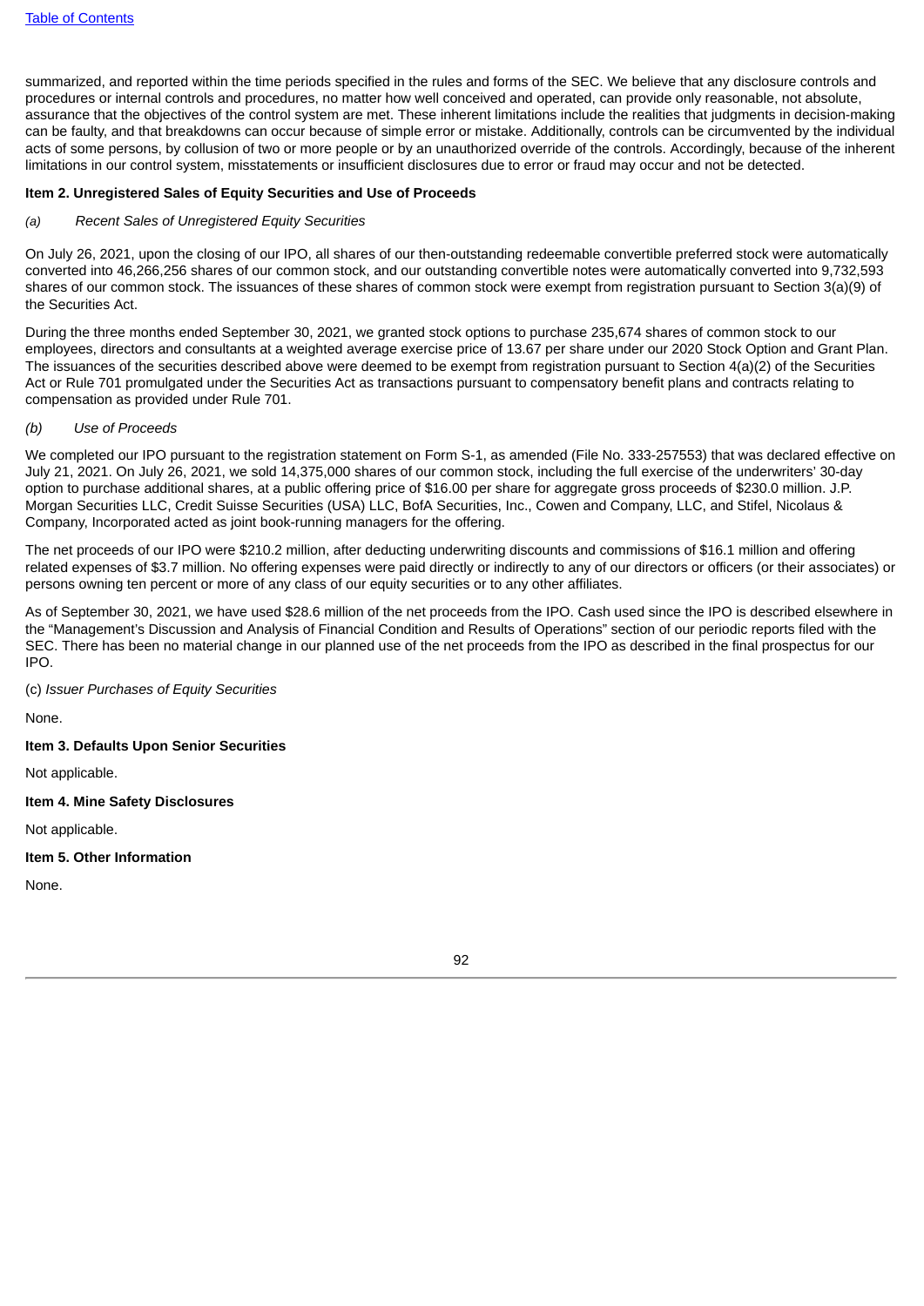summarized, and reported within the time periods specified in the rules and forms of the SEC. We believe that any disclosure controls and procedures or internal controls and procedures, no matter how well conceived and operated, can provide only reasonable, not absolute, assurance that the objectives of the control system are met. These inherent limitations include the realities that judgments in decision-making can be faulty, and that breakdowns can occur because of simple error or mistake. Additionally, controls can be circumvented by the individual acts of some persons, by collusion of two or more people or by an unauthorized override of the controls. Accordingly, because of the inherent limitations in our control system, misstatements or insufficient disclosures due to error or fraud may occur and not be detected.

**Item 2. Unregistered Sales of Equity Securities and Use of Proceeds**

*(a) Recent Sales of Unregistered Equity Securities*

On July 26, 2021, upon the closing of our IPO, all shares of our then-outstanding redeemable convertible preferred stock were automatically converted into 46,266,256 shares of our common stock, and our outstanding convertible notes were automatically converted into 9,732,593 shares of our common stock. The issuances of these shares of common stock were exempt from registration pursuant to Section 3(a)(9) of the Securities Act.

During the three months ended September 30, 2021, we granted stock options to purchase 235,674 shares of common stock to our employees, directors and consultants at a weighted average exercise price of 13.67 per share under our 2020 Stock Option and Grant Plan. The issuances of the securities described above were deemed to be exempt from registration pursuant to Section 4(a)(2) of the Securities Act or Rule 701 promulgated under the Securities Act as transactions pursuant to compensatory benefit plans and contracts relating to compensation as provided under Rule 701.

*(b) Use of Proceeds*

We completed our IPO pursuant to the registration statement on Form S-1, as amended (File No. 333-257553) that was declared effective on July 21, 2021. On July 26, 2021, we sold 14,375,000 shares of our common stock, including the full exercise of the underwriters' 30-day option to purchase additional shares, at a public offering price of $16.00 per share for aggregate gross proceeds of $230.0 million. J.P. Morgan Securities LLC, Credit Suisse Securities (USA) LLC, BofA Securities, Inc., Cowen and Company, LLC, and Stifel, Nicolaus & Company, Incorporated acted as joint book-running managers for the offering.

The net proceeds of our IPO were $210.2 million, after deducting underwriting discounts and commissions of $16.1 million and offering related expenses of $3.7 million. No offering expenses were paid directly or indirectly to any of our directors or officers (or their associates) or persons owning ten percent or more of any class of our equity securities or to any other affiliates.

As of September 30, 2021, we have used $28.6 million of the net proceeds from the IPO. Cash used since the IPO is described elsewhere in the "Management's Discussion and Analysis of Financial Condition and Results of Operations" section of our periodic reports filed with the SEC. There has been no material change in our planned use of the net proceeds from the IPO as described in the final prospectus for our IPO.

(c) *Issuer Purchases of Equity Securities*

None.

**Item 3. Defaults Upon Senior Securities**

Not applicable.

**Item 4. Mine Safety Disclosures**

Not applicable.

**Item 5. Other Information**

None.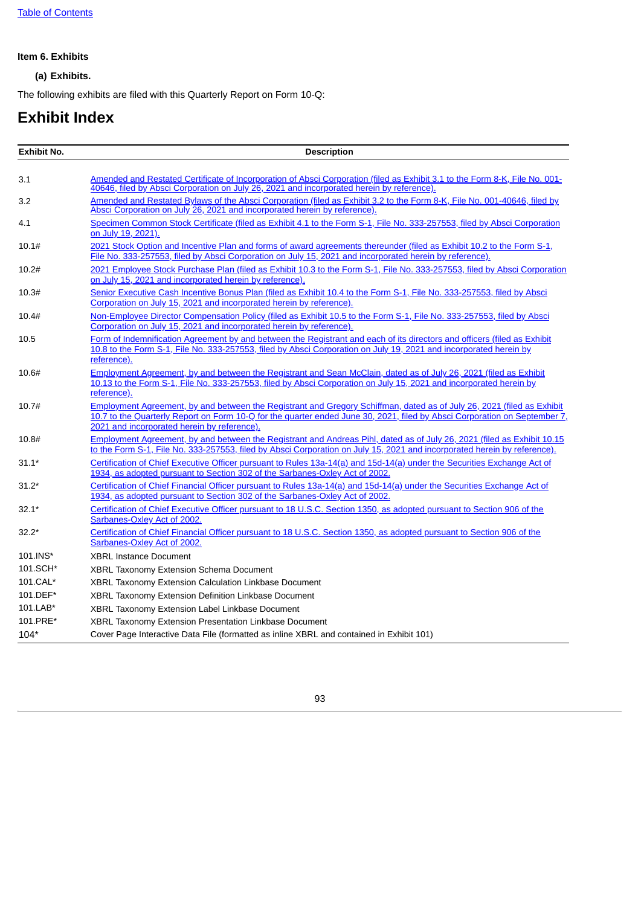**Item 6. Exhibits**

**(a) Exhibits.**

The following exhibits are filed with this Quarterly Report on Form 10-Q:

# Exhibit Index

| Exhibit No. | Description |
|---|---|
| 3.1 | Amended and Restated Certificate of Incorporation of Absci Corporation (filed as Exhibit 3.1 to the Form 8-K, File No. 001-40646, filed by Absci Corporation on July 26, 2021 and incorporated herein by reference). |
| 3.2 | Amended and Restated Bylaws of the Absci Corporation (filed as Exhibit 3.2 to the Form 8-K, File No. 001-40646, filed by Absci Corporation on July 26, 2021 and incorporated herein by reference). |
| 4.1 | Specimen Common Stock Certificate (filed as Exhibit 4.1 to the Form S-1, File No. 333-257553, filed by Absci Corporation on July 19, 2021). |
| 10.1# | 2021 Stock Option and Incentive Plan and forms of award agreements thereunder (filed as Exhibit 10.2 to the Form S-1, File No. 333-257553, filed by Absci Corporation on July 15, 2021 and incorporated herein by reference). |
| 10.2# | 2021 Employee Stock Purchase Plan (filed as Exhibit 10.3 to the Form S-1, File No. 333-257553, filed by Absci Corporation on July 15, 2021 and incorporated herein by reference). |
| 10.3# | Senior Executive Cash Incentive Bonus Plan (filed as Exhibit 10.4 to the Form S-1, File No. 333-257553, filed by Absci Corporation on July 15, 2021 and incorporated herein by reference). |
| 10.4# | Non-Employee Director Compensation Policy (filed as Exhibit 10.5 to the Form S-1, File No. 333-257553, filed by Absci Corporation on July 15, 2021 and incorporated herein by reference). |
| 10.5 | Form of Indemnification Agreement by and between the Registrant and each of its directors and officers (filed as Exhibit 10.8 to the Form S-1, File No. 333-257553, filed by Absci Corporation on July 19, 2021 and incorporated herein by reference). |
| 10.6# | Employment Agreement, by and between the Registrant and Sean McClain, dated as of July 26, 2021 (filed as Exhibit 10.13 to the Form S-1, File No. 333-257553, filed by Absci Corporation on July 15, 2021 and incorporated herein by reference). |
| 10.7# | Employment Agreement, by and between the Registrant and Gregory Schiffman, dated as of July 26, 2021 (filed as Exhibit 10.7 to the Quarterly Report on Form 10-Q for the quarter ended June 30, 2021, filed by Absci Corporation on September 7, 2021 and incorporated herein by reference). |
| 10.8# | Employment Agreement, by and between the Registrant and Andreas Pihl, dated as of July 26, 2021 (filed as Exhibit 10.15 to the Form S-1, File No. 333-257553, filed by Absci Corporation on July 15, 2021 and incorporated herein by reference). |
| 31.1* | Certification of Chief Executive Officer pursuant to Rules 13a-14(a) and 15d-14(a) under the Securities Exchange Act of 1934, as adopted pursuant to Section 302 of the Sarbanes-Oxley Act of 2002. |
| 31.2* | Certification of Chief Financial Officer pursuant to Rules 13a-14(a) and 15d-14(a) under the Securities Exchange Act of 1934, as adopted pursuant to Section 302 of the Sarbanes-Oxley Act of 2002. |
| 32.1* | Certification of Chief Executive Officer pursuant to 18 U.S.C. Section 1350, as adopted pursuant to Section 906 of the Sarbanes-Oxley Act of 2002. |
| 32.2* | Certification of Chief Financial Officer pursuant to 18 U.S.C. Section 1350, as adopted pursuant to Section 906 of the Sarbanes-Oxley Act of 2002. |
| 101.INS* | XBRL Instance Document |
| 101.SCH* | XBRL Taxonomy Extension Schema Document |
| 101.CAL* | XBRL Taxonomy Extension Calculation Linkbase Document |
| 101.DEF* | XBRL Taxonomy Extension Definition Linkbase Document |
| 101.LAB* | XBRL Taxonomy Extension Label Linkbase Document |
| 101.PRE* | XBRL Taxonomy Extension Presentation Linkbase Document |
| 104* | Cover Page Interactive Data File (formatted as inline XBRL and contained in Exhibit 101) |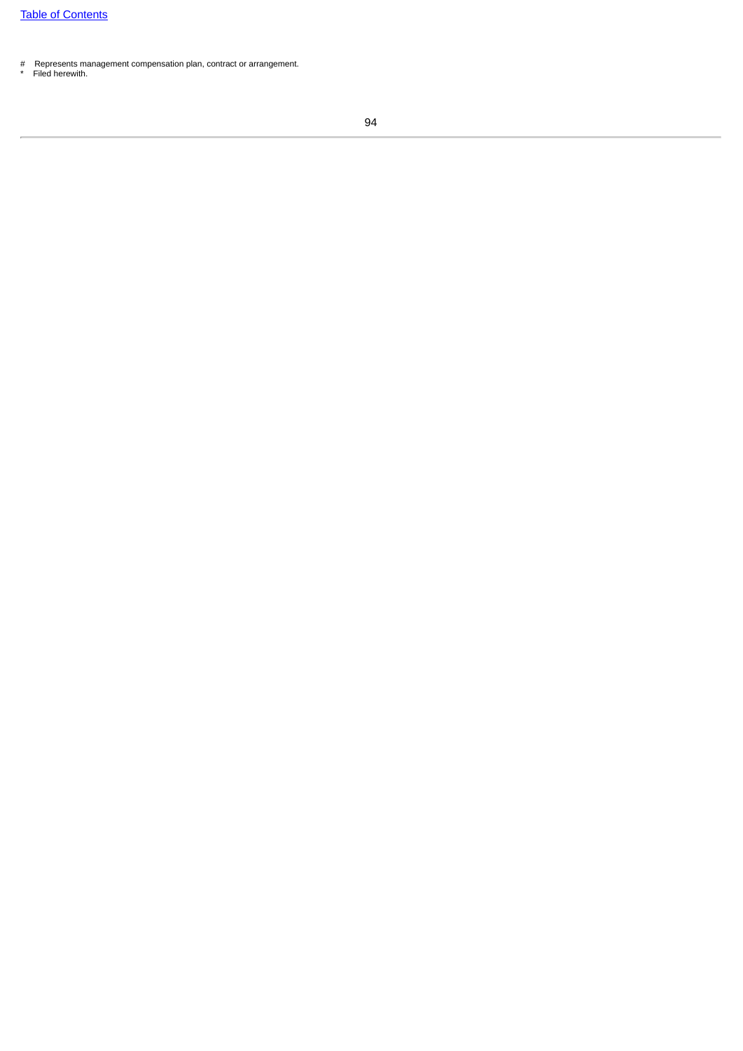# Represents management compensation plan, contract or arrangement.
* Filed herewith.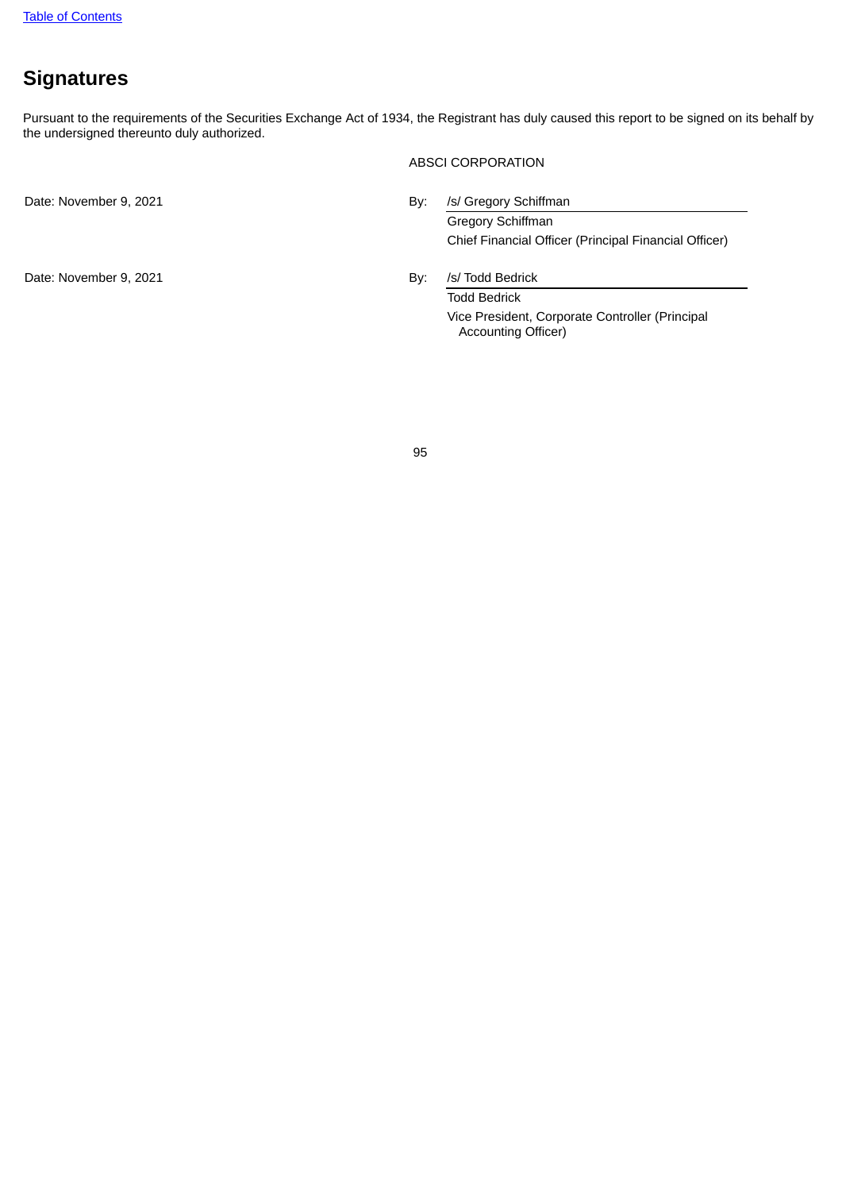# Signatures

Pursuant to the requirements of the Securities Exchange Act of 1934, the Registrant has duly caused this report to be signed on its behalf by the undersigned thereunto duly authorized.

ABSCI CORPORATION

| | | |
|---|---|---|
| Date: November 9, 2021 | By: | /s/ Gregory Schiffman |
| | | Gregory Schiffman |
| | | Chief Financial Officer (Principal Financial Officer) |
| Date: November 9, 2021 | By: | /s/ Todd Bedrick |
| | | Todd Bedrick |
| | | Vice President, Corporate Controller (Principal Accounting Officer) |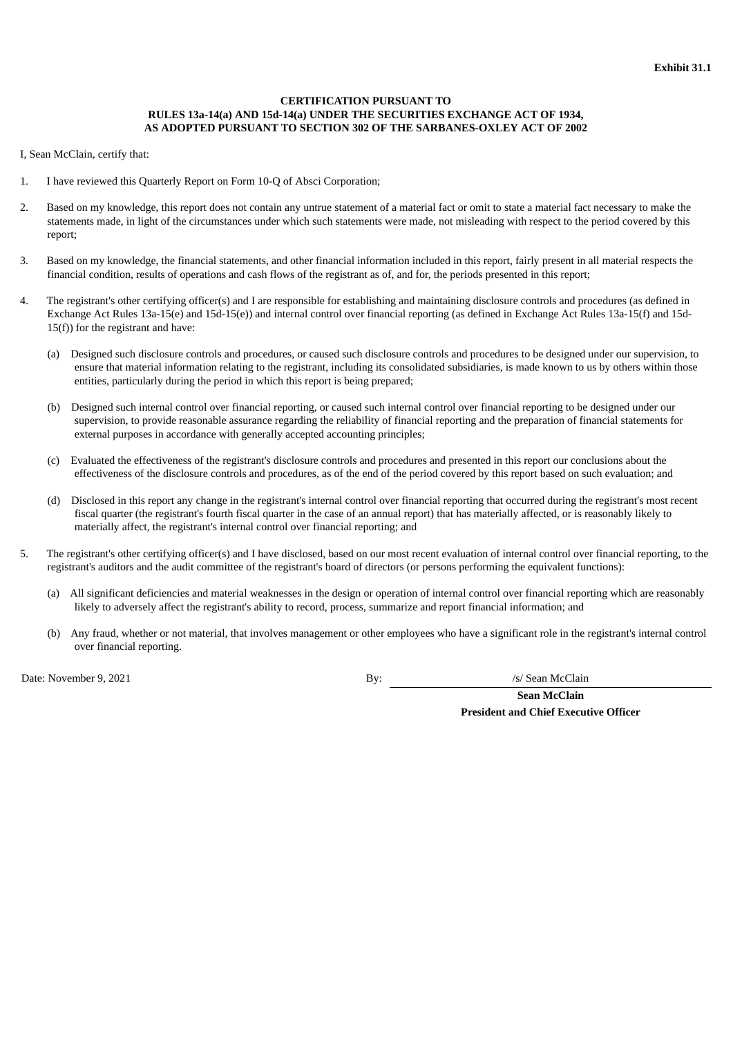**Exhibit 31.1**

**CERTIFICATION PURSUANT TO**
**RULES 13a-14(a) AND 15d-14(a) UNDER THE SECURITIES EXCHANGE ACT OF 1934,**
**AS ADOPTED PURSUANT TO SECTION 302 OF THE SARBANES-OXLEY ACT OF 2002**

I, Sean McClain, certify that:

1. I have reviewed this Quarterly Report on Form 10-Q of Absci Corporation;

2. Based on my knowledge, this report does not contain any untrue statement of a material fact or omit to state a material fact necessary to make the statements made, in light of the circumstances under which such statements were made, not misleading with respect to the period covered by this report;

3. Based on my knowledge, the financial statements, and other financial information included in this report, fairly present in all material respects the financial condition, results of operations and cash flows of the registrant as of, and for, the periods presented in this report;

4. The registrant's other certifying officer(s) and I are responsible for establishing and maintaining disclosure controls and procedures (as defined in Exchange Act Rules 13a-15(e) and 15d-15(e)) and internal control over financial reporting (as defined in Exchange Act Rules 13a-15(f) and 15d-15(f)) for the registrant and have:

   (a) Designed such disclosure controls and procedures, or caused such disclosure controls and procedures to be designed under our supervision, to ensure that material information relating to the registrant, including its consolidated subsidiaries, is made known to us by others within those entities, particularly during the period in which this report is being prepared;

   (b) Designed such internal control over financial reporting, or caused such internal control over financial reporting to be designed under our supervision, to provide reasonable assurance regarding the reliability of financial reporting and the preparation of financial statements for external purposes in accordance with generally accepted accounting principles;

   (c) Evaluated the effectiveness of the registrant's disclosure controls and procedures and presented in this report our conclusions about the effectiveness of the disclosure controls and procedures, as of the end of the period covered by this report based on such evaluation; and

   (d) Disclosed in this report any change in the registrant's internal control over financial reporting that occurred during the registrant's most recent fiscal quarter (the registrant's fourth fiscal quarter in the case of an annual report) that has materially affected, or is reasonably likely to materially affect, the registrant's internal control over financial reporting; and

5. The registrant's other certifying officer(s) and I have disclosed, based on our most recent evaluation of internal control over financial reporting, to the registrant's auditors and the audit committee of the registrant's board of directors (or persons performing the equivalent functions):

   (a) All significant deficiencies and material weaknesses in the design or operation of internal control over financial reporting which are reasonably likely to adversely affect the registrant's ability to record, process, summarize and report financial information; and

   (b) Any fraud, whether or not material, that involves management or other employees who have a significant role in the registrant's internal control over financial reporting.

Date: November 9, 2021

By: /s/ Sean McClain

**Sean McClain**
**President and Chief Executive Officer**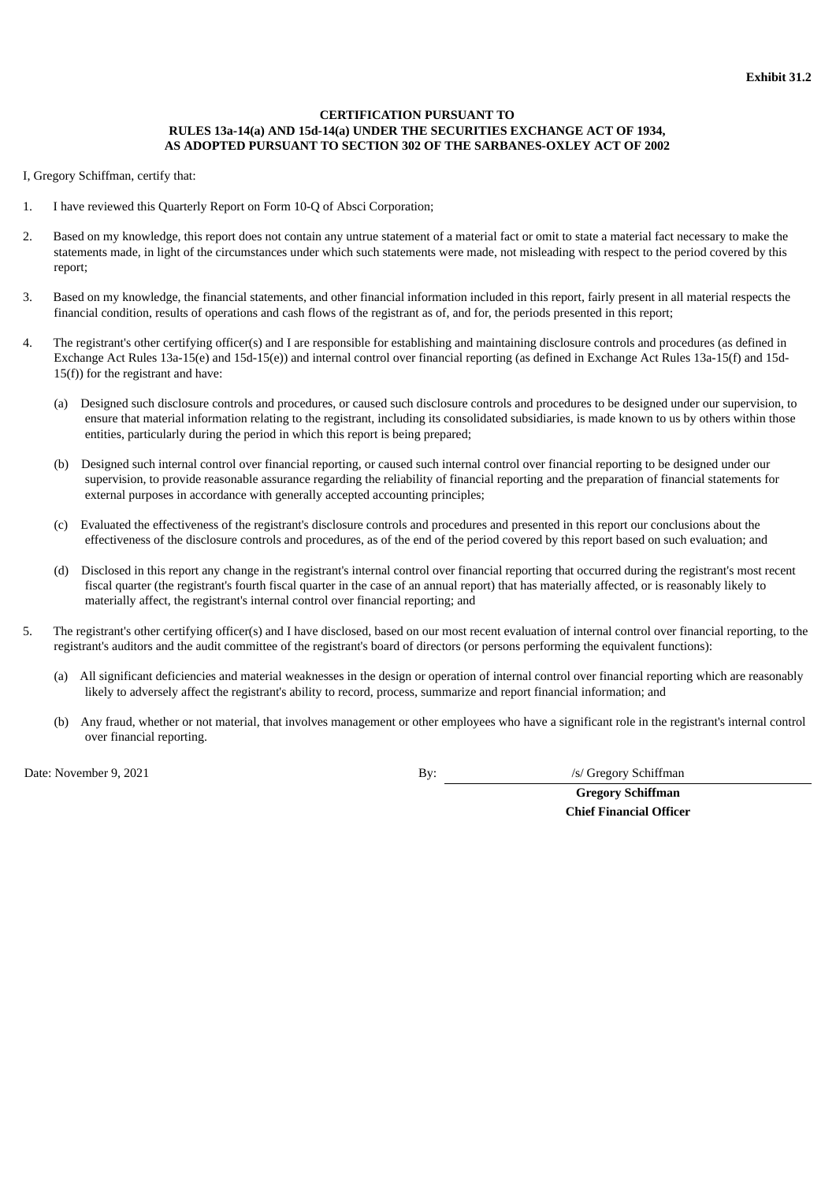**Exhibit 31.2**

**CERTIFICATION PURSUANT TO**
**RULES 13a-14(a) AND 15d-14(a) UNDER THE SECURITIES EXCHANGE ACT OF 1934,**
**AS ADOPTED PURSUANT TO SECTION 302 OF THE SARBANES-OXLEY ACT OF 2002**

I, Gregory Schiffman, certify that:

1. I have reviewed this Quarterly Report on Form 10-Q of Absci Corporation;

2. Based on my knowledge, this report does not contain any untrue statement of a material fact or omit to state a material fact necessary to make the statements made, in light of the circumstances under which such statements were made, not misleading with respect to the period covered by this report;

3. Based on my knowledge, the financial statements, and other financial information included in this report, fairly present in all material respects the financial condition, results of operations and cash flows of the registrant as of, and for, the periods presented in this report;

4. The registrant's other certifying officer(s) and I are responsible for establishing and maintaining disclosure controls and procedures (as defined in Exchange Act Rules 13a-15(e) and 15d-15(e)) and internal control over financial reporting (as defined in Exchange Act Rules 13a-15(f) and 15d-15(f)) for the registrant and have:

   (a) Designed such disclosure controls and procedures, or caused such disclosure controls and procedures to be designed under our supervision, to ensure that material information relating to the registrant, including its consolidated subsidiaries, is made known to us by others within those entities, particularly during the period in which this report is being prepared;

   (b) Designed such internal control over financial reporting, or caused such internal control over financial reporting to be designed under our supervision, to provide reasonable assurance regarding the reliability of financial reporting and the preparation of financial statements for external purposes in accordance with generally accepted accounting principles;

   (c) Evaluated the effectiveness of the registrant's disclosure controls and procedures and presented in this report our conclusions about the effectiveness of the disclosure controls and procedures, as of the end of the period covered by this report based on such evaluation; and

   (d) Disclosed in this report any change in the registrant's internal control over financial reporting that occurred during the registrant's most recent fiscal quarter (the registrant's fourth fiscal quarter in the case of an annual report) that has materially affected, or is reasonably likely to materially affect, the registrant's internal control over financial reporting; and

5. The registrant's other certifying officer(s) and I have disclosed, based on our most recent evaluation of internal control over financial reporting, to the registrant's auditors and the audit committee of the registrant's board of directors (or persons performing the equivalent functions):

   (a) All significant deficiencies and material weaknesses in the design or operation of internal control over financial reporting which are reasonably likely to adversely affect the registrant's ability to record, process, summarize and report financial information; and

   (b) Any fraud, whether or not material, that involves management or other employees who have a significant role in the registrant's internal control over financial reporting.

Date: November 9, 2021

By: /s/ Gregory Schiffman

**Gregory Schiffman**
**Chief Financial Officer**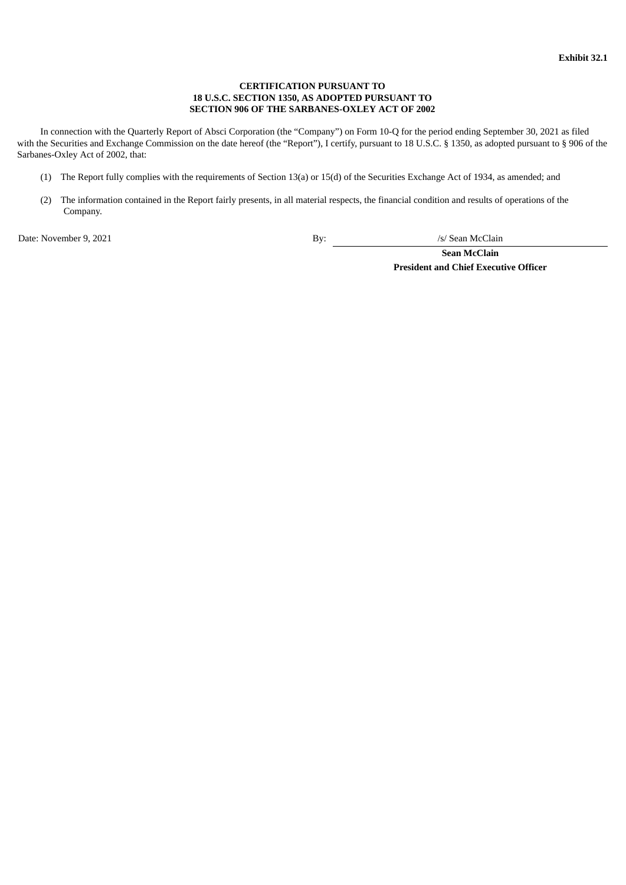**Exhibit 32.1**

**CERTIFICATION PURSUANT TO**
**18 U.S.C. SECTION 1350, AS ADOPTED PURSUANT TO**
**SECTION 906 OF THE SARBANES-OXLEY ACT OF 2002**

In connection with the Quarterly Report of Absci Corporation (the "Company") on Form 10-Q for the period ending September 30, 2021 as filed with the Securities and Exchange Commission on the date hereof (the "Report"), I certify, pursuant to 18 U.S.C. § 1350, as adopted pursuant to § 906 of the Sarbanes-Oxley Act of 2002, that:

(1) The Report fully complies with the requirements of Section 13(a) or 15(d) of the Securities Exchange Act of 1934, as amended; and

(2) The information contained in the Report fairly presents, in all material respects, the financial condition and results of operations of the Company.

Date: November 9, 2021

By: /s/ Sean McClain

**Sean McClain**
**President and Chief Executive Officer**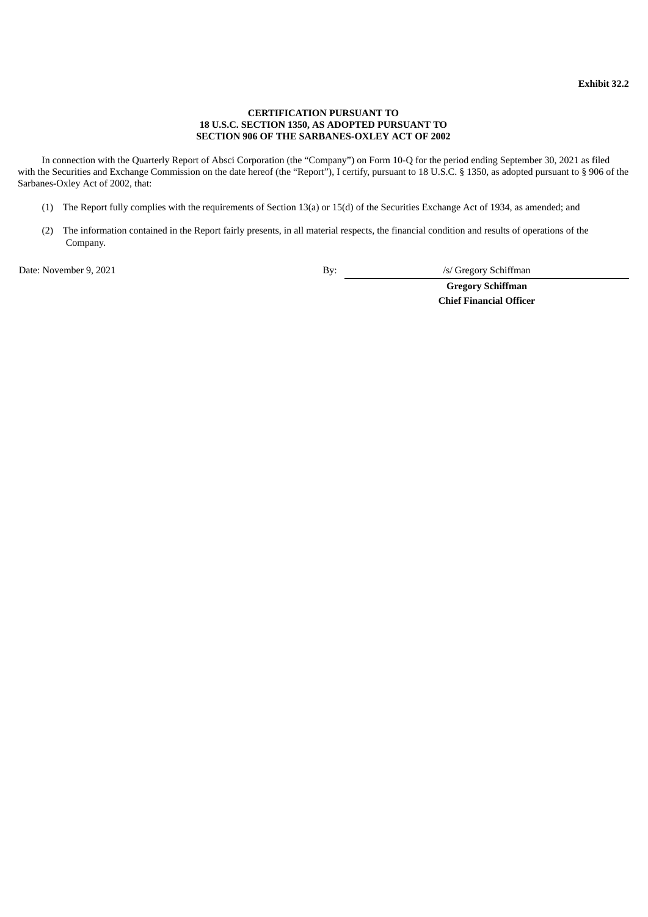**Exhibit 32.2**

**CERTIFICATION PURSUANT TO
18 U.S.C. SECTION 1350, AS ADOPTED PURSUANT TO
SECTION 906 OF THE SARBANES-OXLEY ACT OF 2002**

In connection with the Quarterly Report of Absci Corporation (the "Company") on Form 10-Q for the period ending September 30, 2021 as filed with the Securities and Exchange Commission on the date hereof (the "Report"), I certify, pursuant to 18 U.S.C. § 1350, as adopted pursuant to § 906 of the Sarbanes-Oxley Act of 2002, that:

(1) The Report fully complies with the requirements of Section 13(a) or 15(d) of the Securities Exchange Act of 1934, as amended; and

(2) The information contained in the Report fairly presents, in all material respects, the financial condition and results of operations of the Company.

Date: November 9, 2021

By: /s/ Gregory Schiffman

**Gregory Schiffman**
**Chief Financial Officer**